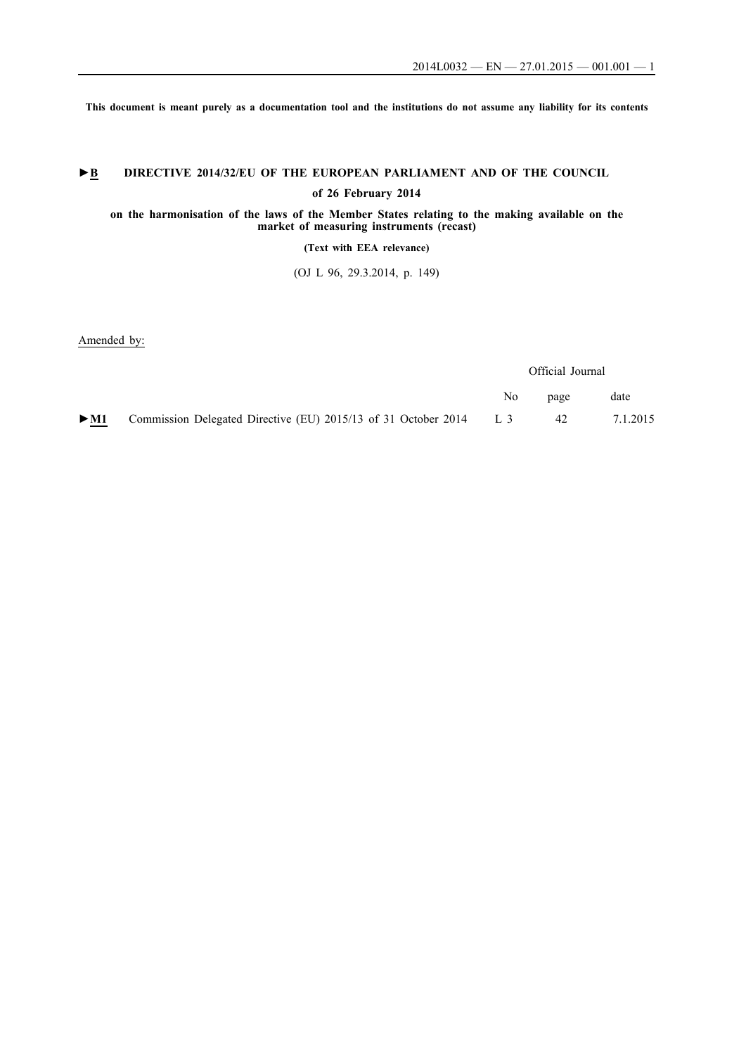**This document is meant purely as a documentation tool and the institutions do not assume any liability for its contents**

# ►B DIRECTIVE 2014/32/EU OF THE EUROPEAN PARLIAMENT AND OF THE COUNCIL

**of 26 February 2014**

**on the harmonisation of the laws of the Member States relating to the making available on the market of measuring instruments (recast)**

**(Text with EEA relevance)**

(OJ L 96, 29.3.2014, p. 149)

Amended by:

| | | Official Journal | | |
|---|---|---|---|---|
| | | No | page | date |
| ►M1 | Commission Delegated Directive (EU) 2015/13 of 31 October 2014 | L 3 | 42 | 7.1.2015 |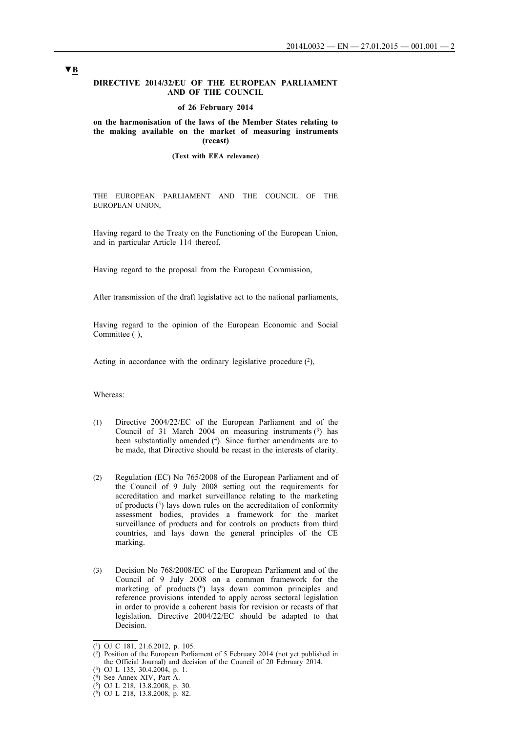▼B

**DIRECTIVE 2014/32/EU OF THE EUROPEAN PARLIAMENT AND OF THE COUNCIL**

**of 26 February 2014**

**on the harmonisation of the laws of the Member States relating to the making available on the market of measuring instruments (recast)**

**(Text with EEA relevance)**

THE EUROPEAN PARLIAMENT AND THE COUNCIL OF THE EUROPEAN UNION,

Having regard to the Treaty on the Functioning of the European Union, and in particular Article 114 thereof,

Having regard to the proposal from the European Commission,

After transmission of the draft legislative act to the national parliaments,

Having regard to the opinion of the European Economic and Social Committee [1],

Acting in accordance with the ordinary legislative procedure [2],

Whereas:

(1) Directive 2004/22/EC of the European Parliament and of the Council of 31 March 2004 on measuring instruments [3] has been substantially amended [4]. Since further amendments are to be made, that Directive should be recast in the interests of clarity.

(2) Regulation (EC) No 765/2008 of the European Parliament and of the Council of 9 July 2008 setting out the requirements for accreditation and market surveillance relating to the marketing of products [5] lays down rules on the accreditation of conformity assessment bodies, provides a framework for the market surveillance of products and for controls on products from third countries, and lays down the general principles of the CE marking.

(3) Decision No 768/2008/EC of the European Parliament and of the Council of 9 July 2008 on a common framework for the marketing of products [6] lays down common principles and reference provisions intended to apply across sectoral legislation in order to provide a coherent basis for revision or recasts of that legislation. Directive 2004/22/EC should be adapted to that Decision.

---

[1] OJ C 181, 21.6.2012, p. 105.

[2] Position of the European Parliament of 5 February 2014 (not yet published in the Official Journal) and decision of the Council of 20 February 2014.

[3] OJ L 135, 30.4.2004, p. 1.

[4] See Annex XIV, Part A.

[5] OJ L 218, 13.8.2008, p. 30.

[6] OJ L 218, 13.8.2008, p. 82.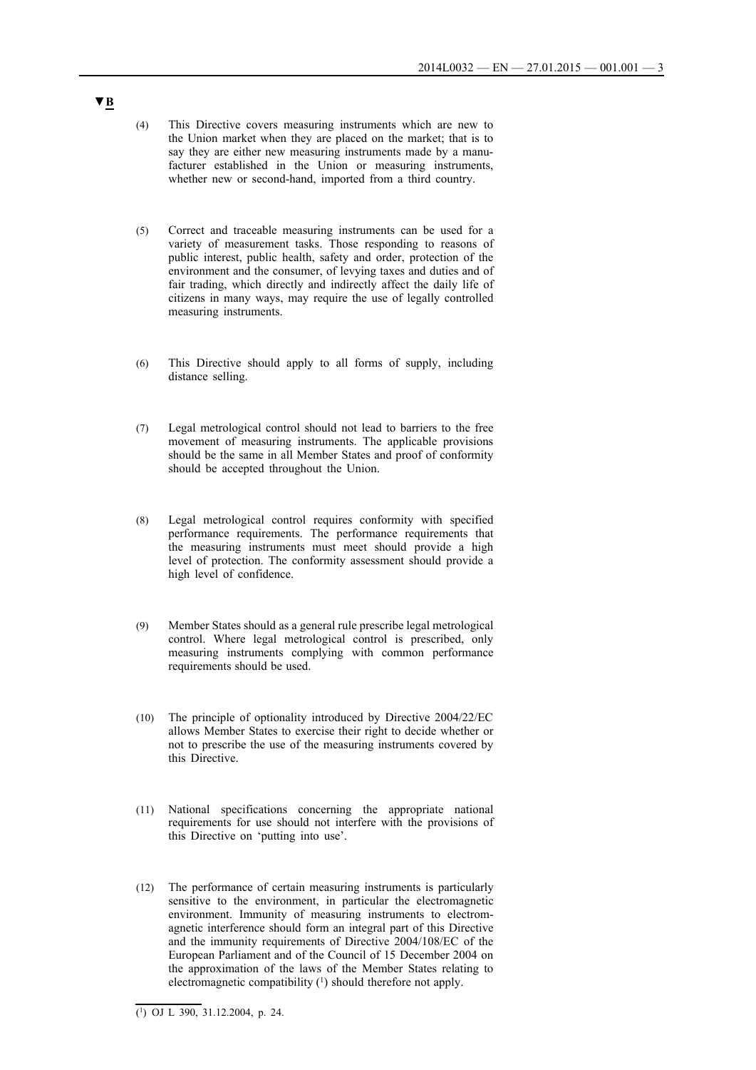▼B

(4) This Directive covers measuring instruments which are new to the Union market when they are placed on the market; that is to say they are either new measuring instruments made by a manufacturer established in the Union or measuring instruments, whether new or second-hand, imported from a third country.

(5) Correct and traceable measuring instruments can be used for a variety of measurement tasks. Those responding to reasons of public interest, public health, safety and order, protection of the environment and the consumer, of levying taxes and duties and of fair trading, which directly and indirectly affect the daily life of citizens in many ways, may require the use of legally controlled measuring instruments.

(6) This Directive should apply to all forms of supply, including distance selling.

(7) Legal metrological control should not lead to barriers to the free movement of measuring instruments. The applicable provisions should be the same in all Member States and proof of conformity should be accepted throughout the Union.

(8) Legal metrological control requires conformity with specified performance requirements. The performance requirements that the measuring instruments must meet should provide a high level of protection. The conformity assessment should provide a high level of confidence.

(9) Member States should as a general rule prescribe legal metrological control. Where legal metrological control is prescribed, only measuring instruments complying with common performance requirements should be used.

(10) The principle of optionality introduced by Directive 2004/22/EC allows Member States to exercise their right to decide whether or not to prescribe the use of the measuring instruments covered by this Directive.

(11) National specifications concerning the appropriate national requirements for use should not interfere with the provisions of this Directive on 'putting into use'.

(12) The performance of certain measuring instruments is particularly sensitive to the environment, in particular the electromagnetic environment. Immunity of measuring instruments to electromagnetic interference should form an integral part of this Directive and the immunity requirements of Directive 2004/108/EC of the European Parliament and of the Council of 15 December 2004 on the approximation of the laws of the Member States relating to electromagnetic compatibility [1] should therefore not apply.

---

[1] OJ L 390, 31.12.2004, p. 24.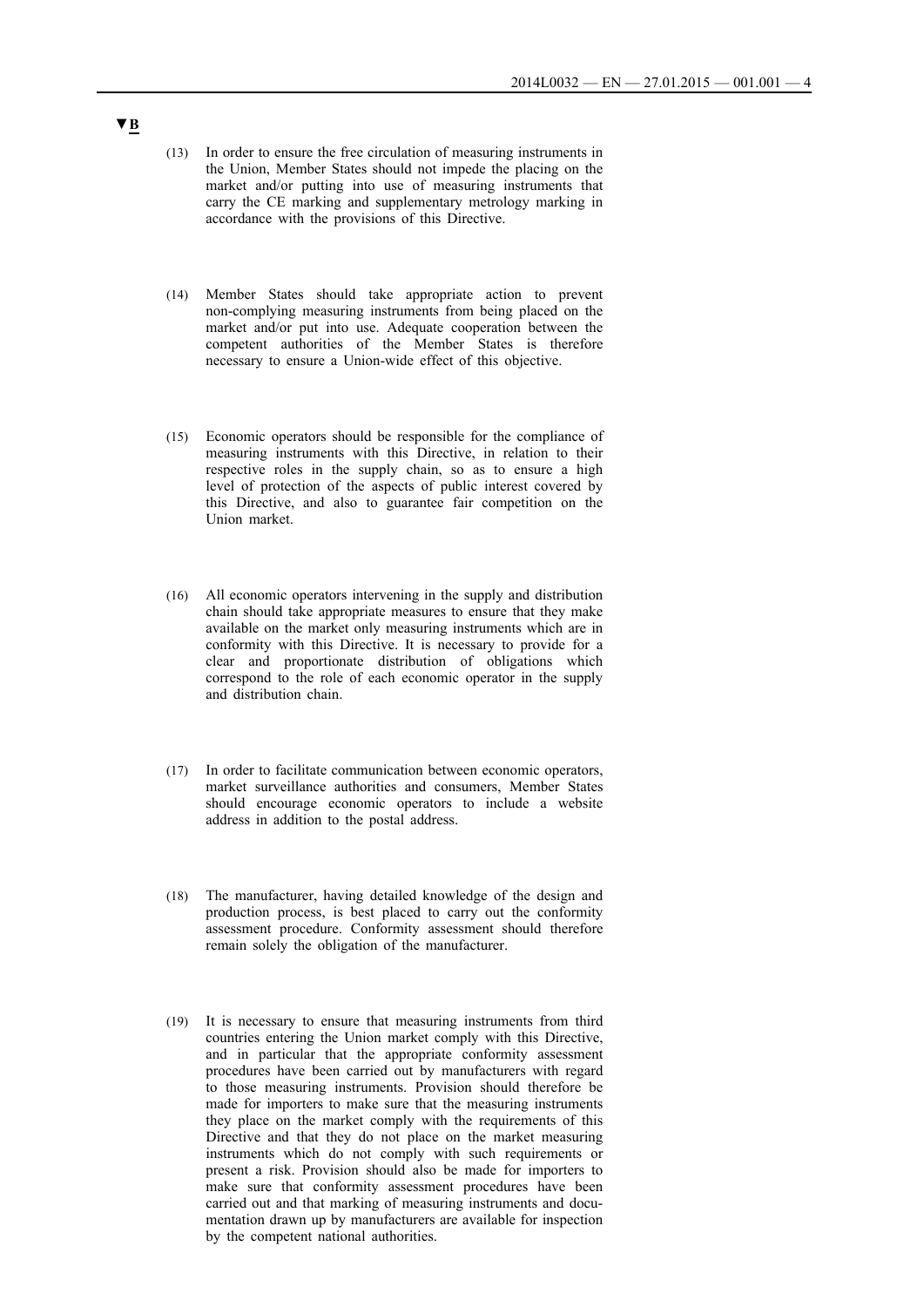▼B

(13) In order to ensure the free circulation of measuring instruments in the Union, Member States should not impede the placing on the market and/or putting into use of measuring instruments that carry the CE marking and supplementary metrology marking in accordance with the provisions of this Directive.

(14) Member States should take appropriate action to prevent non-complying measuring instruments from being placed on the market and/or put into use. Adequate cooperation between the competent authorities of the Member States is therefore necessary to ensure a Union-wide effect of this objective.

(15) Economic operators should be responsible for the compliance of measuring instruments with this Directive, in relation to their respective roles in the supply chain, so as to ensure a high level of protection of the aspects of public interest covered by this Directive, and also to guarantee fair competition on the Union market.

(16) All economic operators intervening in the supply and distribution chain should take appropriate measures to ensure that they make available on the market only measuring instruments which are in conformity with this Directive. It is necessary to provide for a clear and proportionate distribution of obligations which correspond to the role of each economic operator in the supply and distribution chain.

(17) In order to facilitate communication between economic operators, market surveillance authorities and consumers, Member States should encourage economic operators to include a website address in addition to the postal address.

(18) The manufacturer, having detailed knowledge of the design and production process, is best placed to carry out the conformity assessment procedure. Conformity assessment should therefore remain solely the obligation of the manufacturer.

(19) It is necessary to ensure that measuring instruments from third countries entering the Union market comply with this Directive, and in particular that the appropriate conformity assessment procedures have been carried out by manufacturers with regard to those measuring instruments. Provision should therefore be made for importers to make sure that the measuring instruments they place on the market comply with the requirements of this Directive and that they do not place on the market measuring instruments which do not comply with such requirements or present a risk. Provision should also be made for importers to make sure that conformity assessment procedures have been carried out and that marking of measuring instruments and documentation drawn up by manufacturers are available for inspection by the competent national authorities.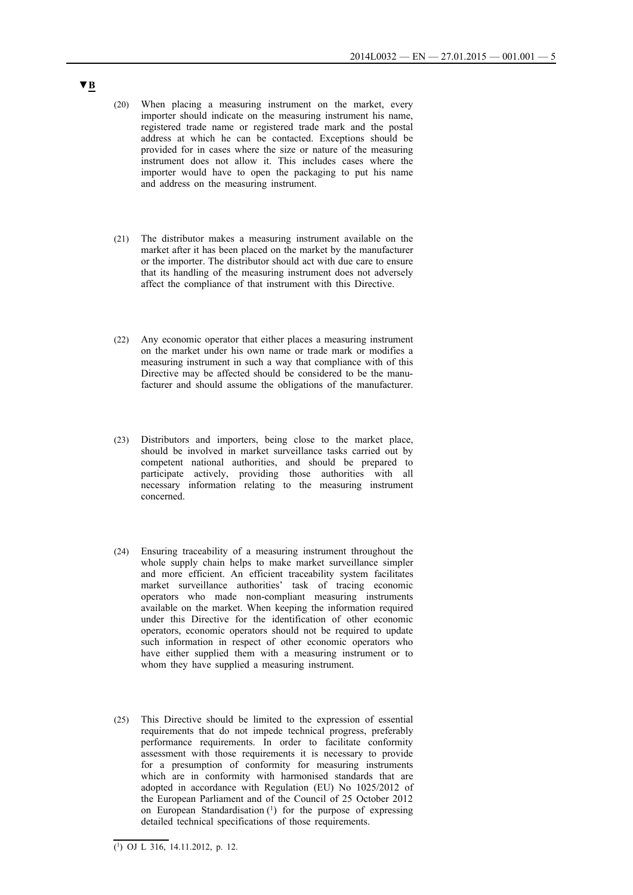▼B

(20) When placing a measuring instrument on the market, every importer should indicate on the measuring instrument his name, registered trade name or registered trade mark and the postal address at which he can be contacted. Exceptions should be provided for in cases where the size or nature of the measuring instrument does not allow it. This includes cases where the importer would have to open the packaging to put his name and address on the measuring instrument.

(21) The distributor makes a measuring instrument available on the market after it has been placed on the market by the manufacturer or the importer. The distributor should act with due care to ensure that its handling of the measuring instrument does not adversely affect the compliance of that instrument with this Directive.

(22) Any economic operator that either places a measuring instrument on the market under his own name or trade mark or modifies a measuring instrument in such a way that compliance with of this Directive may be affected should be considered to be the manufacturer and should assume the obligations of the manufacturer.

(23) Distributors and importers, being close to the market place, should be involved in market surveillance tasks carried out by competent national authorities, and should be prepared to participate actively, providing those authorities with all necessary information relating to the measuring instrument concerned.

(24) Ensuring traceability of a measuring instrument throughout the whole supply chain helps to make market surveillance simpler and more efficient. An efficient traceability system facilitates market surveillance authorities' task of tracing economic operators who made non-compliant measuring instruments available on the market. When keeping the information required under this Directive for the identification of other economic operators, economic operators should not be required to update such information in respect of other economic operators who have either supplied them with a measuring instrument or to whom they have supplied a measuring instrument.

(25) This Directive should be limited to the expression of essential requirements that do not impede technical progress, preferably performance requirements. In order to facilitate conformity assessment with those requirements it is necessary to provide for a presumption of conformity for measuring instruments which are in conformity with harmonised standards that are adopted in accordance with Regulation (EU) No 1025/2012 of the European Parliament and of the Council of 25 October 2012 on European Standardisation [1] for the purpose of expressing detailed technical specifications of those requirements.

---

[1] OJ L 316, 14.11.2012, p. 12.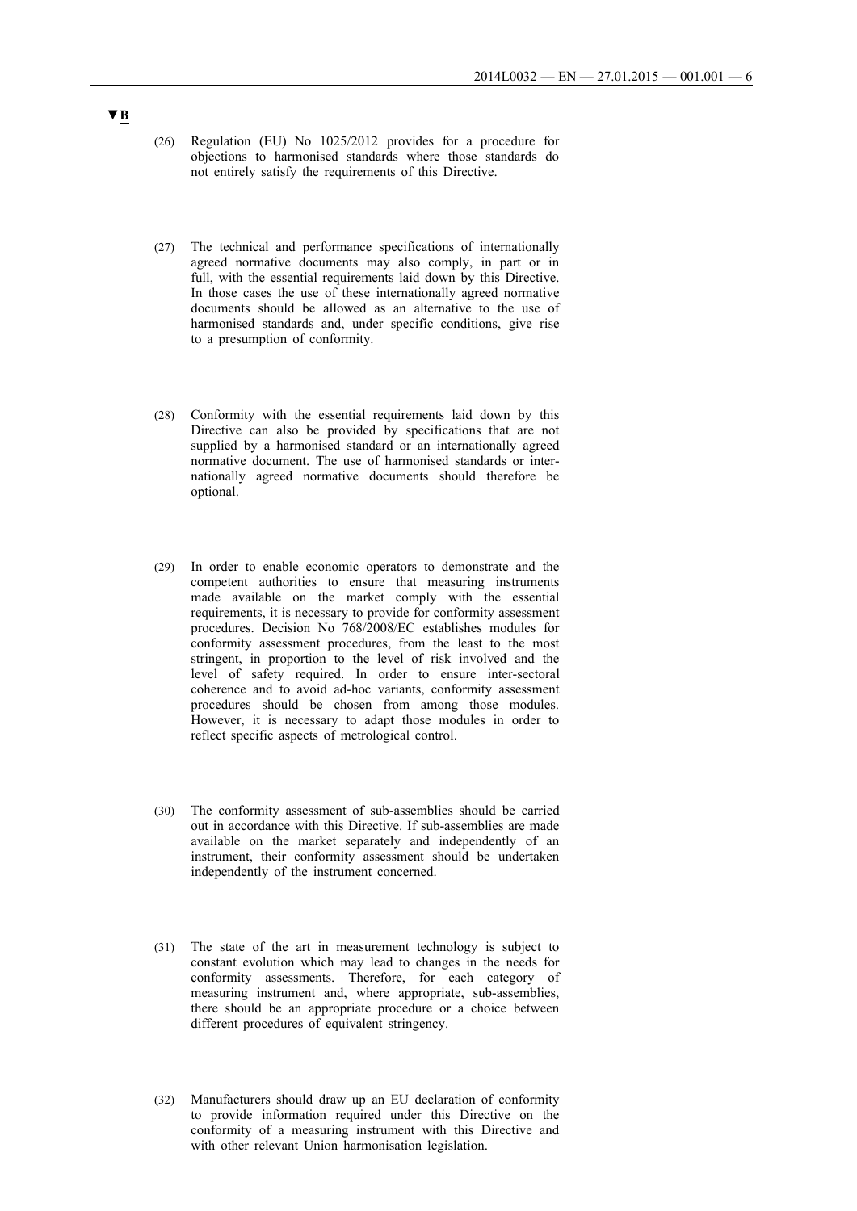▼B

(26) Regulation (EU) No 1025/2012 provides for a procedure for objections to harmonised standards where those standards do not entirely satisfy the requirements of this Directive.

(27) The technical and performance specifications of internationally agreed normative documents may also comply, in part or in full, with the essential requirements laid down by this Directive. In those cases the use of these internationally agreed normative documents should be allowed as an alternative to the use of harmonised standards and, under specific conditions, give rise to a presumption of conformity.

(28) Conformity with the essential requirements laid down by this Directive can also be provided by specifications that are not supplied by a harmonised standard or an internationally agreed normative document. The use of harmonised standards or internationally agreed normative documents should therefore be optional.

(29) In order to enable economic operators to demonstrate and the competent authorities to ensure that measuring instruments made available on the market comply with the essential requirements, it is necessary to provide for conformity assessment procedures. Decision No 768/2008/EC establishes modules for conformity assessment procedures, from the least to the most stringent, in proportion to the level of risk involved and the level of safety required. In order to ensure inter-sectoral coherence and to avoid ad-hoc variants, conformity assessment procedures should be chosen from among those modules. However, it is necessary to adapt those modules in order to reflect specific aspects of metrological control.

(30) The conformity assessment of sub-assemblies should be carried out in accordance with this Directive. If sub-assemblies are made available on the market separately and independently of an instrument, their conformity assessment should be undertaken independently of the instrument concerned.

(31) The state of the art in measurement technology is subject to constant evolution which may lead to changes in the needs for conformity assessments. Therefore, for each category of measuring instrument and, where appropriate, sub-assemblies, there should be an appropriate procedure or a choice between different procedures of equivalent stringency.

(32) Manufacturers should draw up an EU declaration of conformity to provide information required under this Directive on the conformity of a measuring instrument with this Directive and with other relevant Union harmonisation legislation.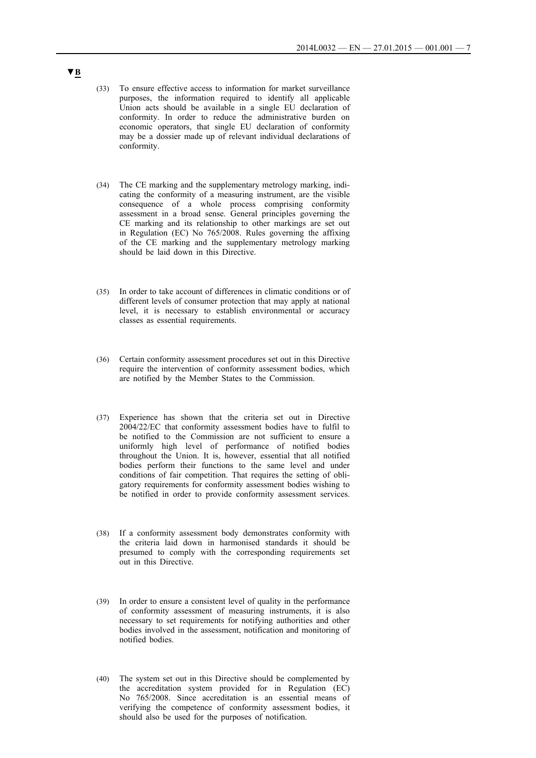▼B

(33) To ensure effective access to information for market surveillance purposes, the information required to identify all applicable Union acts should be available in a single EU declaration of conformity. In order to reduce the administrative burden on economic operators, that single EU declaration of conformity may be a dossier made up of relevant individual declarations of conformity.

(34) The CE marking and the supplementary metrology marking, indicating the conformity of a measuring instrument, are the visible consequence of a whole process comprising conformity assessment in a broad sense. General principles governing the CE marking and its relationship to other markings are set out in Regulation (EC) No 765/2008. Rules governing the affixing of the CE marking and the supplementary metrology marking should be laid down in this Directive.

(35) In order to take account of differences in climatic conditions or of different levels of consumer protection that may apply at national level, it is necessary to establish environmental or accuracy classes as essential requirements.

(36) Certain conformity assessment procedures set out in this Directive require the intervention of conformity assessment bodies, which are notified by the Member States to the Commission.

(37) Experience has shown that the criteria set out in Directive 2004/22/EC that conformity assessment bodies have to fulfil to be notified to the Commission are not sufficient to ensure a uniformly high level of performance of notified bodies throughout the Union. It is, however, essential that all notified bodies perform their functions to the same level and under conditions of fair competition. That requires the setting of obligatory requirements for conformity assessment bodies wishing to be notified in order to provide conformity assessment services.

(38) If a conformity assessment body demonstrates conformity with the criteria laid down in harmonised standards it should be presumed to comply with the corresponding requirements set out in this Directive.

(39) In order to ensure a consistent level of quality in the performance of conformity assessment of measuring instruments, it is also necessary to set requirements for notifying authorities and other bodies involved in the assessment, notification and monitoring of notified bodies.

(40) The system set out in this Directive should be complemented by the accreditation system provided for in Regulation (EC) No 765/2008. Since accreditation is an essential means of verifying the competence of conformity assessment bodies, it should also be used for the purposes of notification.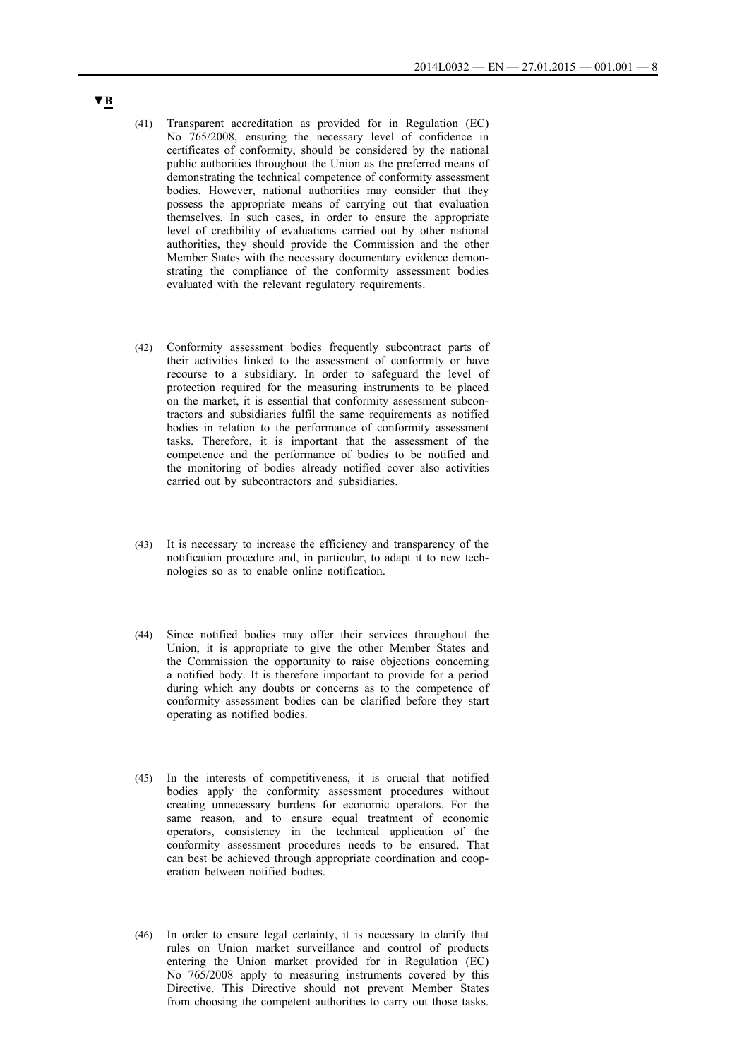▼B

(41) Transparent accreditation as provided for in Regulation (EC) No 765/2008, ensuring the necessary level of confidence in certificates of conformity, should be considered by the national public authorities throughout the Union as the preferred means of demonstrating the technical competence of conformity assessment bodies. However, national authorities may consider that they possess the appropriate means of carrying out that evaluation themselves. In such cases, in order to ensure the appropriate level of credibility of evaluations carried out by other national authorities, they should provide the Commission and the other Member States with the necessary documentary evidence demonstrating the compliance of the conformity assessment bodies evaluated with the relevant regulatory requirements.

(42) Conformity assessment bodies frequently subcontract parts of their activities linked to the assessment of conformity or have recourse to a subsidiary. In order to safeguard the level of protection required for the measuring instruments to be placed on the market, it is essential that conformity assessment subcontractors and subsidiaries fulfil the same requirements as notified bodies in relation to the performance of conformity assessment tasks. Therefore, it is important that the assessment of the competence and the performance of bodies to be notified and the monitoring of bodies already notified cover also activities carried out by subcontractors and subsidiaries.

(43) It is necessary to increase the efficiency and transparency of the notification procedure and, in particular, to adapt it to new technologies so as to enable online notification.

(44) Since notified bodies may offer their services throughout the Union, it is appropriate to give the other Member States and the Commission the opportunity to raise objections concerning a notified body. It is therefore important to provide for a period during which any doubts or concerns as to the competence of conformity assessment bodies can be clarified before they start operating as notified bodies.

(45) In the interests of competitiveness, it is crucial that notified bodies apply the conformity assessment procedures without creating unnecessary burdens for economic operators. For the same reason, and to ensure equal treatment of economic operators, consistency in the technical application of the conformity assessment procedures needs to be ensured. That can best be achieved through appropriate coordination and cooperation between notified bodies.

(46) In order to ensure legal certainty, it is necessary to clarify that rules on Union market surveillance and control of products entering the Union market provided for in Regulation (EC) No 765/2008 apply to measuring instruments covered by this Directive. This Directive should not prevent Member States from choosing the competent authorities to carry out those tasks.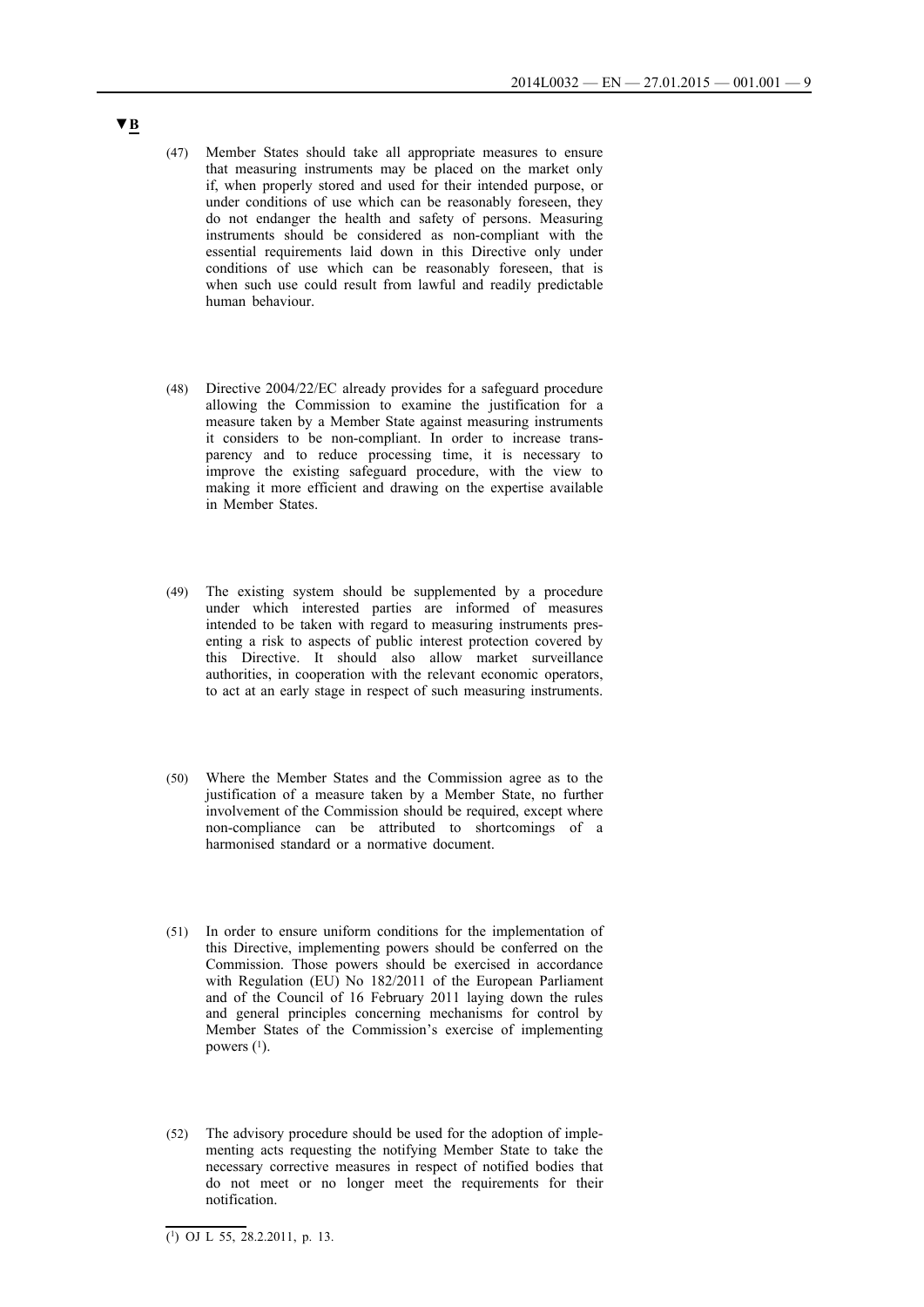▼B

(47) Member States should take all appropriate measures to ensure that measuring instruments may be placed on the market only if, when properly stored and used for their intended purpose, or under conditions of use which can be reasonably foreseen, they do not endanger the health and safety of persons. Measuring instruments should be considered as non-compliant with the essential requirements laid down in this Directive only under conditions of use which can be reasonably foreseen, that is when such use could result from lawful and readily predictable human behaviour.

(48) Directive 2004/22/EC already provides for a safeguard procedure allowing the Commission to examine the justification for a measure taken by a Member State against measuring instruments it considers to be non-compliant. In order to increase transparency and to reduce processing time, it is necessary to improve the existing safeguard procedure, with the view to making it more efficient and drawing on the expertise available in Member States.

(49) The existing system should be supplemented by a procedure under which interested parties are informed of measures intended to be taken with regard to measuring instruments presenting a risk to aspects of public interest protection covered by this Directive. It should also allow market surveillance authorities, in cooperation with the relevant economic operators, to act at an early stage in respect of such measuring instruments.

(50) Where the Member States and the Commission agree as to the justification of a measure taken by a Member State, no further involvement of the Commission should be required, except where non-compliance can be attributed to shortcomings of a harmonised standard or a normative document.

(51) In order to ensure uniform conditions for the implementation of this Directive, implementing powers should be conferred on the Commission. Those powers should be exercised in accordance with Regulation (EU) No 182/2011 of the European Parliament and of the Council of 16 February 2011 laying down the rules and general principles concerning mechanisms for control by Member States of the Commission's exercise of implementing powers [1].

(52) The advisory procedure should be used for the adoption of implementing acts requesting the notifying Member State to take the necessary corrective measures in respect of notified bodies that do not meet or no longer meet the requirements for their notification.

---

[1] OJ L 55, 28.2.2011, p. 13.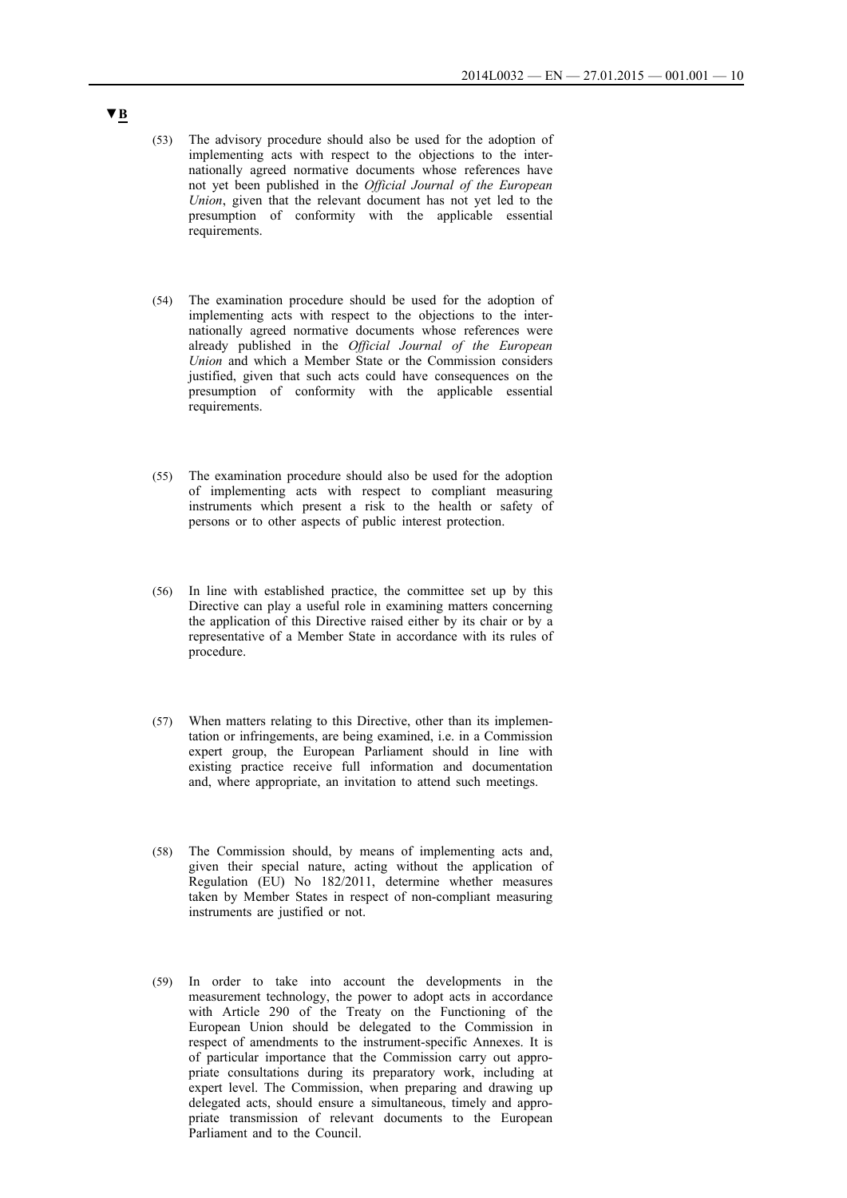▼B

(53) The advisory procedure should also be used for the adoption of implementing acts with respect to the objections to the internationally agreed normative documents whose references have not yet been published in the *Official Journal of the European Union*, given that the relevant document has not yet led to the presumption of conformity with the applicable essential requirements.

(54) The examination procedure should be used for the adoption of implementing acts with respect to the objections to the internationally agreed normative documents whose references were already published in the *Official Journal of the European Union* and which a Member State or the Commission considers justified, given that such acts could have consequences on the presumption of conformity with the applicable essential requirements.

(55) The examination procedure should also be used for the adoption of implementing acts with respect to compliant measuring instruments which present a risk to the health or safety of persons or to other aspects of public interest protection.

(56) In line with established practice, the committee set up by this Directive can play a useful role in examining matters concerning the application of this Directive raised either by its chair or by a representative of a Member State in accordance with its rules of procedure.

(57) When matters relating to this Directive, other than its implementation or infringements, are being examined, i.e. in a Commission expert group, the European Parliament should in line with existing practice receive full information and documentation and, where appropriate, an invitation to attend such meetings.

(58) The Commission should, by means of implementing acts and, given their special nature, acting without the application of Regulation (EU) No 182/2011, determine whether measures taken by Member States in respect of non-compliant measuring instruments are justified or not.

(59) In order to take into account the developments in the measurement technology, the power to adopt acts in accordance with Article 290 of the Treaty on the Functioning of the European Union should be delegated to the Commission in respect of amendments to the instrument-specific Annexes. It is of particular importance that the Commission carry out appropriate consultations during its preparatory work, including at expert level. The Commission, when preparing and drawing up delegated acts, should ensure a simultaneous, timely and appropriate transmission of relevant documents to the European Parliament and to the Council.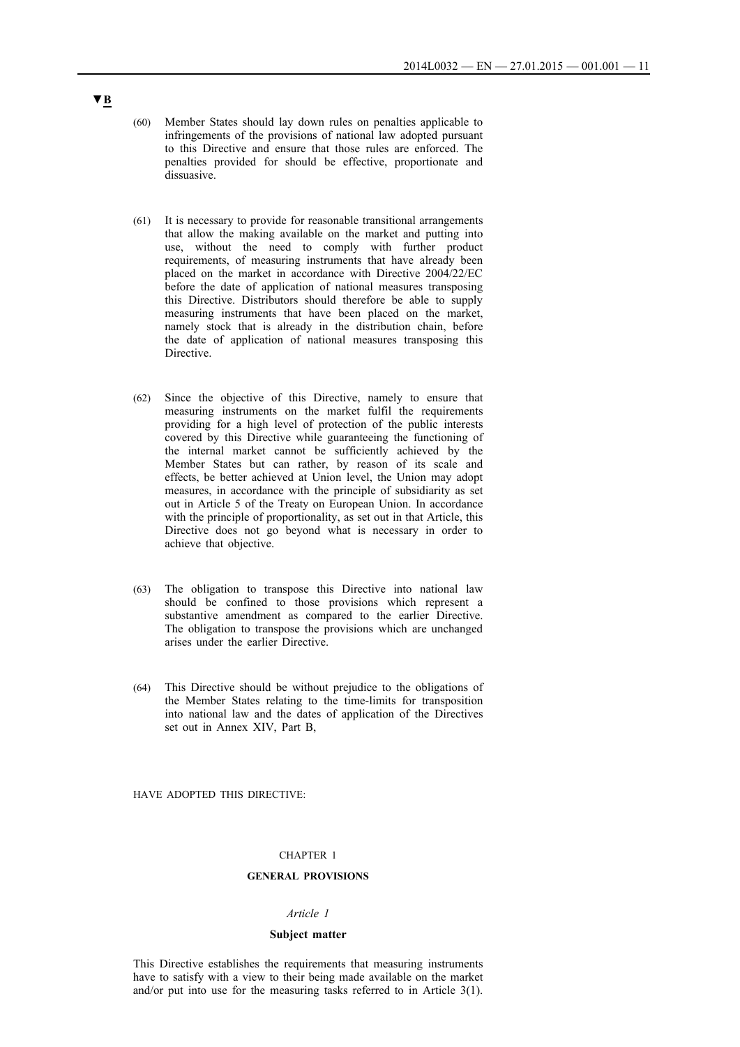▼B

(60) Member States should lay down rules on penalties applicable to infringements of the provisions of national law adopted pursuant to this Directive and ensure that those rules are enforced. The penalties provided for should be effective, proportionate and dissuasive.

(61) It is necessary to provide for reasonable transitional arrangements that allow the making available on the market and putting into use, without the need to comply with further product requirements, of measuring instruments that have already been placed on the market in accordance with Directive 2004/22/EC before the date of application of national measures transposing this Directive. Distributors should therefore be able to supply measuring instruments that have been placed on the market, namely stock that is already in the distribution chain, before the date of application of national measures transposing this Directive.

(62) Since the objective of this Directive, namely to ensure that measuring instruments on the market fulfil the requirements providing for a high level of protection of the public interests covered by this Directive while guaranteeing the functioning of the internal market cannot be sufficiently achieved by the Member States but can rather, by reason of its scale and effects, be better achieved at Union level, the Union may adopt measures, in accordance with the principle of subsidiarity as set out in Article 5 of the Treaty on European Union. In accordance with the principle of proportionality, as set out in that Article, this Directive does not go beyond what is necessary in order to achieve that objective.

(63) The obligation to transpose this Directive into national law should be confined to those provisions which represent a substantive amendment as compared to the earlier Directive. The obligation to transpose the provisions which are unchanged arises under the earlier Directive.

(64) This Directive should be without prejudice to the obligations of the Member States relating to the time-limits for transposition into national law and the dates of application of the Directives set out in Annex XIV, Part B,

HAVE ADOPTED THIS DIRECTIVE:

## CHAPTER 1

## GENERAL PROVISIONS

### *Article 1*

### Subject matter

This Directive establishes the requirements that measuring instruments have to satisfy with a view to their being made available on the market and/or put into use for the measuring tasks referred to in Article 3(1).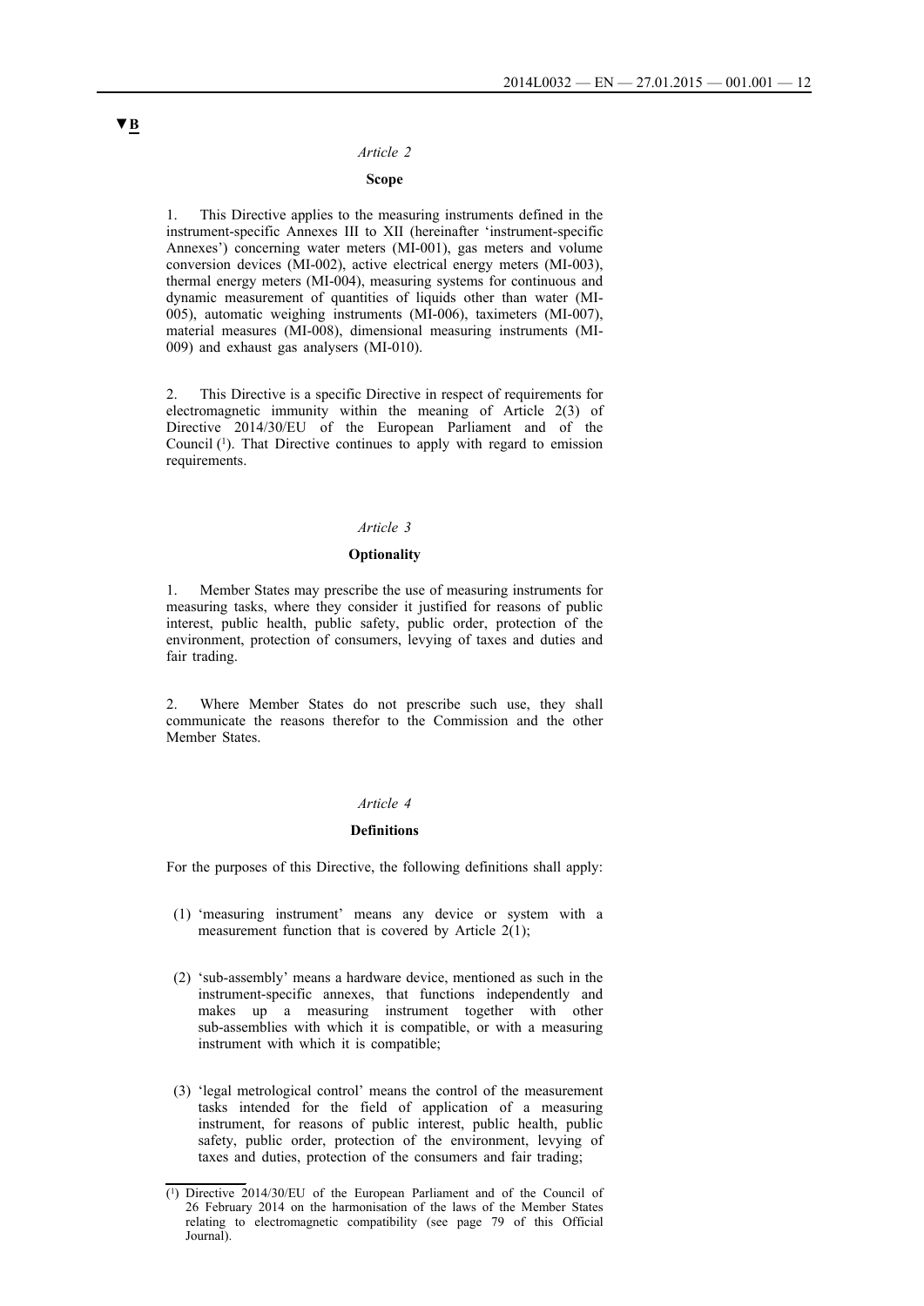▼B

*Article 2*

**Scope**

1. This Directive applies to the measuring instruments defined in the instrument-specific Annexes III to XII (hereinafter 'instrument-specific Annexes') concerning water meters (MI-001), gas meters and volume conversion devices (MI-002), active electrical energy meters (MI-003), thermal energy meters (MI-004), measuring systems for continuous and dynamic measurement of quantities of liquids other than water (MI-005), automatic weighing instruments (MI-006), taximeters (MI-007), material measures (MI-008), dimensional measuring instruments (MI-009) and exhaust gas analysers (MI-010).

2. This Directive is a specific Directive in respect of requirements for electromagnetic immunity within the meaning of Article 2(3) of Directive 2014/30/EU of the European Parliament and of the Council [1]. That Directive continues to apply with regard to emission requirements.

*Article 3*

**Optionality**

1. Member States may prescribe the use of measuring instruments for measuring tasks, where they consider it justified for reasons of public interest, public health, public safety, public order, protection of the environment, protection of consumers, levying of taxes and duties and fair trading.

2. Where Member States do not prescribe such use, they shall communicate the reasons therefor to the Commission and the other Member States.

*Article 4*

**Definitions**

For the purposes of this Directive, the following definitions shall apply:

(1) 'measuring instrument' means any device or system with a measurement function that is covered by Article 2(1);

(2) 'sub-assembly' means a hardware device, mentioned as such in the instrument-specific annexes, that functions independently and makes up a measuring instrument together with other sub-assemblies with which it is compatible, or with a measuring instrument with which it is compatible;

(3) 'legal metrological control' means the control of the measurement tasks intended for the field of application of a measuring instrument, for reasons of public interest, public health, public safety, public order, protection of the environment, levying of taxes and duties, protection of the consumers and fair trading;

---

[1] Directive 2014/30/EU of the European Parliament and of the Council of 26 February 2014 on the harmonisation of the laws of the Member States relating to electromagnetic compatibility (see page 79 of this Official Journal).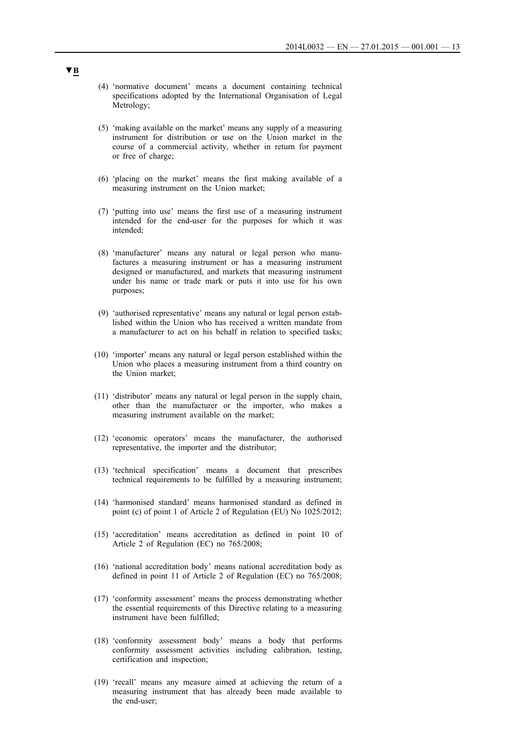▼B

(4) 'normative document' means a document containing technical specifications adopted by the International Organisation of Legal Metrology;

(5) 'making available on the market' means any supply of a measuring instrument for distribution or use on the Union market in the course of a commercial activity, whether in return for payment or free of charge;

(6) 'placing on the market' means the first making available of a measuring instrument on the Union market;

(7) 'putting into use' means the first use of a measuring instrument intended for the end-user for the purposes for which it was intended;

(8) 'manufacturer' means any natural or legal person who manufactures a measuring instrument or has a measuring instrument designed or manufactured, and markets that measuring instrument under his name or trade mark or puts it into use for his own purposes;

(9) 'authorised representative' means any natural or legal person established within the Union who has received a written mandate from a manufacturer to act on his behalf in relation to specified tasks;

(10) 'importer' means any natural or legal person established within the Union who places a measuring instrument from a third country on the Union market;

(11) 'distributor' means any natural or legal person in the supply chain, other than the manufacturer or the importer, who makes a measuring instrument available on the market;

(12) 'economic operators' means the manufacturer, the authorised representative, the importer and the distributor;

(13) 'technical specification' means a document that prescribes technical requirements to be fulfilled by a measuring instrument;

(14) 'harmonised standard' means harmonised standard as defined in point (c) of point 1 of Article 2 of Regulation (EU) No 1025/2012;

(15) 'accreditation' means accreditation as defined in point 10 of Article 2 of Regulation (EC) no 765/2008;

(16) 'national accreditation body' means national accreditation body as defined in point 11 of Article 2 of Regulation (EC) no 765/2008;

(17) 'conformity assessment' means the process demonstrating whether the essential requirements of this Directive relating to a measuring instrument have been fulfilled;

(18) 'conformity assessment body' means a body that performs conformity assessment activities including calibration, testing, certification and inspection;

(19) 'recall' means any measure aimed at achieving the return of a measuring instrument that has already been made available to the end-user;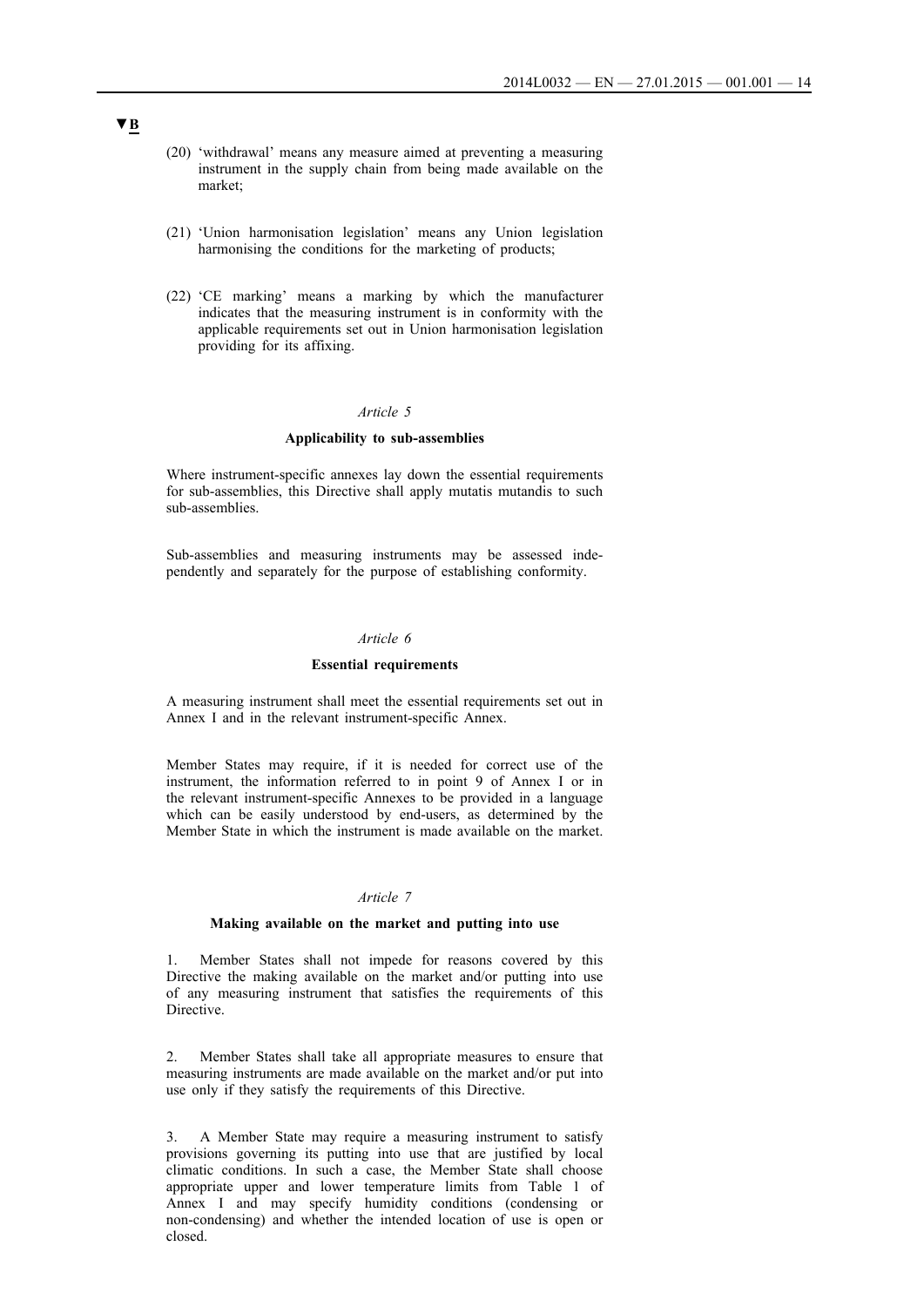▼B

(20) 'withdrawal' means any measure aimed at preventing a measuring instrument in the supply chain from being made available on the market;

(21) 'Union harmonisation legislation' means any Union legislation harmonising the conditions for the marketing of products;

(22) 'CE marking' means a marking by which the manufacturer indicates that the measuring instrument is in conformity with the applicable requirements set out in Union harmonisation legislation providing for its affixing.

*Article 5*

**Applicability to sub-assemblies**

Where instrument-specific annexes lay down the essential requirements for sub-assemblies, this Directive shall apply mutatis mutandis to such sub-assemblies.

Sub-assemblies and measuring instruments may be assessed independently and separately for the purpose of establishing conformity.

*Article 6*

**Essential requirements**

A measuring instrument shall meet the essential requirements set out in Annex I and in the relevant instrument-specific Annex.

Member States may require, if it is needed for correct use of the instrument, the information referred to in point 9 of Annex I or in the relevant instrument-specific Annexes to be provided in a language which can be easily understood by end-users, as determined by the Member State in which the instrument is made available on the market.

*Article 7*

**Making available on the market and putting into use**

1. Member States shall not impede for reasons covered by this Directive the making available on the market and/or putting into use of any measuring instrument that satisfies the requirements of this Directive.

2. Member States shall take all appropriate measures to ensure that measuring instruments are made available on the market and/or put into use only if they satisfy the requirements of this Directive.

3. A Member State may require a measuring instrument to satisfy provisions governing its putting into use that are justified by local climatic conditions. In such a case, the Member State shall choose appropriate upper and lower temperature limits from Table 1 of Annex I and may specify humidity conditions (condensing or non-condensing) and whether the intended location of use is open or closed.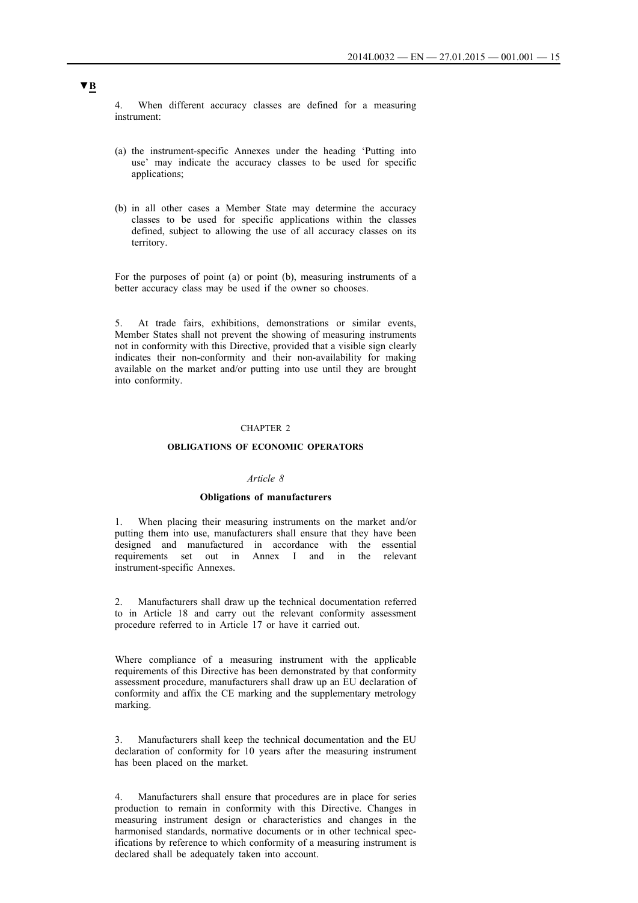▼B

4. When different accuracy classes are defined for a measuring instrument:

(a) the instrument-specific Annexes under the heading 'Putting into use' may indicate the accuracy classes to be used for specific applications;

(b) in all other cases a Member State may determine the accuracy classes to be used for specific applications within the classes defined, subject to allowing the use of all accuracy classes on its territory.

For the purposes of point (a) or point (b), measuring instruments of a better accuracy class may be used if the owner so chooses.

5. At trade fairs, exhibitions, demonstrations or similar events, Member States shall not prevent the showing of measuring instruments not in conformity with this Directive, provided that a visible sign clearly indicates their non-conformity and their non-availability for making available on the market and/or putting into use until they are brought into conformity.

## CHAPTER 2

## OBLIGATIONS OF ECONOMIC OPERATORS

### *Article 8*

### Obligations of manufacturers

1. When placing their measuring instruments on the market and/or putting them into use, manufacturers shall ensure that they have been designed and manufactured in accordance with the essential requirements set out in Annex I and in the relevant instrument-specific Annexes.

2. Manufacturers shall draw up the technical documentation referred to in Article 18 and carry out the relevant conformity assessment procedure referred to in Article 17 or have it carried out.

Where compliance of a measuring instrument with the applicable requirements of this Directive has been demonstrated by that conformity assessment procedure, manufacturers shall draw up an EU declaration of conformity and affix the CE marking and the supplementary metrology marking.

3. Manufacturers shall keep the technical documentation and the EU declaration of conformity for 10 years after the measuring instrument has been placed on the market.

4. Manufacturers shall ensure that procedures are in place for series production to remain in conformity with this Directive. Changes in measuring instrument design or characteristics and changes in the harmonised standards, normative documents or in other technical specifications by reference to which conformity of a measuring instrument is declared shall be adequately taken into account.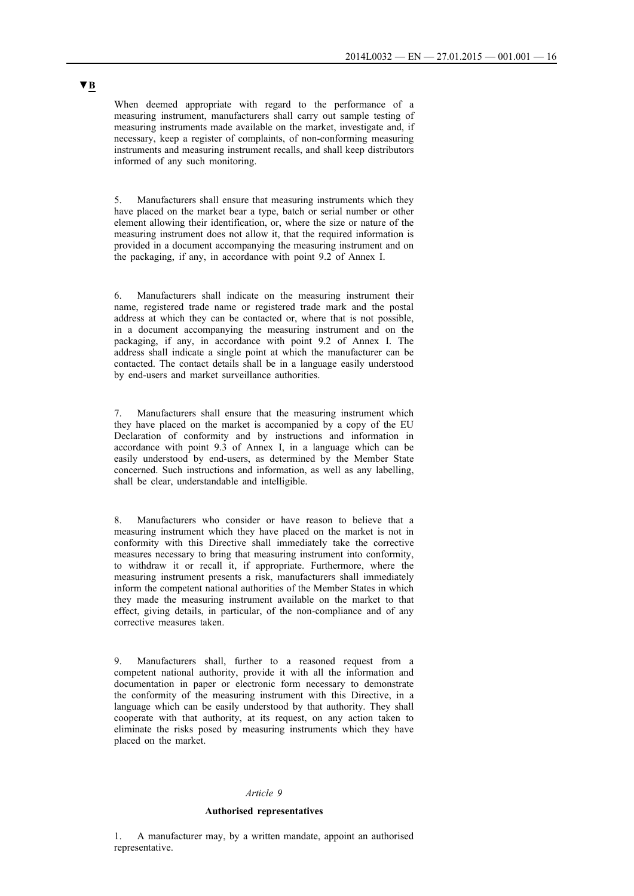▼B

When deemed appropriate with regard to the performance of a measuring instrument, manufacturers shall carry out sample testing of measuring instruments made available on the market, investigate and, if necessary, keep a register of complaints, of non-conforming measuring instruments and measuring instrument recalls, and shall keep distributors informed of any such monitoring.

5. Manufacturers shall ensure that measuring instruments which they have placed on the market bear a type, batch or serial number or other element allowing their identification, or, where the size or nature of the measuring instrument does not allow it, that the required information is provided in a document accompanying the measuring instrument and on the packaging, if any, in accordance with point 9.2 of Annex I.

6. Manufacturers shall indicate on the measuring instrument their name, registered trade name or registered trade mark and the postal address at which they can be contacted or, where that is not possible, in a document accompanying the measuring instrument and on the packaging, if any, in accordance with point 9.2 of Annex I. The address shall indicate a single point at which the manufacturer can be contacted. The contact details shall be in a language easily understood by end-users and market surveillance authorities.

7. Manufacturers shall ensure that the measuring instrument which they have placed on the market is accompanied by a copy of the EU Declaration of conformity and by instructions and information in accordance with point 9.3 of Annex I, in a language which can be easily understood by end-users, as determined by the Member State concerned. Such instructions and information, as well as any labelling, shall be clear, understandable and intelligible.

8. Manufacturers who consider or have reason to believe that a measuring instrument which they have placed on the market is not in conformity with this Directive shall immediately take the corrective measures necessary to bring that measuring instrument into conformity, to withdraw it or recall it, if appropriate. Furthermore, where the measuring instrument presents a risk, manufacturers shall immediately inform the competent national authorities of the Member States in which they made the measuring instrument available on the market to that effect, giving details, in particular, of the non-compliance and of any corrective measures taken.

9. Manufacturers shall, further to a reasoned request from a competent national authority, provide it with all the information and documentation in paper or electronic form necessary to demonstrate the conformity of the measuring instrument with this Directive, in a language which can be easily understood by that authority. They shall cooperate with that authority, at its request, on any action taken to eliminate the risks posed by measuring instruments which they have placed on the market.

*Article 9*

**Authorised representatives**

1. A manufacturer may, by a written mandate, appoint an authorised representative.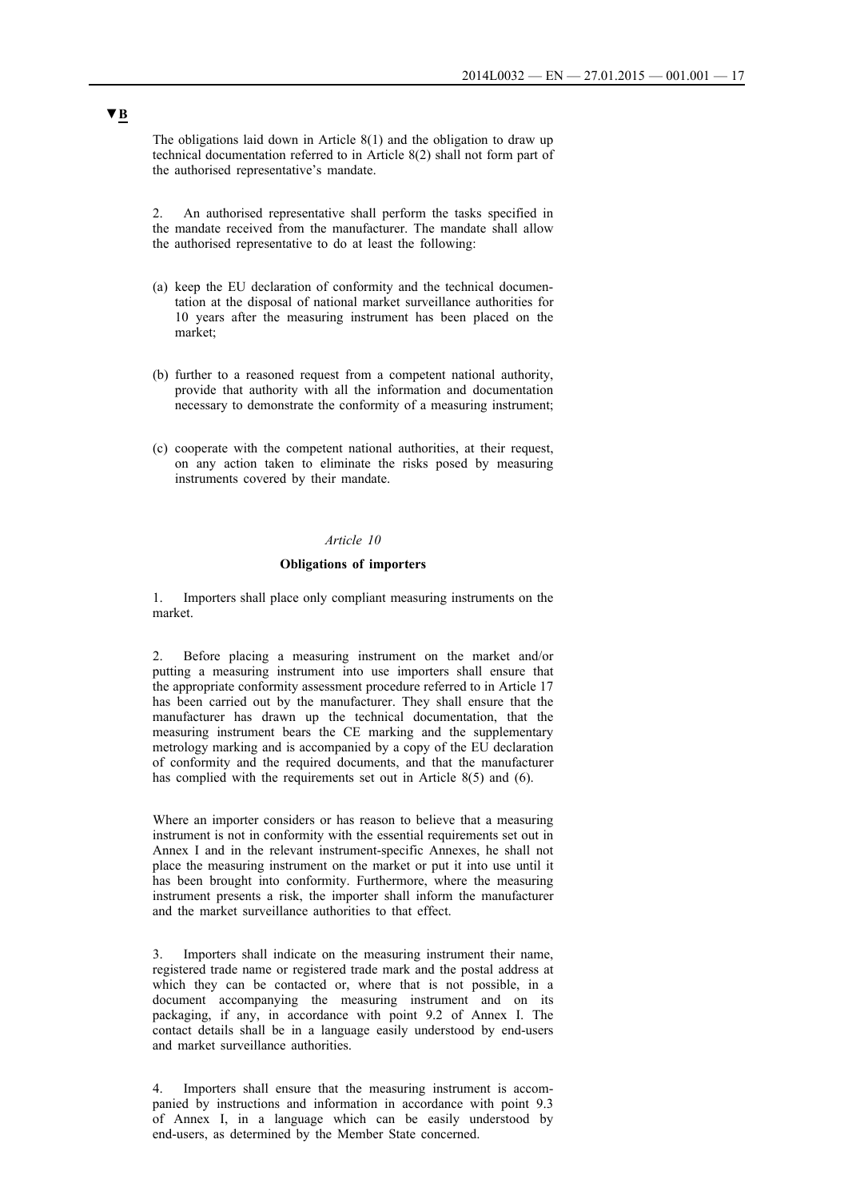▼B

The obligations laid down in Article 8(1) and the obligation to draw up technical documentation referred to in Article 8(2) shall not form part of the authorised representative's mandate.

2. An authorised representative shall perform the tasks specified in the mandate received from the manufacturer. The mandate shall allow the authorised representative to do at least the following:

(a) keep the EU declaration of conformity and the technical documentation at the disposal of national market surveillance authorities for 10 years after the measuring instrument has been placed on the market;

(b) further to a reasoned request from a competent national authority, provide that authority with all the information and documentation necessary to demonstrate the conformity of a measuring instrument;

(c) cooperate with the competent national authorities, at their request, on any action taken to eliminate the risks posed by measuring instruments covered by their mandate.

*Article 10*

**Obligations of importers**

1. Importers shall place only compliant measuring instruments on the market.

2. Before placing a measuring instrument on the market and/or putting a measuring instrument into use importers shall ensure that the appropriate conformity assessment procedure referred to in Article 17 has been carried out by the manufacturer. They shall ensure that the manufacturer has drawn up the technical documentation, that the measuring instrument bears the CE marking and the supplementary metrology marking and is accompanied by a copy of the EU declaration of conformity and the required documents, and that the manufacturer has complied with the requirements set out in Article 8(5) and (6).

Where an importer considers or has reason to believe that a measuring instrument is not in conformity with the essential requirements set out in Annex I and in the relevant instrument-specific Annexes, he shall not place the measuring instrument on the market or put it into use until it has been brought into conformity. Furthermore, where the measuring instrument presents a risk, the importer shall inform the manufacturer and the market surveillance authorities to that effect.

3. Importers shall indicate on the measuring instrument their name, registered trade name or registered trade mark and the postal address at which they can be contacted or, where that is not possible, in a document accompanying the measuring instrument and on its packaging, if any, in accordance with point 9.2 of Annex I. The contact details shall be in a language easily understood by end-users and market surveillance authorities.

4. Importers shall ensure that the measuring instrument is accompanied by instructions and information in accordance with point 9.3 of Annex I, in a language which can be easily understood by end-users, as determined by the Member State concerned.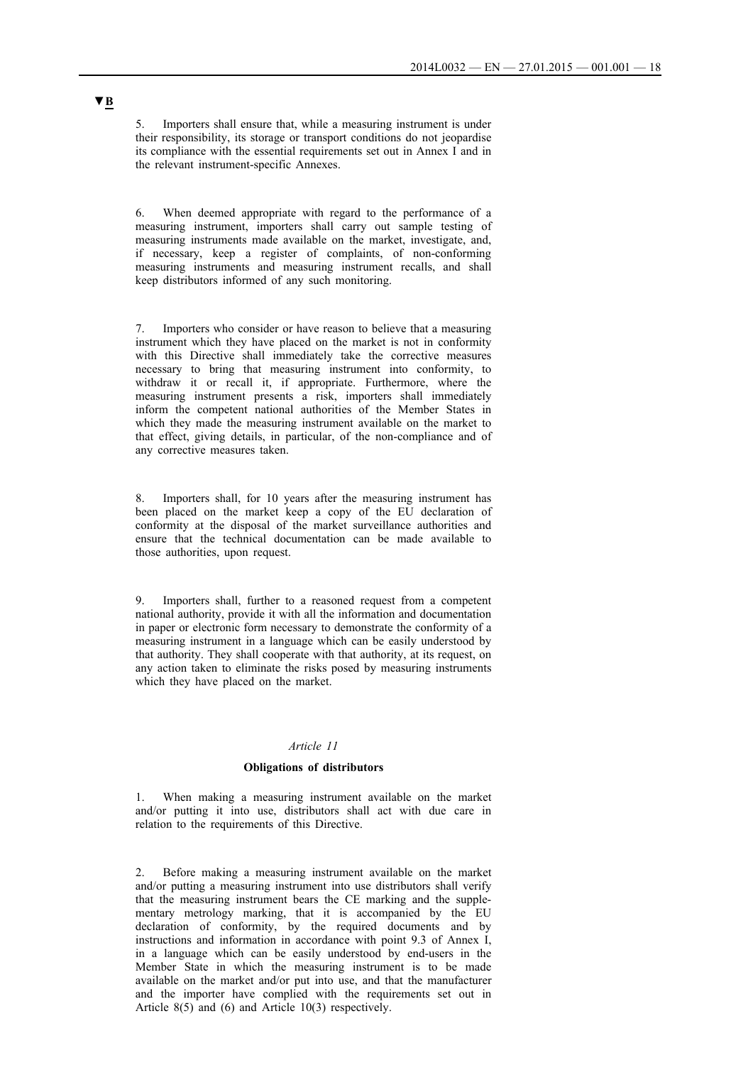▼B

5. Importers shall ensure that, while a measuring instrument is under their responsibility, its storage or transport conditions do not jeopardise its compliance with the essential requirements set out in Annex I and in the relevant instrument-specific Annexes.

6. When deemed appropriate with regard to the performance of a measuring instrument, importers shall carry out sample testing of measuring instruments made available on the market, investigate, and, if necessary, keep a register of complaints, of non-conforming measuring instruments and measuring instrument recalls, and shall keep distributors informed of any such monitoring.

7. Importers who consider or have reason to believe that a measuring instrument which they have placed on the market is not in conformity with this Directive shall immediately take the corrective measures necessary to bring that measuring instrument into conformity, to withdraw it or recall it, if appropriate. Furthermore, where the measuring instrument presents a risk, importers shall immediately inform the competent national authorities of the Member States in which they made the measuring instrument available on the market to that effect, giving details, in particular, of the non-compliance and of any corrective measures taken.

8. Importers shall, for 10 years after the measuring instrument has been placed on the market keep a copy of the EU declaration of conformity at the disposal of the market surveillance authorities and ensure that the technical documentation can be made available to those authorities, upon request.

9. Importers shall, further to a reasoned request from a competent national authority, provide it with all the information and documentation in paper or electronic form necessary to demonstrate the conformity of a measuring instrument in a language which can be easily understood by that authority. They shall cooperate with that authority, at its request, on any action taken to eliminate the risks posed by measuring instruments which they have placed on the market.

*Article 11*

**Obligations of distributors**

1. When making a measuring instrument available on the market and/or putting it into use, distributors shall act with due care in relation to the requirements of this Directive.

2. Before making a measuring instrument available on the market and/or putting a measuring instrument into use distributors shall verify that the measuring instrument bears the CE marking and the supplementary metrology marking, that it is accompanied by the EU declaration of conformity, by the required documents and by instructions and information in accordance with point 9.3 of Annex I, in a language which can be easily understood by end-users in the Member State in which the measuring instrument is to be made available on the market and/or put into use, and that the manufacturer and the importer have complied with the requirements set out in Article 8(5) and (6) and Article 10(3) respectively.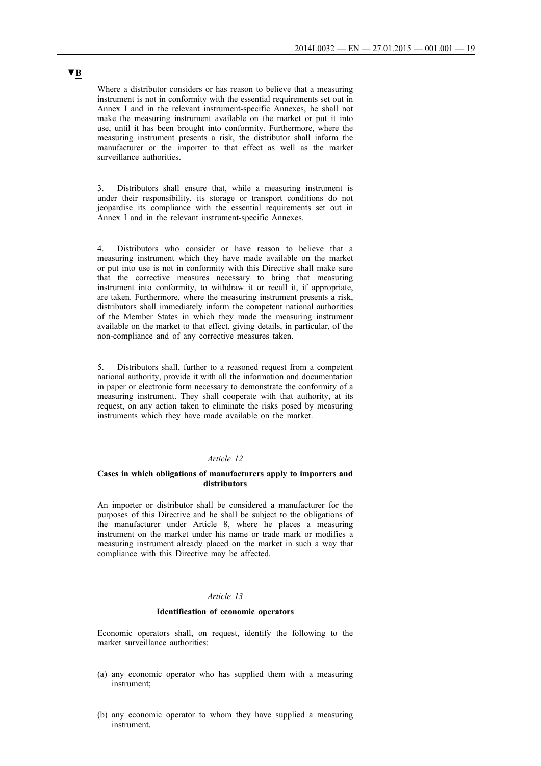▼B

Where a distributor considers or has reason to believe that a measuring instrument is not in conformity with the essential requirements set out in Annex I and in the relevant instrument-specific Annexes, he shall not make the measuring instrument available on the market or put it into use, until it has been brought into conformity. Furthermore, where the measuring instrument presents a risk, the distributor shall inform the manufacturer or the importer to that effect as well as the market surveillance authorities.

3. Distributors shall ensure that, while a measuring instrument is under their responsibility, its storage or transport conditions do not jeopardise its compliance with the essential requirements set out in Annex I and in the relevant instrument-specific Annexes.

4. Distributors who consider or have reason to believe that a measuring instrument which they have made available on the market or put into use is not in conformity with this Directive shall make sure that the corrective measures necessary to bring that measuring instrument into conformity, to withdraw it or recall it, if appropriate, are taken. Furthermore, where the measuring instrument presents a risk, distributors shall immediately inform the competent national authorities of the Member States in which they made the measuring instrument available on the market to that effect, giving details, in particular, of the non-compliance and of any corrective measures taken.

5. Distributors shall, further to a reasoned request from a competent national authority, provide it with all the information and documentation in paper or electronic form necessary to demonstrate the conformity of a measuring instrument. They shall cooperate with that authority, at its request, on any action taken to eliminate the risks posed by measuring instruments which they have made available on the market.

*Article 12*

**Cases in which obligations of manufacturers apply to importers and distributors**

An importer or distributor shall be considered a manufacturer for the purposes of this Directive and he shall be subject to the obligations of the manufacturer under Article 8, where he places a measuring instrument on the market under his name or trade mark or modifies a measuring instrument already placed on the market in such a way that compliance with this Directive may be affected.

*Article 13*

**Identification of economic operators**

Economic operators shall, on request, identify the following to the market surveillance authorities:

(a) any economic operator who has supplied them with a measuring instrument;

(b) any economic operator to whom they have supplied a measuring instrument.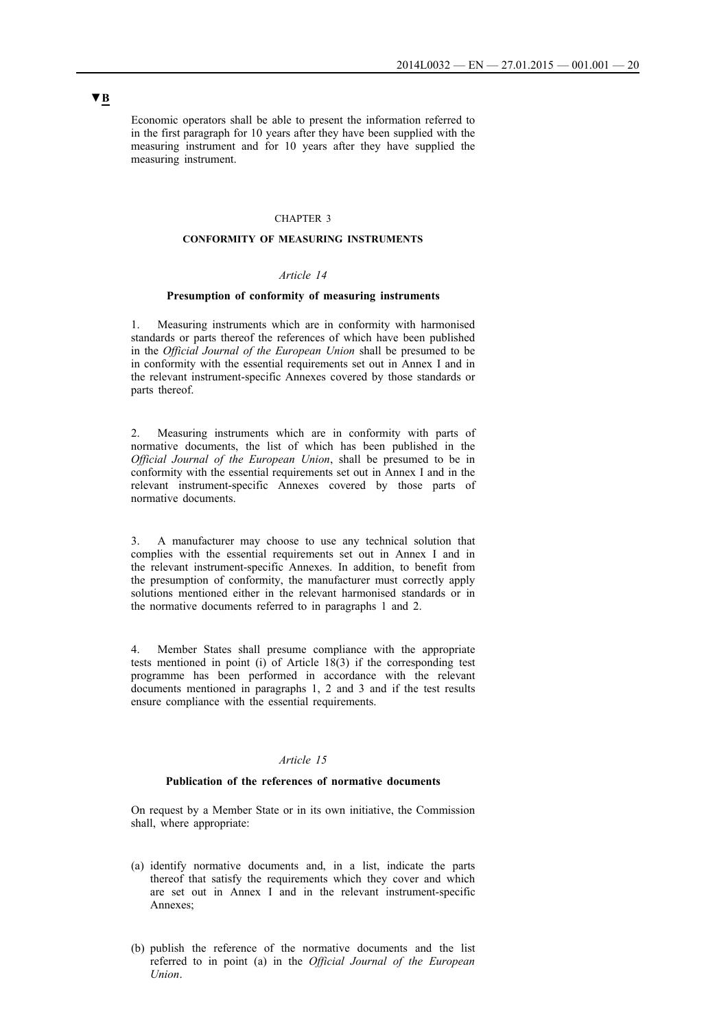▼B

Economic operators shall be able to present the information referred to in the first paragraph for 10 years after they have been supplied with the measuring instrument and for 10 years after they have supplied the measuring instrument.

CHAPTER 3

## CONFORMITY OF MEASURING INSTRUMENTS

*Article 14*

### Presumption of conformity of measuring instruments

1. Measuring instruments which are in conformity with harmonised standards or parts thereof the references of which have been published in the *Official Journal of the European Union* shall be presumed to be in conformity with the essential requirements set out in Annex I and in the relevant instrument-specific Annexes covered by those standards or parts thereof.

2. Measuring instruments which are in conformity with parts of normative documents, the list of which has been published in the *Official Journal of the European Union*, shall be presumed to be in conformity with the essential requirements set out in Annex I and in the relevant instrument-specific Annexes covered by those parts of normative documents.

3. A manufacturer may choose to use any technical solution that complies with the essential requirements set out in Annex I and in the relevant instrument-specific Annexes. In addition, to benefit from the presumption of conformity, the manufacturer must correctly apply solutions mentioned either in the relevant harmonised standards or in the normative documents referred to in paragraphs 1 and 2.

4. Member States shall presume compliance with the appropriate tests mentioned in point (i) of Article 18(3) if the corresponding test programme has been performed in accordance with the relevant documents mentioned in paragraphs 1, 2 and 3 and if the test results ensure compliance with the essential requirements.

*Article 15*

### Publication of the references of normative documents

On request by a Member State or in its own initiative, the Commission shall, where appropriate:

(a) identify normative documents and, in a list, indicate the parts thereof that satisfy the requirements which they cover and which are set out in Annex I and in the relevant instrument-specific Annexes;

(b) publish the reference of the normative documents and the list referred to in point (a) in the *Official Journal of the European Union*.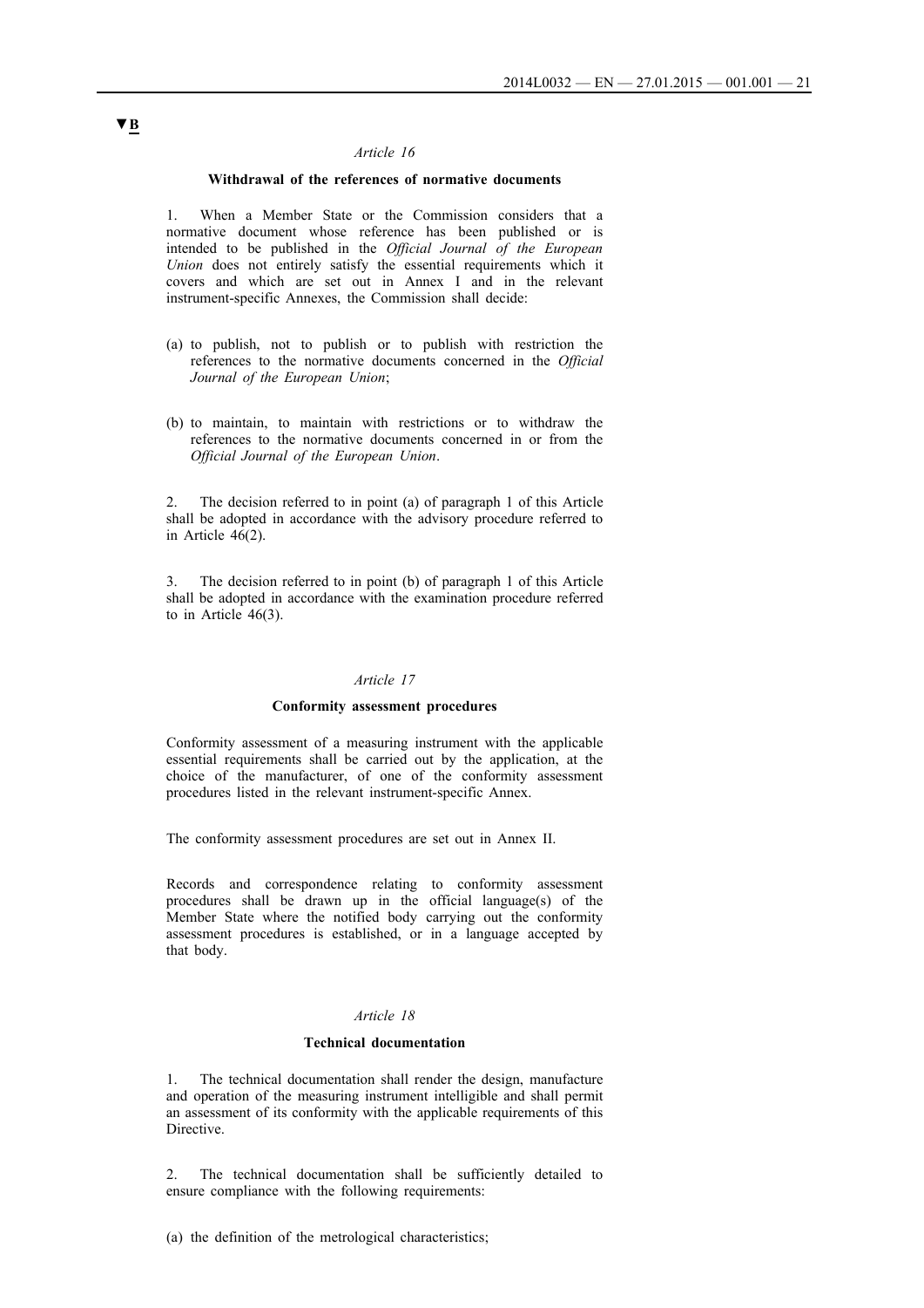▼B

*Article 16*

**Withdrawal of the references of normative documents**

1. When a Member State or the Commission considers that a normative document whose reference has been published or is intended to be published in the *Official Journal of the European Union* does not entirely satisfy the essential requirements which it covers and which are set out in Annex I and in the relevant instrument-specific Annexes, the Commission shall decide:

(a) to publish, not to publish or to publish with restriction the references to the normative documents concerned in the *Official Journal of the European Union*;

(b) to maintain, to maintain with restrictions or to withdraw the references to the normative documents concerned in or from the *Official Journal of the European Union*.

2. The decision referred to in point (a) of paragraph 1 of this Article shall be adopted in accordance with the advisory procedure referred to in Article 46(2).

3. The decision referred to in point (b) of paragraph 1 of this Article shall be adopted in accordance with the examination procedure referred to in Article 46(3).

*Article 17*

**Conformity assessment procedures**

Conformity assessment of a measuring instrument with the applicable essential requirements shall be carried out by the application, at the choice of the manufacturer, of one of the conformity assessment procedures listed in the relevant instrument-specific Annex.

The conformity assessment procedures are set out in Annex II.

Records and correspondence relating to conformity assessment procedures shall be drawn up in the official language(s) of the Member State where the notified body carrying out the conformity assessment procedures is established, or in a language accepted by that body.

*Article 18*

**Technical documentation**

1. The technical documentation shall render the design, manufacture and operation of the measuring instrument intelligible and shall permit an assessment of its conformity with the applicable requirements of this Directive.

2. The technical documentation shall be sufficiently detailed to ensure compliance with the following requirements:

(a) the definition of the metrological characteristics;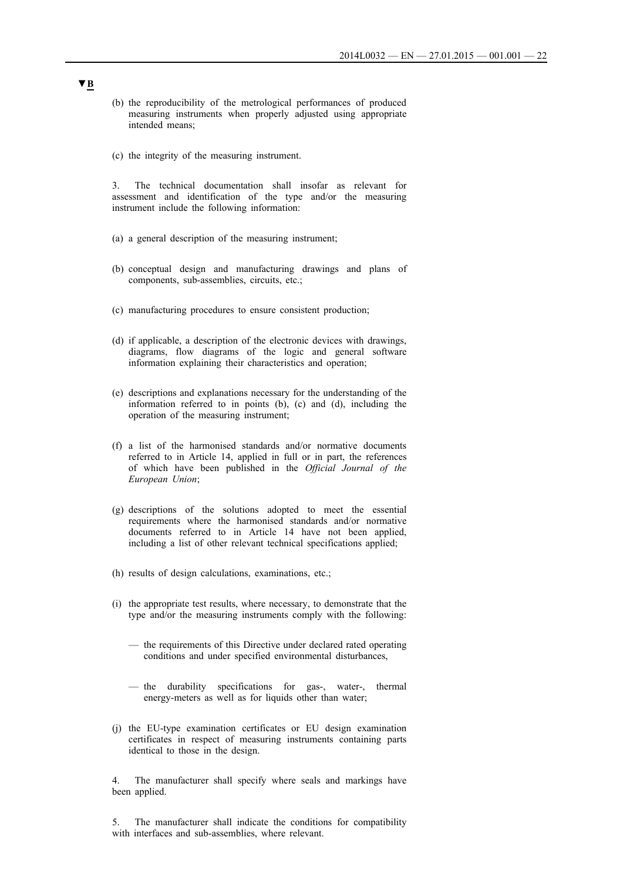▼B

(b) the reproducibility of the metrological performances of produced measuring instruments when properly adjusted using appropriate intended means;

(c) the integrity of the measuring instrument.

3. The technical documentation shall insofar as relevant for assessment and identification of the type and/or the measuring instrument include the following information:

(a) a general description of the measuring instrument;

(b) conceptual design and manufacturing drawings and plans of components, sub-assemblies, circuits, etc.;

(c) manufacturing procedures to ensure consistent production;

(d) if applicable, a description of the electronic devices with drawings, diagrams, flow diagrams of the logic and general software information explaining their characteristics and operation;

(e) descriptions and explanations necessary for the understanding of the information referred to in points (b), (c) and (d), including the operation of the measuring instrument;

(f) a list of the harmonised standards and/or normative documents referred to in Article 14, applied in full or in part, the references of which have been published in the *Official Journal of the European Union*;

(g) descriptions of the solutions adopted to meet the essential requirements where the harmonised standards and/or normative documents referred to in Article 14 have not been applied, including a list of other relevant technical specifications applied;

(h) results of design calculations, examinations, etc.;

(i) the appropriate test results, where necessary, to demonstrate that the type and/or the measuring instruments comply with the following:

— the requirements of this Directive under declared rated operating conditions and under specified environmental disturbances,

— the durability specifications for gas-, water-, thermal energy-meters as well as for liquids other than water;

(j) the EU-type examination certificates or EU design examination certificates in respect of measuring instruments containing parts identical to those in the design.

4. The manufacturer shall specify where seals and markings have been applied.

5. The manufacturer shall indicate the conditions for compatibility with interfaces and sub-assemblies, where relevant.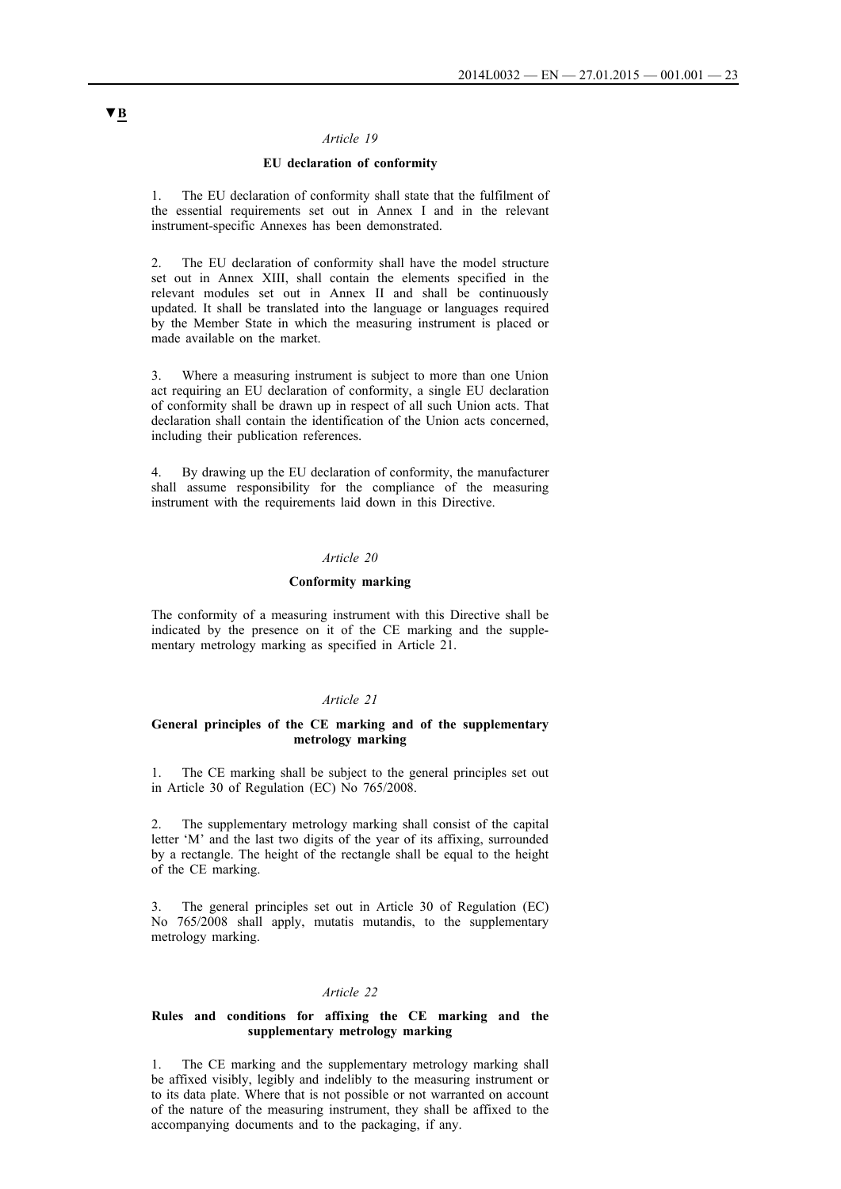▼B

*Article 19*

**EU declaration of conformity**

1. The EU declaration of conformity shall state that the fulfilment of the essential requirements set out in Annex I and in the relevant instrument-specific Annexes has been demonstrated.

2. The EU declaration of conformity shall have the model structure set out in Annex XIII, shall contain the elements specified in the relevant modules set out in Annex II and shall be continuously updated. It shall be translated into the language or languages required by the Member State in which the measuring instrument is placed or made available on the market.

3. Where a measuring instrument is subject to more than one Union act requiring an EU declaration of conformity, a single EU declaration of conformity shall be drawn up in respect of all such Union acts. That declaration shall contain the identification of the Union acts concerned, including their publication references.

4. By drawing up the EU declaration of conformity, the manufacturer shall assume responsibility for the compliance of the measuring instrument with the requirements laid down in this Directive.

*Article 20*

**Conformity marking**

The conformity of a measuring instrument with this Directive shall be indicated by the presence on it of the CE marking and the supplementary metrology marking as specified in Article 21.

*Article 21*

**General principles of the CE marking and of the supplementary metrology marking**

1. The CE marking shall be subject to the general principles set out in Article 30 of Regulation (EC) No 765/2008.

2. The supplementary metrology marking shall consist of the capital letter 'M' and the last two digits of the year of its affixing, surrounded by a rectangle. The height of the rectangle shall be equal to the height of the CE marking.

3. The general principles set out in Article 30 of Regulation (EC) No 765/2008 shall apply, mutatis mutandis, to the supplementary metrology marking.

*Article 22*

**Rules and conditions for affixing the CE marking and the supplementary metrology marking**

1. The CE marking and the supplementary metrology marking shall be affixed visibly, legibly and indelibly to the measuring instrument or to its data plate. Where that is not possible or not warranted on account of the nature of the measuring instrument, they shall be affixed to the accompanying documents and to the packaging, if any.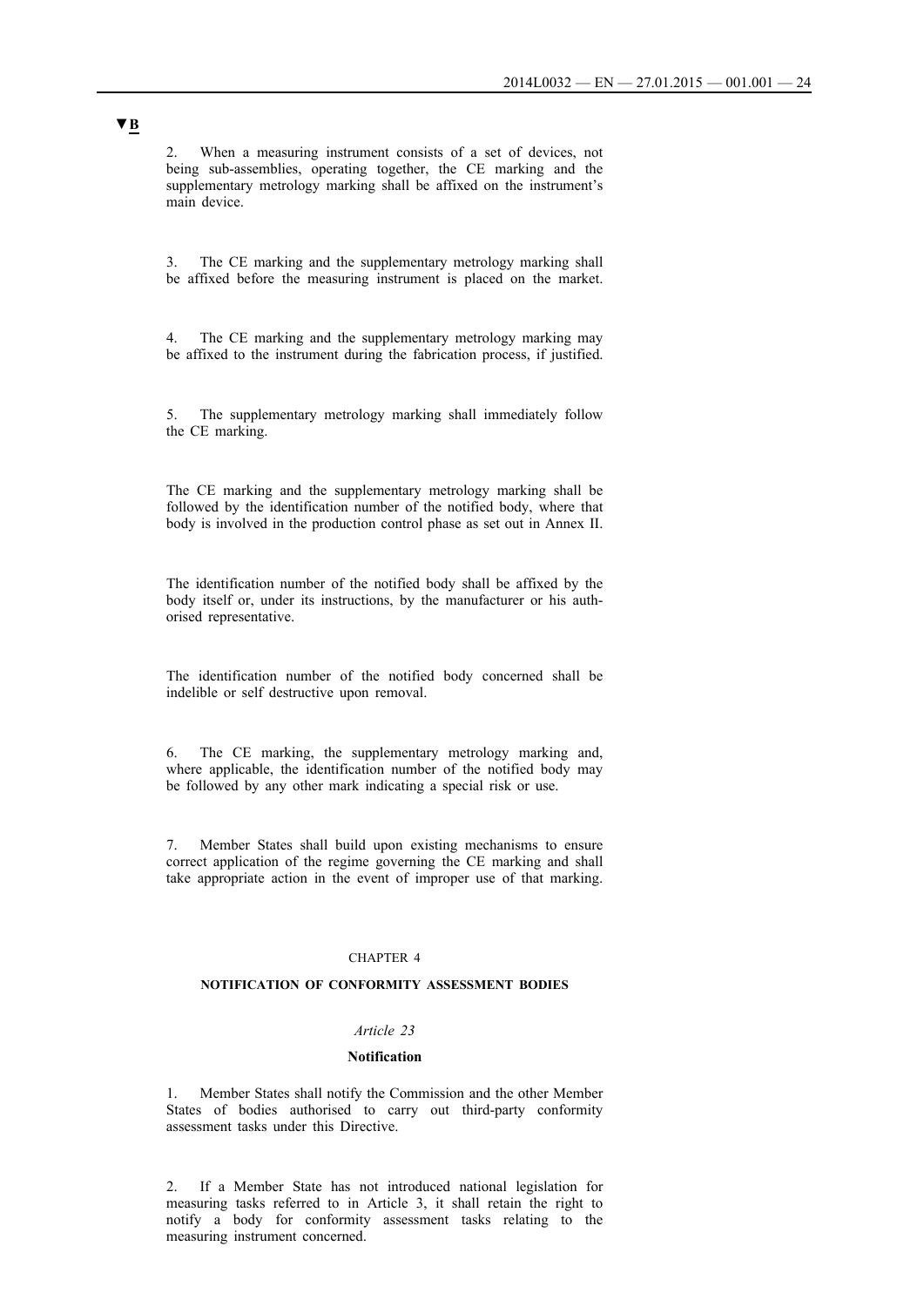▼B

2. When a measuring instrument consists of a set of devices, not being sub-assemblies, operating together, the CE marking and the supplementary metrology marking shall be affixed on the instrument's main device.

3. The CE marking and the supplementary metrology marking shall be affixed before the measuring instrument is placed on the market.

4. The CE marking and the supplementary metrology marking may be affixed to the instrument during the fabrication process, if justified.

5. The supplementary metrology marking shall immediately follow the CE marking.

The CE marking and the supplementary metrology marking shall be followed by the identification number of the notified body, where that body is involved in the production control phase as set out in Annex II.

The identification number of the notified body shall be affixed by the body itself or, under its instructions, by the manufacturer or his authorised representative.

The identification number of the notified body concerned shall be indelible or self destructive upon removal.

6. The CE marking, the supplementary metrology marking and, where applicable, the identification number of the notified body may be followed by any other mark indicating a special risk or use.

7. Member States shall build upon existing mechanisms to ensure correct application of the regime governing the CE marking and shall take appropriate action in the event of improper use of that marking.

CHAPTER 4

**NOTIFICATION OF CONFORMITY ASSESSMENT BODIES**

*Article 23*

**Notification**

1. Member States shall notify the Commission and the other Member States of bodies authorised to carry out third-party conformity assessment tasks under this Directive.

2. If a Member State has not introduced national legislation for measuring tasks referred to in Article 3, it shall retain the right to notify a body for conformity assessment tasks relating to the measuring instrument concerned.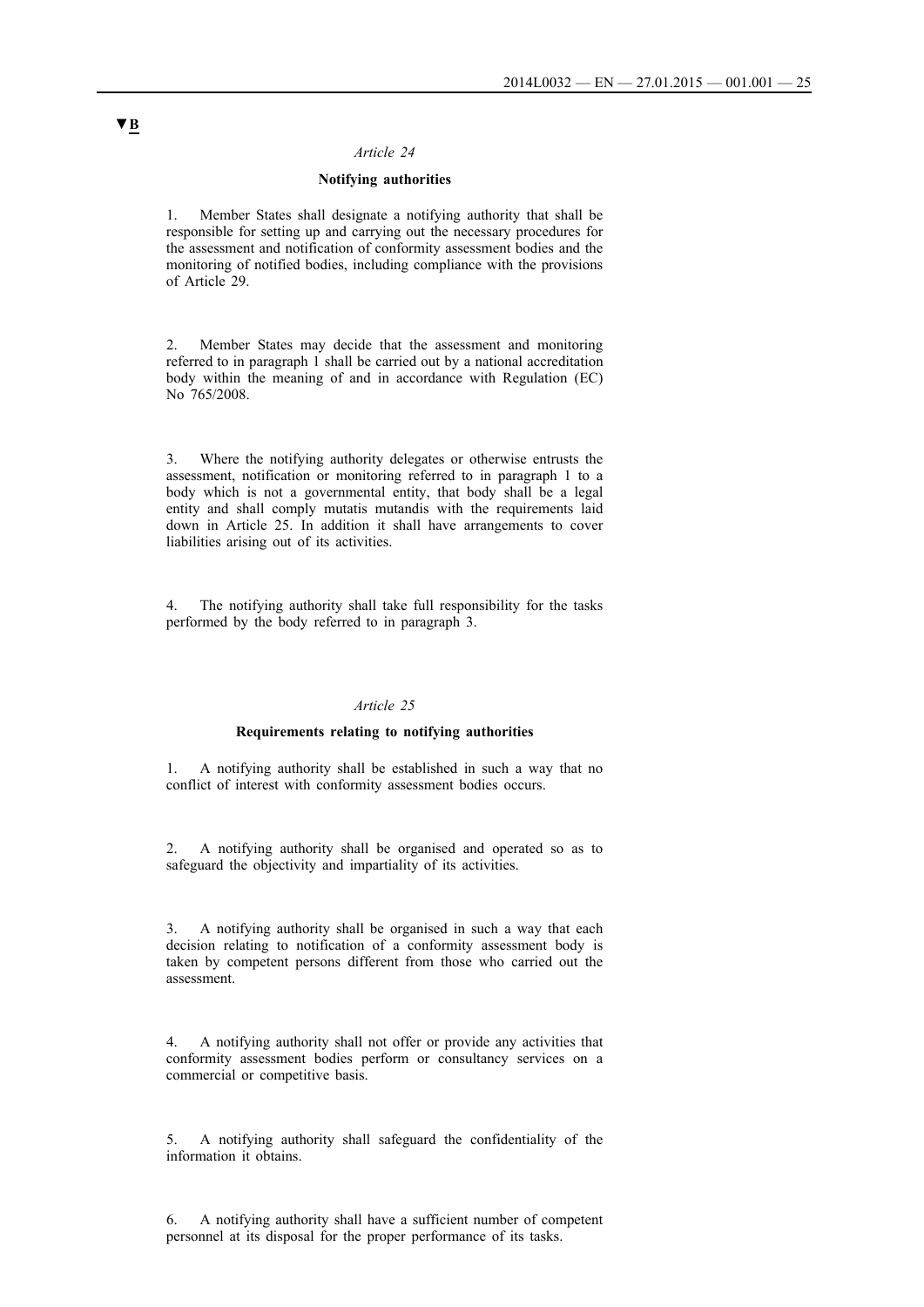▼B

*Article 24*

**Notifying authorities**

1. Member States shall designate a notifying authority that shall be responsible for setting up and carrying out the necessary procedures for the assessment and notification of conformity assessment bodies and the monitoring of notified bodies, including compliance with the provisions of Article 29.

2. Member States may decide that the assessment and monitoring referred to in paragraph 1 shall be carried out by a national accreditation body within the meaning of and in accordance with Regulation (EC) No 765/2008.

3. Where the notifying authority delegates or otherwise entrusts the assessment, notification or monitoring referred to in paragraph 1 to a body which is not a governmental entity, that body shall be a legal entity and shall comply mutatis mutandis with the requirements laid down in Article 25. In addition it shall have arrangements to cover liabilities arising out of its activities.

4. The notifying authority shall take full responsibility for the tasks performed by the body referred to in paragraph 3.

*Article 25*

**Requirements relating to notifying authorities**

1. A notifying authority shall be established in such a way that no conflict of interest with conformity assessment bodies occurs.

2. A notifying authority shall be organised and operated so as to safeguard the objectivity and impartiality of its activities.

3. A notifying authority shall be organised in such a way that each decision relating to notification of a conformity assessment body is taken by competent persons different from those who carried out the assessment.

4. A notifying authority shall not offer or provide any activities that conformity assessment bodies perform or consultancy services on a commercial or competitive basis.

5. A notifying authority shall safeguard the confidentiality of the information it obtains.

6. A notifying authority shall have a sufficient number of competent personnel at its disposal for the proper performance of its tasks.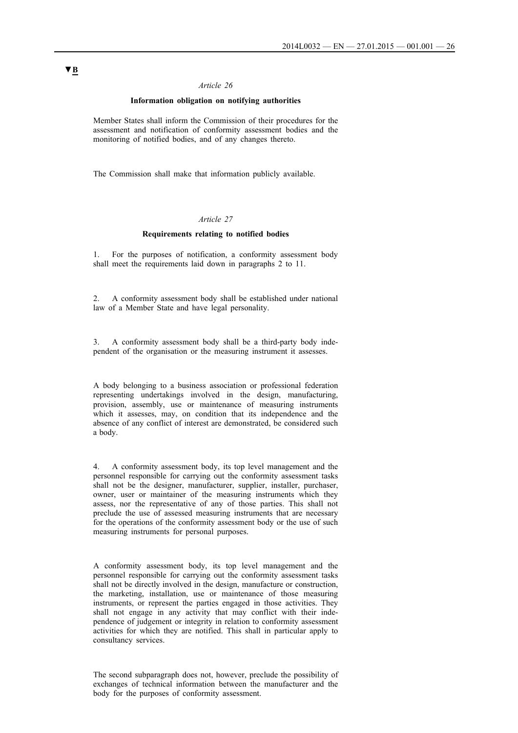▼B

*Article 26*

**Information obligation on notifying authorities**

Member States shall inform the Commission of their procedures for the assessment and notification of conformity assessment bodies and the monitoring of notified bodies, and of any changes thereto.

The Commission shall make that information publicly available.

*Article 27*

**Requirements relating to notified bodies**

1. For the purposes of notification, a conformity assessment body shall meet the requirements laid down in paragraphs 2 to 11.

2. A conformity assessment body shall be established under national law of a Member State and have legal personality.

3. A conformity assessment body shall be a third-party body independent of the organisation or the measuring instrument it assesses.

A body belonging to a business association or professional federation representing undertakings involved in the design, manufacturing, provision, assembly, use or maintenance of measuring instruments which it assesses, may, on condition that its independence and the absence of any conflict of interest are demonstrated, be considered such a body.

4. A conformity assessment body, its top level management and the personnel responsible for carrying out the conformity assessment tasks shall not be the designer, manufacturer, supplier, installer, purchaser, owner, user or maintainer of the measuring instruments which they assess, nor the representative of any of those parties. This shall not preclude the use of assessed measuring instruments that are necessary for the operations of the conformity assessment body or the use of such measuring instruments for personal purposes.

A conformity assessment body, its top level management and the personnel responsible for carrying out the conformity assessment tasks shall not be directly involved in the design, manufacture or construction, the marketing, installation, use or maintenance of those measuring instruments, or represent the parties engaged in those activities. They shall not engage in any activity that may conflict with their independence of judgement or integrity in relation to conformity assessment activities for which they are notified. This shall in particular apply to consultancy services.

The second subparagraph does not, however, preclude the possibility of exchanges of technical information between the manufacturer and the body for the purposes of conformity assessment.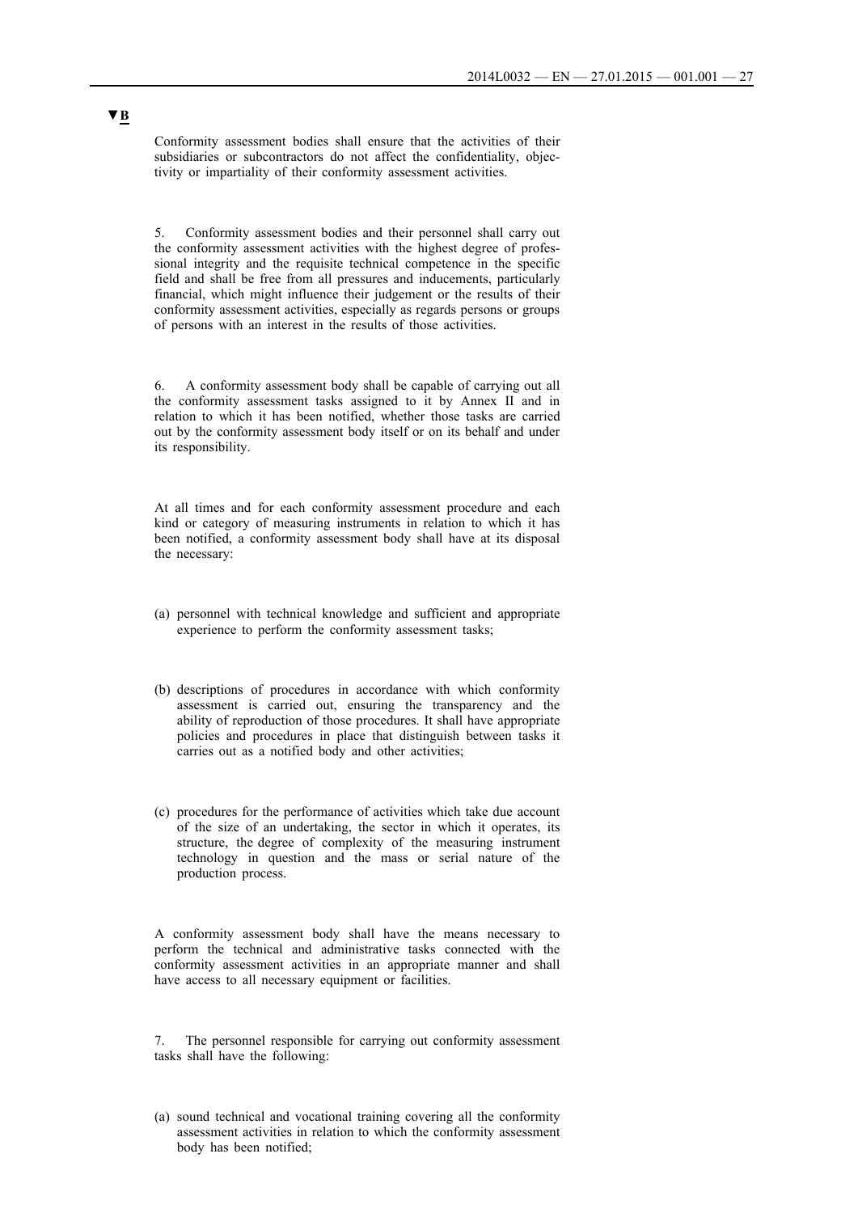▼B

Conformity assessment bodies shall ensure that the activities of their subsidiaries or subcontractors do not affect the confidentiality, objectivity or impartiality of their conformity assessment activities.

5. Conformity assessment bodies and their personnel shall carry out the conformity assessment activities with the highest degree of professional integrity and the requisite technical competence in the specific field and shall be free from all pressures and inducements, particularly financial, which might influence their judgement or the results of their conformity assessment activities, especially as regards persons or groups of persons with an interest in the results of those activities.

6. A conformity assessment body shall be capable of carrying out all the conformity assessment tasks assigned to it by Annex II and in relation to which it has been notified, whether those tasks are carried out by the conformity assessment body itself or on its behalf and under its responsibility.

At all times and for each conformity assessment procedure and each kind or category of measuring instruments in relation to which it has been notified, a conformity assessment body shall have at its disposal the necessary:

(a) personnel with technical knowledge and sufficient and appropriate experience to perform the conformity assessment tasks;

(b) descriptions of procedures in accordance with which conformity assessment is carried out, ensuring the transparency and the ability of reproduction of those procedures. It shall have appropriate policies and procedures in place that distinguish between tasks it carries out as a notified body and other activities;

(c) procedures for the performance of activities which take due account of the size of an undertaking, the sector in which it operates, its structure, the degree of complexity of the measuring instrument technology in question and the mass or serial nature of the production process.

A conformity assessment body shall have the means necessary to perform the technical and administrative tasks connected with the conformity assessment activities in an appropriate manner and shall have access to all necessary equipment or facilities.

7. The personnel responsible for carrying out conformity assessment tasks shall have the following:

(a) sound technical and vocational training covering all the conformity assessment activities in relation to which the conformity assessment body has been notified;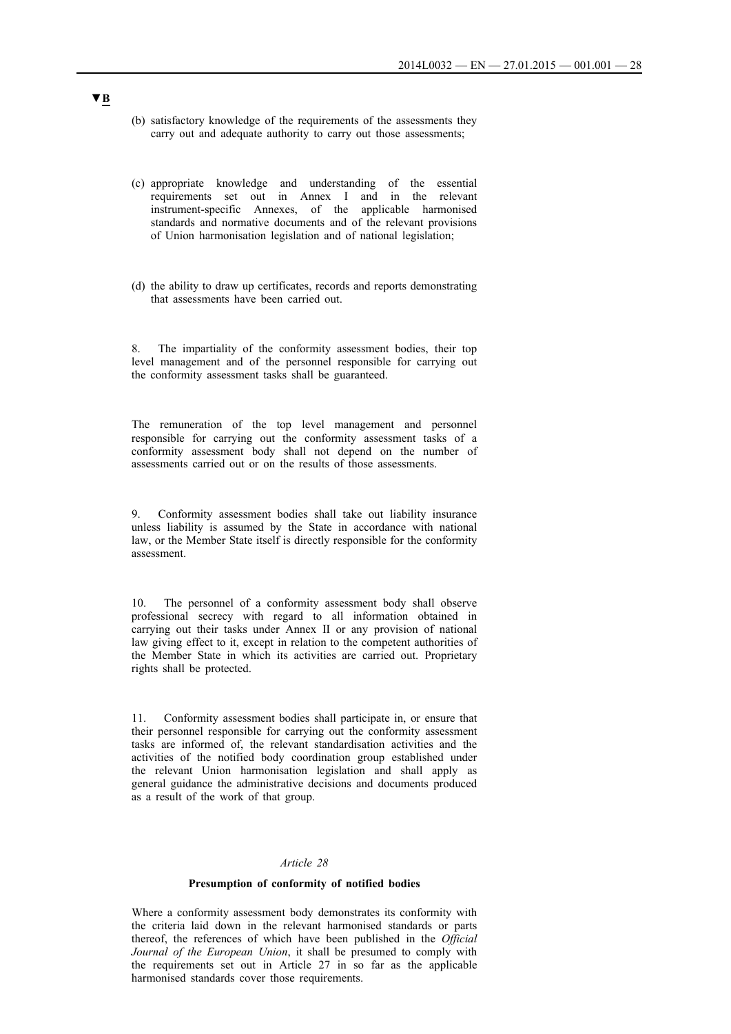▼B

(b) satisfactory knowledge of the requirements of the assessments they carry out and adequate authority to carry out those assessments;

(c) appropriate knowledge and understanding of the essential requirements set out in Annex I and in the relevant instrument-specific Annexes, of the applicable harmonised standards and normative documents and of the relevant provisions of Union harmonisation legislation and of national legislation;

(d) the ability to draw up certificates, records and reports demonstrating that assessments have been carried out.

8. The impartiality of the conformity assessment bodies, their top level management and of the personnel responsible for carrying out the conformity assessment tasks shall be guaranteed.

The remuneration of the top level management and personnel responsible for carrying out the conformity assessment tasks of a conformity assessment body shall not depend on the number of assessments carried out or on the results of those assessments.

9. Conformity assessment bodies shall take out liability insurance unless liability is assumed by the State in accordance with national law, or the Member State itself is directly responsible for the conformity assessment.

10. The personnel of a conformity assessment body shall observe professional secrecy with regard to all information obtained in carrying out their tasks under Annex II or any provision of national law giving effect to it, except in relation to the competent authorities of the Member State in which its activities are carried out. Proprietary rights shall be protected.

11. Conformity assessment bodies shall participate in, or ensure that their personnel responsible for carrying out the conformity assessment tasks are informed of, the relevant standardisation activities and the activities of the notified body coordination group established under the relevant Union harmonisation legislation and shall apply as general guidance the administrative decisions and documents produced as a result of the work of that group.

*Article 28*

**Presumption of conformity of notified bodies**

Where a conformity assessment body demonstrates its conformity with the criteria laid down in the relevant harmonised standards or parts thereof, the references of which have been published in the *Official Journal of the European Union*, it shall be presumed to comply with the requirements set out in Article 27 in so far as the applicable harmonised standards cover those requirements.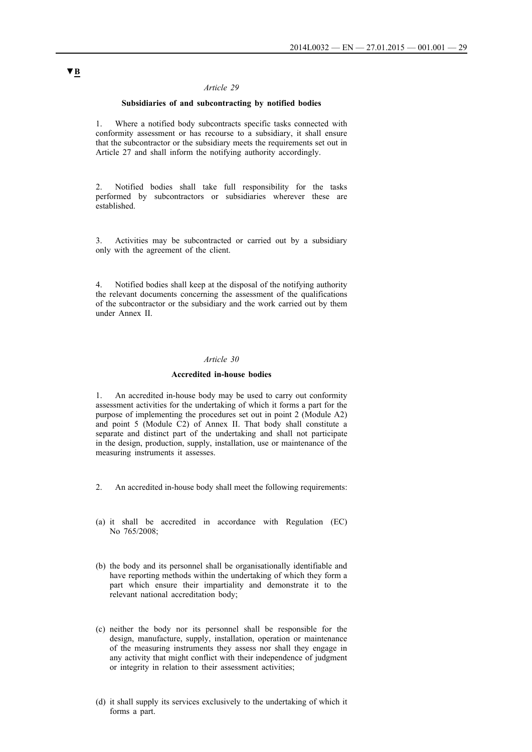▼B

*Article 29*

**Subsidiaries of and subcontracting by notified bodies**

1. Where a notified body subcontracts specific tasks connected with conformity assessment or has recourse to a subsidiary, it shall ensure that the subcontractor or the subsidiary meets the requirements set out in Article 27 and shall inform the notifying authority accordingly.

2. Notified bodies shall take full responsibility for the tasks performed by subcontractors or subsidiaries wherever these are established.

3. Activities may be subcontracted or carried out by a subsidiary only with the agreement of the client.

4. Notified bodies shall keep at the disposal of the notifying authority the relevant documents concerning the assessment of the qualifications of the subcontractor or the subsidiary and the work carried out by them under Annex II.

*Article 30*

**Accredited in-house bodies**

1. An accredited in-house body may be used to carry out conformity assessment activities for the undertaking of which it forms a part for the purpose of implementing the procedures set out in point 2 (Module A2) and point 5 (Module C2) of Annex II. That body shall constitute a separate and distinct part of the undertaking and shall not participate in the design, production, supply, installation, use or maintenance of the measuring instruments it assesses.

2. An accredited in-house body shall meet the following requirements:

(a) it shall be accredited in accordance with Regulation (EC) No 765/2008;

(b) the body and its personnel shall be organisationally identifiable and have reporting methods within the undertaking of which they form a part which ensure their impartiality and demonstrate it to the relevant national accreditation body;

(c) neither the body nor its personnel shall be responsible for the design, manufacture, supply, installation, operation or maintenance of the measuring instruments they assess nor shall they engage in any activity that might conflict with their independence of judgment or integrity in relation to their assessment activities;

(d) it shall supply its services exclusively to the undertaking of which it forms a part.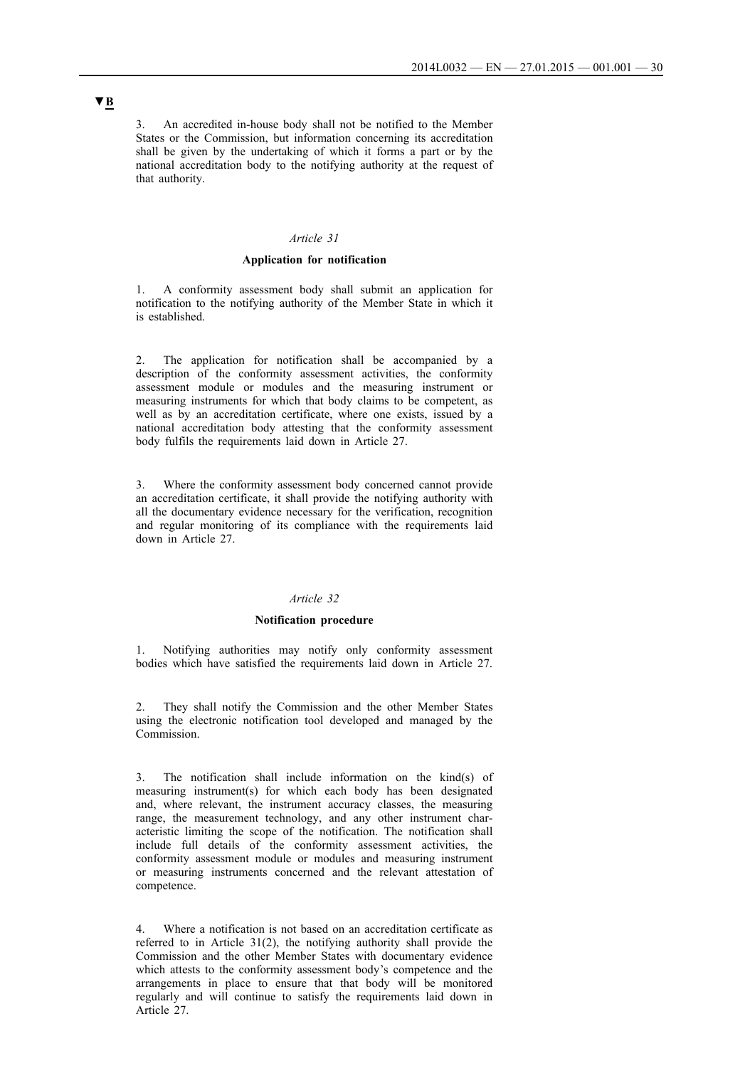▼B

3. An accredited in-house body shall not be notified to the Member States or the Commission, but information concerning its accreditation shall be given by the undertaking of which it forms a part or by the national accreditation body to the notifying authority at the request of that authority.

*Article 31*

**Application for notification**

1. A conformity assessment body shall submit an application for notification to the notifying authority of the Member State in which it is established.

2. The application for notification shall be accompanied by a description of the conformity assessment activities, the conformity assessment module or modules and the measuring instrument or measuring instruments for which that body claims to be competent, as well as by an accreditation certificate, where one exists, issued by a national accreditation body attesting that the conformity assessment body fulfils the requirements laid down in Article 27.

3. Where the conformity assessment body concerned cannot provide an accreditation certificate, it shall provide the notifying authority with all the documentary evidence necessary for the verification, recognition and regular monitoring of its compliance with the requirements laid down in Article 27.

*Article 32*

**Notification procedure**

1. Notifying authorities may notify only conformity assessment bodies which have satisfied the requirements laid down in Article 27.

2. They shall notify the Commission and the other Member States using the electronic notification tool developed and managed by the Commission.

3. The notification shall include information on the kind(s) of measuring instrument(s) for which each body has been designated and, where relevant, the instrument accuracy classes, the measuring range, the measurement technology, and any other instrument characteristic limiting the scope of the notification. The notification shall include full details of the conformity assessment activities, the conformity assessment module or modules and measuring instrument or measuring instruments concerned and the relevant attestation of competence.

4. Where a notification is not based on an accreditation certificate as referred to in Article 31(2), the notifying authority shall provide the Commission and the other Member States with documentary evidence which attests to the conformity assessment body's competence and the arrangements in place to ensure that that body will be monitored regularly and will continue to satisfy the requirements laid down in Article 27.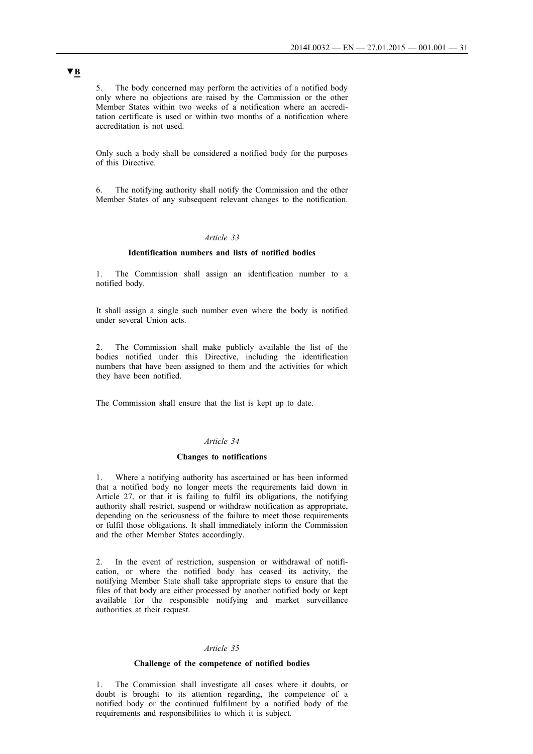▼B

5. The body concerned may perform the activities of a notified body only where no objections are raised by the Commission or the other Member States within two weeks of a notification where an accreditation certificate is used or within two months of a notification where accreditation is not used.

Only such a body shall be considered a notified body for the purposes of this Directive.

6. The notifying authority shall notify the Commission and the other Member States of any subsequent relevant changes to the notification.

*Article 33*

**Identification numbers and lists of notified bodies**

1. The Commission shall assign an identification number to a notified body.

It shall assign a single such number even where the body is notified under several Union acts.

2. The Commission shall make publicly available the list of the bodies notified under this Directive, including the identification numbers that have been assigned to them and the activities for which they have been notified.

The Commission shall ensure that the list is kept up to date.

*Article 34*

**Changes to notifications**

1. Where a notifying authority has ascertained or has been informed that a notified body no longer meets the requirements laid down in Article 27, or that it is failing to fulfil its obligations, the notifying authority shall restrict, suspend or withdraw notification as appropriate, depending on the seriousness of the failure to meet those requirements or fulfil those obligations. It shall immediately inform the Commission and the other Member States accordingly.

2. In the event of restriction, suspension or withdrawal of notification, or where the notified body has ceased its activity, the notifying Member State shall take appropriate steps to ensure that the files of that body are either processed by another notified body or kept available for the responsible notifying and market surveillance authorities at their request.

*Article 35*

**Challenge of the competence of notified bodies**

1. The Commission shall investigate all cases where it doubts, or doubt is brought to its attention regarding, the competence of a notified body or the continued fulfilment by a notified body of the requirements and responsibilities to which it is subject.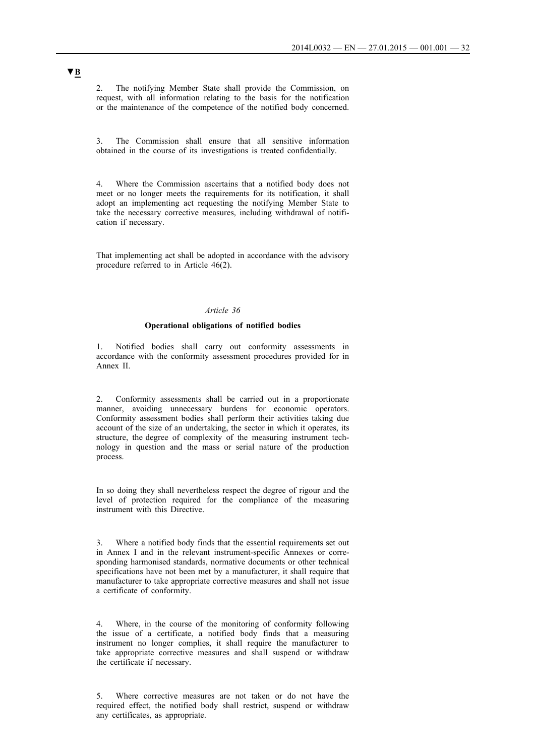▼B

2. The notifying Member State shall provide the Commission, on request, with all information relating to the basis for the notification or the maintenance of the competence of the notified body concerned.

3. The Commission shall ensure that all sensitive information obtained in the course of its investigations is treated confidentially.

4. Where the Commission ascertains that a notified body does not meet or no longer meets the requirements for its notification, it shall adopt an implementing act requesting the notifying Member State to take the necessary corrective measures, including withdrawal of notification if necessary.

That implementing act shall be adopted in accordance with the advisory procedure referred to in Article 46(2).

*Article 36*

**Operational obligations of notified bodies**

1. Notified bodies shall carry out conformity assessments in accordance with the conformity assessment procedures provided for in Annex II.

2. Conformity assessments shall be carried out in a proportionate manner, avoiding unnecessary burdens for economic operators. Conformity assessment bodies shall perform their activities taking due account of the size of an undertaking, the sector in which it operates, its structure, the degree of complexity of the measuring instrument technology in question and the mass or serial nature of the production process.

In so doing they shall nevertheless respect the degree of rigour and the level of protection required for the compliance of the measuring instrument with this Directive.

3. Where a notified body finds that the essential requirements set out in Annex I and in the relevant instrument-specific Annexes or corresponding harmonised standards, normative documents or other technical specifications have not been met by a manufacturer, it shall require that manufacturer to take appropriate corrective measures and shall not issue a certificate of conformity.

4. Where, in the course of the monitoring of conformity following the issue of a certificate, a notified body finds that a measuring instrument no longer complies, it shall require the manufacturer to take appropriate corrective measures and shall suspend or withdraw the certificate if necessary.

5. Where corrective measures are not taken or do not have the required effect, the notified body shall restrict, suspend or withdraw any certificates, as appropriate.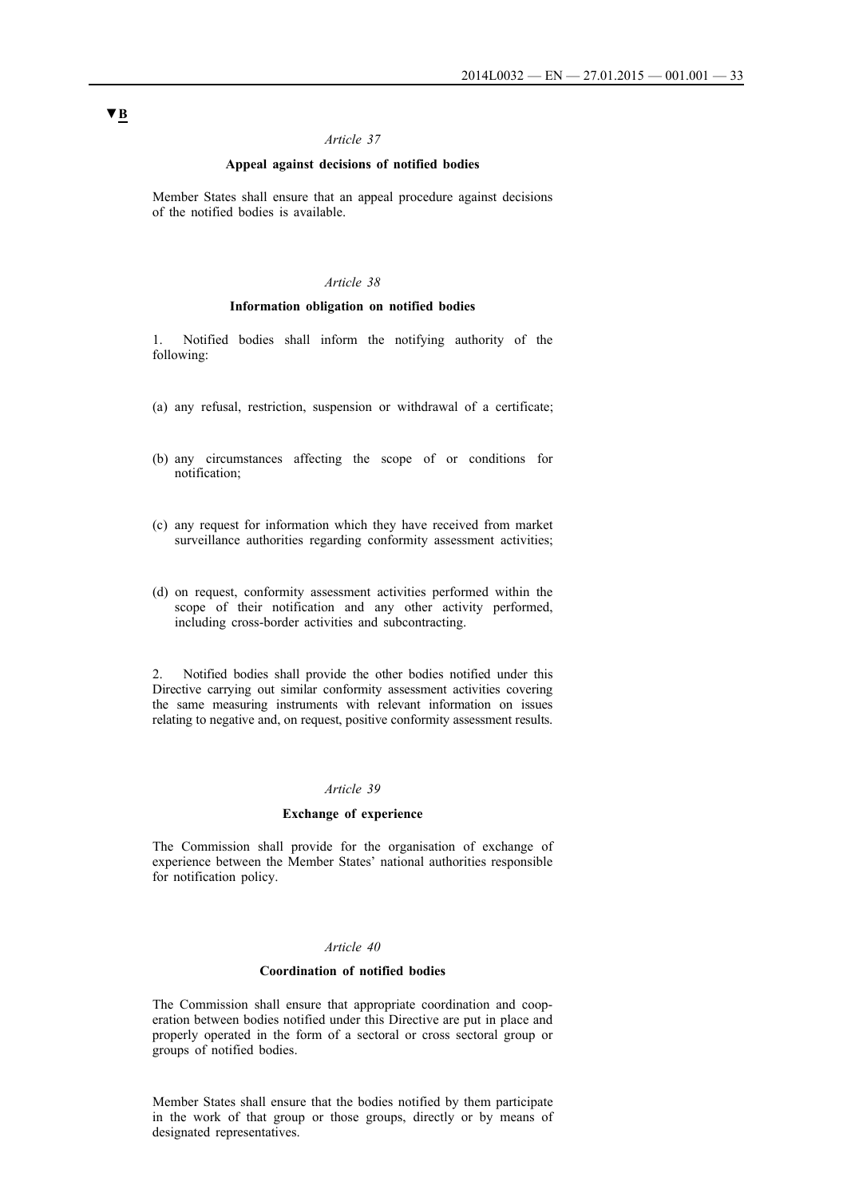▼B

*Article 37*

**Appeal against decisions of notified bodies**

Member States shall ensure that an appeal procedure against decisions of the notified bodies is available.

*Article 38*

**Information obligation on notified bodies**

1. Notified bodies shall inform the notifying authority of the following:

(a) any refusal, restriction, suspension or withdrawal of a certificate;

(b) any circumstances affecting the scope of or conditions for notification;

(c) any request for information which they have received from market surveillance authorities regarding conformity assessment activities;

(d) on request, conformity assessment activities performed within the scope of their notification and any other activity performed, including cross-border activities and subcontracting.

2. Notified bodies shall provide the other bodies notified under this Directive carrying out similar conformity assessment activities covering the same measuring instruments with relevant information on issues relating to negative and, on request, positive conformity assessment results.

*Article 39*

**Exchange of experience**

The Commission shall provide for the organisation of exchange of experience between the Member States' national authorities responsible for notification policy.

*Article 40*

**Coordination of notified bodies**

The Commission shall ensure that appropriate coordination and cooperation between bodies notified under this Directive are put in place and properly operated in the form of a sectoral or cross sectoral group or groups of notified bodies.

Member States shall ensure that the bodies notified by them participate in the work of that group or those groups, directly or by means of designated representatives.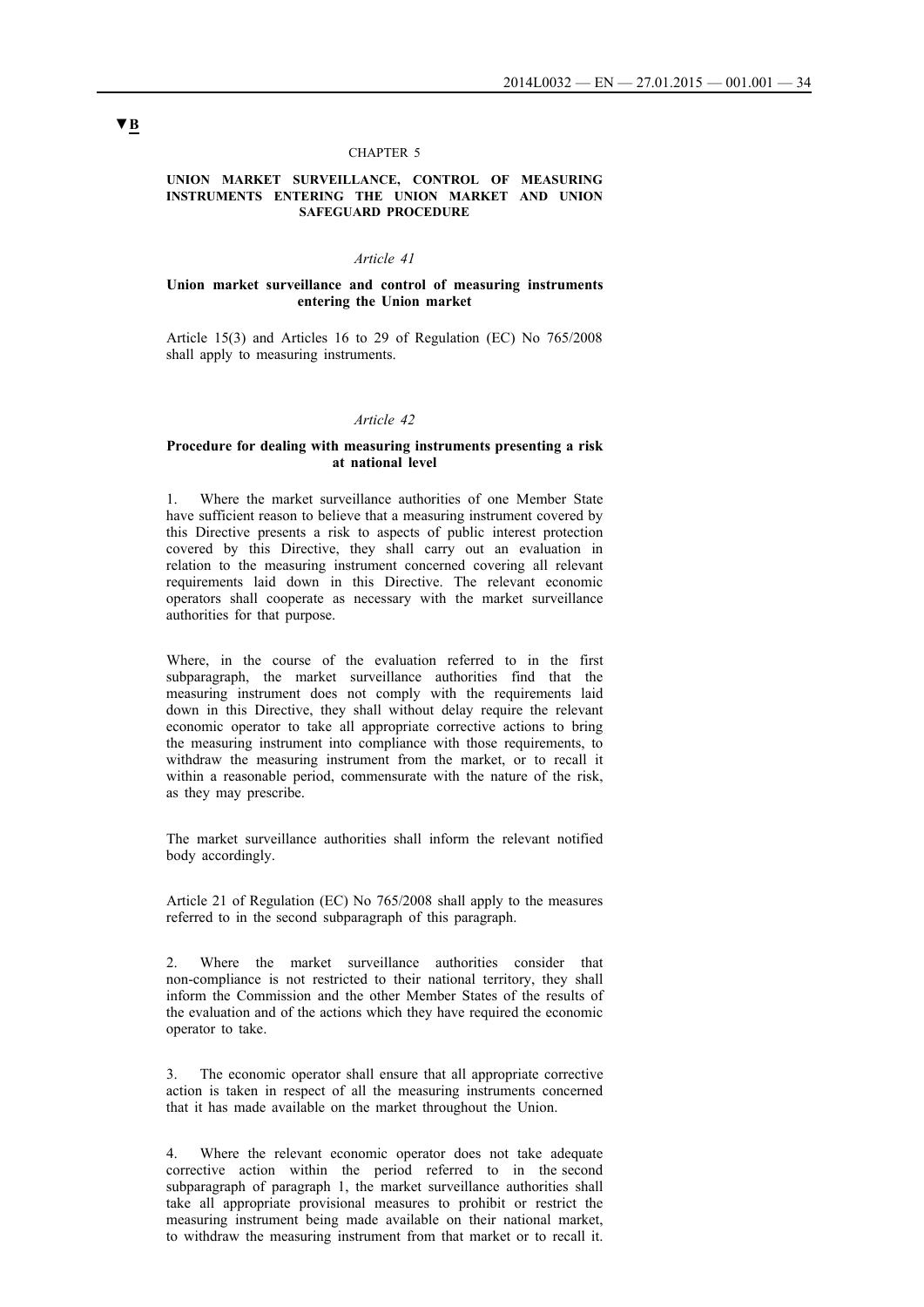▼B

CHAPTER 5

## UNION MARKET SURVEILLANCE, CONTROL OF MEASURING INSTRUMENTS ENTERING THE UNION MARKET AND UNION SAFEGUARD PROCEDURE

*Article 41*

### Union market surveillance and control of measuring instruments entering the Union market

Article 15(3) and Articles 16 to 29 of Regulation (EC) No 765/2008 shall apply to measuring instruments.

*Article 42*

### Procedure for dealing with measuring instruments presenting a risk at national level

1. Where the market surveillance authorities of one Member State have sufficient reason to believe that a measuring instrument covered by this Directive presents a risk to aspects of public interest protection covered by this Directive, they shall carry out an evaluation in relation to the measuring instrument concerned covering all relevant requirements laid down in this Directive. The relevant economic operators shall cooperate as necessary with the market surveillance authorities for that purpose.

Where, in the course of the evaluation referred to in the first subparagraph, the market surveillance authorities find that the measuring instrument does not comply with the requirements laid down in this Directive, they shall without delay require the relevant economic operator to take all appropriate corrective actions to bring the measuring instrument into compliance with those requirements, to withdraw the measuring instrument from the market, or to recall it within a reasonable period, commensurate with the nature of the risk, as they may prescribe.

The market surveillance authorities shall inform the relevant notified body accordingly.

Article 21 of Regulation (EC) No 765/2008 shall apply to the measures referred to in the second subparagraph of this paragraph.

2. Where the market surveillance authorities consider that non-compliance is not restricted to their national territory, they shall inform the Commission and the other Member States of the results of the evaluation and of the actions which they have required the economic operator to take.

3. The economic operator shall ensure that all appropriate corrective action is taken in respect of all the measuring instruments concerned that it has made available on the market throughout the Union.

4. Where the relevant economic operator does not take adequate corrective action within the period referred to in the second subparagraph of paragraph 1, the market surveillance authorities shall take all appropriate provisional measures to prohibit or restrict the measuring instrument being made available on their national market, to withdraw the measuring instrument from that market or to recall it.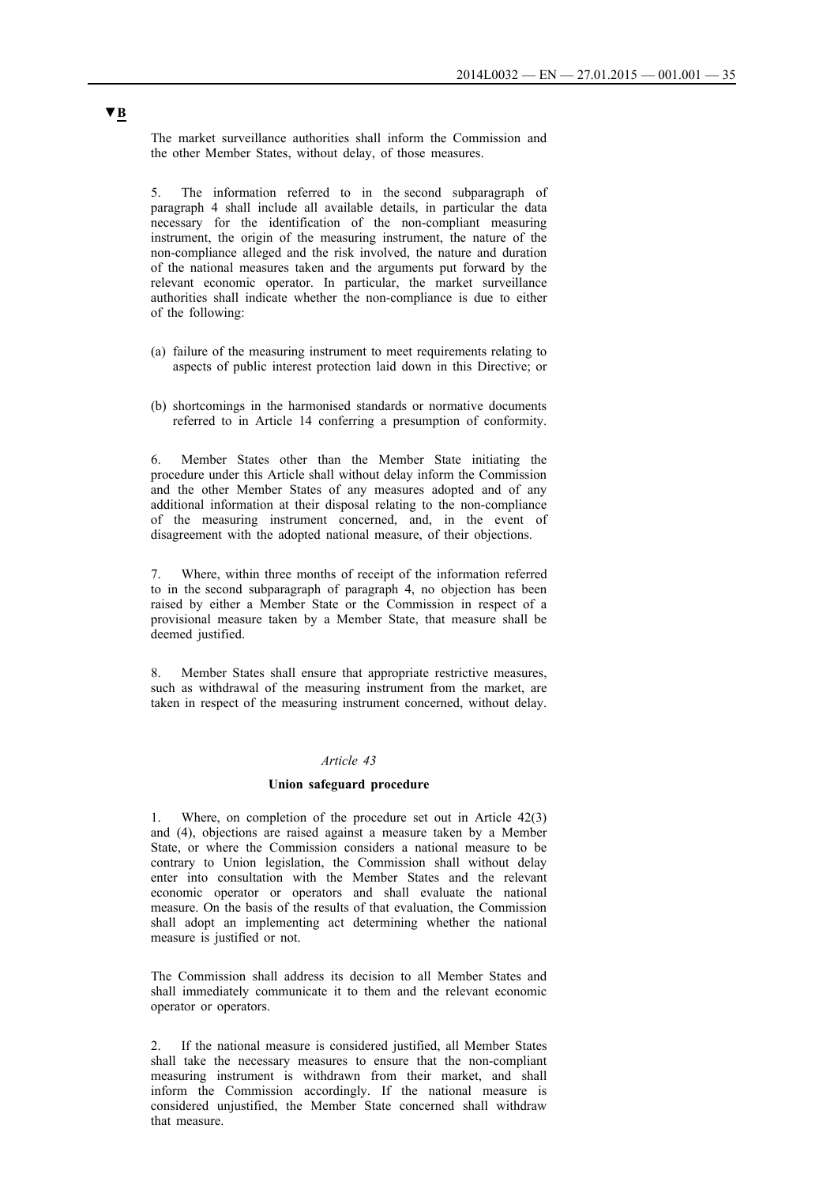▼B

The market surveillance authorities shall inform the Commission and the other Member States, without delay, of those measures.

5. The information referred to in the second subparagraph of paragraph 4 shall include all available details, in particular the data necessary for the identification of the non-compliant measuring instrument, the origin of the measuring instrument, the nature of the non-compliance alleged and the risk involved, the nature and duration of the national measures taken and the arguments put forward by the relevant economic operator. In particular, the market surveillance authorities shall indicate whether the non-compliance is due to either of the following:

(a) failure of the measuring instrument to meet requirements relating to aspects of public interest protection laid down in this Directive; or

(b) shortcomings in the harmonised standards or normative documents referred to in Article 14 conferring a presumption of conformity.

6. Member States other than the Member State initiating the procedure under this Article shall without delay inform the Commission and the other Member States of any measures adopted and of any additional information at their disposal relating to the non-compliance of the measuring instrument concerned, and, in the event of disagreement with the adopted national measure, of their objections.

7. Where, within three months of receipt of the information referred to in the second subparagraph of paragraph 4, no objection has been raised by either a Member State or the Commission in respect of a provisional measure taken by a Member State, that measure shall be deemed justified.

8. Member States shall ensure that appropriate restrictive measures, such as withdrawal of the measuring instrument from the market, are taken in respect of the measuring instrument concerned, without delay.

*Article 43*

**Union safeguard procedure**

1. Where, on completion of the procedure set out in Article 42(3) and (4), objections are raised against a measure taken by a Member State, or where the Commission considers a national measure to be contrary to Union legislation, the Commission shall without delay enter into consultation with the Member States and the relevant economic operator or operators and shall evaluate the national measure. On the basis of the results of that evaluation, the Commission shall adopt an implementing act determining whether the national measure is justified or not.

The Commission shall address its decision to all Member States and shall immediately communicate it to them and the relevant economic operator or operators.

2. If the national measure is considered justified, all Member States shall take the necessary measures to ensure that the non-compliant measuring instrument is withdrawn from their market, and shall inform the Commission accordingly. If the national measure is considered unjustified, the Member State concerned shall withdraw that measure.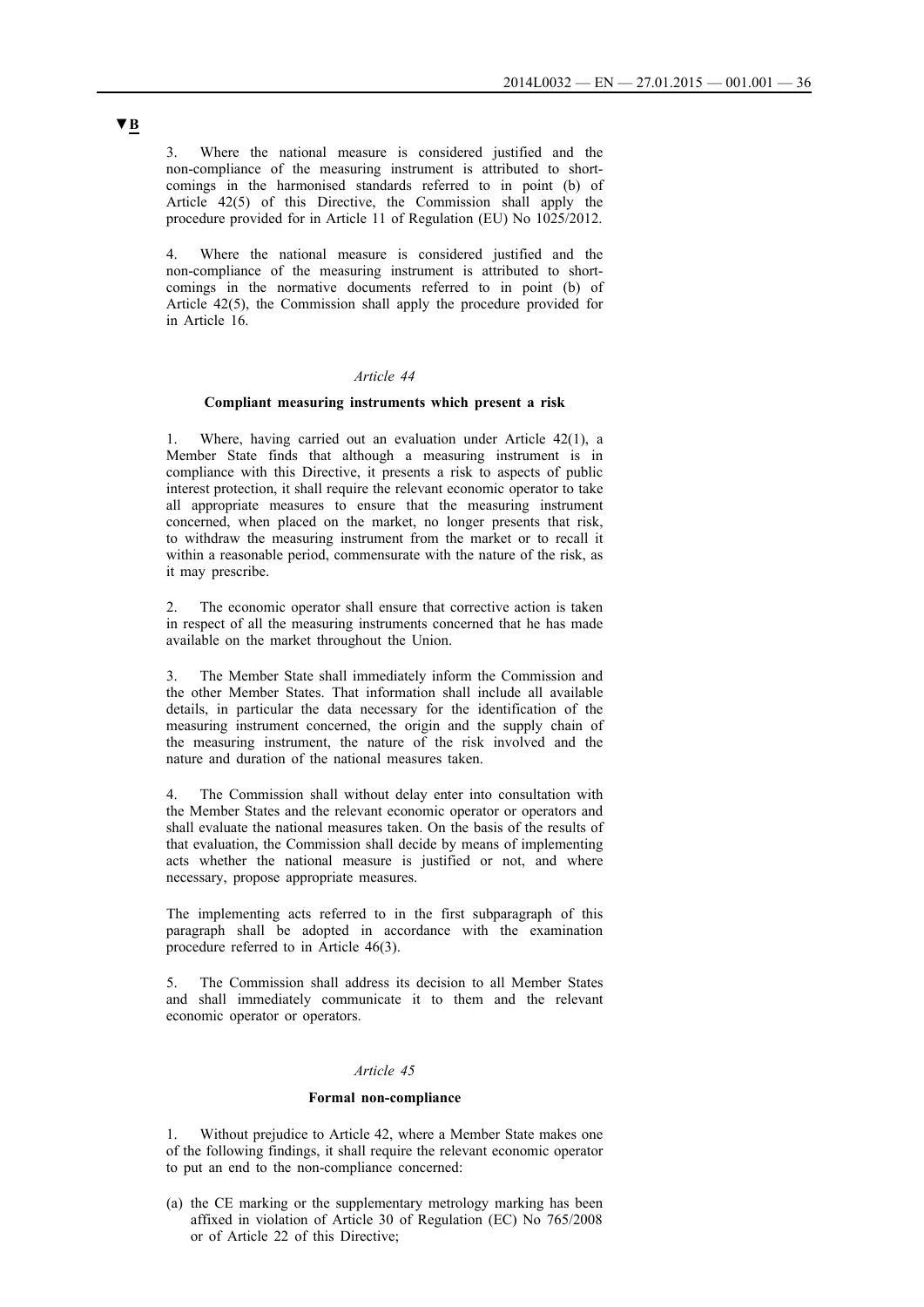▼B

3. Where the national measure is considered justified and the non-compliance of the measuring instrument is attributed to shortcomings in the harmonised standards referred to in point (b) of Article 42(5) of this Directive, the Commission shall apply the procedure provided for in Article 11 of Regulation (EU) No 1025/2012.

4. Where the national measure is considered justified and the non-compliance of the measuring instrument is attributed to shortcomings in the normative documents referred to in point (b) of Article 42(5), the Commission shall apply the procedure provided for in Article 16.

*Article 44*

**Compliant measuring instruments which present a risk**

1. Where, having carried out an evaluation under Article 42(1), a Member State finds that although a measuring instrument is in compliance with this Directive, it presents a risk to aspects of public interest protection, it shall require the relevant economic operator to take all appropriate measures to ensure that the measuring instrument concerned, when placed on the market, no longer presents that risk, to withdraw the measuring instrument from the market or to recall it within a reasonable period, commensurate with the nature of the risk, as it may prescribe.

2. The economic operator shall ensure that corrective action is taken in respect of all the measuring instruments concerned that he has made available on the market throughout the Union.

3. The Member State shall immediately inform the Commission and the other Member States. That information shall include all available details, in particular the data necessary for the identification of the measuring instrument concerned, the origin and the supply chain of the measuring instrument, the nature of the risk involved and the nature and duration of the national measures taken.

4. The Commission shall without delay enter into consultation with the Member States and the relevant economic operator or operators and shall evaluate the national measures taken. On the basis of the results of that evaluation, the Commission shall decide by means of implementing acts whether the national measure is justified or not, and where necessary, propose appropriate measures.

The implementing acts referred to in the first subparagraph of this paragraph shall be adopted in accordance with the examination procedure referred to in Article 46(3).

5. The Commission shall address its decision to all Member States and shall immediately communicate it to them and the relevant economic operator or operators.

*Article 45*

**Formal non-compliance**

1. Without prejudice to Article 42, where a Member State makes one of the following findings, it shall require the relevant economic operator to put an end to the non-compliance concerned:

(a) the CE marking or the supplementary metrology marking has been affixed in violation of Article 30 of Regulation (EC) No 765/2008 or of Article 22 of this Directive;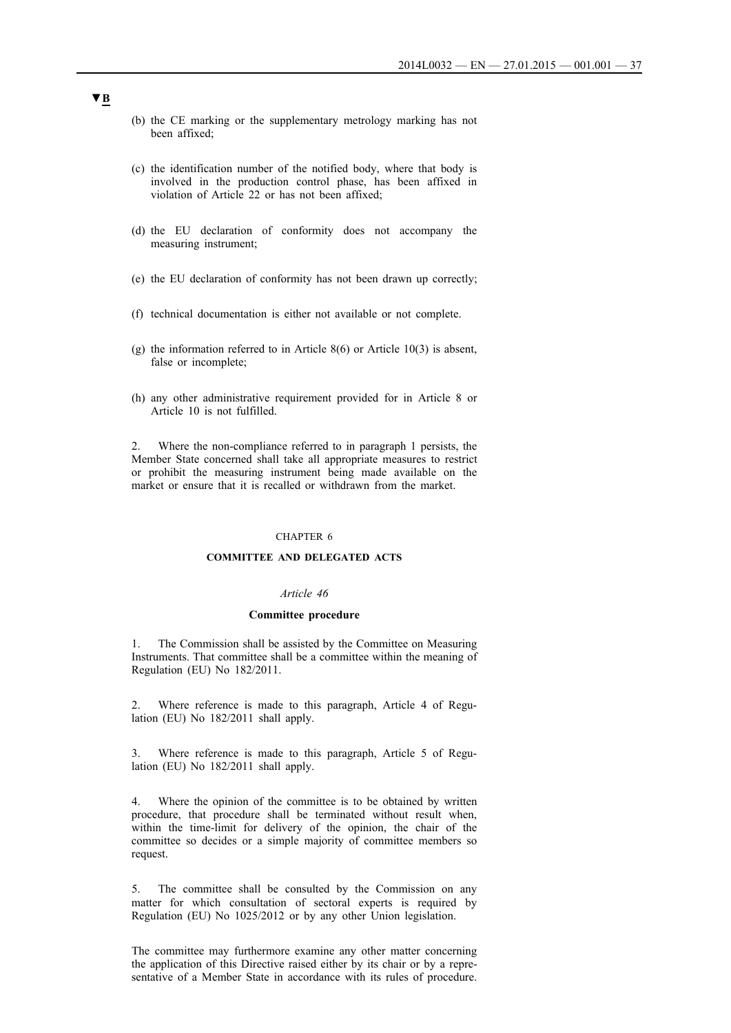▼B

(b) the CE marking or the supplementary metrology marking has not been affixed;

(c) the identification number of the notified body, where that body is involved in the production control phase, has been affixed in violation of Article 22 or has not been affixed;

(d) the EU declaration of conformity does not accompany the measuring instrument;

(e) the EU declaration of conformity has not been drawn up correctly;

(f) technical documentation is either not available or not complete.

(g) the information referred to in Article 8(6) or Article 10(3) is absent, false or incomplete;

(h) any other administrative requirement provided for in Article 8 or Article 10 is not fulfilled.

2. Where the non-compliance referred to in paragraph 1 persists, the Member State concerned shall take all appropriate measures to restrict or prohibit the measuring instrument being made available on the market or ensure that it is recalled or withdrawn from the market.

CHAPTER 6

## COMMITTEE AND DELEGATED ACTS

*Article 46*

### Committee procedure

1. The Commission shall be assisted by the Committee on Measuring Instruments. That committee shall be a committee within the meaning of Regulation (EU) No 182/2011.

2. Where reference is made to this paragraph, Article 4 of Regulation (EU) No 182/2011 shall apply.

3. Where reference is made to this paragraph, Article 5 of Regulation (EU) No 182/2011 shall apply.

4. Where the opinion of the committee is to be obtained by written procedure, that procedure shall be terminated without result when, within the time-limit for delivery of the opinion, the chair of the committee so decides or a simple majority of committee members so request.

5. The committee shall be consulted by the Commission on any matter for which consultation of sectoral experts is required by Regulation (EU) No 1025/2012 or by any other Union legislation.

The committee may furthermore examine any other matter concerning the application of this Directive raised either by its chair or by a representative of a Member State in accordance with its rules of procedure.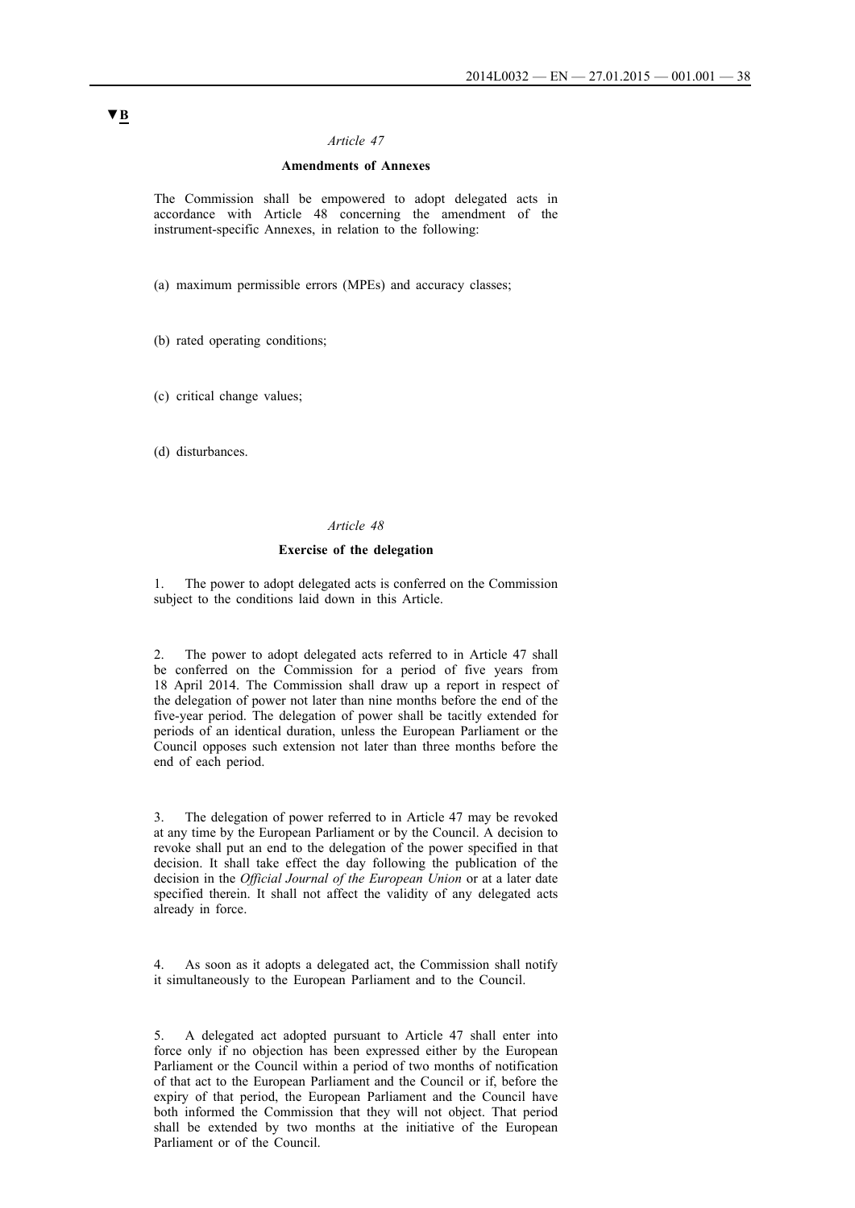▼B

*Article 47*

**Amendments of Annexes**

The Commission shall be empowered to adopt delegated acts in accordance with Article 48 concerning the amendment of the instrument-specific Annexes, in relation to the following:

(a) maximum permissible errors (MPEs) and accuracy classes;

(b) rated operating conditions;

(c) critical change values;

(d) disturbances.

*Article 48*

**Exercise of the delegation**

1. The power to adopt delegated acts is conferred on the Commission subject to the conditions laid down in this Article.

2. The power to adopt delegated acts referred to in Article 47 shall be conferred on the Commission for a period of five years from 18 April 2014. The Commission shall draw up a report in respect of the delegation of power not later than nine months before the end of the five-year period. The delegation of power shall be tacitly extended for periods of an identical duration, unless the European Parliament or the Council opposes such extension not later than three months before the end of each period.

3. The delegation of power referred to in Article 47 may be revoked at any time by the European Parliament or by the Council. A decision to revoke shall put an end to the delegation of the power specified in that decision. It shall take effect the day following the publication of the decision in the *Official Journal of the European Union* or at a later date specified therein. It shall not affect the validity of any delegated acts already in force.

4. As soon as it adopts a delegated act, the Commission shall notify it simultaneously to the European Parliament and to the Council.

5. A delegated act adopted pursuant to Article 47 shall enter into force only if no objection has been expressed either by the European Parliament or the Council within a period of two months of notification of that act to the European Parliament and the Council or if, before the expiry of that period, the European Parliament and the Council have both informed the Commission that they will not object. That period shall be extended by two months at the initiative of the European Parliament or of the Council.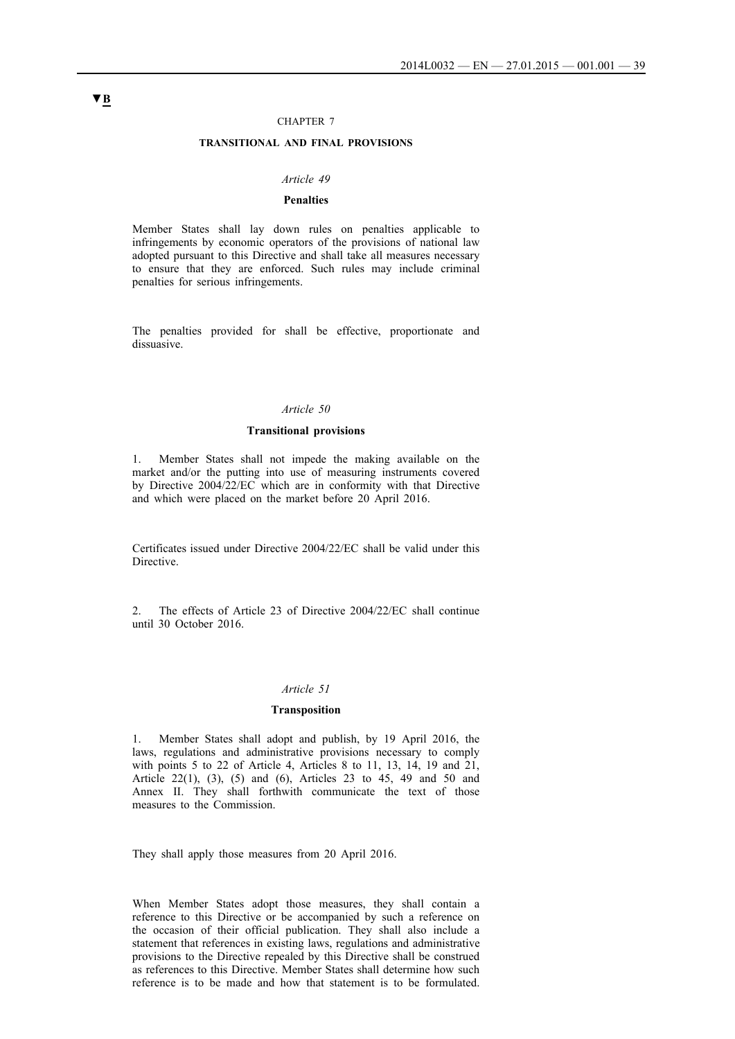▼B

CHAPTER 7

**TRANSITIONAL AND FINAL PROVISIONS**

*Article 49*

**Penalties**

Member States shall lay down rules on penalties applicable to infringements by economic operators of the provisions of national law adopted pursuant to this Directive and shall take all measures necessary to ensure that they are enforced. Such rules may include criminal penalties for serious infringements.

The penalties provided for shall be effective, proportionate and dissuasive.

*Article 50*

**Transitional provisions**

1. Member States shall not impede the making available on the market and/or the putting into use of measuring instruments covered by Directive 2004/22/EC which are in conformity with that Directive and which were placed on the market before 20 April 2016.

Certificates issued under Directive 2004/22/EC shall be valid under this Directive.

2. The effects of Article 23 of Directive 2004/22/EC shall continue until 30 October 2016.

*Article 51*

**Transposition**

1. Member States shall adopt and publish, by 19 April 2016, the laws, regulations and administrative provisions necessary to comply with points 5 to 22 of Article 4, Articles 8 to 11, 13, 14, 19 and 21, Article 22(1), (3), (5) and (6), Articles 23 to 45, 49 and 50 and Annex II. They shall forthwith communicate the text of those measures to the Commission.

They shall apply those measures from 20 April 2016.

When Member States adopt those measures, they shall contain a reference to this Directive or be accompanied by such a reference on the occasion of their official publication. They shall also include a statement that references in existing laws, regulations and administrative provisions to the Directive repealed by this Directive shall be construed as references to this Directive. Member States shall determine how such reference is to be made and how that statement is to be formulated.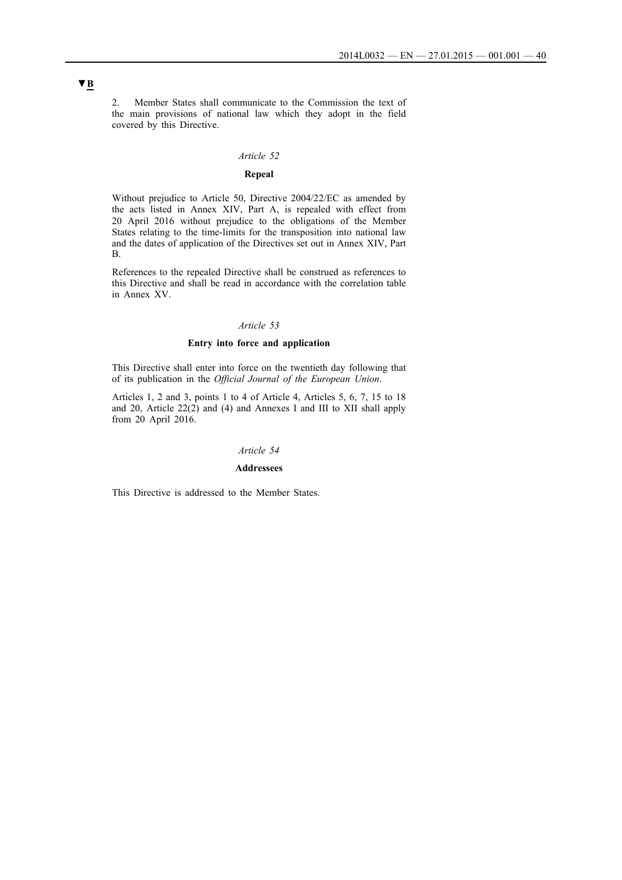▼B

2. Member States shall communicate to the Commission the text of the main provisions of national law which they adopt in the field covered by this Directive.

*Article 52*

**Repeal**

Without prejudice to Article 50, Directive 2004/22/EC as amended by the acts listed in Annex XIV, Part A, is repealed with effect from 20 April 2016 without prejudice to the obligations of the Member States relating to the time-limits for the transposition into national law and the dates of application of the Directives set out in Annex XIV, Part B.

References to the repealed Directive shall be construed as references to this Directive and shall be read in accordance with the correlation table in Annex XV.

*Article 53*

**Entry into force and application**

This Directive shall enter into force on the twentieth day following that of its publication in the *Official Journal of the European Union*.

Articles 1, 2 and 3, points 1 to 4 of Article 4, Articles 5, 6, 7, 15 to 18 and 20, Article 22(2) and (4) and Annexes I and III to XII shall apply from 20 April 2016.

*Article 54*

**Addressees**

This Directive is addressed to the Member States.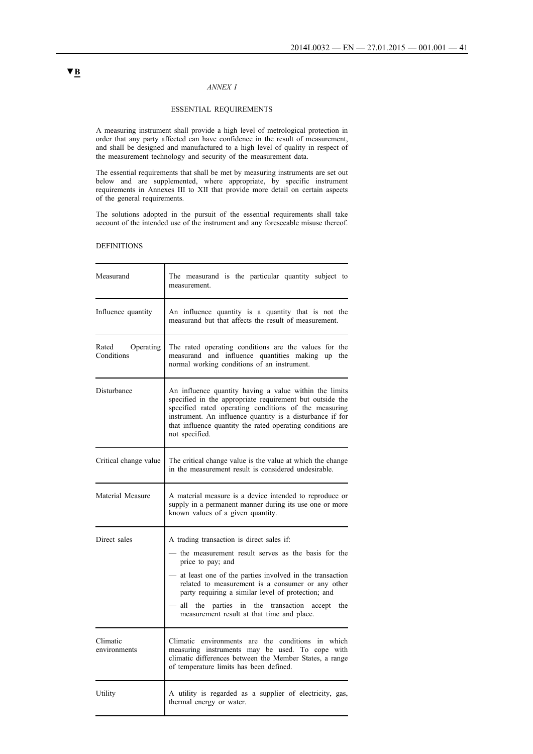▼B

*ANNEX I*

## ESSENTIAL REQUIREMENTS

A measuring instrument shall provide a high level of metrological protection in order that any party affected can have confidence in the result of measurement, and shall be designed and manufactured to a high level of quality in respect of the measurement technology and security of the measurement data.

The essential requirements that shall be met by measuring instruments are set out below and are supplemented, where appropriate, by specific instrument requirements in Annexes III to XII that provide more detail on certain aspects of the general requirements.

The solutions adopted in the pursuit of the essential requirements shall take account of the intended use of the instrument and any foreseeable misuse thereof.

DEFINITIONS

| | |
|---|---|
| Measurand | The measurand is the particular quantity subject to measurement. |
| Influence quantity | An influence quantity is a quantity that is not the measurand but that affects the result of measurement. |
| Rated Operating Conditions | The rated operating conditions are the values for the measurand and influence quantities making up the normal working conditions of an instrument. |
| Disturbance | An influence quantity having a value within the limits specified in the appropriate requirement but outside the specified rated operating conditions of the measuring instrument. An influence quantity is a disturbance if for that influence quantity the rated operating conditions are not specified. |
| Critical change value | The critical change value is the value at which the change in the measurement result is considered undesirable. |
| Material Measure | A material measure is a device intended to reproduce or supply in a permanent manner during its use one or more known values of a given quantity. |
| Direct sales | A trading transaction is direct sales if: — the measurement result serves as the basis for the price to pay; and — at least one of the parties involved in the transaction related to measurement is a consumer or any other party requiring a similar level of protection; and — all the parties in the transaction accept the measurement result at that time and place. |
| Climatic environments | Climatic environments are the conditions in which measuring instruments may be used. To cope with climatic differences between the Member States, a range of temperature limits has been defined. |
| Utility | A utility is regarded as a supplier of electricity, gas, thermal energy or water. |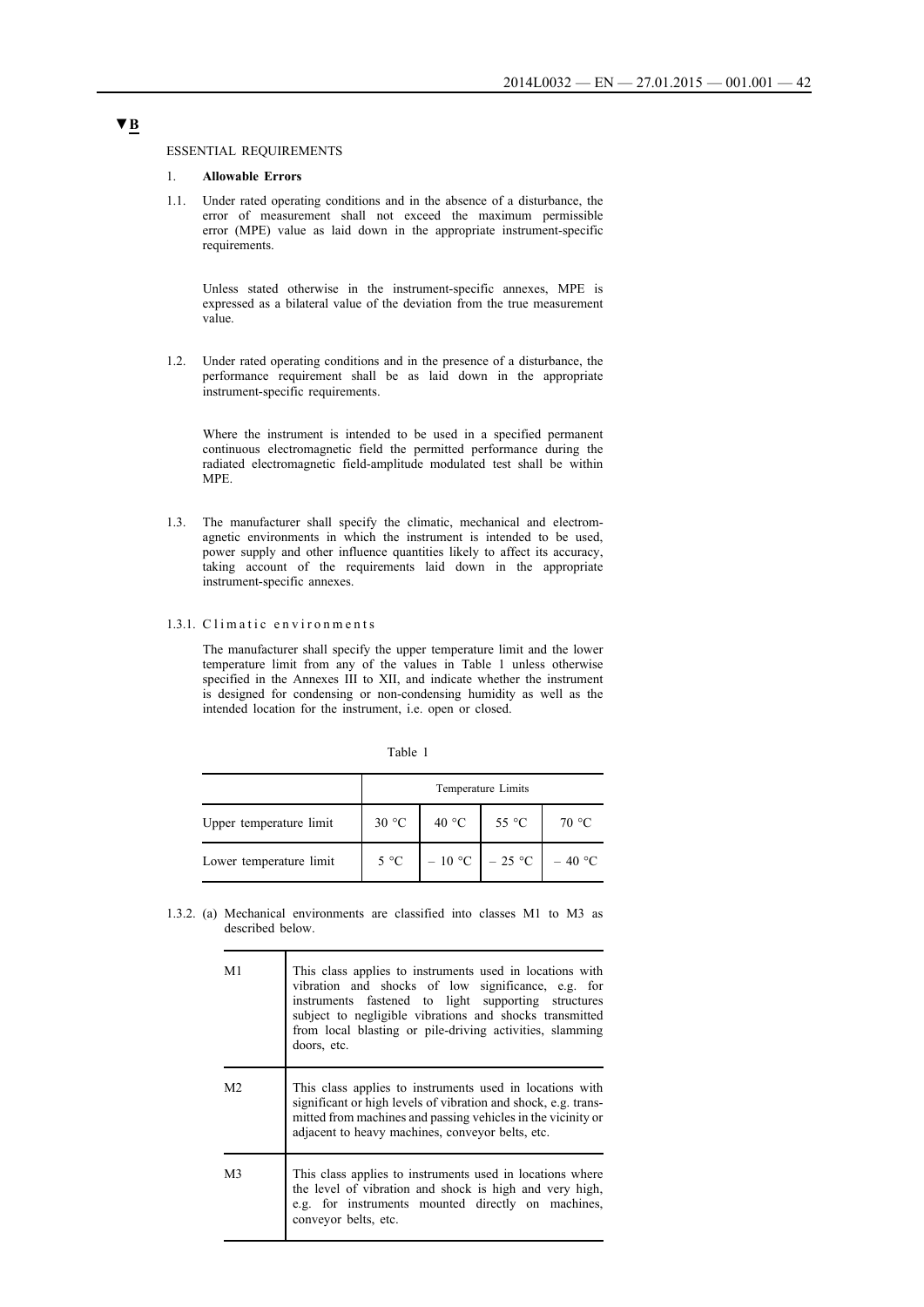▼B

ESSENTIAL REQUIREMENTS

1. **Allowable Errors**

1.1. Under rated operating conditions and in the absence of a disturbance, the error of measurement shall not exceed the maximum permissible error (MPE) value as laid down in the appropriate instrument-specific requirements.

Unless stated otherwise in the instrument-specific annexes, MPE is expressed as a bilateral value of the deviation from the true measurement value.

1.2. Under rated operating conditions and in the presence of a disturbance, the performance requirement shall be as laid down in the appropriate instrument-specific requirements.

Where the instrument is intended to be used in a specified permanent continuous electromagnetic field the permitted performance during the radiated electromagnetic field-amplitude modulated test shall be within MPE.

1.3. The manufacturer shall specify the climatic, mechanical and electromagnetic environments in which the instrument is intended to be used, power supply and other influence quantities likely to affect its accuracy, taking account of the requirements laid down in the appropriate instrument-specific annexes.

1.3.1. Climatic environments

The manufacturer shall specify the upper temperature limit and the lower temperature limit from any of the values in Table 1 unless otherwise specified in the Annexes III to XII, and indicate whether the instrument is designed for condensing or non-condensing humidity as well as the intended location for the instrument, i.e. open or closed.

Table 1

| | Temperature Limits | | | |
|---|---|---|---|---|
| Upper temperature limit | 30 °C | 40 °C | 55 °C | 70 °C |
| Lower temperature limit | 5 °C | – 10 °C | – 25 °C | – 40 °C |

1.3.2. (a) Mechanical environments are classified into classes M1 to M3 as described below.

| | |
|---|---|
| M1 | This class applies to instruments used in locations with vibration and shocks of low significance, e.g. for instruments fastened to light supporting structures subject to negligible vibrations and shocks transmitted from local blasting or pile-driving activities, slamming doors, etc. |
| M2 | This class applies to instruments used in locations with significant or high levels of vibration and shock, e.g. transmitted from machines and passing vehicles in the vicinity or adjacent to heavy machines, conveyor belts, etc. |
| M3 | This class applies to instruments used in locations where the level of vibration and shock is high and very high, e.g. for instruments mounted directly on machines, conveyor belts, etc. |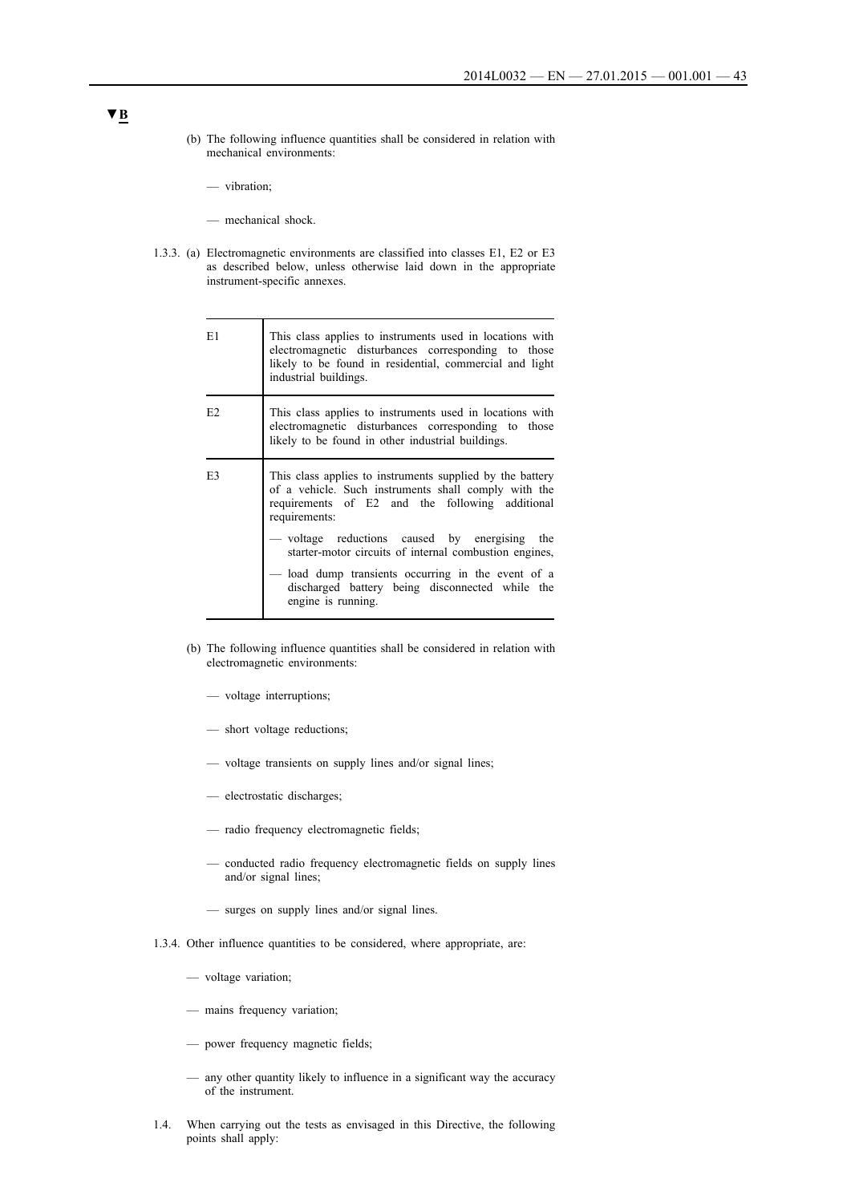▼B

(b) The following influence quantities shall be considered in relation with mechanical environments:

— vibration;

— mechanical shock.

1.3.3. (a) Electromagnetic environments are classified into classes E1, E2 or E3 as described below, unless otherwise laid down in the appropriate instrument-specific annexes.

| | |
|---|---|
| E1 | This class applies to instruments used in locations with electromagnetic disturbances corresponding to those likely to be found in residential, commercial and light industrial buildings. |
| E2 | This class applies to instruments used in locations with electromagnetic disturbances corresponding to those likely to be found in other industrial buildings. |
| E3 | This class applies to instruments supplied by the battery of a vehicle. Such instruments shall comply with the requirements of E2 and the following additional requirements:<br>— voltage reductions caused by energising the starter-motor circuits of internal combustion engines,<br>— load dump transients occurring in the event of a discharged battery being disconnected while the engine is running. |

(b) The following influence quantities shall be considered in relation with electromagnetic environments:

— voltage interruptions;

— short voltage reductions;

— voltage transients on supply lines and/or signal lines;

— electrostatic discharges;

— radio frequency electromagnetic fields;

— conducted radio frequency electromagnetic fields on supply lines and/or signal lines;

— surges on supply lines and/or signal lines.

1.3.4. Other influence quantities to be considered, where appropriate, are:

— voltage variation;

— mains frequency variation;

— power frequency magnetic fields;

— any other quantity likely to influence in a significant way the accuracy of the instrument.

1.4. When carrying out the tests as envisaged in this Directive, the following points shall apply: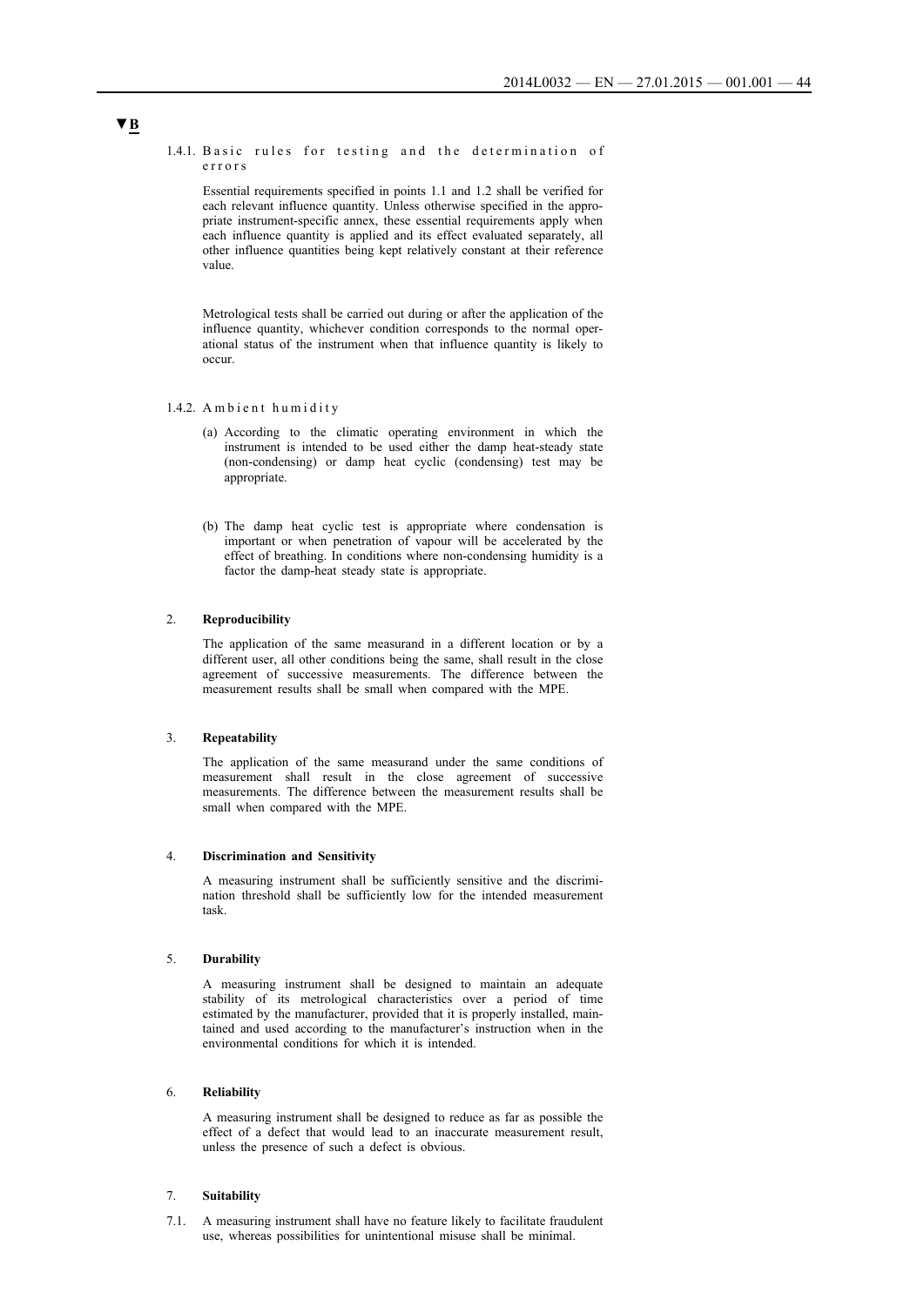▼B

1.4.1. Basic rules for testing and the determination of errors

Essential requirements specified in points 1.1 and 1.2 shall be verified for each relevant influence quantity. Unless otherwise specified in the appropriate instrument-specific annex, these essential requirements apply when each influence quantity is applied and its effect evaluated separately, all other influence quantities being kept relatively constant at their reference value.

Metrological tests shall be carried out during or after the application of the influence quantity, whichever condition corresponds to the normal operational status of the instrument when that influence quantity is likely to occur.

1.4.2. Ambient humidity

(a) According to the climatic operating environment in which the instrument is intended to be used either the damp heat-steady state (non-condensing) or damp heat cyclic (condensing) test may be appropriate.

(b) The damp heat cyclic test is appropriate where condensation is important or when penetration of vapour will be accelerated by the effect of breathing. In conditions where non-condensing humidity is a factor the damp-heat steady state is appropriate.

2. **Reproducibility**

The application of the same measurand in a different location or by a different user, all other conditions being the same, shall result in the close agreement of successive measurements. The difference between the measurement results shall be small when compared with the MPE.

3. **Repeatability**

The application of the same measurand under the same conditions of measurement shall result in the close agreement of successive measurements. The difference between the measurement results shall be small when compared with the MPE.

4. **Discrimination and Sensitivity**

A measuring instrument shall be sufficiently sensitive and the discrimination threshold shall be sufficiently low for the intended measurement task.

5. **Durability**

A measuring instrument shall be designed to maintain an adequate stability of its metrological characteristics over a period of time estimated by the manufacturer, provided that it is properly installed, maintained and used according to the manufacturer's instruction when in the environmental conditions for which it is intended.

6. **Reliability**

A measuring instrument shall be designed to reduce as far as possible the effect of a defect that would lead to an inaccurate measurement result, unless the presence of such a defect is obvious.

7. **Suitability**

7.1. A measuring instrument shall have no feature likely to facilitate fraudulent use, whereas possibilities for unintentional misuse shall be minimal.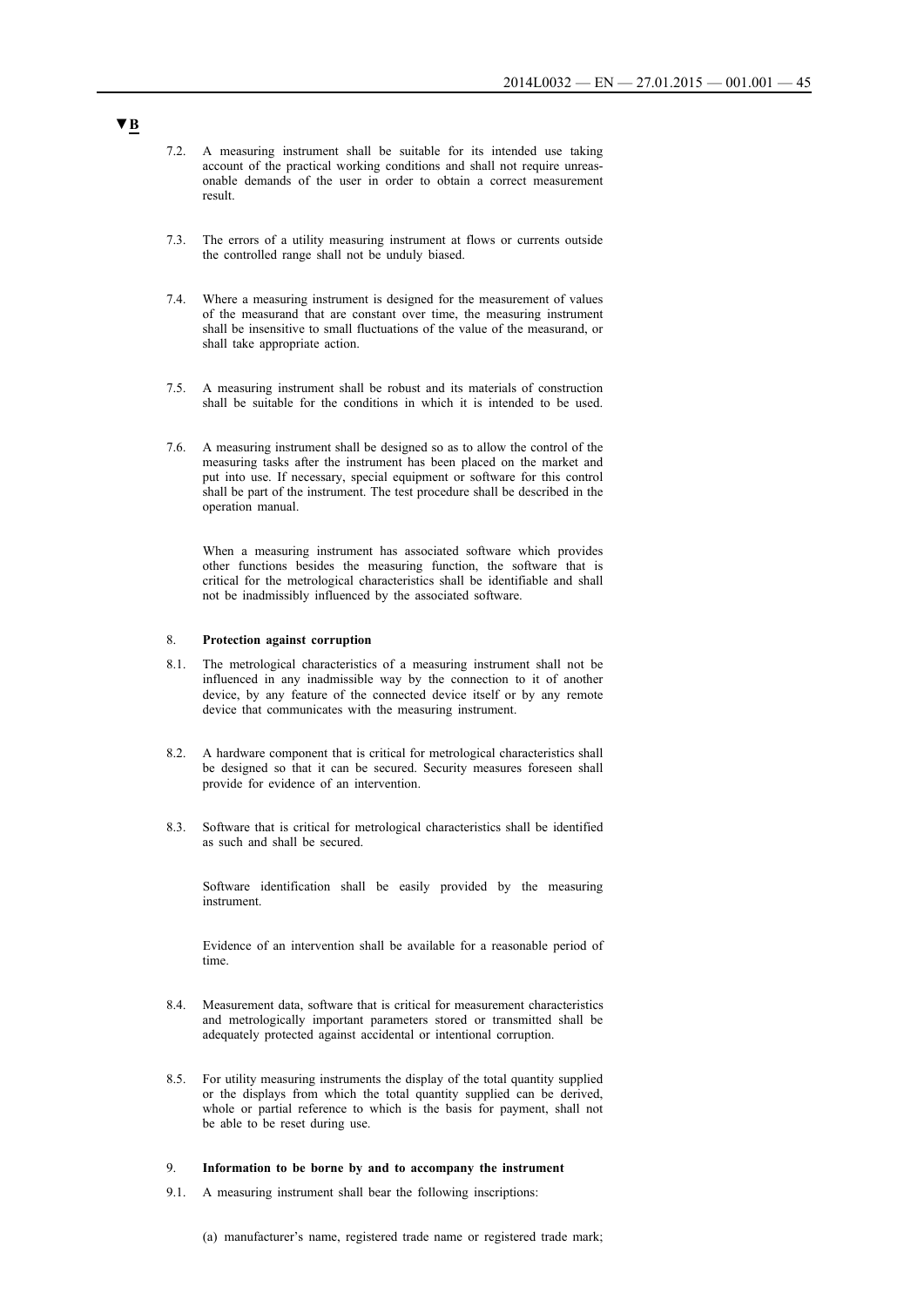▼B

7.2. A measuring instrument shall be suitable for its intended use taking account of the practical working conditions and shall not require unreasonable demands of the user in order to obtain a correct measurement result.

7.3. The errors of a utility measuring instrument at flows or currents outside the controlled range shall not be unduly biased.

7.4. Where a measuring instrument is designed for the measurement of values of the measurand that are constant over time, the measuring instrument shall be insensitive to small fluctuations of the value of the measurand, or shall take appropriate action.

7.5. A measuring instrument shall be robust and its materials of construction shall be suitable for the conditions in which it is intended to be used.

7.6. A measuring instrument shall be designed so as to allow the control of the measuring tasks after the instrument has been placed on the market and put into use. If necessary, special equipment or software for this control shall be part of the instrument. The test procedure shall be described in the operation manual.

When a measuring instrument has associated software which provides other functions besides the measuring function, the software that is critical for the metrological characteristics shall be identifiable and shall not be inadmissibly influenced by the associated software.

8. **Protection against corruption**

8.1. The metrological characteristics of a measuring instrument shall not be influenced in any inadmissible way by the connection to it of another device, by any feature of the connected device itself or by any remote device that communicates with the measuring instrument.

8.2. A hardware component that is critical for metrological characteristics shall be designed so that it can be secured. Security measures foreseen shall provide for evidence of an intervention.

8.3. Software that is critical for metrological characteristics shall be identified as such and shall be secured.

Software identification shall be easily provided by the measuring instrument.

Evidence of an intervention shall be available for a reasonable period of time.

8.4. Measurement data, software that is critical for measurement characteristics and metrologically important parameters stored or transmitted shall be adequately protected against accidental or intentional corruption.

8.5. For utility measuring instruments the display of the total quantity supplied or the displays from which the total quantity supplied can be derived, whole or partial reference to which is the basis for payment, shall not be able to be reset during use.

9. **Information to be borne by and to accompany the instrument**

9.1. A measuring instrument shall bear the following inscriptions:

(a) manufacturer's name, registered trade name or registered trade mark;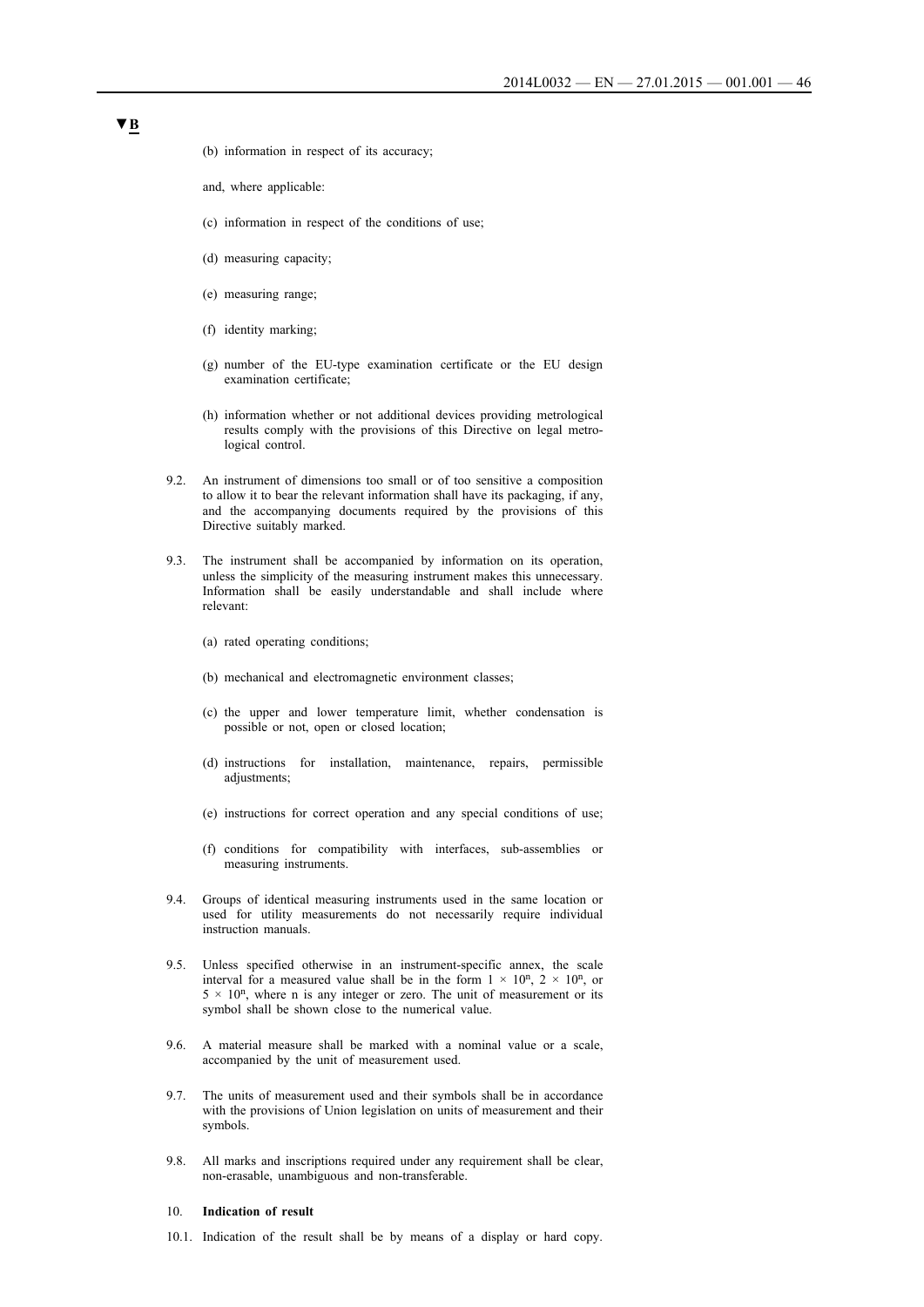▼B

(b) information in respect of its accuracy;

and, where applicable:

(c) information in respect of the conditions of use;

(d) measuring capacity;

(e) measuring range;

(f) identity marking;

(g) number of the EU-type examination certificate or the EU design examination certificate;

(h) information whether or not additional devices providing metrological results comply with the provisions of this Directive on legal metrological control.

9.2. An instrument of dimensions too small or of too sensitive a composition to allow it to bear the relevant information shall have its packaging, if any, and the accompanying documents required by the provisions of this Directive suitably marked.

9.3. The instrument shall be accompanied by information on its operation, unless the simplicity of the measuring instrument makes this unnecessary. Information shall be easily understandable and shall include where relevant:

(a) rated operating conditions;

(b) mechanical and electromagnetic environment classes;

(c) the upper and lower temperature limit, whether condensation is possible or not, open or closed location;

(d) instructions for installation, maintenance, repairs, permissible adjustments;

(e) instructions for correct operation and any special conditions of use;

(f) conditions for compatibility with interfaces, sub-assemblies or measuring instruments.

9.4. Groups of identical measuring instruments used in the same location or used for utility measurements do not necessarily require individual instruction manuals.

9.5. Unless specified otherwise in an instrument-specific annex, the scale interval for a measured value shall be in the form $1 \times 10^n$, $2 \times 10^n$, or $5 \times 10^n$, where n is any integer or zero. The unit of measurement or its symbol shall be shown close to the numerical value.

9.6. A material measure shall be marked with a nominal value or a scale, accompanied by the unit of measurement used.

9.7. The units of measurement used and their symbols shall be in accordance with the provisions of Union legislation on units of measurement and their symbols.

9.8. All marks and inscriptions required under any requirement shall be clear, non-erasable, unambiguous and non-transferable.

10. **Indication of result**

10.1. Indication of the result shall be by means of a display or hard copy.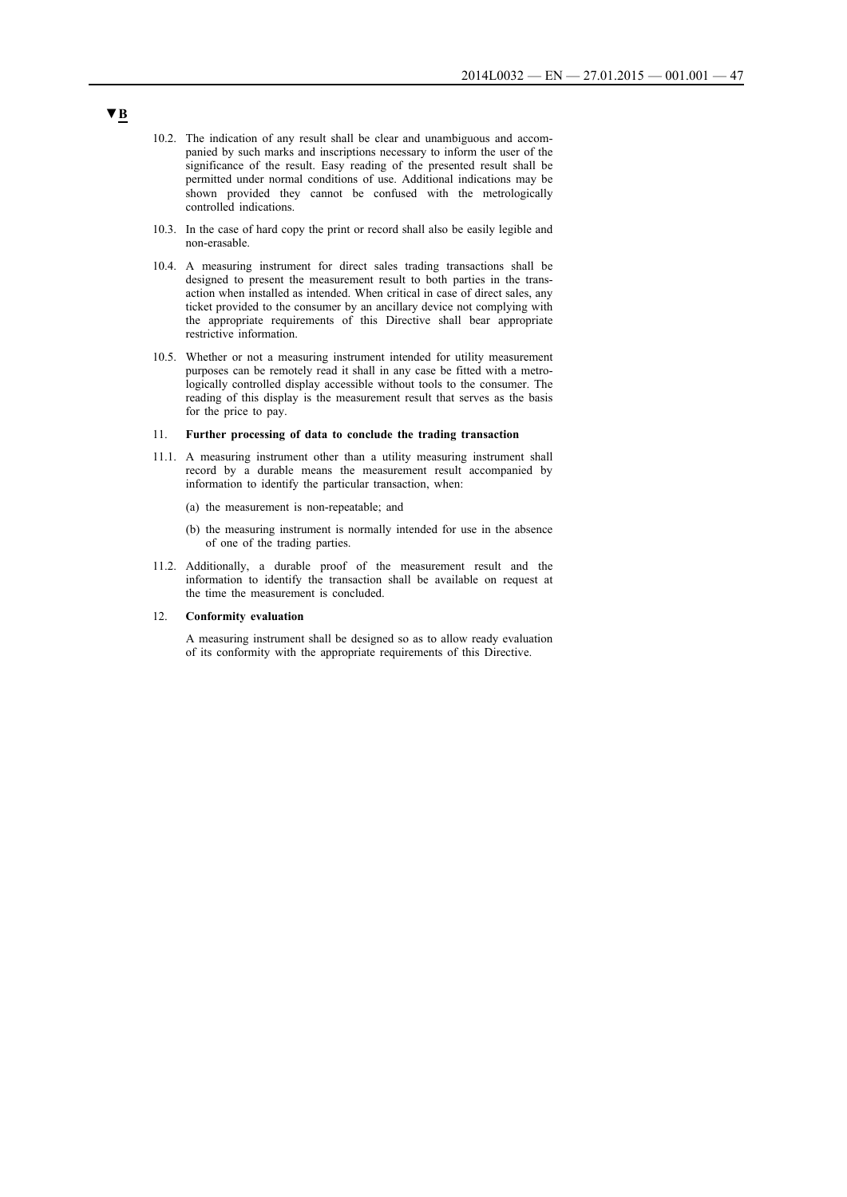▼B

10.2. The indication of any result shall be clear and unambiguous and accompanied by such marks and inscriptions necessary to inform the user of the significance of the result. Easy reading of the presented result shall be permitted under normal conditions of use. Additional indications may be shown provided they cannot be confused with the metrologically controlled indications.

10.3. In the case of hard copy the print or record shall also be easily legible and non-erasable.

10.4. A measuring instrument for direct sales trading transactions shall be designed to present the measurement result to both parties in the transaction when installed as intended. When critical in case of direct sales, any ticket provided to the consumer by an ancillary device not complying with the appropriate requirements of this Directive shall bear appropriate restrictive information.

10.5. Whether or not a measuring instrument intended for utility measurement purposes can be remotely read it shall in any case be fitted with a metrologically controlled display accessible without tools to the consumer. The reading of this display is the measurement result that serves as the basis for the price to pay.

11. **Further processing of data to conclude the trading transaction**

11.1. A measuring instrument other than a utility measuring instrument shall record by a durable means the measurement result accompanied by information to identify the particular transaction, when:

(a) the measurement is non-repeatable; and

(b) the measuring instrument is normally intended for use in the absence of one of the trading parties.

11.2. Additionally, a durable proof of the measurement result and the information to identify the transaction shall be available on request at the time the measurement is concluded.

12. **Conformity evaluation**

A measuring instrument shall be designed so as to allow ready evaluation of its conformity with the appropriate requirements of this Directive.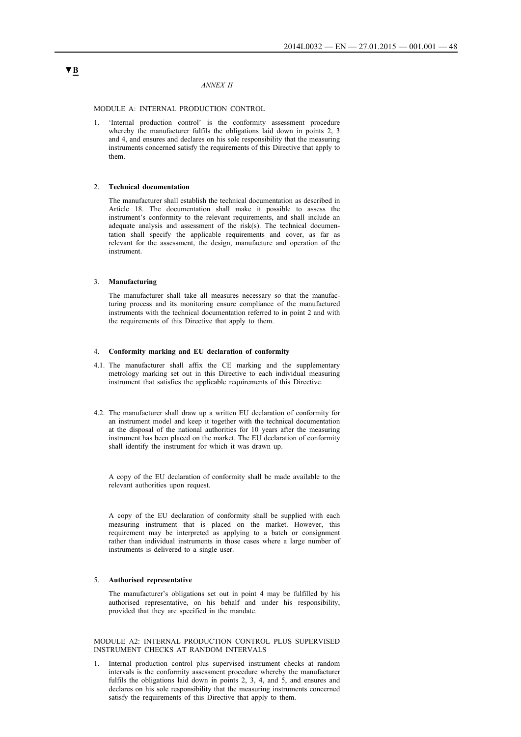▼B

*ANNEX II*

MODULE A: INTERNAL PRODUCTION CONTROL

1. 'Internal production control' is the conformity assessment procedure whereby the manufacturer fulfils the obligations laid down in points 2, 3 and 4, and ensures and declares on his sole responsibility that the measuring instruments concerned satisfy the requirements of this Directive that apply to them.

2. **Technical documentation**

   The manufacturer shall establish the technical documentation as described in Article 18. The documentation shall make it possible to assess the instrument's conformity to the relevant requirements, and shall include an adequate analysis and assessment of the risk(s). The technical documentation shall specify the applicable requirements and cover, as far as relevant for the assessment, the design, manufacture and operation of the instrument.

3. **Manufacturing**

   The manufacturer shall take all measures necessary so that the manufacturing process and its monitoring ensure compliance of the manufactured instruments with the technical documentation referred to in point 2 and with the requirements of this Directive that apply to them.

4. **Conformity marking and EU declaration of conformity**

4.1. The manufacturer shall affix the CE marking and the supplementary metrology marking set out in this Directive to each individual measuring instrument that satisfies the applicable requirements of this Directive.

4.2. The manufacturer shall draw up a written EU declaration of conformity for an instrument model and keep it together with the technical documentation at the disposal of the national authorities for 10 years after the measuring instrument has been placed on the market. The EU declaration of conformity shall identify the instrument for which it was drawn up.

   A copy of the EU declaration of conformity shall be made available to the relevant authorities upon request.

   A copy of the EU declaration of conformity shall be supplied with each measuring instrument that is placed on the market. However, this requirement may be interpreted as applying to a batch or consignment rather than individual instruments in those cases where a large number of instruments is delivered to a single user.

5. **Authorised representative**

   The manufacturer's obligations set out in point 4 may be fulfilled by his authorised representative, on his behalf and under his responsibility, provided that they are specified in the mandate.

MODULE A2: INTERNAL PRODUCTION CONTROL PLUS SUPERVISED INSTRUMENT CHECKS AT RANDOM INTERVALS

1. Internal production control plus supervised instrument checks at random intervals is the conformity assessment procedure whereby the manufacturer fulfils the obligations laid down in points 2, 3, 4, and 5, and ensures and declares on his sole responsibility that the measuring instruments concerned satisfy the requirements of this Directive that apply to them.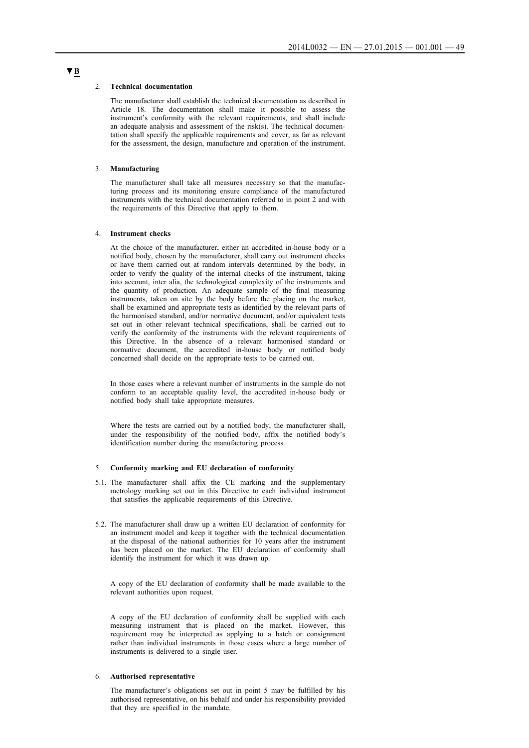▼B

2. **Technical documentation**

The manufacturer shall establish the technical documentation as described in Article 18. The documentation shall make it possible to assess the instrument's conformity with the relevant requirements, and shall include an adequate analysis and assessment of the risk(s). The technical documentation shall specify the applicable requirements and cover, as far as relevant for the assessment, the design, manufacture and operation of the instrument.

3. **Manufacturing**

The manufacturer shall take all measures necessary so that the manufacturing process and its monitoring ensure compliance of the manufactured instruments with the technical documentation referred to in point 2 and with the requirements of this Directive that apply to them.

4. **Instrument checks**

At the choice of the manufacturer, either an accredited in-house body or a notified body, chosen by the manufacturer, shall carry out instrument checks or have them carried out at random intervals determined by the body, in order to verify the quality of the internal checks of the instrument, taking into account, inter alia, the technological complexity of the instruments and the quantity of production. An adequate sample of the final measuring instruments, taken on site by the body before the placing on the market, shall be examined and appropriate tests as identified by the relevant parts of the harmonised standard, and/or normative document, and/or equivalent tests set out in other relevant technical specifications, shall be carried out to verify the conformity of the instruments with the relevant requirements of this Directive. In the absence of a relevant harmonised standard or normative document, the accredited in-house body or notified body concerned shall decide on the appropriate tests to be carried out.

In those cases where a relevant number of instruments in the sample do not conform to an acceptable quality level, the accredited in-house body or notified body shall take appropriate measures.

Where the tests are carried out by a notified body, the manufacturer shall, under the responsibility of the notified body, affix the notified body's identification number during the manufacturing process.

5. **Conformity marking and EU declaration of conformity**

5.1. The manufacturer shall affix the CE marking and the supplementary metrology marking set out in this Directive to each individual instrument that satisfies the applicable requirements of this Directive.

5.2. The manufacturer shall draw up a written EU declaration of conformity for an instrument model and keep it together with the technical documentation at the disposal of the national authorities for 10 years after the instrument has been placed on the market. The EU declaration of conformity shall identify the instrument for which it was drawn up.

A copy of the EU declaration of conformity shall be made available to the relevant authorities upon request.

A copy of the EU declaration of conformity shall be supplied with each measuring instrument that is placed on the market. However, this requirement may be interpreted as applying to a batch or consignment rather than individual instruments in those cases where a large number of instruments is delivered to a single user.

6. **Authorised representative**

The manufacturer's obligations set out in point 5 may be fulfilled by his authorised representative, on his behalf and under his responsibility provided that they are specified in the mandate.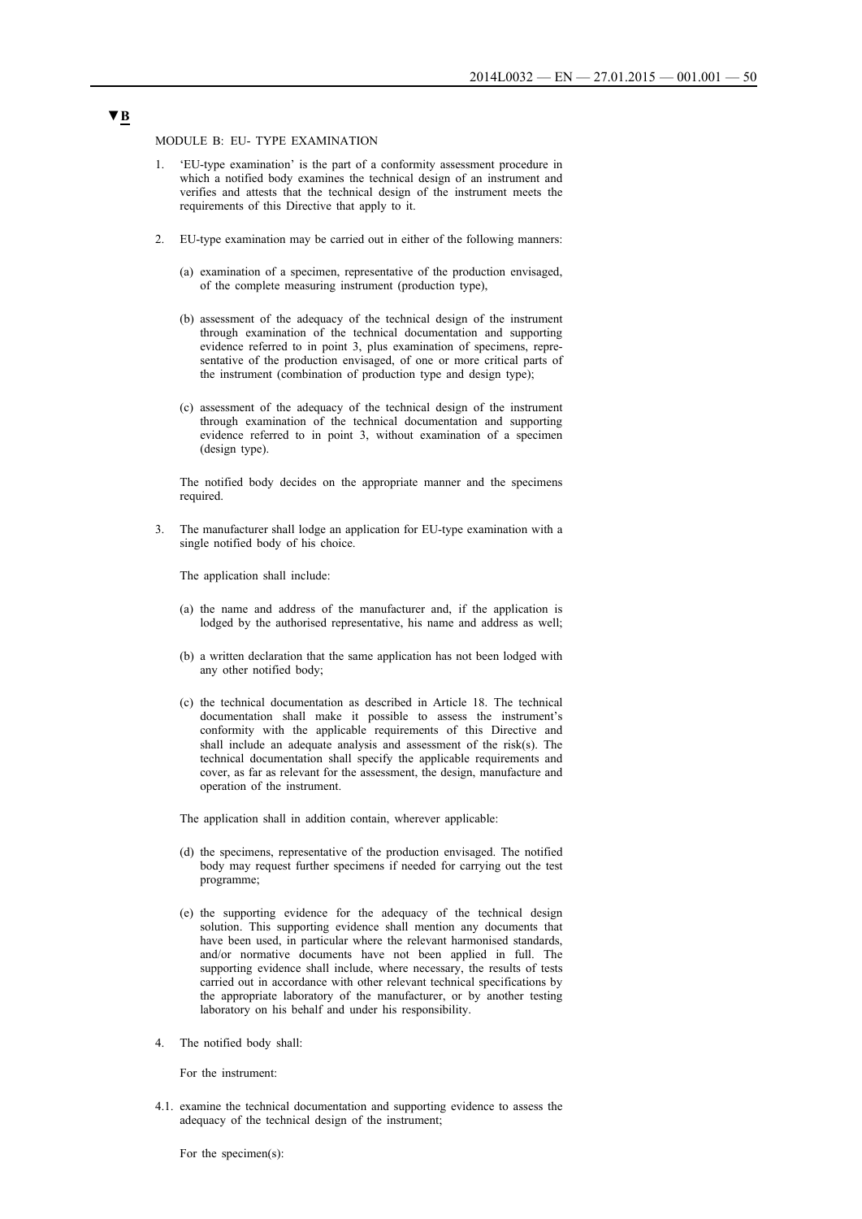▼B

MODULE B: EU- TYPE EXAMINATION

1. 'EU-type examination' is the part of a conformity assessment procedure in which a notified body examines the technical design of an instrument and verifies and attests that the technical design of the instrument meets the requirements of this Directive that apply to it.

2. EU-type examination may be carried out in either of the following manners:

   (a) examination of a specimen, representative of the production envisaged, of the complete measuring instrument (production type),

   (b) assessment of the adequacy of the technical design of the instrument through examination of the technical documentation and supporting evidence referred to in point 3, plus examination of specimens, representative of the production envisaged, of one or more critical parts of the instrument (combination of production type and design type);

   (c) assessment of the adequacy of the technical design of the instrument through examination of the technical documentation and supporting evidence referred to in point 3, without examination of a specimen (design type).

   The notified body decides on the appropriate manner and the specimens required.

3. The manufacturer shall lodge an application for EU-type examination with a single notified body of his choice.

   The application shall include:

   (a) the name and address of the manufacturer and, if the application is lodged by the authorised representative, his name and address as well;

   (b) a written declaration that the same application has not been lodged with any other notified body;

   (c) the technical documentation as described in Article 18. The technical documentation shall make it possible to assess the instrument's conformity with the applicable requirements of this Directive and shall include an adequate analysis and assessment of the risk(s). The technical documentation shall specify the applicable requirements and cover, as far as relevant for the assessment, the design, manufacture and operation of the instrument.

   The application shall in addition contain, wherever applicable:

   (d) the specimens, representative of the production envisaged. The notified body may request further specimens if needed for carrying out the test programme;

   (e) the supporting evidence for the adequacy of the technical design solution. This supporting evidence shall mention any documents that have been used, in particular where the relevant harmonised standards, and/or normative documents have not been applied in full. The supporting evidence shall include, where necessary, the results of tests carried out in accordance with other relevant technical specifications by the appropriate laboratory of the manufacturer, or by another testing laboratory on his behalf and under his responsibility.

4. The notified body shall:

   For the instrument:

4.1. examine the technical documentation and supporting evidence to assess the adequacy of the technical design of the instrument;

   For the specimen(s):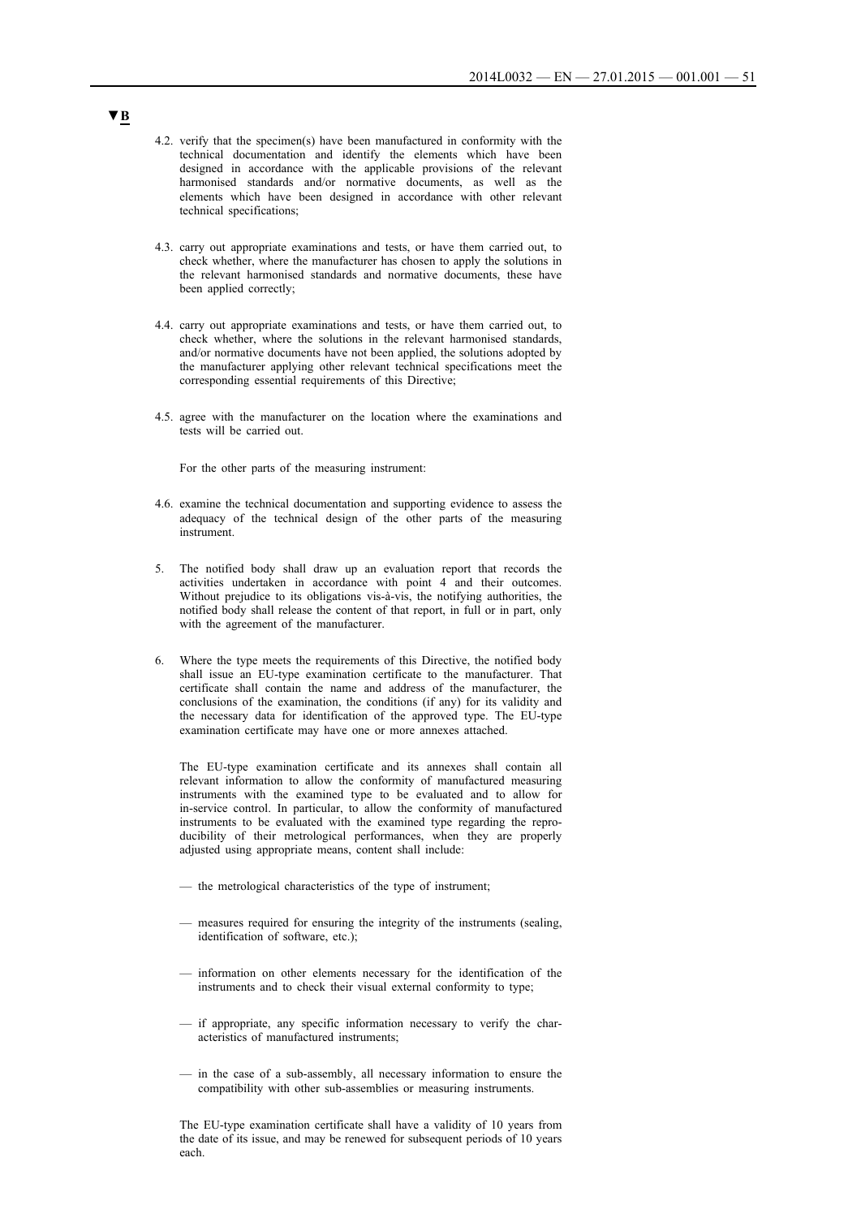▼B

4.2. verify that the specimen(s) have been manufactured in conformity with the technical documentation and identify the elements which have been designed in accordance with the applicable provisions of the relevant harmonised standards and/or normative documents, as well as the elements which have been designed in accordance with other relevant technical specifications;

4.3. carry out appropriate examinations and tests, or have them carried out, to check whether, where the manufacturer has chosen to apply the solutions in the relevant harmonised standards and normative documents, these have been applied correctly;

4.4. carry out appropriate examinations and tests, or have them carried out, to check whether, where the solutions in the relevant harmonised standards, and/or normative documents have not been applied, the solutions adopted by the manufacturer applying other relevant technical specifications meet the corresponding essential requirements of this Directive;

4.5. agree with the manufacturer on the location where the examinations and tests will be carried out.

For the other parts of the measuring instrument:

4.6. examine the technical documentation and supporting evidence to assess the adequacy of the technical design of the other parts of the measuring instrument.

5. The notified body shall draw up an evaluation report that records the activities undertaken in accordance with point 4 and their outcomes. Without prejudice to its obligations vis-à-vis, the notifying authorities, the notified body shall release the content of that report, in full or in part, only with the agreement of the manufacturer.

6. Where the type meets the requirements of this Directive, the notified body shall issue an EU-type examination certificate to the manufacturer. That certificate shall contain the name and address of the manufacturer, the conclusions of the examination, the conditions (if any) for its validity and the necessary data for identification of the approved type. The EU-type examination certificate may have one or more annexes attached.

The EU-type examination certificate and its annexes shall contain all relevant information to allow the conformity of manufactured measuring instruments with the examined type to be evaluated and to allow for in-service control. In particular, to allow the conformity of manufactured instruments to be evaluated with the examined type regarding the reproducibility of their metrological performances, when they are properly adjusted using appropriate means, content shall include:

— the metrological characteristics of the type of instrument;

— measures required for ensuring the integrity of the instruments (sealing, identification of software, etc.);

— information on other elements necessary for the identification of the instruments and to check their visual external conformity to type;

— if appropriate, any specific information necessary to verify the characteristics of manufactured instruments;

— in the case of a sub-assembly, all necessary information to ensure the compatibility with other sub-assemblies or measuring instruments.

The EU-type examination certificate shall have a validity of 10 years from the date of its issue, and may be renewed for subsequent periods of 10 years each.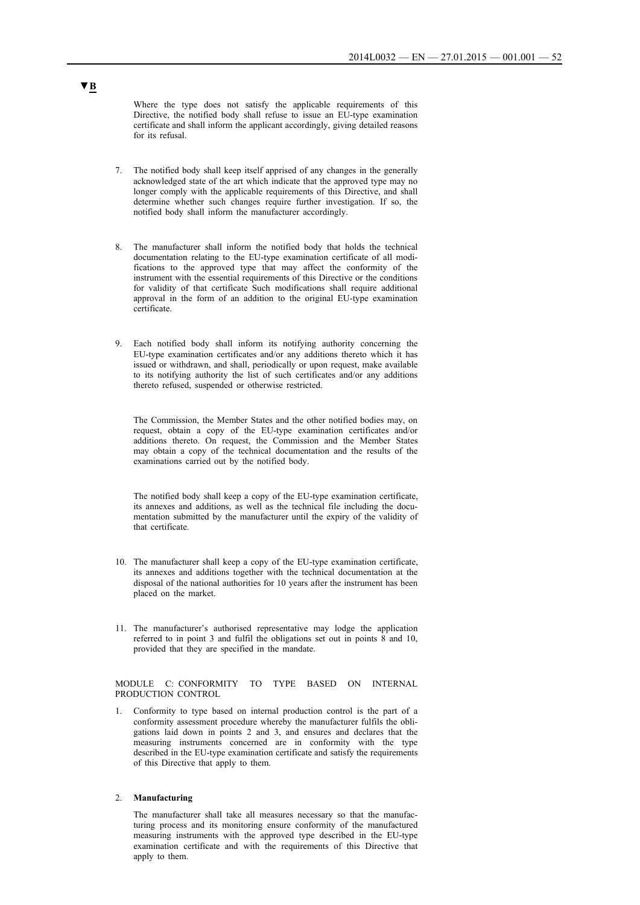▼B

Where the type does not satisfy the applicable requirements of this Directive, the notified body shall refuse to issue an EU-type examination certificate and shall inform the applicant accordingly, giving detailed reasons for its refusal.

7. The notified body shall keep itself apprised of any changes in the generally acknowledged state of the art which indicate that the approved type may no longer comply with the applicable requirements of this Directive, and shall determine whether such changes require further investigation. If so, the notified body shall inform the manufacturer accordingly.

8. The manufacturer shall inform the notified body that holds the technical documentation relating to the EU-type examination certificate of all modifications to the approved type that may affect the conformity of the instrument with the essential requirements of this Directive or the conditions for validity of that certificate Such modifications shall require additional approval in the form of an addition to the original EU-type examination certificate.

9. Each notified body shall inform its notifying authority concerning the EU-type examination certificates and/or any additions thereto which it has issued or withdrawn, and shall, periodically or upon request, make available to its notifying authority the list of such certificates and/or any additions thereto refused, suspended or otherwise restricted.

The Commission, the Member States and the other notified bodies may, on request, obtain a copy of the EU-type examination certificates and/or additions thereto. On request, the Commission and the Member States may obtain a copy of the technical documentation and the results of the examinations carried out by the notified body.

The notified body shall keep a copy of the EU-type examination certificate, its annexes and additions, as well as the technical file including the documentation submitted by the manufacturer until the expiry of the validity of that certificate.

10. The manufacturer shall keep a copy of the EU-type examination certificate, its annexes and additions together with the technical documentation at the disposal of the national authorities for 10 years after the instrument has been placed on the market.

11. The manufacturer's authorised representative may lodge the application referred to in point 3 and fulfil the obligations set out in points 8 and 10, provided that they are specified in the mandate.

MODULE C: CONFORMITY TO TYPE BASED ON INTERNAL PRODUCTION CONTROL

1. Conformity to type based on internal production control is the part of a conformity assessment procedure whereby the manufacturer fulfils the obligations laid down in points 2 and 3, and ensures and declares that the measuring instruments concerned are in conformity with the type described in the EU-type examination certificate and satisfy the requirements of this Directive that apply to them.

2. **Manufacturing**

   The manufacturer shall take all measures necessary so that the manufacturing process and its monitoring ensure conformity of the manufactured measuring instruments with the approved type described in the EU-type examination certificate and with the requirements of this Directive that apply to them.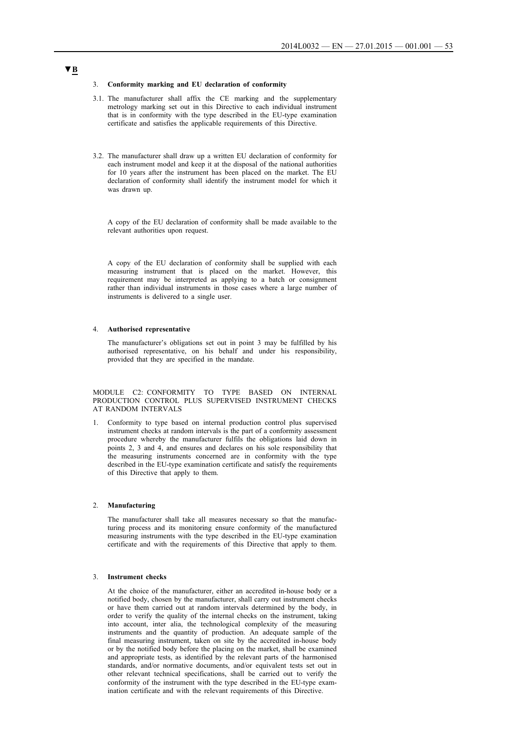▼B

3. **Conformity marking and EU declaration of conformity**

3.1. The manufacturer shall affix the CE marking and the supplementary metrology marking set out in this Directive to each individual instrument that is in conformity with the type described in the EU-type examination certificate and satisfies the applicable requirements of this Directive.

3.2. The manufacturer shall draw up a written EU declaration of conformity for each instrument model and keep it at the disposal of the national authorities for 10 years after the instrument has been placed on the market. The EU declaration of conformity shall identify the instrument model for which it was drawn up.

A copy of the EU declaration of conformity shall be made available to the relevant authorities upon request.

A copy of the EU declaration of conformity shall be supplied with each measuring instrument that is placed on the market. However, this requirement may be interpreted as applying to a batch or consignment rather than individual instruments in those cases where a large number of instruments is delivered to a single user.

4. **Authorised representative**

The manufacturer's obligations set out in point 3 may be fulfilled by his authorised representative, on his behalf and under his responsibility, provided that they are specified in the mandate.

MODULE C2: CONFORMITY TO TYPE BASED ON INTERNAL PRODUCTION CONTROL PLUS SUPERVISED INSTRUMENT CHECKS AT RANDOM INTERVALS

1. Conformity to type based on internal production control plus supervised instrument checks at random intervals is the part of a conformity assessment procedure whereby the manufacturer fulfils the obligations laid down in points 2, 3 and 4, and ensures and declares on his sole responsibility that the measuring instruments concerned are in conformity with the type described in the EU-type examination certificate and satisfy the requirements of this Directive that apply to them.

2. **Manufacturing**

The manufacturer shall take all measures necessary so that the manufacturing process and its monitoring ensure conformity of the manufactured measuring instruments with the type described in the EU-type examination certificate and with the requirements of this Directive that apply to them.

3. **Instrument checks**

At the choice of the manufacturer, either an accredited in-house body or a notified body, chosen by the manufacturer, shall carry out instrument checks or have them carried out at random intervals determined by the body, in order to verify the quality of the internal checks on the instrument, taking into account, inter alia, the technological complexity of the measuring instruments and the quantity of production. An adequate sample of the final measuring instrument, taken on site by the accredited in-house body or by the notified body before the placing on the market, shall be examined and appropriate tests, as identified by the relevant parts of the harmonised standards, and/or normative documents, and/or equivalent tests set out in other relevant technical specifications, shall be carried out to verify the conformity of the instrument with the type described in the EU-type examination certificate and with the relevant requirements of this Directive.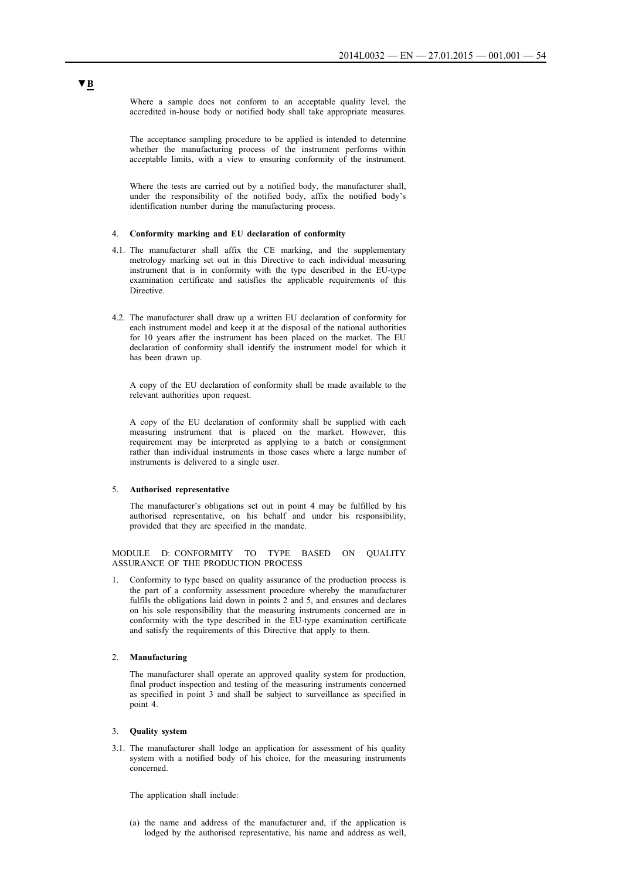▼B

Where a sample does not conform to an acceptable quality level, the accredited in-house body or notified body shall take appropriate measures.

The acceptance sampling procedure to be applied is intended to determine whether the manufacturing process of the instrument performs within acceptable limits, with a view to ensuring conformity of the instrument.

Where the tests are carried out by a notified body, the manufacturer shall, under the responsibility of the notified body, affix the notified body's identification number during the manufacturing process.

4. **Conformity marking and EU declaration of conformity**

4.1. The manufacturer shall affix the CE marking, and the supplementary metrology marking set out in this Directive to each individual measuring instrument that is in conformity with the type described in the EU-type examination certificate and satisfies the applicable requirements of this Directive.

4.2. The manufacturer shall draw up a written EU declaration of conformity for each instrument model and keep it at the disposal of the national authorities for 10 years after the instrument has been placed on the market. The EU declaration of conformity shall identify the instrument model for which it has been drawn up.

A copy of the EU declaration of conformity shall be made available to the relevant authorities upon request.

A copy of the EU declaration of conformity shall be supplied with each measuring instrument that is placed on the market. However, this requirement may be interpreted as applying to a batch or consignment rather than individual instruments in those cases where a large number of instruments is delivered to a single user.

5. **Authorised representative**

The manufacturer's obligations set out in point 4 may be fulfilled by his authorised representative, on his behalf and under his responsibility, provided that they are specified in the mandate.

MODULE D: CONFORMITY TO TYPE BASED ON QUALITY ASSURANCE OF THE PRODUCTION PROCESS

1. Conformity to type based on quality assurance of the production process is the part of a conformity assessment procedure whereby the manufacturer fulfils the obligations laid down in points 2 and 5, and ensures and declares on his sole responsibility that the measuring instruments concerned are in conformity with the type described in the EU-type examination certificate and satisfy the requirements of this Directive that apply to them.

2. **Manufacturing**

The manufacturer shall operate an approved quality system for production, final product inspection and testing of the measuring instruments concerned as specified in point 3 and shall be subject to surveillance as specified in point 4.

3. **Quality system**

3.1. The manufacturer shall lodge an application for assessment of his quality system with a notified body of his choice, for the measuring instruments concerned.

The application shall include:

(a) the name and address of the manufacturer and, if the application is lodged by the authorised representative, his name and address as well,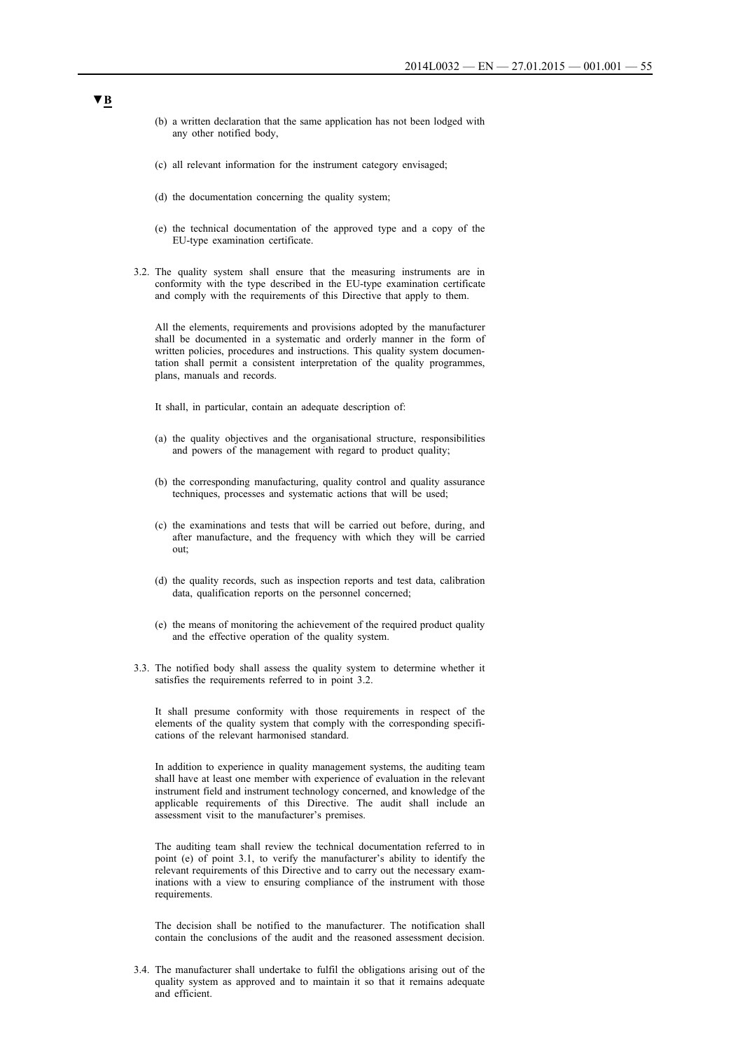▼B

(b) a written declaration that the same application has not been lodged with any other notified body,

(c) all relevant information for the instrument category envisaged;

(d) the documentation concerning the quality system;

(e) the technical documentation of the approved type and a copy of the EU-type examination certificate.

3.2. The quality system shall ensure that the measuring instruments are in conformity with the type described in the EU-type examination certificate and comply with the requirements of this Directive that apply to them.

All the elements, requirements and provisions adopted by the manufacturer shall be documented in a systematic and orderly manner in the form of written policies, procedures and instructions. This quality system documentation shall permit a consistent interpretation of the quality programmes, plans, manuals and records.

It shall, in particular, contain an adequate description of:

(a) the quality objectives and the organisational structure, responsibilities and powers of the management with regard to product quality;

(b) the corresponding manufacturing, quality control and quality assurance techniques, processes and systematic actions that will be used;

(c) the examinations and tests that will be carried out before, during, and after manufacture, and the frequency with which they will be carried out;

(d) the quality records, such as inspection reports and test data, calibration data, qualification reports on the personnel concerned;

(e) the means of monitoring the achievement of the required product quality and the effective operation of the quality system.

3.3. The notified body shall assess the quality system to determine whether it satisfies the requirements referred to in point 3.2.

It shall presume conformity with those requirements in respect of the elements of the quality system that comply with the corresponding specifications of the relevant harmonised standard.

In addition to experience in quality management systems, the auditing team shall have at least one member with experience of evaluation in the relevant instrument field and instrument technology concerned, and knowledge of the applicable requirements of this Directive. The audit shall include an assessment visit to the manufacturer's premises.

The auditing team shall review the technical documentation referred to in point (e) of point 3.1, to verify the manufacturer's ability to identify the relevant requirements of this Directive and to carry out the necessary examinations with a view to ensuring compliance of the instrument with those requirements.

The decision shall be notified to the manufacturer. The notification shall contain the conclusions of the audit and the reasoned assessment decision.

3.4. The manufacturer shall undertake to fulfil the obligations arising out of the quality system as approved and to maintain it so that it remains adequate and efficient.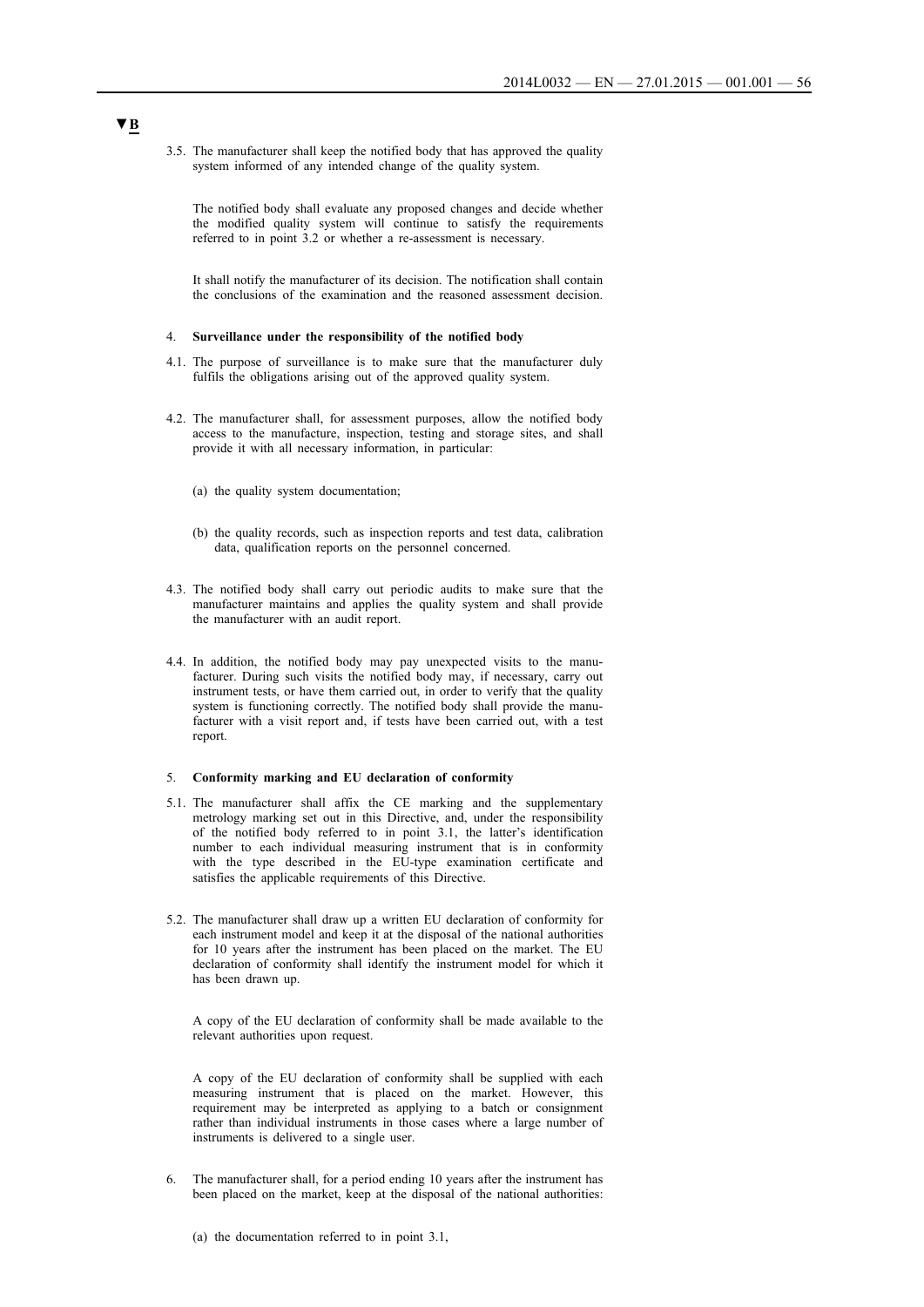▼B

3.5. The manufacturer shall keep the notified body that has approved the quality system informed of any intended change of the quality system.

The notified body shall evaluate any proposed changes and decide whether the modified quality system will continue to satisfy the requirements referred to in point 3.2 or whether a re-assessment is necessary.

It shall notify the manufacturer of its decision. The notification shall contain the conclusions of the examination and the reasoned assessment decision.

4. **Surveillance under the responsibility of the notified body**

4.1. The purpose of surveillance is to make sure that the manufacturer duly fulfils the obligations arising out of the approved quality system.

4.2. The manufacturer shall, for assessment purposes, allow the notified body access to the manufacture, inspection, testing and storage sites, and shall provide it with all necessary information, in particular:

(a) the quality system documentation;

(b) the quality records, such as inspection reports and test data, calibration data, qualification reports on the personnel concerned.

4.3. The notified body shall carry out periodic audits to make sure that the manufacturer maintains and applies the quality system and shall provide the manufacturer with an audit report.

4.4. In addition, the notified body may pay unexpected visits to the manufacturer. During such visits the notified body may, if necessary, carry out instrument tests, or have them carried out, in order to verify that the quality system is functioning correctly. The notified body shall provide the manufacturer with a visit report and, if tests have been carried out, with a test report.

5. **Conformity marking and EU declaration of conformity**

5.1. The manufacturer shall affix the CE marking and the supplementary metrology marking set out in this Directive, and, under the responsibility of the notified body referred to in point 3.1, the latter's identification number to each individual measuring instrument that is in conformity with the type described in the EU-type examination certificate and satisfies the applicable requirements of this Directive.

5.2. The manufacturer shall draw up a written EU declaration of conformity for each instrument model and keep it at the disposal of the national authorities for 10 years after the instrument has been placed on the market. The EU declaration of conformity shall identify the instrument model for which it has been drawn up.

A copy of the EU declaration of conformity shall be made available to the relevant authorities upon request.

A copy of the EU declaration of conformity shall be supplied with each measuring instrument that is placed on the market. However, this requirement may be interpreted as applying to a batch or consignment rather than individual instruments in those cases where a large number of instruments is delivered to a single user.

6. The manufacturer shall, for a period ending 10 years after the instrument has been placed on the market, keep at the disposal of the national authorities:

(a) the documentation referred to in point 3.1,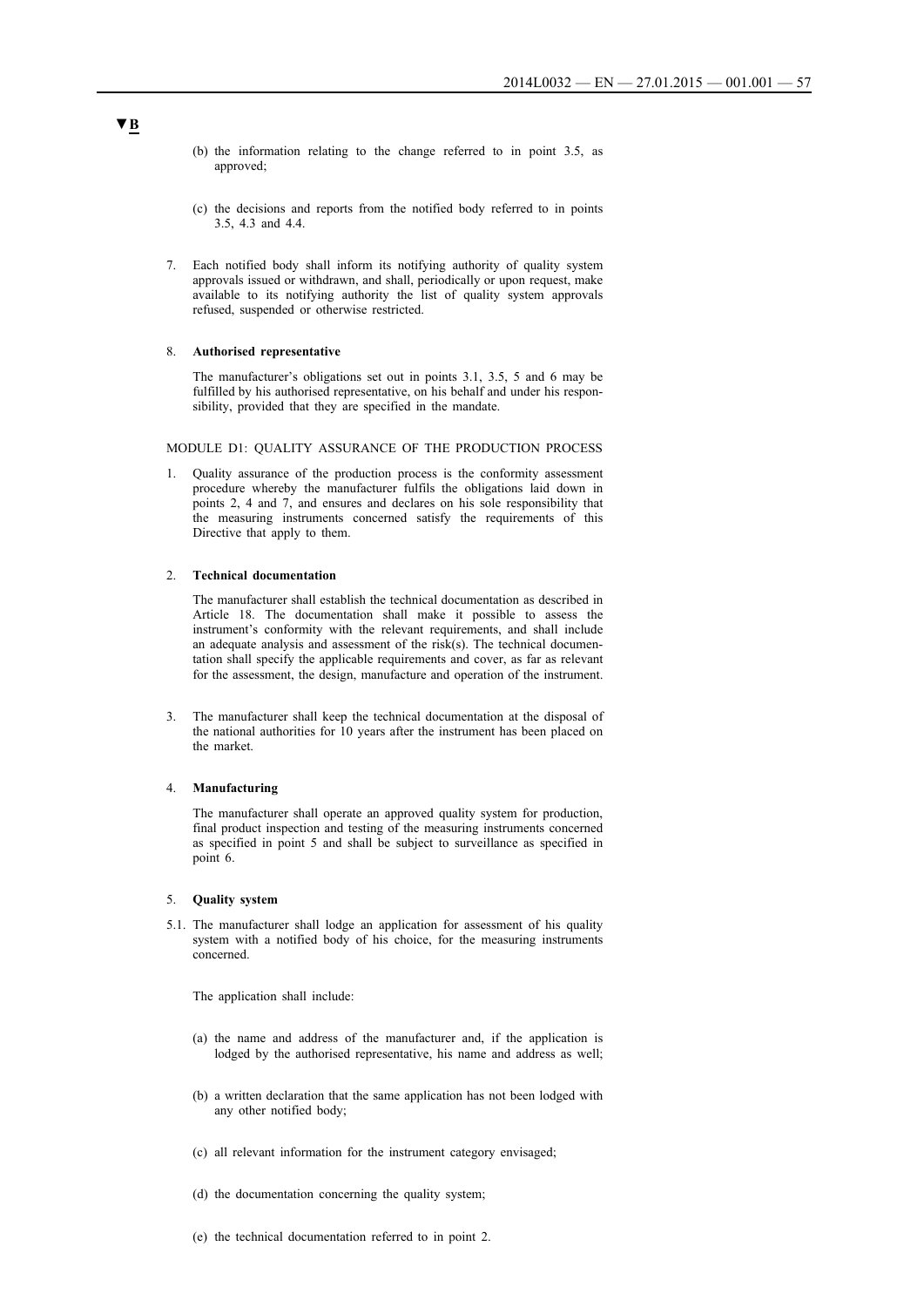▼B

(b) the information relating to the change referred to in point 3.5, as approved;

(c) the decisions and reports from the notified body referred to in points 3.5, 4.3 and 4.4.

7. Each notified body shall inform its notifying authority of quality system approvals issued or withdrawn, and shall, periodically or upon request, make available to its notifying authority the list of quality system approvals refused, suspended or otherwise restricted.

8. **Authorised representative**

The manufacturer's obligations set out in points 3.1, 3.5, 5 and 6 may be fulfilled by his authorised representative, on his behalf and under his responsibility, provided that they are specified in the mandate.

MODULE D1: QUALITY ASSURANCE OF THE PRODUCTION PROCESS

1. Quality assurance of the production process is the conformity assessment procedure whereby the manufacturer fulfils the obligations laid down in points 2, 4 and 7, and ensures and declares on his sole responsibility that the measuring instruments concerned satisfy the requirements of this Directive that apply to them.

2. **Technical documentation**

The manufacturer shall establish the technical documentation as described in Article 18. The documentation shall make it possible to assess the instrument's conformity with the relevant requirements, and shall include an adequate analysis and assessment of the risk(s). The technical documentation shall specify the applicable requirements and cover, as far as relevant for the assessment, the design, manufacture and operation of the instrument.

3. The manufacturer shall keep the technical documentation at the disposal of the national authorities for 10 years after the instrument has been placed on the market.

4. **Manufacturing**

The manufacturer shall operate an approved quality system for production, final product inspection and testing of the measuring instruments concerned as specified in point 5 and shall be subject to surveillance as specified in point 6.

5. **Quality system**

5.1. The manufacturer shall lodge an application for assessment of his quality system with a notified body of his choice, for the measuring instruments concerned.

The application shall include:

(a) the name and address of the manufacturer and, if the application is lodged by the authorised representative, his name and address as well;

(b) a written declaration that the same application has not been lodged with any other notified body;

(c) all relevant information for the instrument category envisaged;

(d) the documentation concerning the quality system;

(e) the technical documentation referred to in point 2.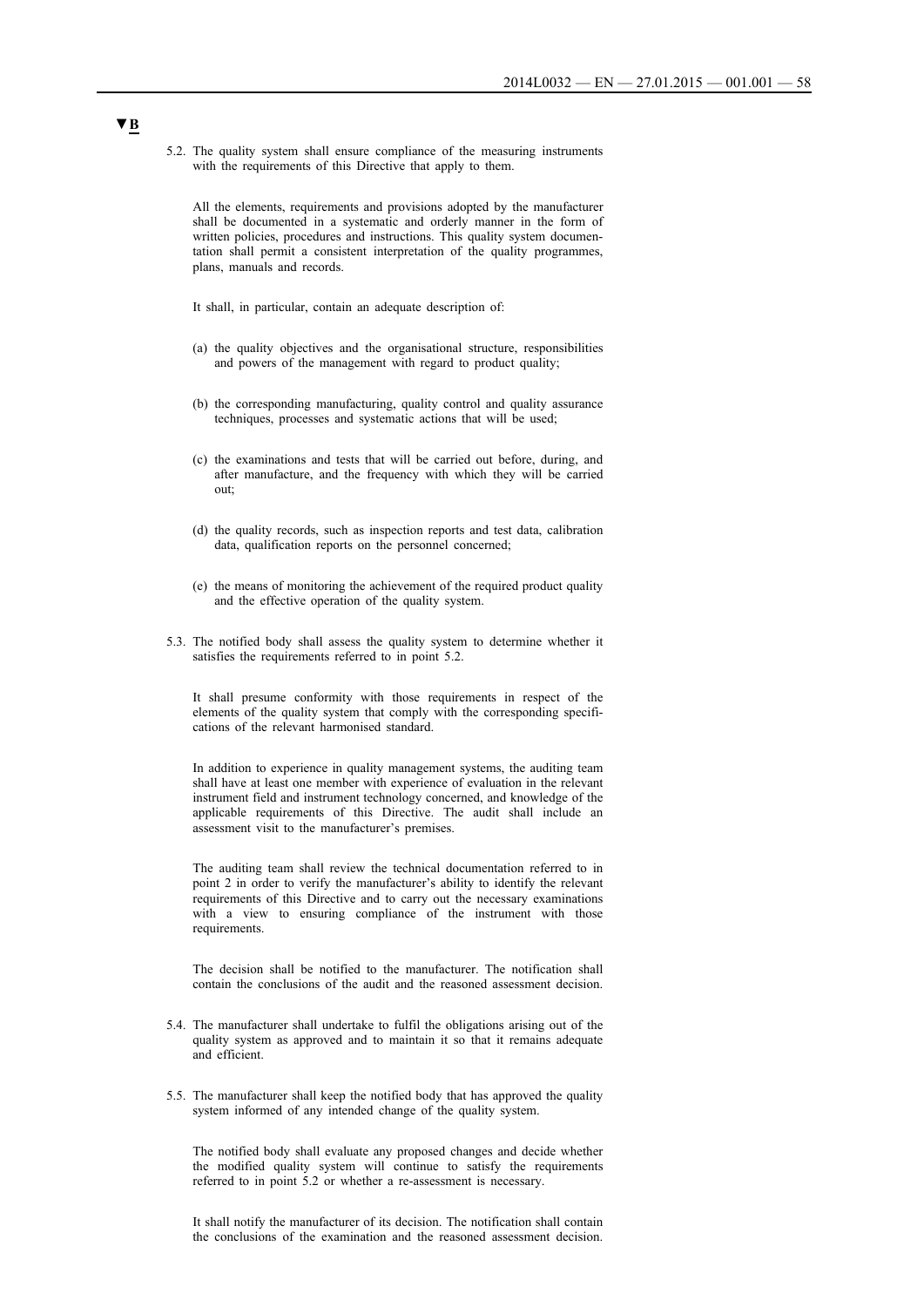▼B

5.2. The quality system shall ensure compliance of the measuring instruments with the requirements of this Directive that apply to them.

All the elements, requirements and provisions adopted by the manufacturer shall be documented in a systematic and orderly manner in the form of written policies, procedures and instructions. This quality system documentation shall permit a consistent interpretation of the quality programmes, plans, manuals and records.

It shall, in particular, contain an adequate description of:

(a) the quality objectives and the organisational structure, responsibilities and powers of the management with regard to product quality;

(b) the corresponding manufacturing, quality control and quality assurance techniques, processes and systematic actions that will be used;

(c) the examinations and tests that will be carried out before, during, and after manufacture, and the frequency with which they will be carried out;

(d) the quality records, such as inspection reports and test data, calibration data, qualification reports on the personnel concerned;

(e) the means of monitoring the achievement of the required product quality and the effective operation of the quality system.

5.3. The notified body shall assess the quality system to determine whether it satisfies the requirements referred to in point 5.2.

It shall presume conformity with those requirements in respect of the elements of the quality system that comply with the corresponding specifications of the relevant harmonised standard.

In addition to experience in quality management systems, the auditing team shall have at least one member with experience of evaluation in the relevant instrument field and instrument technology concerned, and knowledge of the applicable requirements of this Directive. The audit shall include an assessment visit to the manufacturer's premises.

The auditing team shall review the technical documentation referred to in point 2 in order to verify the manufacturer's ability to identify the relevant requirements of this Directive and to carry out the necessary examinations with a view to ensuring compliance of the instrument with those requirements.

The decision shall be notified to the manufacturer. The notification shall contain the conclusions of the audit and the reasoned assessment decision.

5.4. The manufacturer shall undertake to fulfil the obligations arising out of the quality system as approved and to maintain it so that it remains adequate and efficient.

5.5. The manufacturer shall keep the notified body that has approved the quality system informed of any intended change of the quality system.

The notified body shall evaluate any proposed changes and decide whether the modified quality system will continue to satisfy the requirements referred to in point 5.2 or whether a re-assessment is necessary.

It shall notify the manufacturer of its decision. The notification shall contain the conclusions of the examination and the reasoned assessment decision.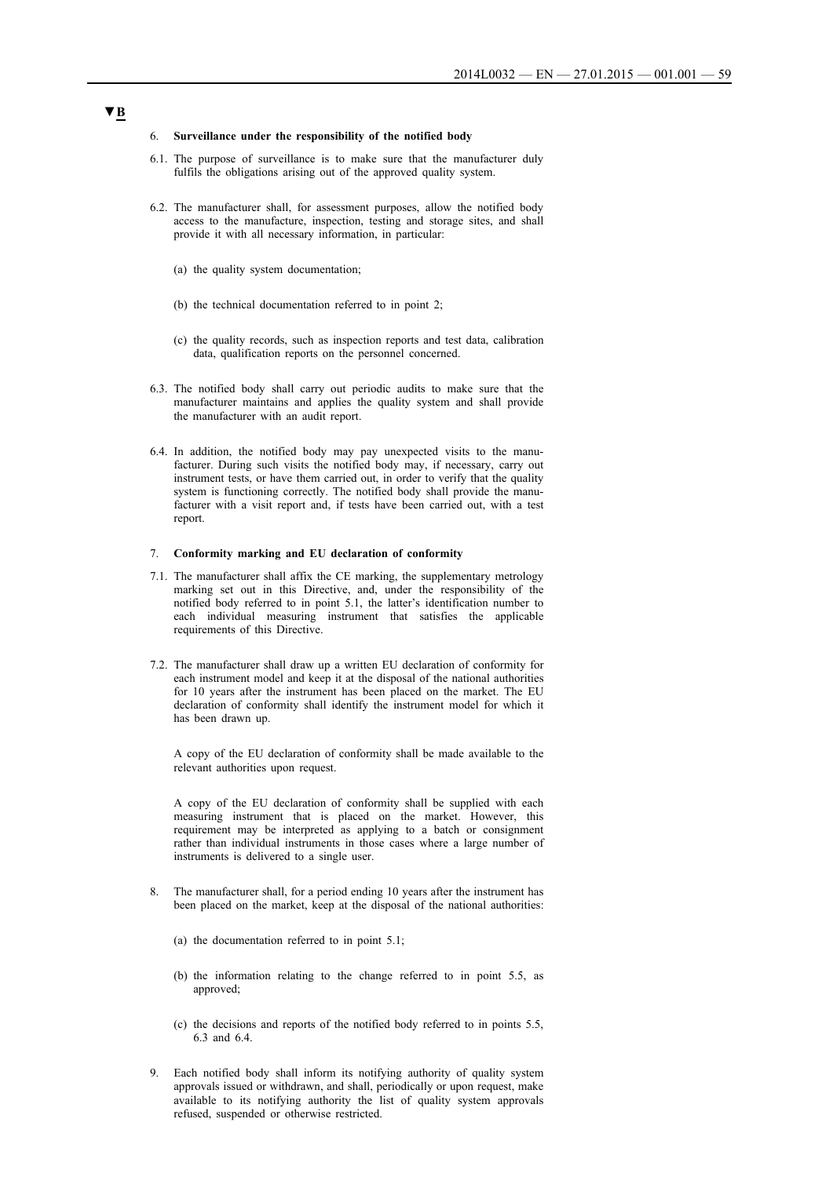▼B

6. **Surveillance under the responsibility of the notified body**

6.1. The purpose of surveillance is to make sure that the manufacturer duly fulfils the obligations arising out of the approved quality system.

6.2. The manufacturer shall, for assessment purposes, allow the notified body access to the manufacture, inspection, testing and storage sites, and shall provide it with all necessary information, in particular:

(a) the quality system documentation;

(b) the technical documentation referred to in point 2;

(c) the quality records, such as inspection reports and test data, calibration data, qualification reports on the personnel concerned.

6.3. The notified body shall carry out periodic audits to make sure that the manufacturer maintains and applies the quality system and shall provide the manufacturer with an audit report.

6.4. In addition, the notified body may pay unexpected visits to the manufacturer. During such visits the notified body may, if necessary, carry out instrument tests, or have them carried out, in order to verify that the quality system is functioning correctly. The notified body shall provide the manufacturer with a visit report and, if tests have been carried out, with a test report.

7. **Conformity marking and EU declaration of conformity**

7.1. The manufacturer shall affix the CE marking, the supplementary metrology marking set out in this Directive, and, under the responsibility of the notified body referred to in point 5.1, the latter's identification number to each individual measuring instrument that satisfies the applicable requirements of this Directive.

7.2. The manufacturer shall draw up a written EU declaration of conformity for each instrument model and keep it at the disposal of the national authorities for 10 years after the instrument has been placed on the market. The EU declaration of conformity shall identify the instrument model for which it has been drawn up.

A copy of the EU declaration of conformity shall be made available to the relevant authorities upon request.

A copy of the EU declaration of conformity shall be supplied with each measuring instrument that is placed on the market. However, this requirement may be interpreted as applying to a batch or consignment rather than individual instruments in those cases where a large number of instruments is delivered to a single user.

8. The manufacturer shall, for a period ending 10 years after the instrument has been placed on the market, keep at the disposal of the national authorities:

(a) the documentation referred to in point 5.1;

(b) the information relating to the change referred to in point 5.5, as approved;

(c) the decisions and reports of the notified body referred to in points 5.5, 6.3 and 6.4.

9. Each notified body shall inform its notifying authority of quality system approvals issued or withdrawn, and shall, periodically or upon request, make available to its notifying authority the list of quality system approvals refused, suspended or otherwise restricted.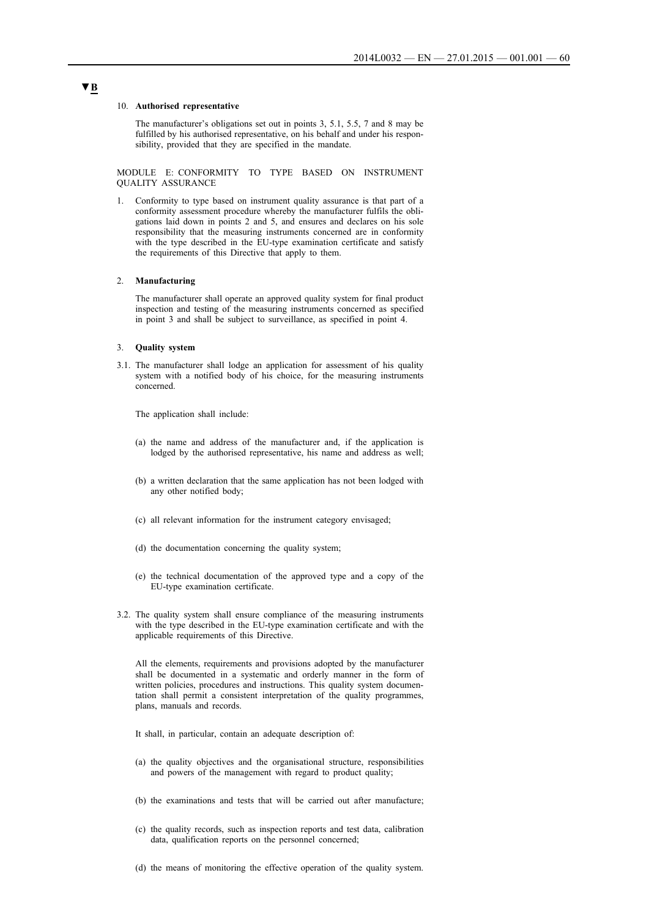▼B

10. **Authorised representative**

The manufacturer's obligations set out in points 3, 5.1, 5.5, 7 and 8 may be fulfilled by his authorised representative, on his behalf and under his responsibility, provided that they are specified in the mandate.

MODULE E: CONFORMITY TO TYPE BASED ON INSTRUMENT QUALITY ASSURANCE

1. Conformity to type based on instrument quality assurance is that part of a conformity assessment procedure whereby the manufacturer fulfils the obligations laid down in points 2 and 5, and ensures and declares on his sole responsibility that the measuring instruments concerned are in conformity with the type described in the EU-type examination certificate and satisfy the requirements of this Directive that apply to them.

2. **Manufacturing**

The manufacturer shall operate an approved quality system for final product inspection and testing of the measuring instruments concerned as specified in point 3 and shall be subject to surveillance, as specified in point 4.

3. **Quality system**

3.1. The manufacturer shall lodge an application for assessment of his quality system with a notified body of his choice, for the measuring instruments concerned.

The application shall include:

(a) the name and address of the manufacturer and, if the application is lodged by the authorised representative, his name and address as well;

(b) a written declaration that the same application has not been lodged with any other notified body;

(c) all relevant information for the instrument category envisaged;

(d) the documentation concerning the quality system;

(e) the technical documentation of the approved type and a copy of the EU-type examination certificate.

3.2. The quality system shall ensure compliance of the measuring instruments with the type described in the EU-type examination certificate and with the applicable requirements of this Directive.

All the elements, requirements and provisions adopted by the manufacturer shall be documented in a systematic and orderly manner in the form of written policies, procedures and instructions. This quality system documentation shall permit a consistent interpretation of the quality programmes, plans, manuals and records.

It shall, in particular, contain an adequate description of:

(a) the quality objectives and the organisational structure, responsibilities and powers of the management with regard to product quality;

(b) the examinations and tests that will be carried out after manufacture;

(c) the quality records, such as inspection reports and test data, calibration data, qualification reports on the personnel concerned;

(d) the means of monitoring the effective operation of the quality system.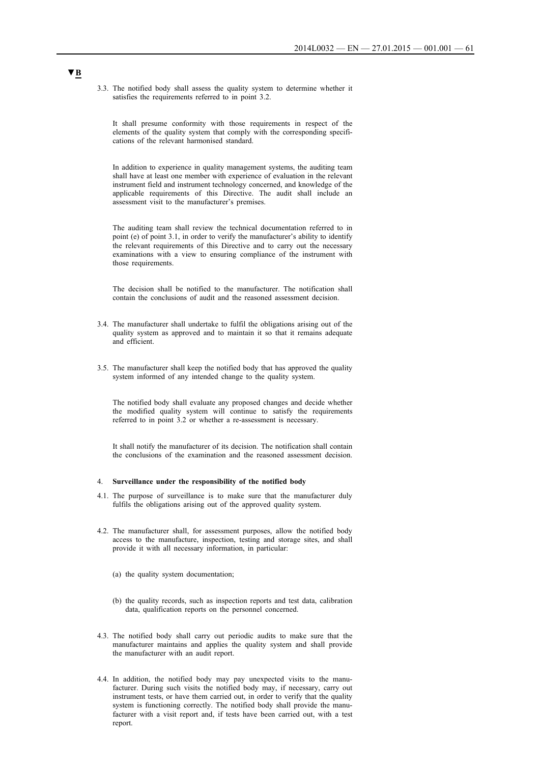▼B

3.3. The notified body shall assess the quality system to determine whether it satisfies the requirements referred to in point 3.2.

It shall presume conformity with those requirements in respect of the elements of the quality system that comply with the corresponding specifications of the relevant harmonised standard.

In addition to experience in quality management systems, the auditing team shall have at least one member with experience of evaluation in the relevant instrument field and instrument technology concerned, and knowledge of the applicable requirements of this Directive. The audit shall include an assessment visit to the manufacturer's premises.

The auditing team shall review the technical documentation referred to in point (e) of point 3.1, in order to verify the manufacturer's ability to identify the relevant requirements of this Directive and to carry out the necessary examinations with a view to ensuring compliance of the instrument with those requirements.

The decision shall be notified to the manufacturer. The notification shall contain the conclusions of audit and the reasoned assessment decision.

3.4. The manufacturer shall undertake to fulfil the obligations arising out of the quality system as approved and to maintain it so that it remains adequate and efficient.

3.5. The manufacturer shall keep the notified body that has approved the quality system informed of any intended change to the quality system.

The notified body shall evaluate any proposed changes and decide whether the modified quality system will continue to satisfy the requirements referred to in point 3.2 or whether a re-assessment is necessary.

It shall notify the manufacturer of its decision. The notification shall contain the conclusions of the examination and the reasoned assessment decision.

4. **Surveillance under the responsibility of the notified body**

4.1. The purpose of surveillance is to make sure that the manufacturer duly fulfils the obligations arising out of the approved quality system.

4.2. The manufacturer shall, for assessment purposes, allow the notified body access to the manufacture, inspection, testing and storage sites, and shall provide it with all necessary information, in particular:

(a) the quality system documentation;

(b) the quality records, such as inspection reports and test data, calibration data, qualification reports on the personnel concerned.

4.3. The notified body shall carry out periodic audits to make sure that the manufacturer maintains and applies the quality system and shall provide the manufacturer with an audit report.

4.4. In addition, the notified body may pay unexpected visits to the manufacturer. During such visits the notified body may, if necessary, carry out instrument tests, or have them carried out, in order to verify that the quality system is functioning correctly. The notified body shall provide the manufacturer with a visit report and, if tests have been carried out, with a test report.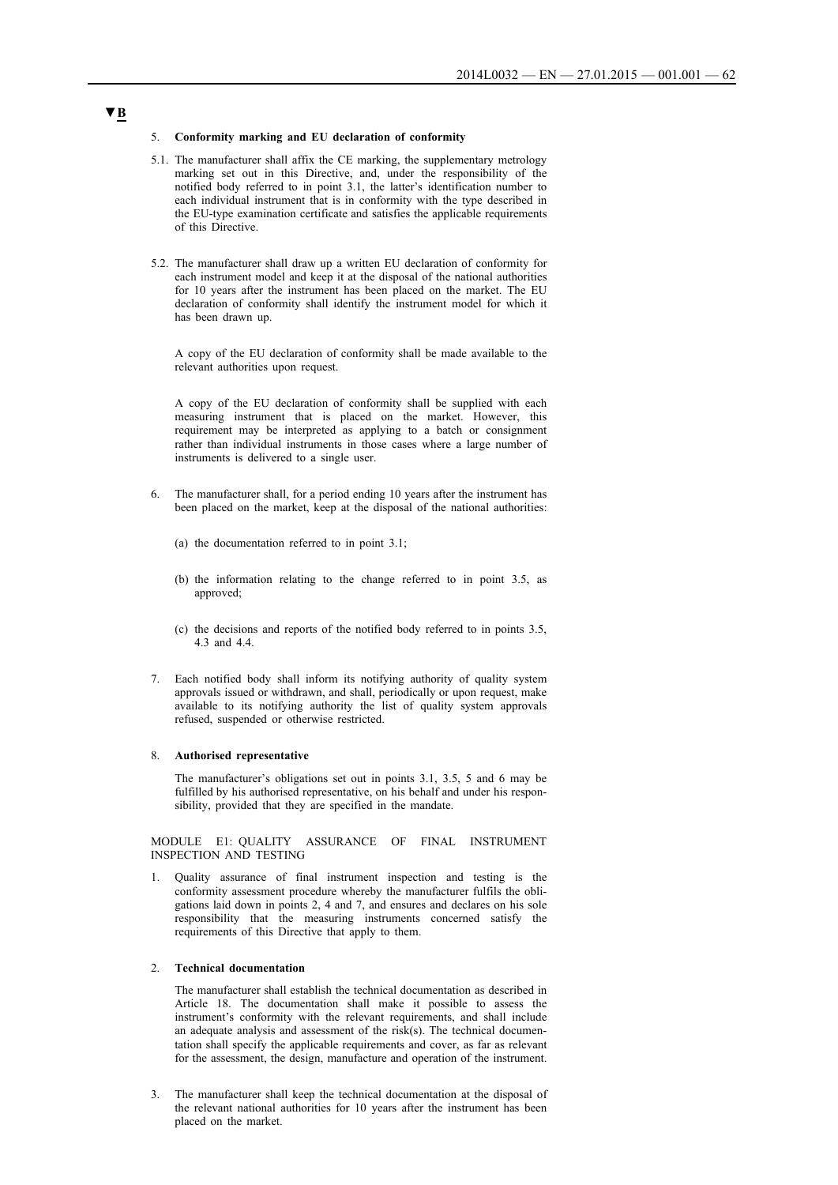▼B

5. **Conformity marking and EU declaration of conformity**

5.1. The manufacturer shall affix the CE marking, the supplementary metrology marking set out in this Directive, and, under the responsibility of the notified body referred to in point 3.1, the latter's identification number to each individual instrument that is in conformity with the type described in the EU-type examination certificate and satisfies the applicable requirements of this Directive.

5.2. The manufacturer shall draw up a written EU declaration of conformity for each instrument model and keep it at the disposal of the national authorities for 10 years after the instrument has been placed on the market. The EU declaration of conformity shall identify the instrument model for which it has been drawn up.

A copy of the EU declaration of conformity shall be made available to the relevant authorities upon request.

A copy of the EU declaration of conformity shall be supplied with each measuring instrument that is placed on the market. However, this requirement may be interpreted as applying to a batch or consignment rather than individual instruments in those cases where a large number of instruments is delivered to a single user.

6. The manufacturer shall, for a period ending 10 years after the instrument has been placed on the market, keep at the disposal of the national authorities:

   (a) the documentation referred to in point 3.1;

   (b) the information relating to the change referred to in point 3.5, as approved;

   (c) the decisions and reports of the notified body referred to in points 3.5, 4.3 and 4.4.

7. Each notified body shall inform its notifying authority of quality system approvals issued or withdrawn, and shall, periodically or upon request, make available to its notifying authority the list of quality system approvals refused, suspended or otherwise restricted.

8. **Authorised representative**

The manufacturer's obligations set out in points 3.1, 3.5, 5 and 6 may be fulfilled by his authorised representative, on his behalf and under his responsibility, provided that they are specified in the mandate.

MODULE E1: QUALITY ASSURANCE OF FINAL INSTRUMENT INSPECTION AND TESTING

1. Quality assurance of final instrument inspection and testing is the conformity assessment procedure whereby the manufacturer fulfils the obligations laid down in points 2, 4 and 7, and ensures and declares on his sole responsibility that the measuring instruments concerned satisfy the requirements of this Directive that apply to them.

2. **Technical documentation**

The manufacturer shall establish the technical documentation as described in Article 18. The documentation shall make it possible to assess the instrument's conformity with the relevant requirements, and shall include an adequate analysis and assessment of the risk(s). The technical documentation shall specify the applicable requirements and cover, as far as relevant for the assessment, the design, manufacture and operation of the instrument.

3. The manufacturer shall keep the technical documentation at the disposal of the relevant national authorities for 10 years after the instrument has been placed on the market.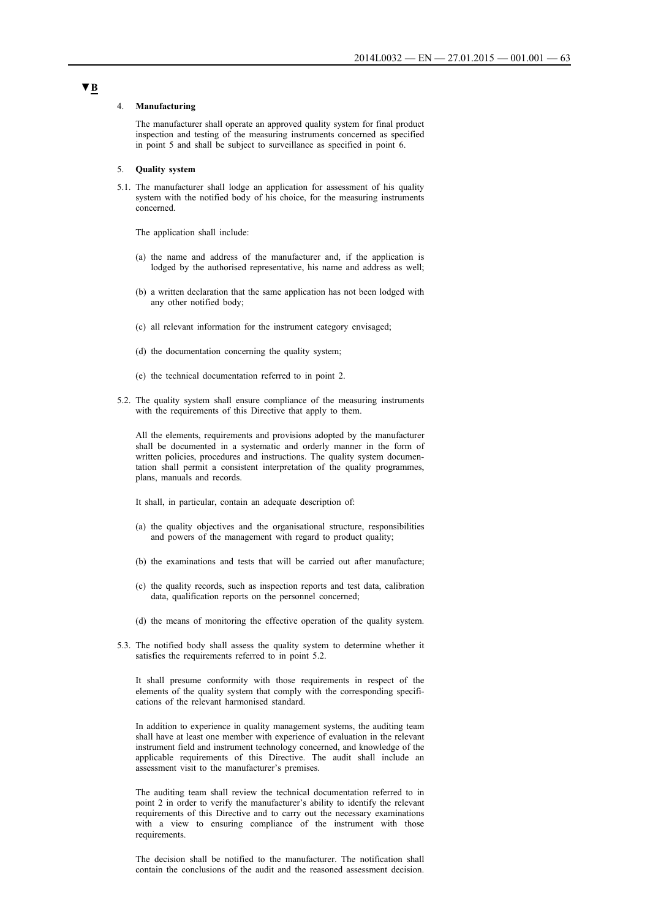▼B

4. **Manufacturing**

The manufacturer shall operate an approved quality system for final product inspection and testing of the measuring instruments concerned as specified in point 5 and shall be subject to surveillance as specified in point 6.

5. **Quality system**

5.1. The manufacturer shall lodge an application for assessment of his quality system with the notified body of his choice, for the measuring instruments concerned.

The application shall include:

(a) the name and address of the manufacturer and, if the application is lodged by the authorised representative, his name and address as well;

(b) a written declaration that the same application has not been lodged with any other notified body;

(c) all relevant information for the instrument category envisaged;

(d) the documentation concerning the quality system;

(e) the technical documentation referred to in point 2.

5.2. The quality system shall ensure compliance of the measuring instruments with the requirements of this Directive that apply to them.

All the elements, requirements and provisions adopted by the manufacturer shall be documented in a systematic and orderly manner in the form of written policies, procedures and instructions. The quality system documentation shall permit a consistent interpretation of the quality programmes, plans, manuals and records.

It shall, in particular, contain an adequate description of:

(a) the quality objectives and the organisational structure, responsibilities and powers of the management with regard to product quality;

(b) the examinations and tests that will be carried out after manufacture;

(c) the quality records, such as inspection reports and test data, calibration data, qualification reports on the personnel concerned;

(d) the means of monitoring the effective operation of the quality system.

5.3. The notified body shall assess the quality system to determine whether it satisfies the requirements referred to in point 5.2.

It shall presume conformity with those requirements in respect of the elements of the quality system that comply with the corresponding specifications of the relevant harmonised standard.

In addition to experience in quality management systems, the auditing team shall have at least one member with experience of evaluation in the relevant instrument field and instrument technology concerned, and knowledge of the applicable requirements of this Directive. The audit shall include an assessment visit to the manufacturer's premises.

The auditing team shall review the technical documentation referred to in point 2 in order to verify the manufacturer's ability to identify the relevant requirements of this Directive and to carry out the necessary examinations with a view to ensuring compliance of the instrument with those requirements.

The decision shall be notified to the manufacturer. The notification shall contain the conclusions of the audit and the reasoned assessment decision.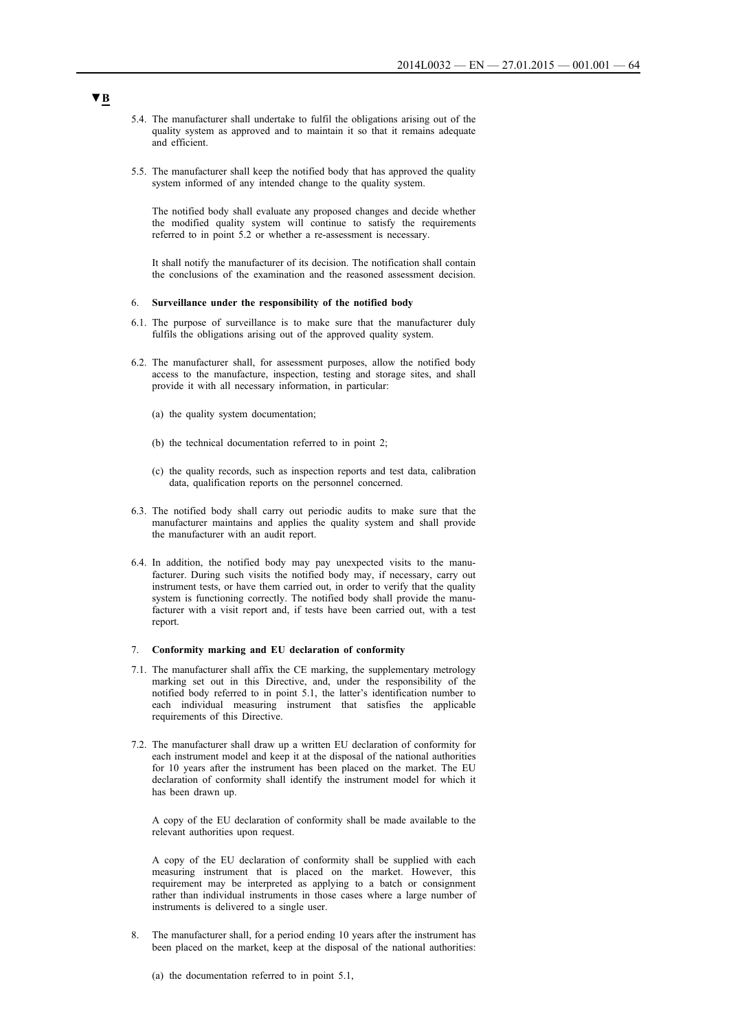▼B

5.4. The manufacturer shall undertake to fulfil the obligations arising out of the quality system as approved and to maintain it so that it remains adequate and efficient.

5.5. The manufacturer shall keep the notified body that has approved the quality system informed of any intended change to the quality system.

The notified body shall evaluate any proposed changes and decide whether the modified quality system will continue to satisfy the requirements referred to in point 5.2 or whether a re-assessment is necessary.

It shall notify the manufacturer of its decision. The notification shall contain the conclusions of the examination and the reasoned assessment decision.

6. **Surveillance under the responsibility of the notified body**

6.1. The purpose of surveillance is to make sure that the manufacturer duly fulfils the obligations arising out of the approved quality system.

6.2. The manufacturer shall, for assessment purposes, allow the notified body access to the manufacture, inspection, testing and storage sites, and shall provide it with all necessary information, in particular:

(a) the quality system documentation;

(b) the technical documentation referred to in point 2;

(c) the quality records, such as inspection reports and test data, calibration data, qualification reports on the personnel concerned.

6.3. The notified body shall carry out periodic audits to make sure that the manufacturer maintains and applies the quality system and shall provide the manufacturer with an audit report.

6.4. In addition, the notified body may pay unexpected visits to the manufacturer. During such visits the notified body may, if necessary, carry out instrument tests, or have them carried out, in order to verify that the quality system is functioning correctly. The notified body shall provide the manufacturer with a visit report and, if tests have been carried out, with a test report.

7. **Conformity marking and EU declaration of conformity**

7.1. The manufacturer shall affix the CE marking, the supplementary metrology marking set out in this Directive, and, under the responsibility of the notified body referred to in point 5.1, the latter's identification number to each individual measuring instrument that satisfies the applicable requirements of this Directive.

7.2. The manufacturer shall draw up a written EU declaration of conformity for each instrument model and keep it at the disposal of the national authorities for 10 years after the instrument has been placed on the market. The EU declaration of conformity shall identify the instrument model for which it has been drawn up.

A copy of the EU declaration of conformity shall be made available to the relevant authorities upon request.

A copy of the EU declaration of conformity shall be supplied with each measuring instrument that is placed on the market. However, this requirement may be interpreted as applying to a batch or consignment rather than individual instruments in those cases where a large number of instruments is delivered to a single user.

8. The manufacturer shall, for a period ending 10 years after the instrument has been placed on the market, keep at the disposal of the national authorities:

(a) the documentation referred to in point 5.1,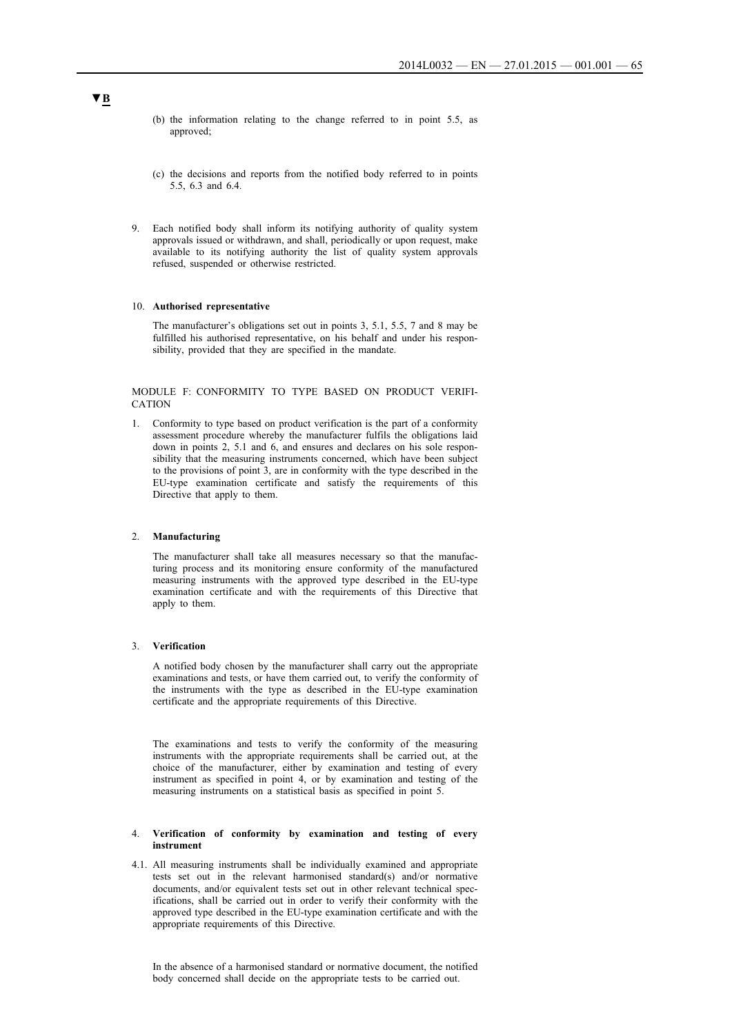(b) the information relating to the change referred to in point 5.5, as approved;

(c) the decisions and reports from the notified body referred to in points 5.5, 6.3 and 6.4.

9. Each notified body shall inform its notifying authority of quality system approvals issued or withdrawn, and shall, periodically or upon request, make available to its notifying authority the list of quality system approvals refused, suspended or otherwise restricted.

10. **Authorised representative**

The manufacturer's obligations set out in points 3, 5.1, 5.5, 7 and 8 may be fulfilled his authorised representative, on his behalf and under his responsibility, provided that they are specified in the mandate.

MODULE F: CONFORMITY TO TYPE BASED ON PRODUCT VERIFICATION

1. Conformity to type based on product verification is the part of a conformity assessment procedure whereby the manufacturer fulfils the obligations laid down in points 2, 5.1 and 6, and ensures and declares on his sole responsibility that the measuring instruments concerned, which have been subject to the provisions of point 3, are in conformity with the type described in the EU-type examination certificate and satisfy the requirements of this Directive that apply to them.

2. **Manufacturing**

The manufacturer shall take all measures necessary so that the manufacturing process and its monitoring ensure conformity of the manufactured measuring instruments with the approved type described in the EU-type examination certificate and with the requirements of this Directive that apply to them.

3. **Verification**

A notified body chosen by the manufacturer shall carry out the appropriate examinations and tests, or have them carried out, to verify the conformity of the instruments with the type as described in the EU-type examination certificate and the appropriate requirements of this Directive.

The examinations and tests to verify the conformity of the measuring instruments with the appropriate requirements shall be carried out, at the choice of the manufacturer, either by examination and testing of every instrument as specified in point 4, or by examination and testing of the measuring instruments on a statistical basis as specified in point 5.

4. **Verification of conformity by examination and testing of every instrument**

4.1. All measuring instruments shall be individually examined and appropriate tests set out in the relevant harmonised standard(s) and/or normative documents, and/or equivalent tests set out in other relevant technical specifications, shall be carried out in order to verify their conformity with the approved type described in the EU-type examination certificate and with the appropriate requirements of this Directive.

In the absence of a harmonised standard or normative document, the notified body concerned shall decide on the appropriate tests to be carried out.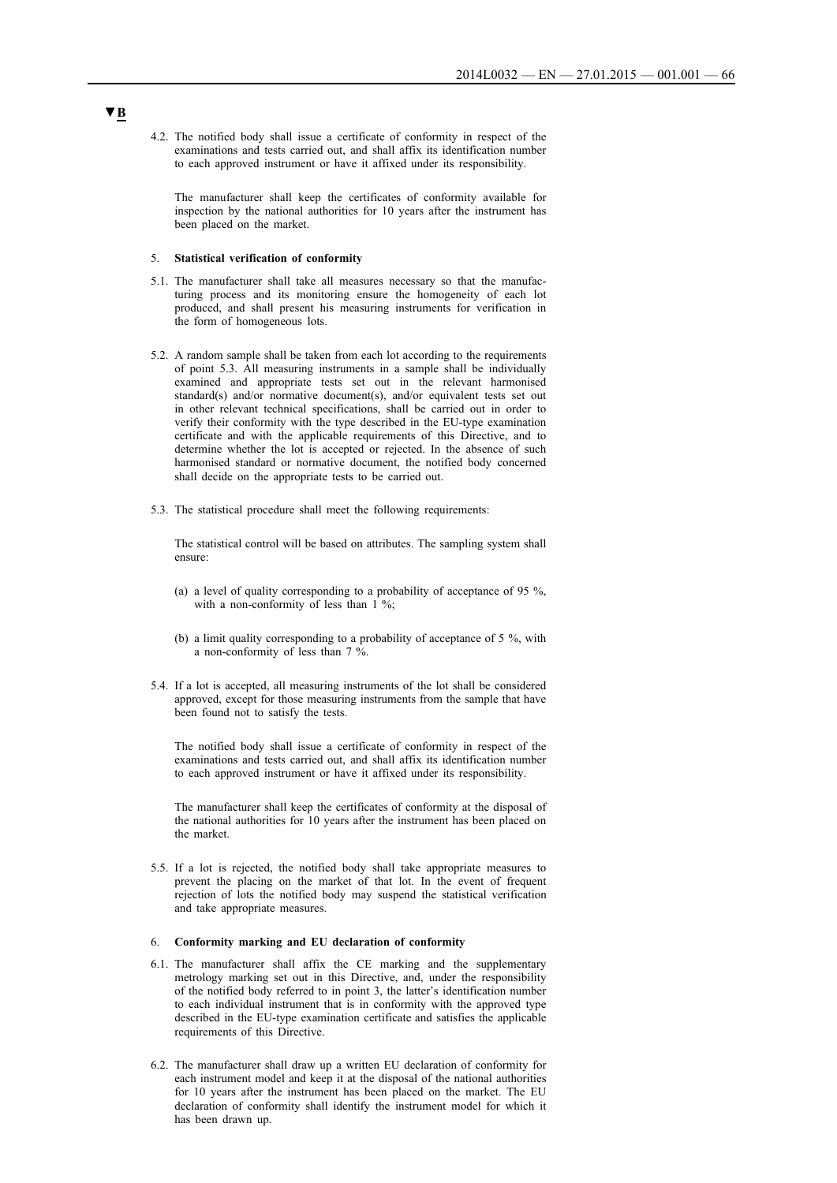▼B

4.2. The notified body shall issue a certificate of conformity in respect of the examinations and tests carried out, and shall affix its identification number to each approved instrument or have it affixed under its responsibility.

The manufacturer shall keep the certificates of conformity available for inspection by the national authorities for 10 years after the instrument has been placed on the market.

5. **Statistical verification of conformity**

5.1. The manufacturer shall take all measures necessary so that the manufacturing process and its monitoring ensure the homogeneity of each lot produced, and shall present his measuring instruments for verification in the form of homogeneous lots.

5.2. A random sample shall be taken from each lot according to the requirements of point 5.3. All measuring instruments in a sample shall be individually examined and appropriate tests set out in the relevant harmonised standard(s) and/or normative document(s), and/or equivalent tests set out in other relevant technical specifications, shall be carried out in order to verify their conformity with the type described in the EU-type examination certificate and with the applicable requirements of this Directive, and to determine whether the lot is accepted or rejected. In the absence of such harmonised standard or normative document, the notified body concerned shall decide on the appropriate tests to be carried out.

5.3. The statistical procedure shall meet the following requirements:

The statistical control will be based on attributes. The sampling system shall ensure:

(a) a level of quality corresponding to a probability of acceptance of 95 %, with a non-conformity of less than 1 %;

(b) a limit quality corresponding to a probability of acceptance of 5 %, with a non-conformity of less than 7 %.

5.4. If a lot is accepted, all measuring instruments of the lot shall be considered approved, except for those measuring instruments from the sample that have been found not to satisfy the tests.

The notified body shall issue a certificate of conformity in respect of the examinations and tests carried out, and shall affix its identification number to each approved instrument or have it affixed under its responsibility.

The manufacturer shall keep the certificates of conformity at the disposal of the national authorities for 10 years after the instrument has been placed on the market.

5.5. If a lot is rejected, the notified body shall take appropriate measures to prevent the placing on the market of that lot. In the event of frequent rejection of lots the notified body may suspend the statistical verification and take appropriate measures.

6. **Conformity marking and EU declaration of conformity**

6.1. The manufacturer shall affix the CE marking and the supplementary metrology marking set out in this Directive, and, under the responsibility of the notified body referred to in point 3, the latter's identification number to each individual instrument that is in conformity with the approved type described in the EU-type examination certificate and satisfies the applicable requirements of this Directive.

6.2. The manufacturer shall draw up a written EU declaration of conformity for each instrument model and keep it at the disposal of the national authorities for 10 years after the instrument has been placed on the market. The EU declaration of conformity shall identify the instrument model for which it has been drawn up.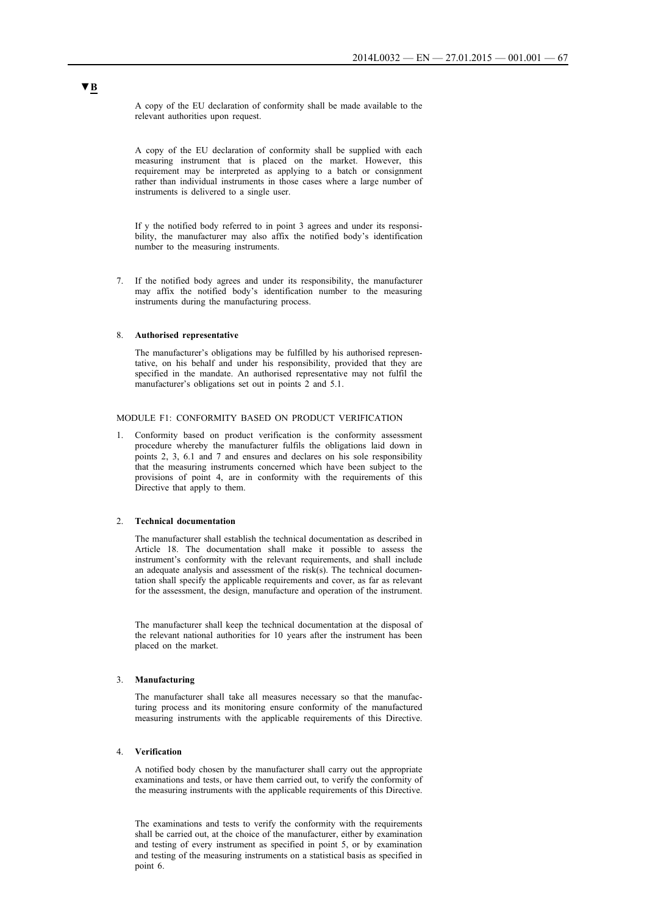▼B

A copy of the EU declaration of conformity shall be made available to the relevant authorities upon request.

A copy of the EU declaration of conformity shall be supplied with each measuring instrument that is placed on the market. However, this requirement may be interpreted as applying to a batch or consignment rather than individual instruments in those cases where a large number of instruments is delivered to a single user.

If y the notified body referred to in point 3 agrees and under its responsibility, the manufacturer may also affix the notified body's identification number to the measuring instruments.

7. If the notified body agrees and under its responsibility, the manufacturer may affix the notified body's identification number to the measuring instruments during the manufacturing process.

8. **Authorised representative**

   The manufacturer's obligations may be fulfilled by his authorised representative, on his behalf and under his responsibility, provided that they are specified in the mandate. An authorised representative may not fulfil the manufacturer's obligations set out in points 2 and 5.1.

MODULE F1: CONFORMITY BASED ON PRODUCT VERIFICATION

1. Conformity based on product verification is the conformity assessment procedure whereby the manufacturer fulfils the obligations laid down in points 2, 3, 6.1 and 7 and ensures and declares on his sole responsibility that the measuring instruments concerned which have been subject to the provisions of point 4, are in conformity with the requirements of this Directive that apply to them.

2. **Technical documentation**

   The manufacturer shall establish the technical documentation as described in Article 18. The documentation shall make it possible to assess the instrument's conformity with the relevant requirements, and shall include an adequate analysis and assessment of the risk(s). The technical documentation shall specify the applicable requirements and cover, as far as relevant for the assessment, the design, manufacture and operation of the instrument.

   The manufacturer shall keep the technical documentation at the disposal of the relevant national authorities for 10 years after the instrument has been placed on the market.

3. **Manufacturing**

   The manufacturer shall take all measures necessary so that the manufacturing process and its monitoring ensure conformity of the manufactured measuring instruments with the applicable requirements of this Directive.

4. **Verification**

   A notified body chosen by the manufacturer shall carry out the appropriate examinations and tests, or have them carried out, to verify the conformity of the measuring instruments with the applicable requirements of this Directive.

   The examinations and tests to verify the conformity with the requirements shall be carried out, at the choice of the manufacturer, either by examination and testing of every instrument as specified in point 5, or by examination and testing of the measuring instruments on a statistical basis as specified in point 6.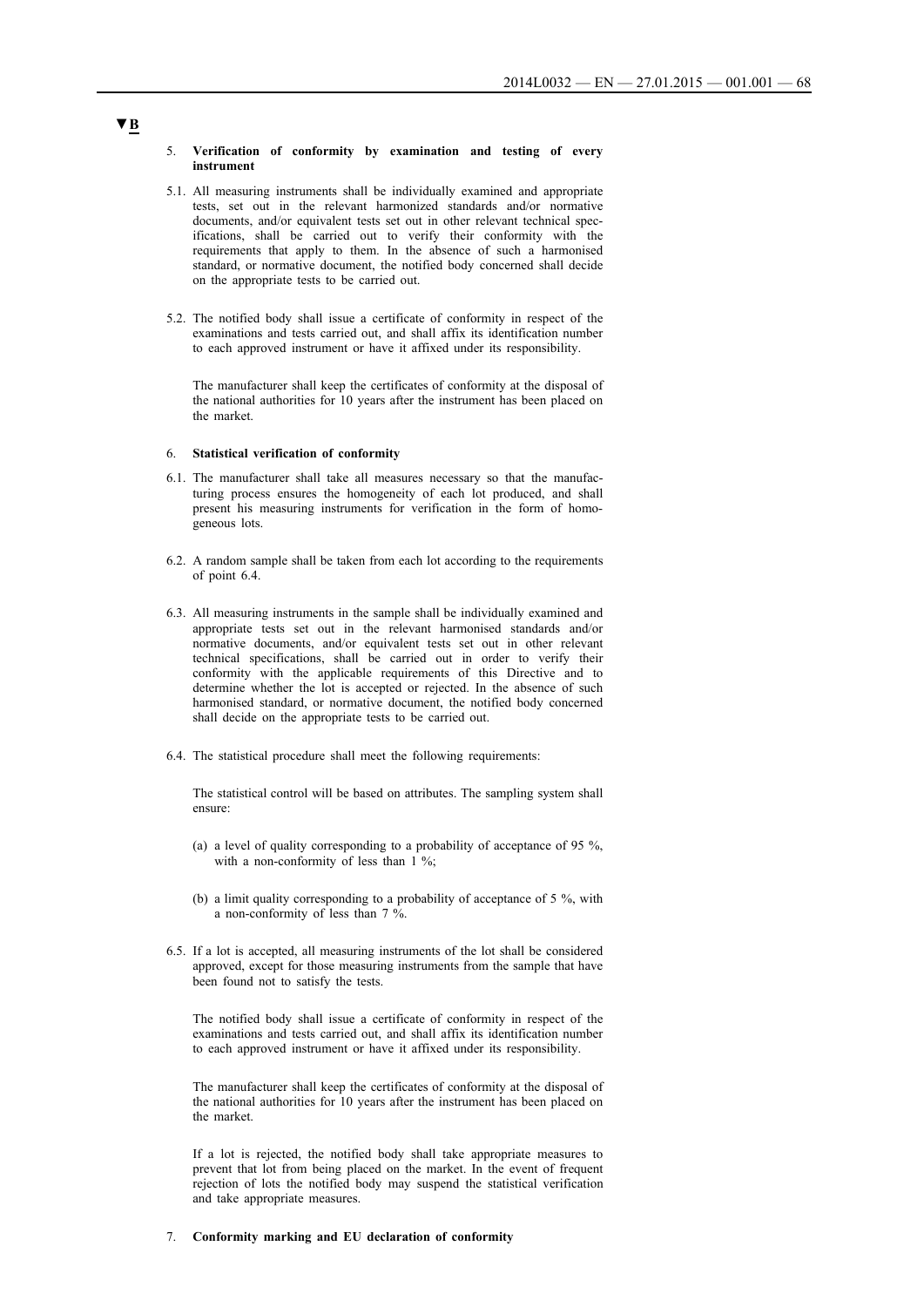▼B

5. **Verification of conformity by examination and testing of every instrument**

5.1. All measuring instruments shall be individually examined and appropriate tests, set out in the relevant harmonized standards and/or normative documents, and/or equivalent tests set out in other relevant technical specifications, shall be carried out to verify their conformity with the requirements that apply to them. In the absence of such a harmonised standard, or normative document, the notified body concerned shall decide on the appropriate tests to be carried out.

5.2. The notified body shall issue a certificate of conformity in respect of the examinations and tests carried out, and shall affix its identification number to each approved instrument or have it affixed under its responsibility.

The manufacturer shall keep the certificates of conformity at the disposal of the national authorities for 10 years after the instrument has been placed on the market.

6. **Statistical verification of conformity**

6.1. The manufacturer shall take all measures necessary so that the manufacturing process ensures the homogeneity of each lot produced, and shall present his measuring instruments for verification in the form of homogeneous lots.

6.2. A random sample shall be taken from each lot according to the requirements of point 6.4.

6.3. All measuring instruments in the sample shall be individually examined and appropriate tests set out in the relevant harmonised standards and/or normative documents, and/or equivalent tests set out in other relevant technical specifications, shall be carried out in order to verify their conformity with the applicable requirements of this Directive and to determine whether the lot is accepted or rejected. In the absence of such harmonised standard, or normative document, the notified body concerned shall decide on the appropriate tests to be carried out.

6.4. The statistical procedure shall meet the following requirements:

The statistical control will be based on attributes. The sampling system shall ensure:

(a) a level of quality corresponding to a probability of acceptance of 95 %, with a non-conformity of less than 1 %;

(b) a limit quality corresponding to a probability of acceptance of 5 %, with a non-conformity of less than 7 %.

6.5. If a lot is accepted, all measuring instruments of the lot shall be considered approved, except for those measuring instruments from the sample that have been found not to satisfy the tests.

The notified body shall issue a certificate of conformity in respect of the examinations and tests carried out, and shall affix its identification number to each approved instrument or have it affixed under its responsibility.

The manufacturer shall keep the certificates of conformity at the disposal of the national authorities for 10 years after the instrument has been placed on the market.

If a lot is rejected, the notified body shall take appropriate measures to prevent that lot from being placed on the market. In the event of frequent rejection of lots the notified body may suspend the statistical verification and take appropriate measures.

7. **Conformity marking and EU declaration of conformity**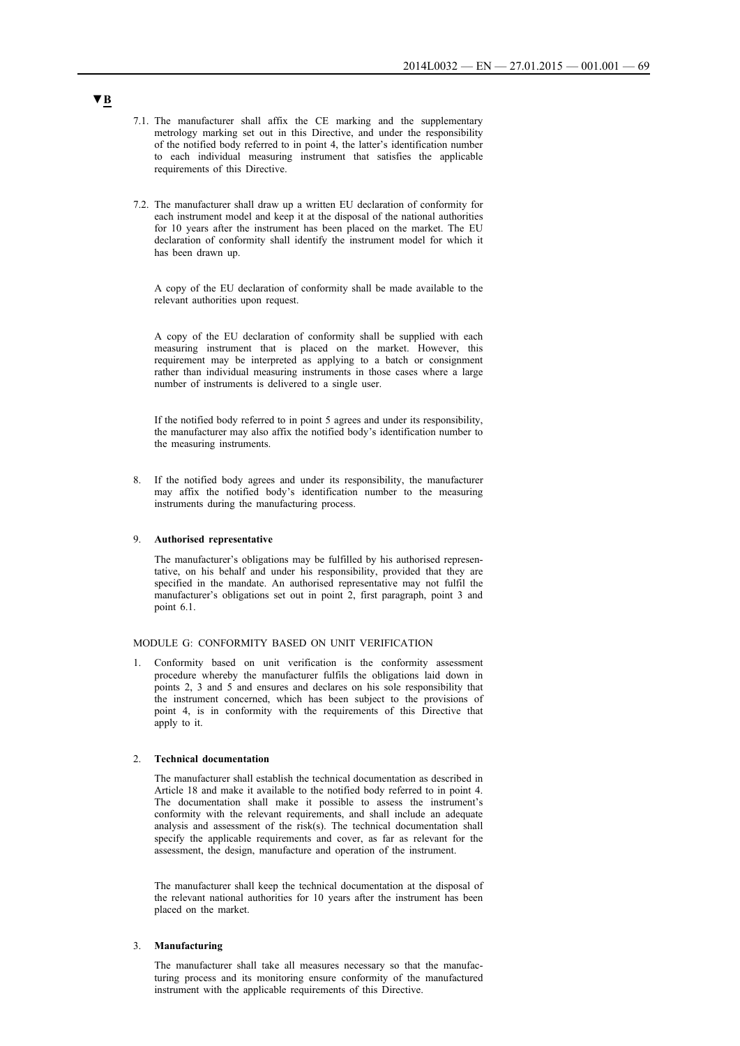▼B

7.1. The manufacturer shall affix the CE marking and the supplementary metrology marking set out in this Directive, and under the responsibility of the notified body referred to in point 4, the latter's identification number to each individual measuring instrument that satisfies the applicable requirements of this Directive.

7.2. The manufacturer shall draw up a written EU declaration of conformity for each instrument model and keep it at the disposal of the national authorities for 10 years after the instrument has been placed on the market. The EU declaration of conformity shall identify the instrument model for which it has been drawn up.

A copy of the EU declaration of conformity shall be made available to the relevant authorities upon request.

A copy of the EU declaration of conformity shall be supplied with each measuring instrument that is placed on the market. However, this requirement may be interpreted as applying to a batch or consignment rather than individual measuring instruments in those cases where a large number of instruments is delivered to a single user.

If the notified body referred to in point 5 agrees and under its responsibility, the manufacturer may also affix the notified body's identification number to the measuring instruments.

8. If the notified body agrees and under its responsibility, the manufacturer may affix the notified body's identification number to the measuring instruments during the manufacturing process.

9. **Authorised representative**

The manufacturer's obligations may be fulfilled by his authorised representative, on his behalf and under his responsibility, provided that they are specified in the mandate. An authorised representative may not fulfil the manufacturer's obligations set out in point 2, first paragraph, point 3 and point 6.1.

MODULE G: CONFORMITY BASED ON UNIT VERIFICATION

1. Conformity based on unit verification is the conformity assessment procedure whereby the manufacturer fulfils the obligations laid down in points 2, 3 and 5 and ensures and declares on his sole responsibility that the instrument concerned, which has been subject to the provisions of point 4, is in conformity with the requirements of this Directive that apply to it.

2. **Technical documentation**

The manufacturer shall establish the technical documentation as described in Article 18 and make it available to the notified body referred to in point 4. The documentation shall make it possible to assess the instrument's conformity with the relevant requirements, and shall include an adequate analysis and assessment of the risk(s). The technical documentation shall specify the applicable requirements and cover, as far as relevant for the assessment, the design, manufacture and operation of the instrument.

The manufacturer shall keep the technical documentation at the disposal of the relevant national authorities for 10 years after the instrument has been placed on the market.

3. **Manufacturing**

The manufacturer shall take all measures necessary so that the manufacturing process and its monitoring ensure conformity of the manufactured instrument with the applicable requirements of this Directive.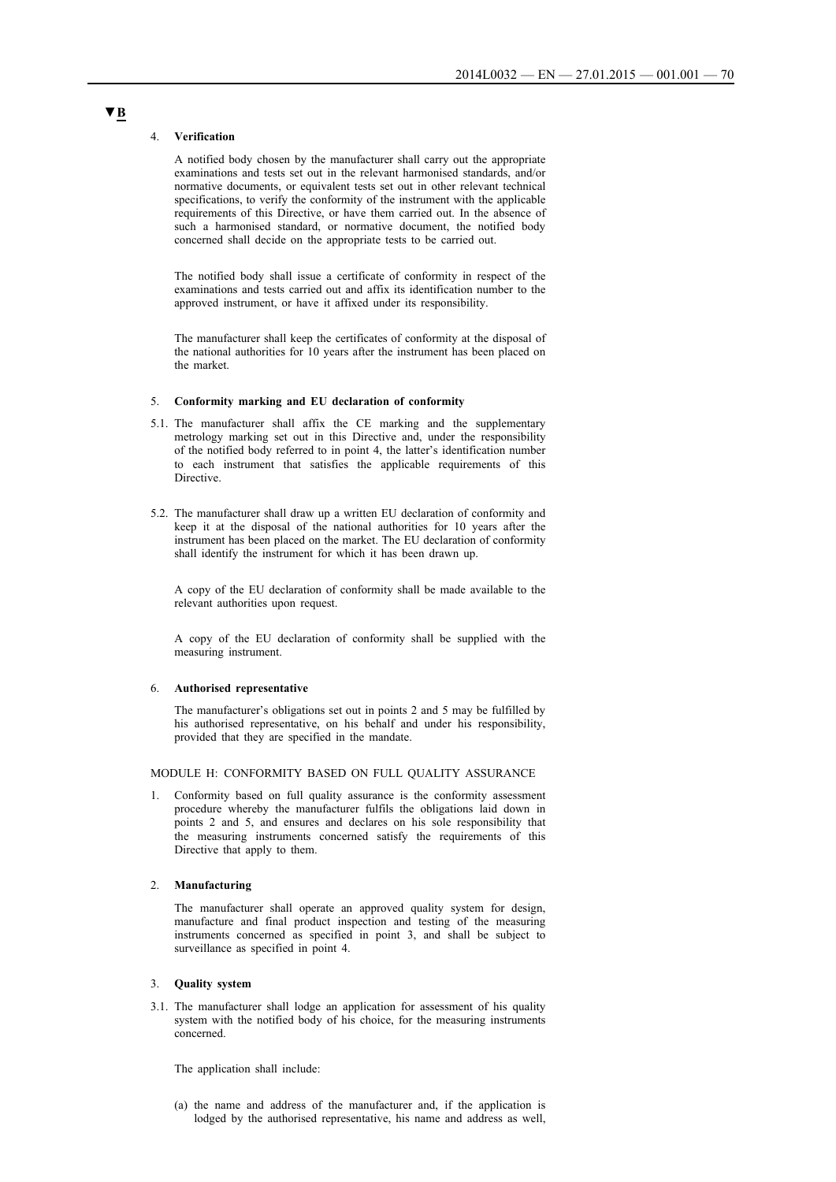▼B

4. **Verification**

A notified body chosen by the manufacturer shall carry out the appropriate examinations and tests set out in the relevant harmonised standards, and/or normative documents, or equivalent tests set out in other relevant technical specifications, to verify the conformity of the instrument with the applicable requirements of this Directive, or have them carried out. In the absence of such a harmonised standard, or normative document, the notified body concerned shall decide on the appropriate tests to be carried out.

The notified body shall issue a certificate of conformity in respect of the examinations and tests carried out and affix its identification number to the approved instrument, or have it affixed under its responsibility.

The manufacturer shall keep the certificates of conformity at the disposal of the national authorities for 10 years after the instrument has been placed on the market.

5. **Conformity marking and EU declaration of conformity**

5.1. The manufacturer shall affix the CE marking and the supplementary metrology marking set out in this Directive and, under the responsibility of the notified body referred to in point 4, the latter's identification number to each instrument that satisfies the applicable requirements of this Directive.

5.2. The manufacturer shall draw up a written EU declaration of conformity and keep it at the disposal of the national authorities for 10 years after the instrument has been placed on the market. The EU declaration of conformity shall identify the instrument for which it has been drawn up.

A copy of the EU declaration of conformity shall be made available to the relevant authorities upon request.

A copy of the EU declaration of conformity shall be supplied with the measuring instrument.

6. **Authorised representative**

The manufacturer's obligations set out in points 2 and 5 may be fulfilled by his authorised representative, on his behalf and under his responsibility, provided that they are specified in the mandate.

MODULE H: CONFORMITY BASED ON FULL QUALITY ASSURANCE

1. Conformity based on full quality assurance is the conformity assessment procedure whereby the manufacturer fulfils the obligations laid down in points 2 and 5, and ensures and declares on his sole responsibility that the measuring instruments concerned satisfy the requirements of this Directive that apply to them.

2. **Manufacturing**

The manufacturer shall operate an approved quality system for design, manufacture and final product inspection and testing of the measuring instruments concerned as specified in point 3, and shall be subject to surveillance as specified in point 4.

3. **Quality system**

3.1. The manufacturer shall lodge an application for assessment of his quality system with the notified body of his choice, for the measuring instruments concerned.

The application shall include:

(a) the name and address of the manufacturer and, if the application is lodged by the authorised representative, his name and address as well,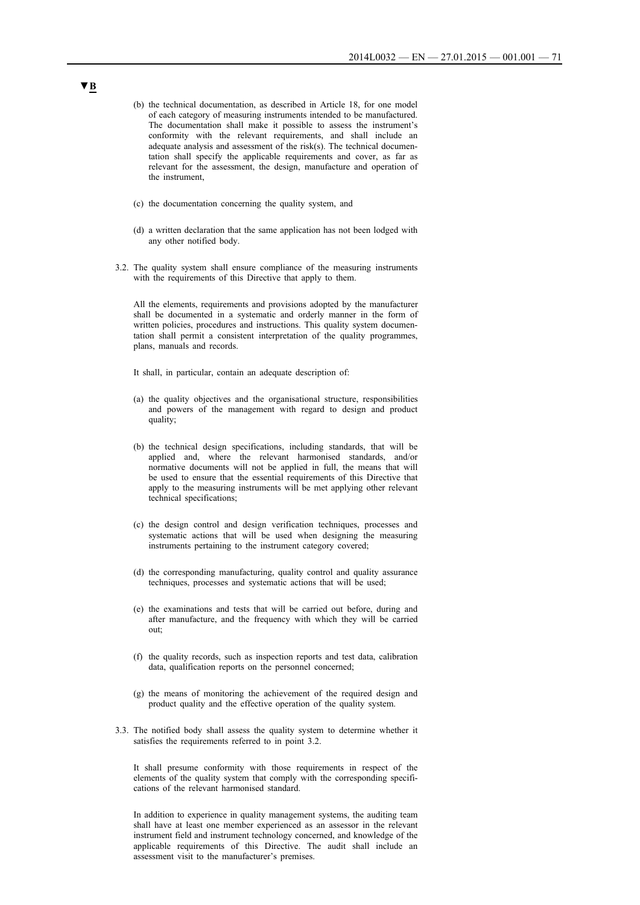▼B

(b) the technical documentation, as described in Article 18, for one model of each category of measuring instruments intended to be manufactured. The documentation shall make it possible to assess the instrument's conformity with the relevant requirements, and shall include an adequate analysis and assessment of the risk(s). The technical documentation shall specify the applicable requirements and cover, as far as relevant for the assessment, the design, manufacture and operation of the instrument,

(c) the documentation concerning the quality system, and

(d) a written declaration that the same application has not been lodged with any other notified body.

3.2. The quality system shall ensure compliance of the measuring instruments with the requirements of this Directive that apply to them.

All the elements, requirements and provisions adopted by the manufacturer shall be documented in a systematic and orderly manner in the form of written policies, procedures and instructions. This quality system documentation shall permit a consistent interpretation of the quality programmes, plans, manuals and records.

It shall, in particular, contain an adequate description of:

(a) the quality objectives and the organisational structure, responsibilities and powers of the management with regard to design and product quality;

(b) the technical design specifications, including standards, that will be applied and, where the relevant harmonised standards, and/or normative documents will not be applied in full, the means that will be used to ensure that the essential requirements of this Directive that apply to the measuring instruments will be met applying other relevant technical specifications;

(c) the design control and design verification techniques, processes and systematic actions that will be used when designing the measuring instruments pertaining to the instrument category covered;

(d) the corresponding manufacturing, quality control and quality assurance techniques, processes and systematic actions that will be used;

(e) the examinations and tests that will be carried out before, during and after manufacture, and the frequency with which they will be carried out;

(f) the quality records, such as inspection reports and test data, calibration data, qualification reports on the personnel concerned;

(g) the means of monitoring the achievement of the required design and product quality and the effective operation of the quality system.

3.3. The notified body shall assess the quality system to determine whether it satisfies the requirements referred to in point 3.2.

It shall presume conformity with those requirements in respect of the elements of the quality system that comply with the corresponding specifications of the relevant harmonised standard.

In addition to experience in quality management systems, the auditing team shall have at least one member experienced as an assessor in the relevant instrument field and instrument technology concerned, and knowledge of the applicable requirements of this Directive. The audit shall include an assessment visit to the manufacturer's premises.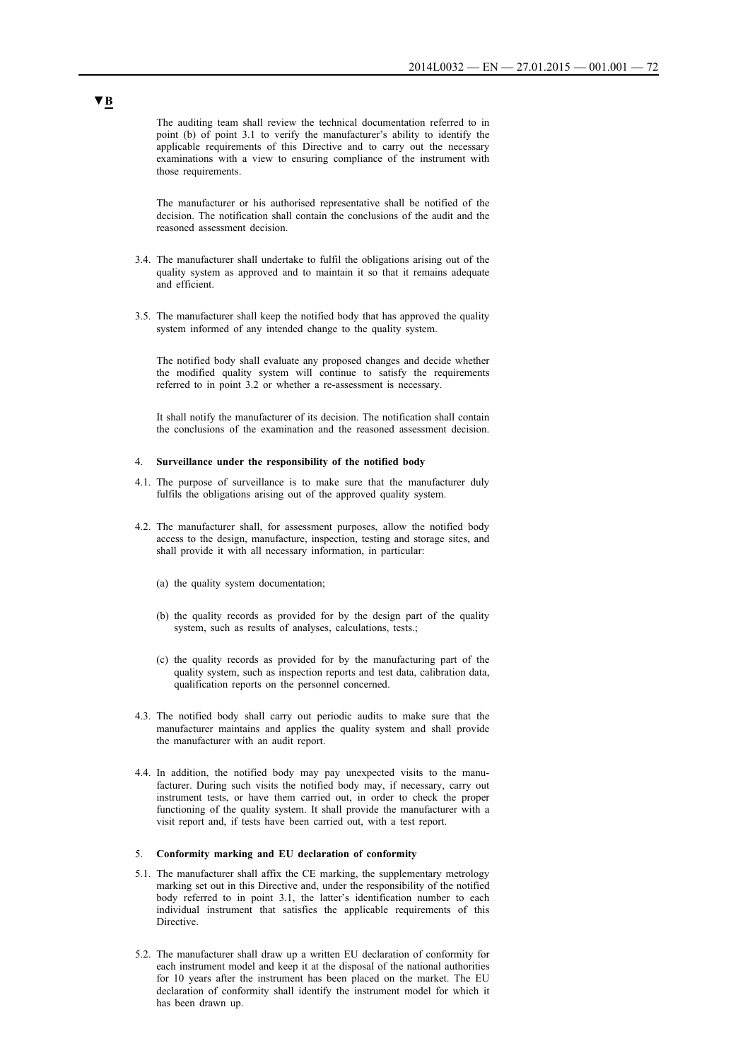**▼B**

The auditing team shall review the technical documentation referred to in point (b) of point 3.1 to verify the manufacturer's ability to identify the applicable requirements of this Directive and to carry out the necessary examinations with a view to ensuring compliance of the instrument with those requirements.

The manufacturer or his authorised representative shall be notified of the decision. The notification shall contain the conclusions of the audit and the reasoned assessment decision.

3.4. The manufacturer shall undertake to fulfil the obligations arising out of the quality system as approved and to maintain it so that it remains adequate and efficient.

3.5. The manufacturer shall keep the notified body that has approved the quality system informed of any intended change to the quality system.

The notified body shall evaluate any proposed changes and decide whether the modified quality system will continue to satisfy the requirements referred to in point 3.2 or whether a re-assessment is necessary.

It shall notify the manufacturer of its decision. The notification shall contain the conclusions of the examination and the reasoned assessment decision.

4. **Surveillance under the responsibility of the notified body**

4.1. The purpose of surveillance is to make sure that the manufacturer duly fulfils the obligations arising out of the approved quality system.

4.2. The manufacturer shall, for assessment purposes, allow the notified body access to the design, manufacture, inspection, testing and storage sites, and shall provide it with all necessary information, in particular:

(a) the quality system documentation;

(b) the quality records as provided for by the design part of the quality system, such as results of analyses, calculations, tests.;

(c) the quality records as provided for by the manufacturing part of the quality system, such as inspection reports and test data, calibration data, qualification reports on the personnel concerned.

4.3. The notified body shall carry out periodic audits to make sure that the manufacturer maintains and applies the quality system and shall provide the manufacturer with an audit report.

4.4. In addition, the notified body may pay unexpected visits to the manufacturer. During such visits the notified body may, if necessary, carry out instrument tests, or have them carried out, in order to check the proper functioning of the quality system. It shall provide the manufacturer with a visit report and, if tests have been carried out, with a test report.

5. **Conformity marking and EU declaration of conformity**

5.1. The manufacturer shall affix the CE marking, the supplementary metrology marking set out in this Directive and, under the responsibility of the notified body referred to in point 3.1, the latter's identification number to each individual instrument that satisfies the applicable requirements of this Directive.

5.2. The manufacturer shall draw up a written EU declaration of conformity for each instrument model and keep it at the disposal of the national authorities for 10 years after the instrument has been placed on the market. The EU declaration of conformity shall identify the instrument model for which it has been drawn up.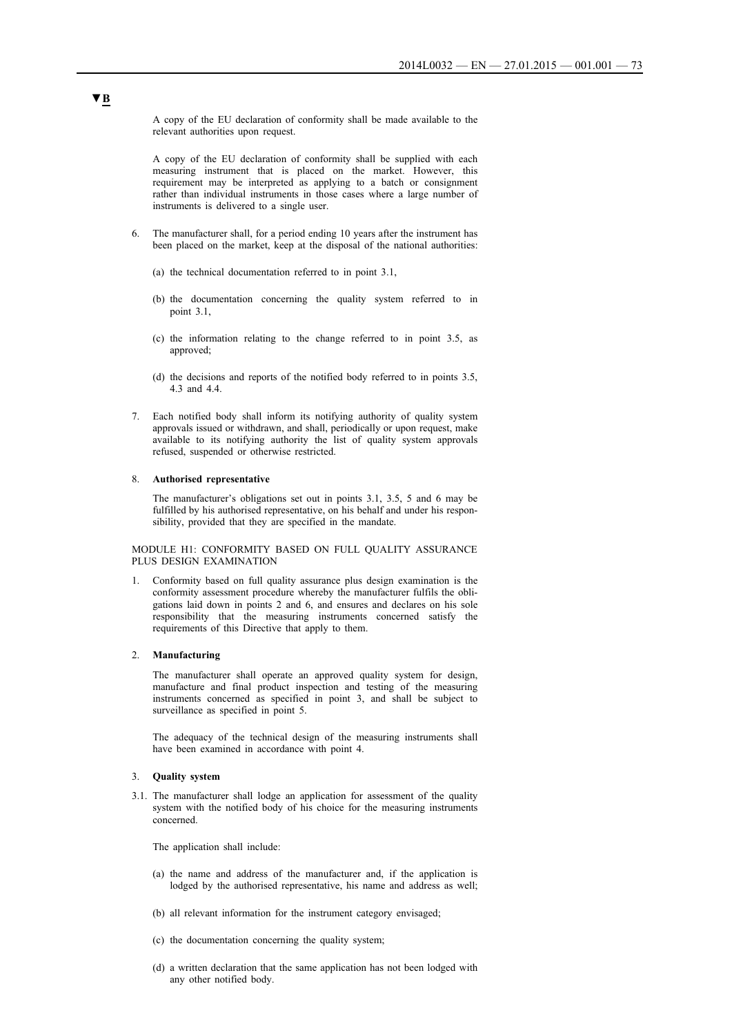▼B

A copy of the EU declaration of conformity shall be made available to the relevant authorities upon request.

A copy of the EU declaration of conformity shall be supplied with each measuring instrument that is placed on the market. However, this requirement may be interpreted as applying to a batch or consignment rather than individual instruments in those cases where a large number of instruments is delivered to a single user.

6. The manufacturer shall, for a period ending 10 years after the instrument has been placed on the market, keep at the disposal of the national authorities:

   (a) the technical documentation referred to in point 3.1,

   (b) the documentation concerning the quality system referred to in point 3.1,

   (c) the information relating to the change referred to in point 3.5, as approved;

   (d) the decisions and reports of the notified body referred to in points 3.5, 4.3 and 4.4.

7. Each notified body shall inform its notifying authority of quality system approvals issued or withdrawn, and shall, periodically or upon request, make available to its notifying authority the list of quality system approvals refused, suspended or otherwise restricted.

8. **Authorised representative**

   The manufacturer's obligations set out in points 3.1, 3.5, 5 and 6 may be fulfilled by his authorised representative, on his behalf and under his responsibility, provided that they are specified in the mandate.

MODULE H1: CONFORMITY BASED ON FULL QUALITY ASSURANCE PLUS DESIGN EXAMINATION

1. Conformity based on full quality assurance plus design examination is the conformity assessment procedure whereby the manufacturer fulfils the obligations laid down in points 2 and 6, and ensures and declares on his sole responsibility that the measuring instruments concerned satisfy the requirements of this Directive that apply to them.

2. **Manufacturing**

   The manufacturer shall operate an approved quality system for design, manufacture and final product inspection and testing of the measuring instruments concerned as specified in point 3, and shall be subject to surveillance as specified in point 5.

   The adequacy of the technical design of the measuring instruments shall have been examined in accordance with point 4.

3. **Quality system**

3.1. The manufacturer shall lodge an application for assessment of the quality system with the notified body of his choice for the measuring instruments concerned.

   The application shall include:

   (a) the name and address of the manufacturer and, if the application is lodged by the authorised representative, his name and address as well;

   (b) all relevant information for the instrument category envisaged;

   (c) the documentation concerning the quality system;

   (d) a written declaration that the same application has not been lodged with any other notified body.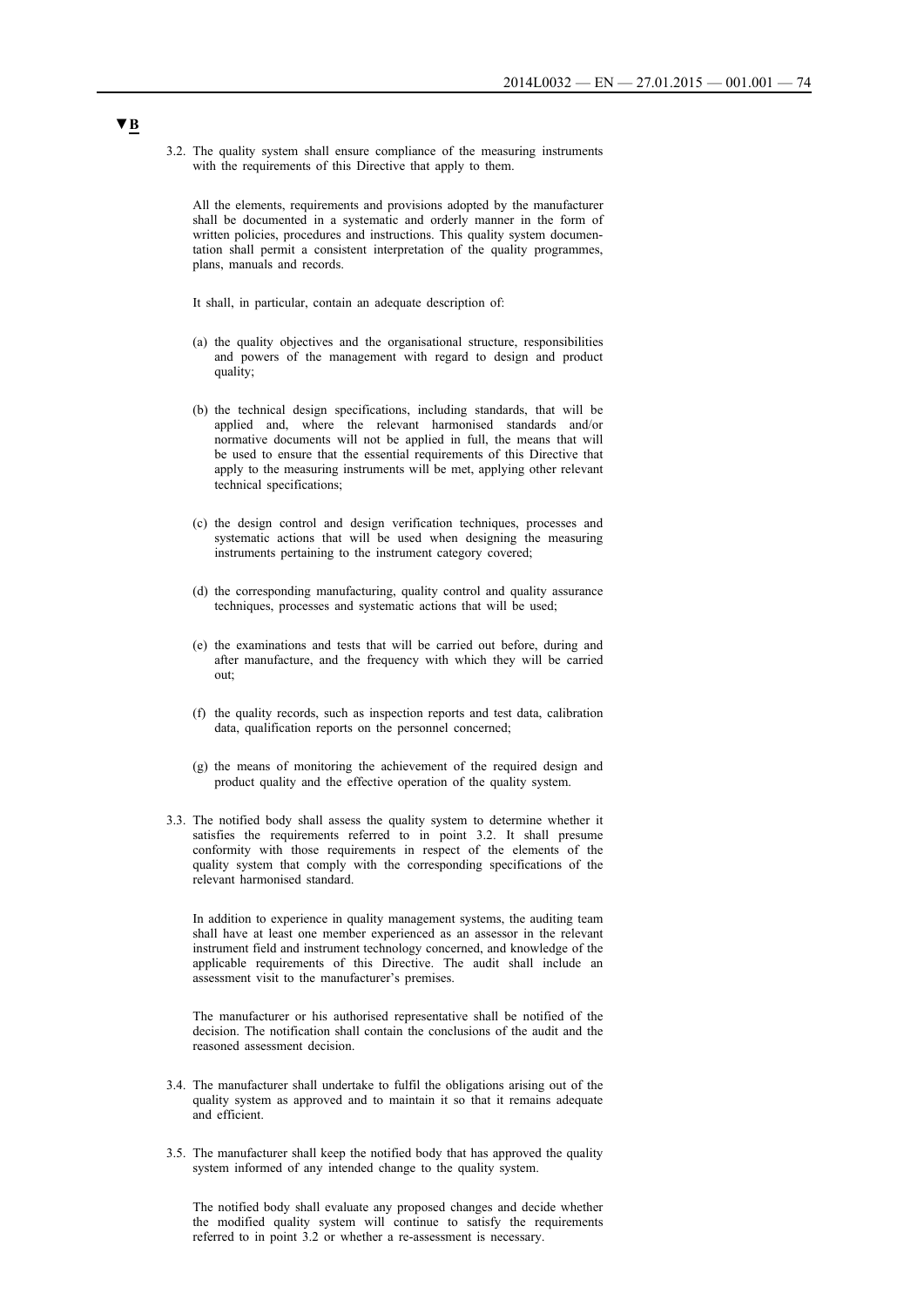▼B

3.2. The quality system shall ensure compliance of the measuring instruments with the requirements of this Directive that apply to them.

All the elements, requirements and provisions adopted by the manufacturer shall be documented in a systematic and orderly manner in the form of written policies, procedures and instructions. This quality system documentation shall permit a consistent interpretation of the quality programmes, plans, manuals and records.

It shall, in particular, contain an adequate description of:

(a) the quality objectives and the organisational structure, responsibilities and powers of the management with regard to design and product quality;

(b) the technical design specifications, including standards, that will be applied and, where the relevant harmonised standards and/or normative documents will not be applied in full, the means that will be used to ensure that the essential requirements of this Directive that apply to the measuring instruments will be met, applying other relevant technical specifications;

(c) the design control and design verification techniques, processes and systematic actions that will be used when designing the measuring instruments pertaining to the instrument category covered;

(d) the corresponding manufacturing, quality control and quality assurance techniques, processes and systematic actions that will be used;

(e) the examinations and tests that will be carried out before, during and after manufacture, and the frequency with which they will be carried out;

(f) the quality records, such as inspection reports and test data, calibration data, qualification reports on the personnel concerned;

(g) the means of monitoring the achievement of the required design and product quality and the effective operation of the quality system.

3.3. The notified body shall assess the quality system to determine whether it satisfies the requirements referred to in point 3.2. It shall presume conformity with those requirements in respect of the elements of the quality system that comply with the corresponding specifications of the relevant harmonised standard.

In addition to experience in quality management systems, the auditing team shall have at least one member experienced as an assessor in the relevant instrument field and instrument technology concerned, and knowledge of the applicable requirements of this Directive. The audit shall include an assessment visit to the manufacturer's premises.

The manufacturer or his authorised representative shall be notified of the decision. The notification shall contain the conclusions of the audit and the reasoned assessment decision.

3.4. The manufacturer shall undertake to fulfil the obligations arising out of the quality system as approved and to maintain it so that it remains adequate and efficient.

3.5. The manufacturer shall keep the notified body that has approved the quality system informed of any intended change to the quality system.

The notified body shall evaluate any proposed changes and decide whether the modified quality system will continue to satisfy the requirements referred to in point 3.2 or whether a re-assessment is necessary.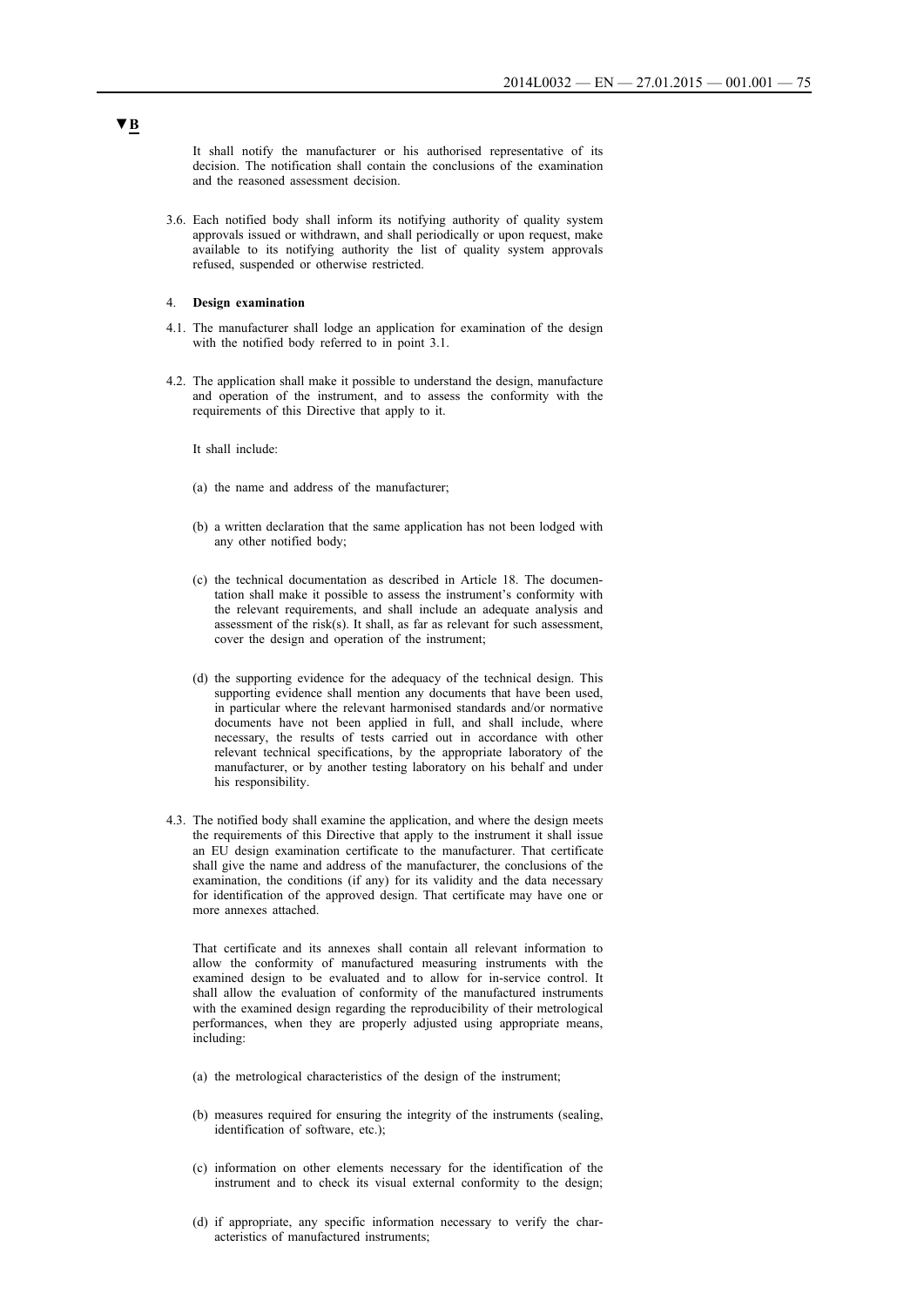▼B

It shall notify the manufacturer or his authorised representative of its decision. The notification shall contain the conclusions of the examination and the reasoned assessment decision.

3.6. Each notified body shall inform its notifying authority of quality system approvals issued or withdrawn, and shall periodically or upon request, make available to its notifying authority the list of quality system approvals refused, suspended or otherwise restricted.

4. **Design examination**

4.1. The manufacturer shall lodge an application for examination of the design with the notified body referred to in point 3.1.

4.2. The application shall make it possible to understand the design, manufacture and operation of the instrument, and to assess the conformity with the requirements of this Directive that apply to it.

It shall include:

(a) the name and address of the manufacturer;

(b) a written declaration that the same application has not been lodged with any other notified body;

(c) the technical documentation as described in Article 18. The documentation shall make it possible to assess the instrument's conformity with the relevant requirements, and shall include an adequate analysis and assessment of the risk(s). It shall, as far as relevant for such assessment, cover the design and operation of the instrument;

(d) the supporting evidence for the adequacy of the technical design. This supporting evidence shall mention any documents that have been used, in particular where the relevant harmonised standards and/or normative documents have not been applied in full, and shall include, where necessary, the results of tests carried out in accordance with other relevant technical specifications, by the appropriate laboratory of the manufacturer, or by another testing laboratory on his behalf and under his responsibility.

4.3. The notified body shall examine the application, and where the design meets the requirements of this Directive that apply to the instrument it shall issue an EU design examination certificate to the manufacturer. That certificate shall give the name and address of the manufacturer, the conclusions of the examination, the conditions (if any) for its validity and the data necessary for identification of the approved design. That certificate may have one or more annexes attached.

That certificate and its annexes shall contain all relevant information to allow the conformity of manufactured measuring instruments with the examined design to be evaluated and to allow for in-service control. It shall allow the evaluation of conformity of the manufactured instruments with the examined design regarding the reproducibility of their metrological performances, when they are properly adjusted using appropriate means, including:

(a) the metrological characteristics of the design of the instrument;

(b) measures required for ensuring the integrity of the instruments (sealing, identification of software, etc.);

(c) information on other elements necessary for the identification of the instrument and to check its visual external conformity to the design;

(d) if appropriate, any specific information necessary to verify the characteristics of manufactured instruments;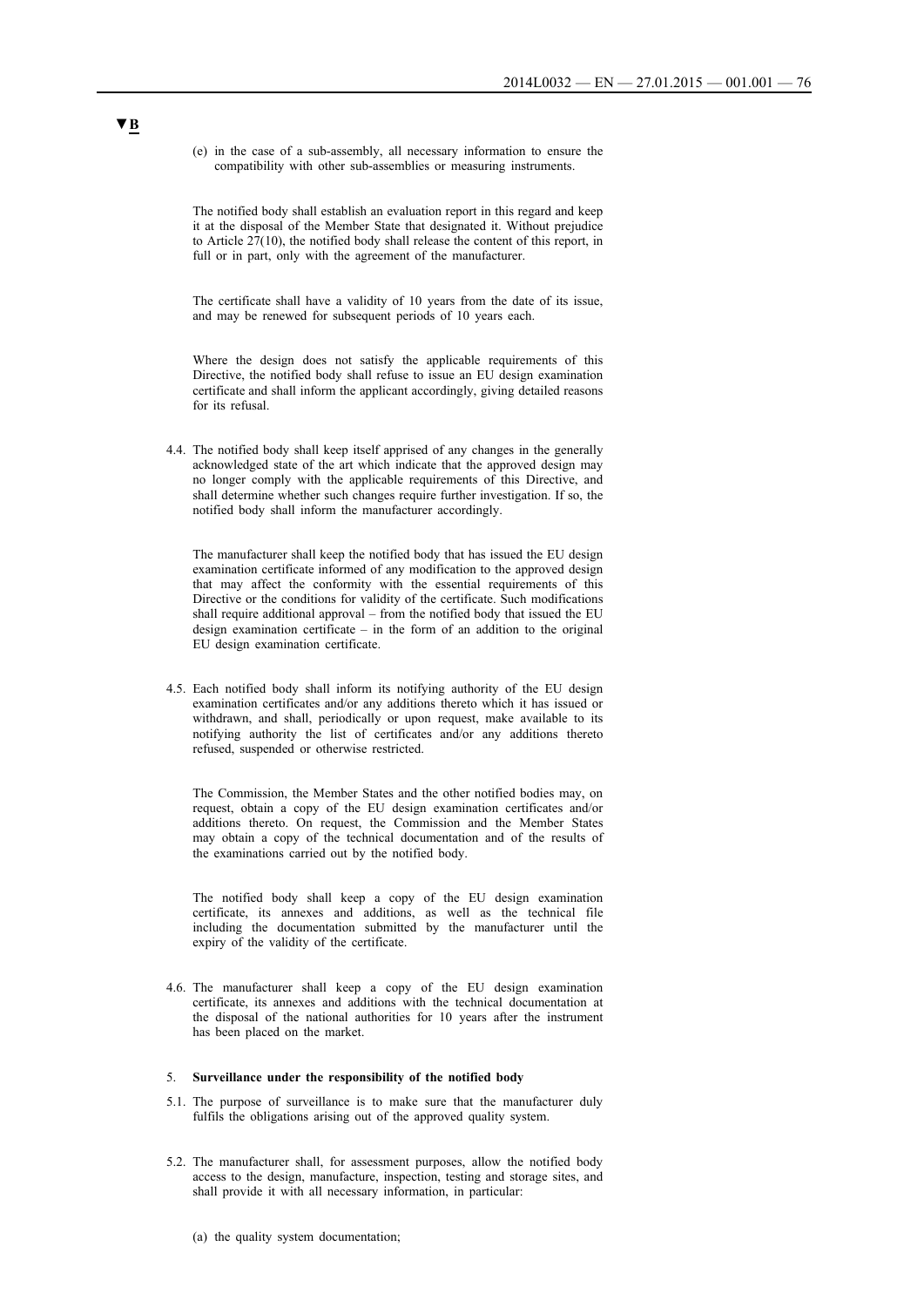▼B

(e) in the case of a sub-assembly, all necessary information to ensure the compatibility with other sub-assemblies or measuring instruments.

The notified body shall establish an evaluation report in this regard and keep it at the disposal of the Member State that designated it. Without prejudice to Article 27(10), the notified body shall release the content of this report, in full or in part, only with the agreement of the manufacturer.

The certificate shall have a validity of 10 years from the date of its issue, and may be renewed for subsequent periods of 10 years each.

Where the design does not satisfy the applicable requirements of this Directive, the notified body shall refuse to issue an EU design examination certificate and shall inform the applicant accordingly, giving detailed reasons for its refusal.

4.4. The notified body shall keep itself apprised of any changes in the generally acknowledged state of the art which indicate that the approved design may no longer comply with the applicable requirements of this Directive, and shall determine whether such changes require further investigation. If so, the notified body shall inform the manufacturer accordingly.

The manufacturer shall keep the notified body that has issued the EU design examination certificate informed of any modification to the approved design that may affect the conformity with the essential requirements of this Directive or the conditions for validity of the certificate. Such modifications shall require additional approval – from the notified body that issued the EU design examination certificate – in the form of an addition to the original EU design examination certificate.

4.5. Each notified body shall inform its notifying authority of the EU design examination certificates and/or any additions thereto which it has issued or withdrawn, and shall, periodically or upon request, make available to its notifying authority the list of certificates and/or any additions thereto refused, suspended or otherwise restricted.

The Commission, the Member States and the other notified bodies may, on request, obtain a copy of the EU design examination certificates and/or additions thereto. On request, the Commission and the Member States may obtain a copy of the technical documentation and of the results of the examinations carried out by the notified body.

The notified body shall keep a copy of the EU design examination certificate, its annexes and additions, as well as the technical file including the documentation submitted by the manufacturer until the expiry of the validity of the certificate.

4.6. The manufacturer shall keep a copy of the EU design examination certificate, its annexes and additions with the technical documentation at the disposal of the national authorities for 10 years after the instrument has been placed on the market.

5. **Surveillance under the responsibility of the notified body**

5.1. The purpose of surveillance is to make sure that the manufacturer duly fulfils the obligations arising out of the approved quality system.

5.2. The manufacturer shall, for assessment purposes, allow the notified body access to the design, manufacture, inspection, testing and storage sites, and shall provide it with all necessary information, in particular:

(a) the quality system documentation;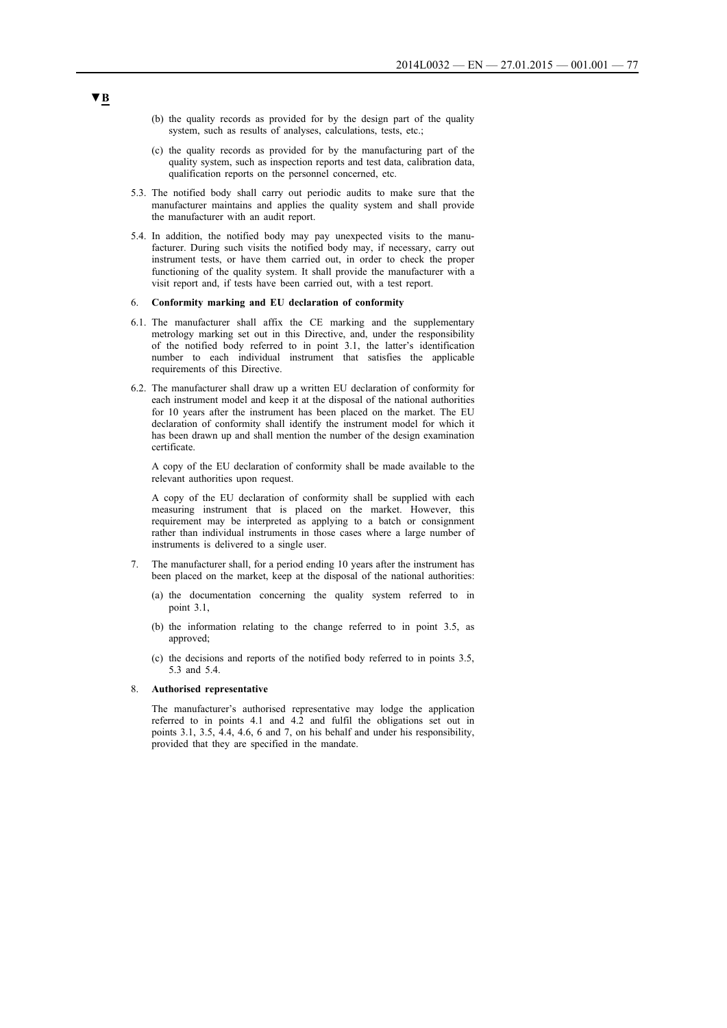(b) the quality records as provided for by the design part of the quality system, such as results of analyses, calculations, tests, etc.;

(c) the quality records as provided for by the manufacturing part of the quality system, such as inspection reports and test data, calibration data, qualification reports on the personnel concerned, etc.

5.3. The notified body shall carry out periodic audits to make sure that the manufacturer maintains and applies the quality system and shall provide the manufacturer with an audit report.

5.4. In addition, the notified body may pay unexpected visits to the manufacturer. During such visits the notified body may, if necessary, carry out instrument tests, or have them carried out, in order to check the proper functioning of the quality system. It shall provide the manufacturer with a visit report and, if tests have been carried out, with a test report.

6. **Conformity marking and EU declaration of conformity**

6.1. The manufacturer shall affix the CE marking and the supplementary metrology marking set out in this Directive, and, under the responsibility of the notified body referred to in point 3.1, the latter's identification number to each individual instrument that satisfies the applicable requirements of this Directive.

6.2. The manufacturer shall draw up a written EU declaration of conformity for each instrument model and keep it at the disposal of the national authorities for 10 years after the instrument has been placed on the market. The EU declaration of conformity shall identify the instrument model for which it has been drawn up and shall mention the number of the design examination certificate.

A copy of the EU declaration of conformity shall be made available to the relevant authorities upon request.

A copy of the EU declaration of conformity shall be supplied with each measuring instrument that is placed on the market. However, this requirement may be interpreted as applying to a batch or consignment rather than individual instruments in those cases where a large number of instruments is delivered to a single user.

7. The manufacturer shall, for a period ending 10 years after the instrument has been placed on the market, keep at the disposal of the national authorities:

(a) the documentation concerning the quality system referred to in point 3.1,

(b) the information relating to the change referred to in point 3.5, as approved;

(c) the decisions and reports of the notified body referred to in points 3.5, 5.3 and 5.4.

8. **Authorised representative**

The manufacturer's authorised representative may lodge the application referred to in points 4.1 and 4.2 and fulfil the obligations set out in points 3.1, 3.5, 4.4, 4.6, 6 and 7, on his behalf and under his responsibility, provided that they are specified in the mandate.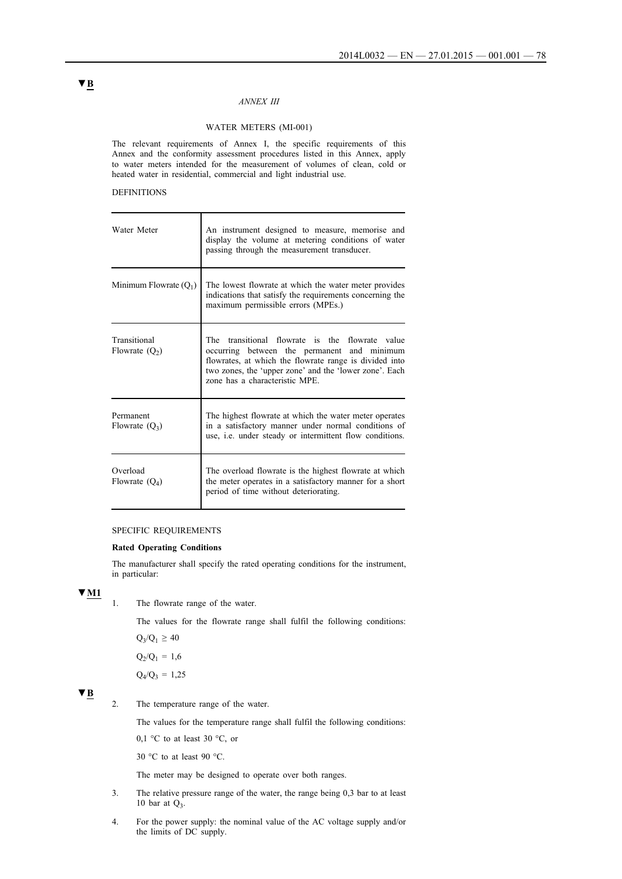▼B

*ANNEX III*

## WATER METERS (MI-001)

The relevant requirements of Annex I, the specific requirements of this Annex and the conformity assessment procedures listed in this Annex, apply to water meters intended for the measurement of volumes of clean, cold or heated water in residential, commercial and light industrial use.

DEFINITIONS

| | |
|---|---|
| Water Meter | An instrument designed to measure, memorise and display the volume at metering conditions of water passing through the measurement transducer. |
| Minimum Flowrate ($Q_1$) | The lowest flowrate at which the water meter provides indications that satisfy the requirements concerning the maximum permissible errors (MPEs.) |
| Transitional Flowrate ($Q_2$) | The transitional flowrate is the flowrate value occurring between the permanent and minimum flowrates, at which the flowrate range is divided into two zones, the 'upper zone' and the 'lower zone'. Each zone has a characteristic MPE. |
| Permanent Flowrate ($Q_3$) | The highest flowrate at which the water meter operates in a satisfactory manner under normal conditions of use, i.e. under steady or intermittent flow conditions. |
| Overload Flowrate ($Q_4$) | The overload flowrate is the highest flowrate at which the meter operates in a satisfactory manner for a short period of time without deteriorating. |

SPECIFIC REQUIREMENTS

**Rated Operating Conditions**

The manufacturer shall specify the rated operating conditions for the instrument, in particular:

▼M1

1. The flowrate range of the water.

   The values for the flowrate range shall fulfil the following conditions:

   $Q_3/Q_1 \geq 40$

   $Q_2/Q_1 = 1{,}6$

   $Q_4/Q_3 = 1{,}25$

▼B

2. The temperature range of the water.

   The values for the temperature range shall fulfil the following conditions:

   0,1 °C to at least 30 °C, or

   30 °C to at least 90 °C.

   The meter may be designed to operate over both ranges.

3. The relative pressure range of the water, the range being 0,3 bar to at least 10 bar at $Q_3$.

4. For the power supply: the nominal value of the AC voltage supply and/or the limits of DC supply.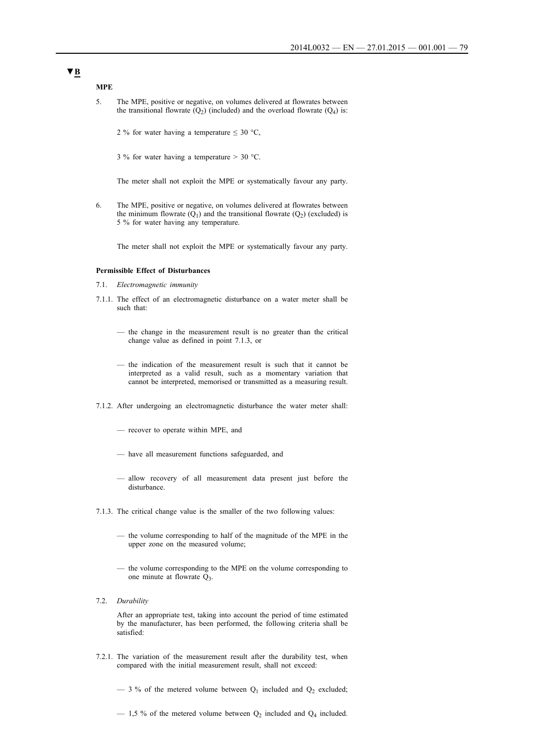▼B

**MPE**

5. The MPE, positive or negative, on volumes delivered at flowrates between the transitional flowrate ($Q_2$) (included) and the overload flowrate ($Q_4$) is:

   2 % for water having a temperature ≤ 30 °C,

   3 % for water having a temperature > 30 °C.

   The meter shall not exploit the MPE or systematically favour any party.

6. The MPE, positive or negative, on volumes delivered at flowrates between the minimum flowrate ($Q_1$) and the transitional flowrate ($Q_2$) (excluded) is 5 % for water having any temperature.

   The meter shall not exploit the MPE or systematically favour any party.

**Permissible Effect of Disturbances**

7.1. *Electromagnetic immunity*

7.1.1. The effect of an electromagnetic disturbance on a water meter shall be such that:

— the change in the measurement result is no greater than the critical change value as defined in point 7.1.3, or

— the indication of the measurement result is such that it cannot be interpreted as a valid result, such as a momentary variation that cannot be interpreted, memorised or transmitted as a measuring result.

7.1.2. After undergoing an electromagnetic disturbance the water meter shall:

— recover to operate within MPE, and

— have all measurement functions safeguarded, and

— allow recovery of all measurement data present just before the disturbance.

7.1.3. The critical change value is the smaller of the two following values:

— the volume corresponding to half of the magnitude of the MPE in the upper zone on the measured volume;

— the volume corresponding to the MPE on the volume corresponding to one minute at flowrate $Q_3$.

7.2. *Durability*

After an appropriate test, taking into account the period of time estimated by the manufacturer, has been performed, the following criteria shall be satisfied:

7.2.1. The variation of the measurement result after the durability test, when compared with the initial measurement result, shall not exceed:

— 3 % of the metered volume between $Q_1$ included and $Q_2$ excluded;

— 1,5 % of the metered volume between $Q_2$ included and $Q_4$ included.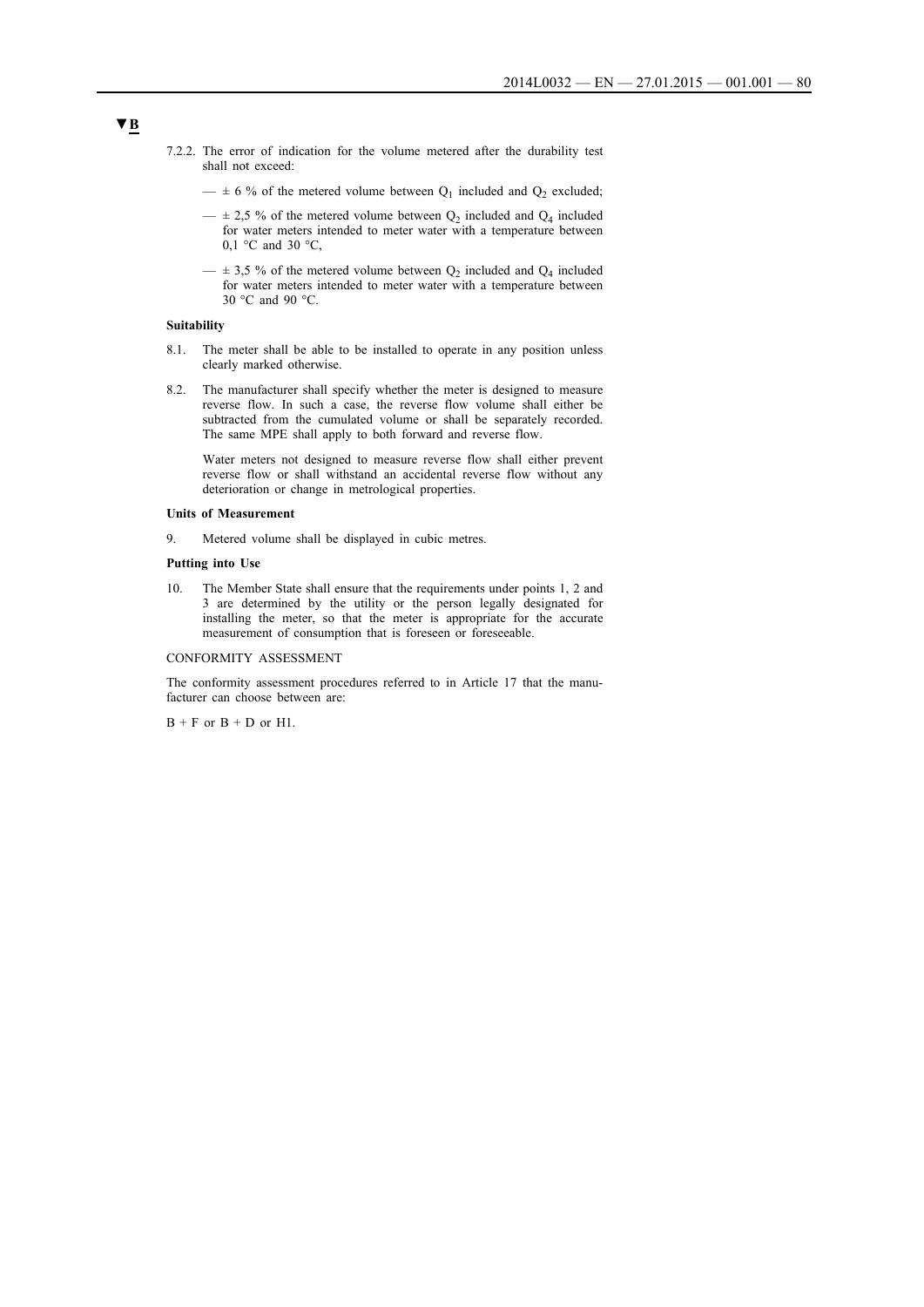**▼B**

7.2.2. The error of indication for the volume metered after the durability test shall not exceed:

— ± 6 % of the metered volume between $Q_1$ included and $Q_2$ excluded;

— ± 2,5 % of the metered volume between $Q_2$ included and $Q_4$ included for water meters intended to meter water with a temperature between 0,1 °C and 30 °C,

— ± 3,5 % of the metered volume between $Q_2$ included and $Q_4$ included for water meters intended to meter water with a temperature between 30 °C and 90 °C.

**Suitability**

8.1. The meter shall be able to be installed to operate in any position unless clearly marked otherwise.

8.2. The manufacturer shall specify whether the meter is designed to measure reverse flow. In such a case, the reverse flow volume shall either be subtracted from the cumulated volume or shall be separately recorded. The same MPE shall apply to both forward and reverse flow.

Water meters not designed to measure reverse flow shall either prevent reverse flow or shall withstand an accidental reverse flow without any deterioration or change in metrological properties.

**Units of Measurement**

9. Metered volume shall be displayed in cubic metres.

**Putting into Use**

10. The Member State shall ensure that the requirements under points 1, 2 and 3 are determined by the utility or the person legally designated for installing the meter, so that the meter is appropriate for the accurate measurement of consumption that is foreseen or foreseeable.

CONFORMITY ASSESSMENT

The conformity assessment procedures referred to in Article 17 that the manufacturer can choose between are:

B + F or B + D or H1.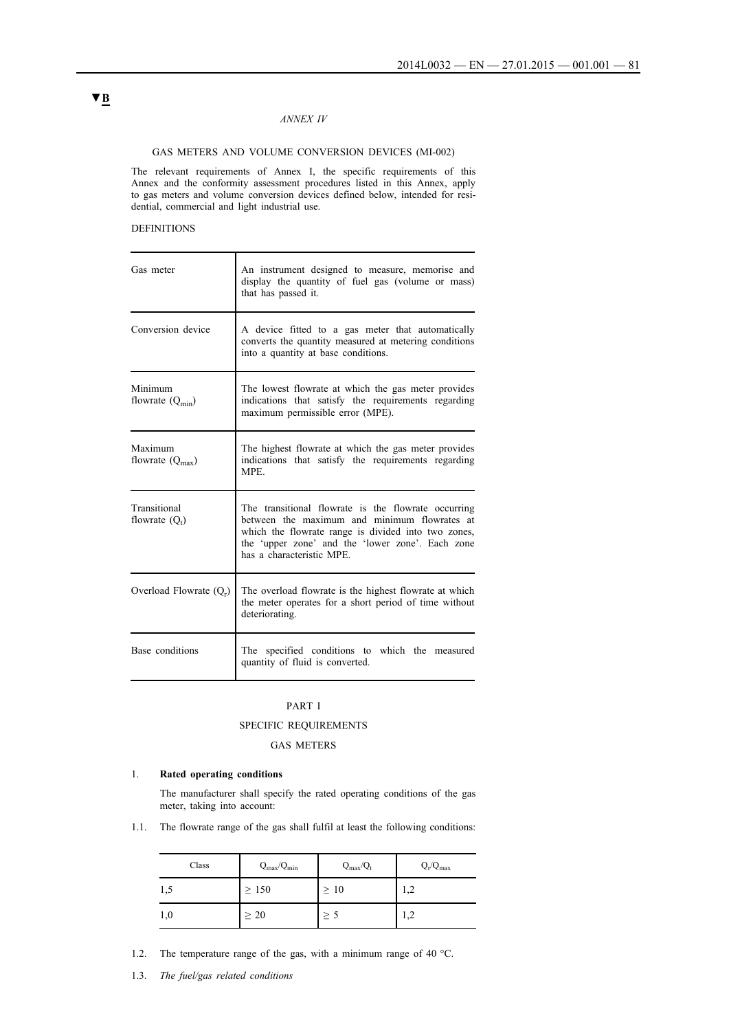▼B

*ANNEX IV*

GAS METERS AND VOLUME CONVERSION DEVICES (MI-002)

The relevant requirements of Annex I, the specific requirements of this Annex and the conformity assessment procedures listed in this Annex, apply to gas meters and volume conversion devices defined below, intended for residential, commercial and light industrial use.

DEFINITIONS

| | |
|---|---|
| Gas meter | An instrument designed to measure, memorise and display the quantity of fuel gas (volume or mass) that has passed it. |
| Conversion device | A device fitted to a gas meter that automatically converts the quantity measured at metering conditions into a quantity at base conditions. |
| Minimum flowrate ($Q_{min}$) | The lowest flowrate at which the gas meter provides indications that satisfy the requirements regarding maximum permissible error (MPE). |
| Maximum flowrate ($Q_{max}$) | The highest flowrate at which the gas meter provides indications that satisfy the requirements regarding MPE. |
| Transitional flowrate ($Q_t$) | The transitional flowrate is the flowrate occurring between the maximum and minimum flowrates at which the flowrate range is divided into two zones, the 'upper zone' and the 'lower zone'. Each zone has a characteristic MPE. |
| Overload Flowrate ($Q_r$) | The overload flowrate is the highest flowrate at which the meter operates for a short period of time without deteriorating. |
| Base conditions | The specified conditions to which the measured quantity of fluid is converted. |

PART I

SPECIFIC REQUIREMENTS

GAS METERS

1. **Rated operating conditions**

   The manufacturer shall specify the rated operating conditions of the gas meter, taking into account:

1.1. The flowrate range of the gas shall fulfil at least the following conditions:

| Class | $Q_{max}/Q_{min}$ | $Q_{max}/Q_t$ | $Q_r/Q_{max}$ |
|---|---|---|---|
| 1,5 | ≥ 150 | ≥ 10 | 1,2 |
| 1,0 | ≥ 20 | ≥ 5 | 1,2 |

1.2. The temperature range of the gas, with a minimum range of 40 °C.

1.3. *The fuel/gas related conditions*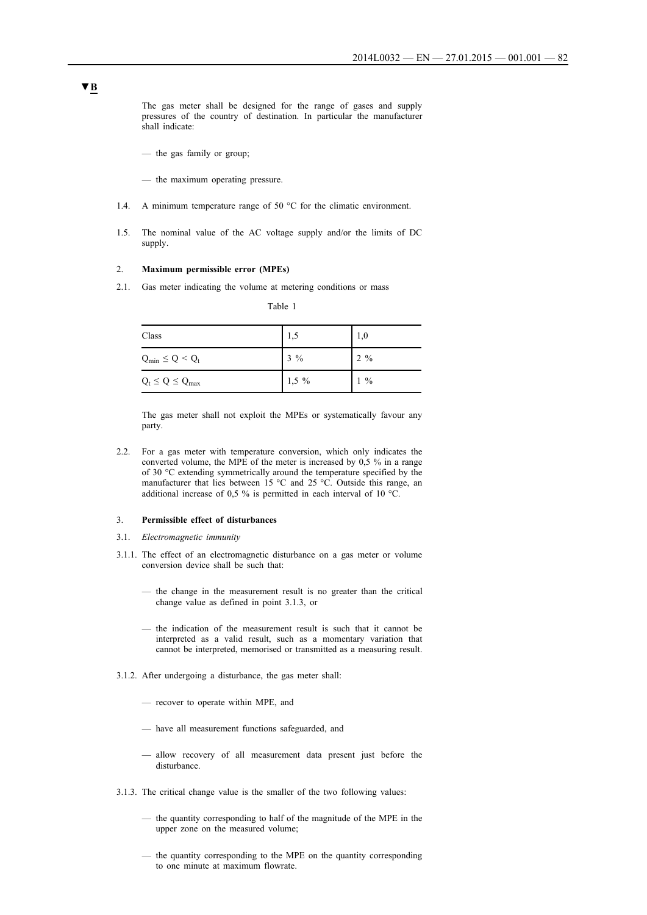▼B

The gas meter shall be designed for the range of gases and supply pressures of the country of destination. In particular the manufacturer shall indicate:

- the gas family or group;
- the maximum operating pressure.

1.4. A minimum temperature range of 50 °C for the climatic environment.

1.5. The nominal value of the AC voltage supply and/or the limits of DC supply.

2. **Maximum permissible error (MPEs)**

2.1. Gas meter indicating the volume at metering conditions or mass

Table 1

| Class | 1,5 | 1,0 |
|---|---|---|
| $Q_{min} \leq Q < Q_t$ | 3 % | 2 % |
| $Q_t \leq Q \leq Q_{max}$ | 1,5 % | 1 % |

The gas meter shall not exploit the MPEs or systematically favour any party.

2.2. For a gas meter with temperature conversion, which only indicates the converted volume, the MPE of the meter is increased by 0,5 % in a range of 30 °C extending symmetrically around the temperature specified by the manufacturer that lies between 15 °C and 25 °C. Outside this range, an additional increase of 0,5 % is permitted in each interval of 10 °C.

3. **Permissible effect of disturbances**

3.1. *Electromagnetic immunity*

3.1.1. The effect of an electromagnetic disturbance on a gas meter or volume conversion device shall be such that:

- the change in the measurement result is no greater than the critical change value as defined in point 3.1.3, or
- the indication of the measurement result is such that it cannot be interpreted as a valid result, such as a momentary variation that cannot be interpreted, memorised or transmitted as a measuring result.

3.1.2. After undergoing a disturbance, the gas meter shall:

- recover to operate within MPE, and
- have all measurement functions safeguarded, and
- allow recovery of all measurement data present just before the disturbance.

3.1.3. The critical change value is the smaller of the two following values:

- the quantity corresponding to half of the magnitude of the MPE in the upper zone on the measured volume;
- the quantity corresponding to the MPE on the quantity corresponding to one minute at maximum flowrate.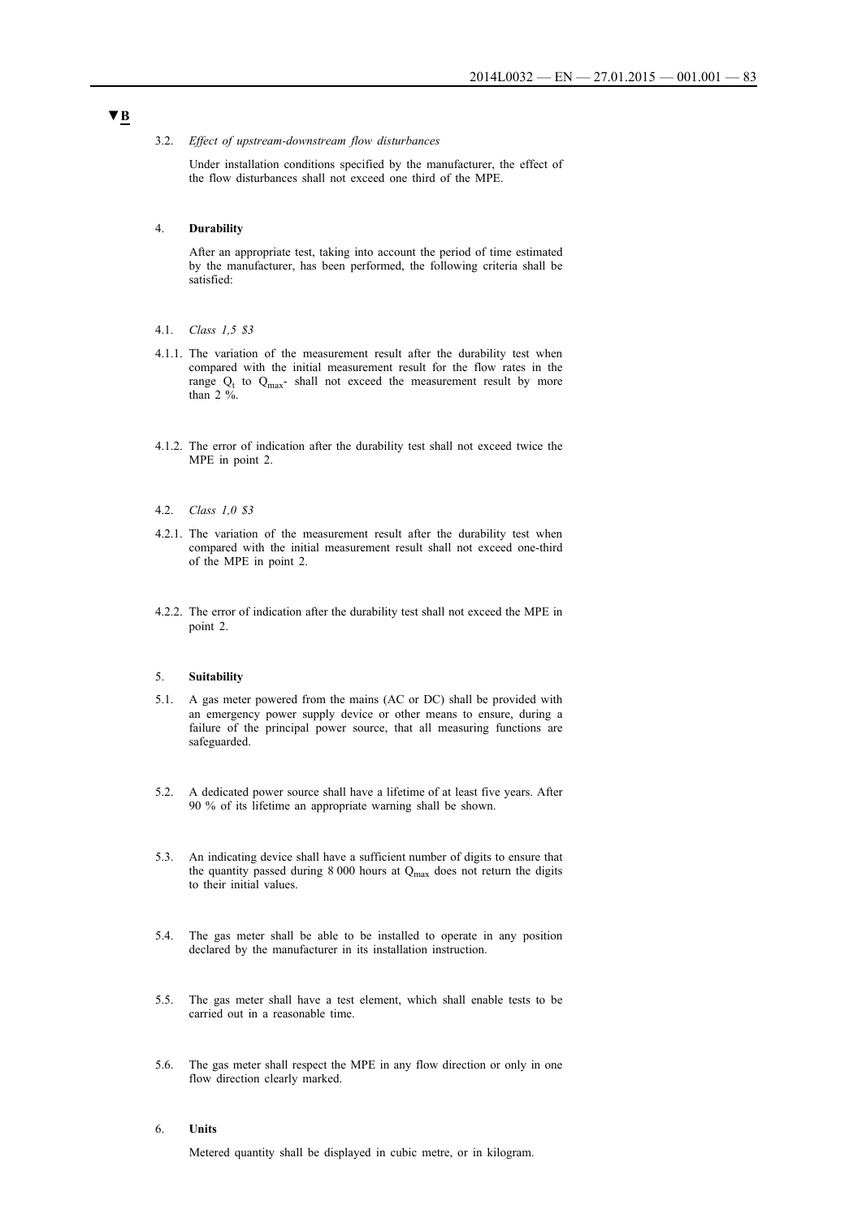▼B

3.2. *Effect of upstream-downstream flow disturbances*

Under installation conditions specified by the manufacturer, the effect of the flow disturbances shall not exceed one third of the MPE.

4. **Durability**

After an appropriate test, taking into account the period of time estimated by the manufacturer, has been performed, the following criteria shall be satisfied:

4.1. *Class 1,5 $3*

4.1.1. The variation of the measurement result after the durability test when compared with the initial measurement result for the flow rates in the range $Q_t$ to $Q_{max}$- shall not exceed the measurement result by more than 2 %.

4.1.2. The error of indication after the durability test shall not exceed twice the MPE in point 2.

4.2. *Class 1,0 $3*

4.2.1. The variation of the measurement result after the durability test when compared with the initial measurement result shall not exceed one-third of the MPE in point 2.

4.2.2. The error of indication after the durability test shall not exceed the MPE in point 2.

5. **Suitability**

5.1. A gas meter powered from the mains (AC or DC) shall be provided with an emergency power supply device or other means to ensure, during a failure of the principal power source, that all measuring functions are safeguarded.

5.2. A dedicated power source shall have a lifetime of at least five years. After 90 % of its lifetime an appropriate warning shall be shown.

5.3. An indicating device shall have a sufficient number of digits to ensure that the quantity passed during 8 000 hours at $Q_{max}$ does not return the digits to their initial values.

5.4. The gas meter shall be able to be installed to operate in any position declared by the manufacturer in its installation instruction.

5.5. The gas meter shall have a test element, which shall enable tests to be carried out in a reasonable time.

5.6. The gas meter shall respect the MPE in any flow direction or only in one flow direction clearly marked.

6. **Units**

Metered quantity shall be displayed in cubic metre, or in kilogram.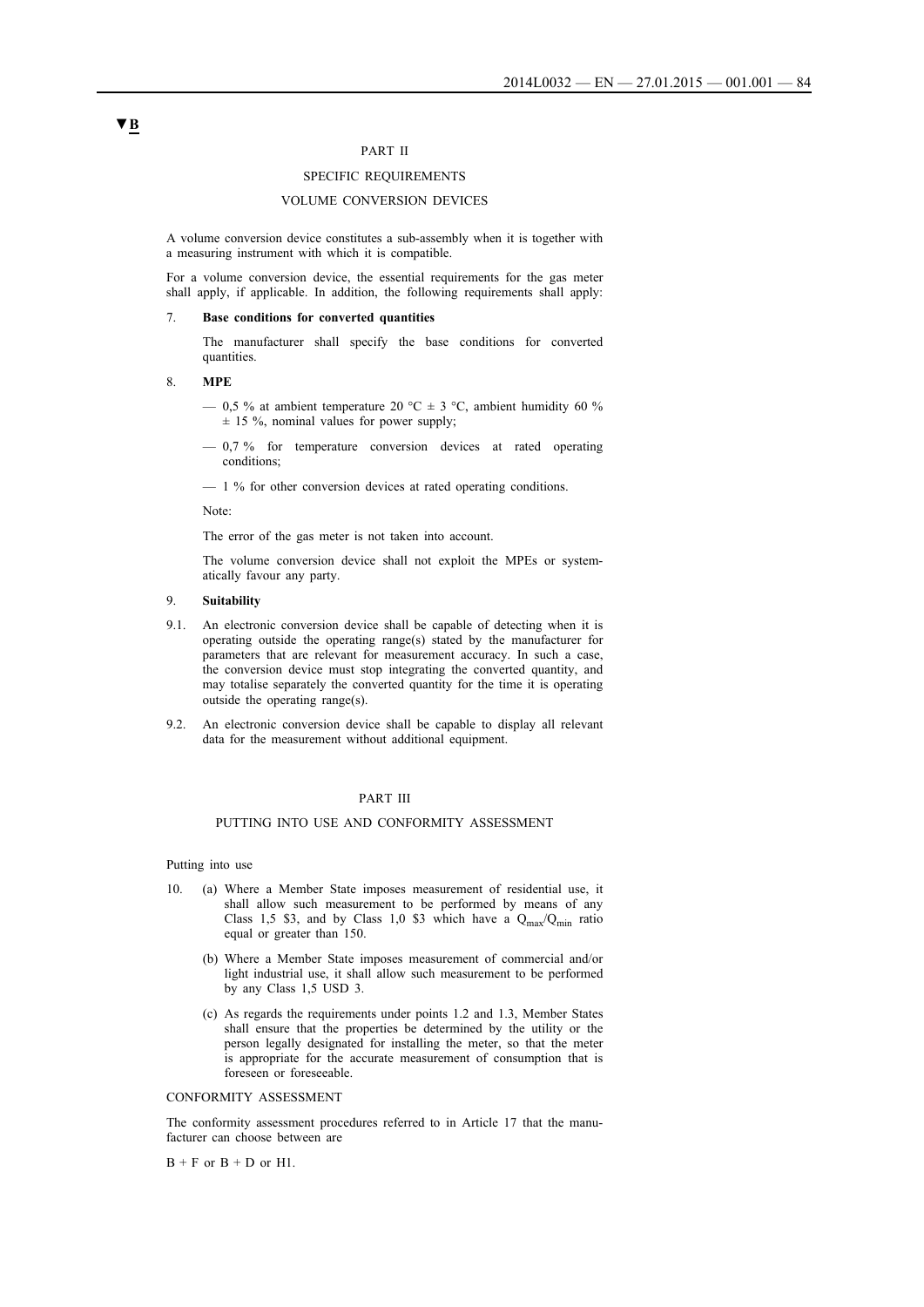▼B

PART II

SPECIFIC REQUIREMENTS

VOLUME CONVERSION DEVICES

A volume conversion device constitutes a sub-assembly when it is together with a measuring instrument with which it is compatible.

For a volume conversion device, the essential requirements for the gas meter shall apply, if applicable. In addition, the following requirements shall apply:

7. **Base conditions for converted quantities**

   The manufacturer shall specify the base conditions for converted quantities.

8. **MPE**

   — 0,5 % at ambient temperature 20 °C ± 3 °C, ambient humidity 60 % ± 15 %, nominal values for power supply;

   — 0,7 % for temperature conversion devices at rated operating conditions;

   — 1 % for other conversion devices at rated operating conditions.

   Note:

   The error of the gas meter is not taken into account.

   The volume conversion device shall not exploit the MPEs or systematically favour any party.

9. **Suitability**

9.1. An electronic conversion device shall be capable of detecting when it is operating outside the operating range(s) stated by the manufacturer for parameters that are relevant for measurement accuracy. In such a case, the conversion device must stop integrating the converted quantity, and may totalise separately the converted quantity for the time it is operating outside the operating range(s).

9.2. An electronic conversion device shall be capable to display all relevant data for the measurement without additional equipment.

PART III

PUTTING INTO USE AND CONFORMITY ASSESSMENT

Putting into use

10. (a) Where a Member State imposes measurement of residential use, it shall allow such measurement to be performed by means of any Class 1,5 $3, and by Class 1,0 $3 which have a $Q_{max}/Q_{min}$ ratio equal or greater than 150.

    (b) Where a Member State imposes measurement of commercial and/or light industrial use, it shall allow such measurement to be performed by any Class 1,5 USD 3.

    (c) As regards the requirements under points 1.2 and 1.3, Member States shall ensure that the properties be determined by the utility or the person legally designated for installing the meter, so that the meter is appropriate for the accurate measurement of consumption that is foreseen or foreseeable.

CONFORMITY ASSESSMENT

The conformity assessment procedures referred to in Article 17 that the manufacturer can choose between are

B + F or B + D or H1.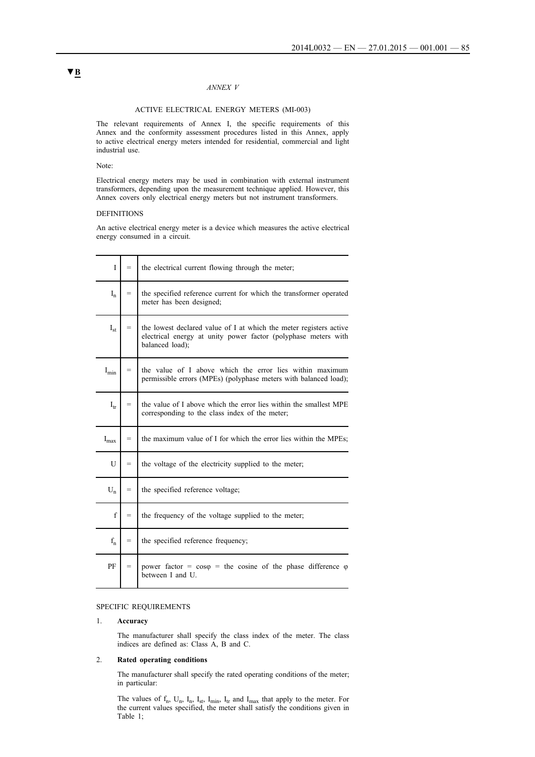▼B

*ANNEX V*

ACTIVE ELECTRICAL ENERGY METERS (MI-003)

The relevant requirements of Annex I, the specific requirements of this Annex and the conformity assessment procedures listed in this Annex, apply to active electrical energy meters intended for residential, commercial and light industrial use.

Note:

Electrical energy meters may be used in combination with external instrument transformers, depending upon the measurement technique applied. However, this Annex covers only electrical energy meters but not instrument transformers.

DEFINITIONS

An active electrical energy meter is a device which measures the active electrical energy consumed in a circuit.

| | | |
|---|---|---|
| $I$ | = | the electrical current flowing through the meter; |
| $I_n$ | = | the specified reference current for which the transformer operated meter has been designed; |
| $I_{st}$ | = | the lowest declared value of I at which the meter registers active electrical energy at unity power factor (polyphase meters with balanced load); |
| $I_{min}$ | = | the value of I above which the error lies within maximum permissible errors (MPEs) (polyphase meters with balanced load); |
| $I_{tr}$ | = | the value of I above which the error lies within the smallest MPE corresponding to the class index of the meter; |
| $I_{max}$ | = | the maximum value of I for which the error lies within the MPEs; |
| $U$ | = | the voltage of the electricity supplied to the meter; |
| $U_n$ | = | the specified reference voltage; |
| $f$ | = | the frequency of the voltage supplied to the meter; |
| $f_n$ | = | the specified reference frequency; |
| PF | = | power factor = $\cos\varphi$ = the cosine of the phase difference $\varphi$ between I and U. |

SPECIFIC REQUIREMENTS

1. **Accuracy**

   The manufacturer shall specify the class index of the meter. The class indices are defined as: Class A, B and C.

2. **Rated operating conditions**

   The manufacturer shall specify the rated operating conditions of the meter; in particular:

   The values of $f_n$, $U_n$, $I_n$, $I_{st}$, $I_{min}$, $I_{tr}$ and $I_{max}$ that apply to the meter. For the current values specified, the meter shall satisfy the conditions given in Table 1;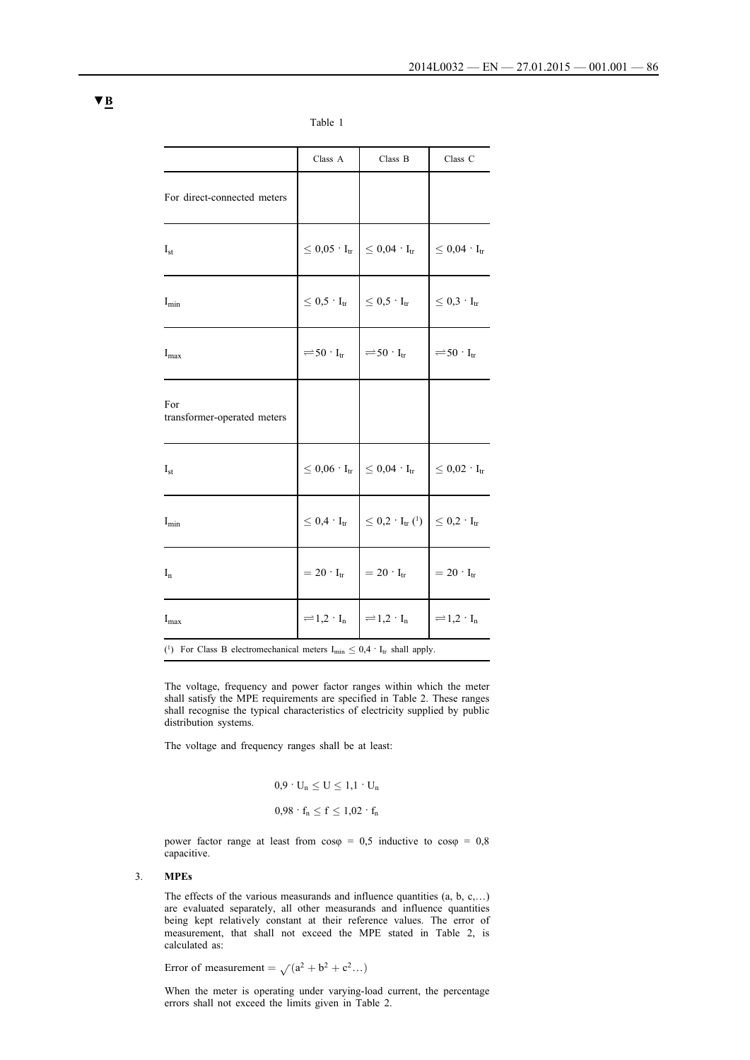▼B

Table 1

| | Class A | Class B | Class C |
|---|---|---|---|
| For direct-connected meters | | | |
| $I_{st}$ | $\leq 0{,}05 \cdot I_{tr}$ | $\leq 0{,}04 \cdot I_{tr}$ | $\leq 0{,}04 \cdot I_{tr}$ |
| $I_{min}$ | $\leq 0{,}5 \cdot I_{tr}$ | $\leq 0{,}5 \cdot I_{tr}$ | $\leq 0{,}3 \cdot I_{tr}$ |
| $I_{max}$ | $\geq 50 \cdot I_{tr}$ | $\geq 50 \cdot I_{tr}$ | $\geq 50 \cdot I_{tr}$ |
| For transformer-operated meters | | | |
| $I_{st}$ | $\leq 0{,}06 \cdot I_{tr}$ | $\leq 0{,}04 \cdot I_{tr}$ | $\leq 0{,}02 \cdot I_{tr}$ |
| $I_{min}$ | $\leq 0{,}4 \cdot I_{tr}$ | $\leq 0{,}2 \cdot I_{tr}$ (1) | $\leq 0{,}2 \cdot I_{tr}$ |
| $I_n$ | $= 20 \cdot I_{tr}$ | $= 20 \cdot I_{tr}$ | $= 20 \cdot I_{tr}$ |
| $I_{max}$ | $\geq 1{,}2 \cdot I_n$ | $\geq 1{,}2 \cdot I_n$ | $\geq 1{,}2 \cdot I_n$ |

(1) For Class B electromechanical meters $I_{min} \leq 0{,}4 \cdot I_{tr}$ shall apply.

The voltage, frequency and power factor ranges within which the meter shall satisfy the MPE requirements are specified in Table 2. These ranges shall recognise the typical characteristics of electricity supplied by public distribution systems.

The voltage and frequency ranges shall be at least:

$$0{,}9 \cdot U_n \leq U \leq 1{,}1 \cdot U_n$$

$$0{,}98 \cdot f_n \leq f \leq 1{,}02 \cdot f_n$$

power factor range at least from $\cos\varphi = 0{,}5$ inductive to $\cos\varphi = 0{,}8$ capacitive.

3. **MPEs**

The effects of the various measurands and influence quantities (a, b, c,…) are evaluated separately, all other measurands and influence quantities being kept relatively constant at their reference values. The error of measurement, that shall not exceed the MPE stated in Table 2, is calculated as:

Error of measurement $= \sqrt{(a^2 + b^2 + c^2 \ldots)}$

When the meter is operating under varying-load current, the percentage errors shall not exceed the limits given in Table 2.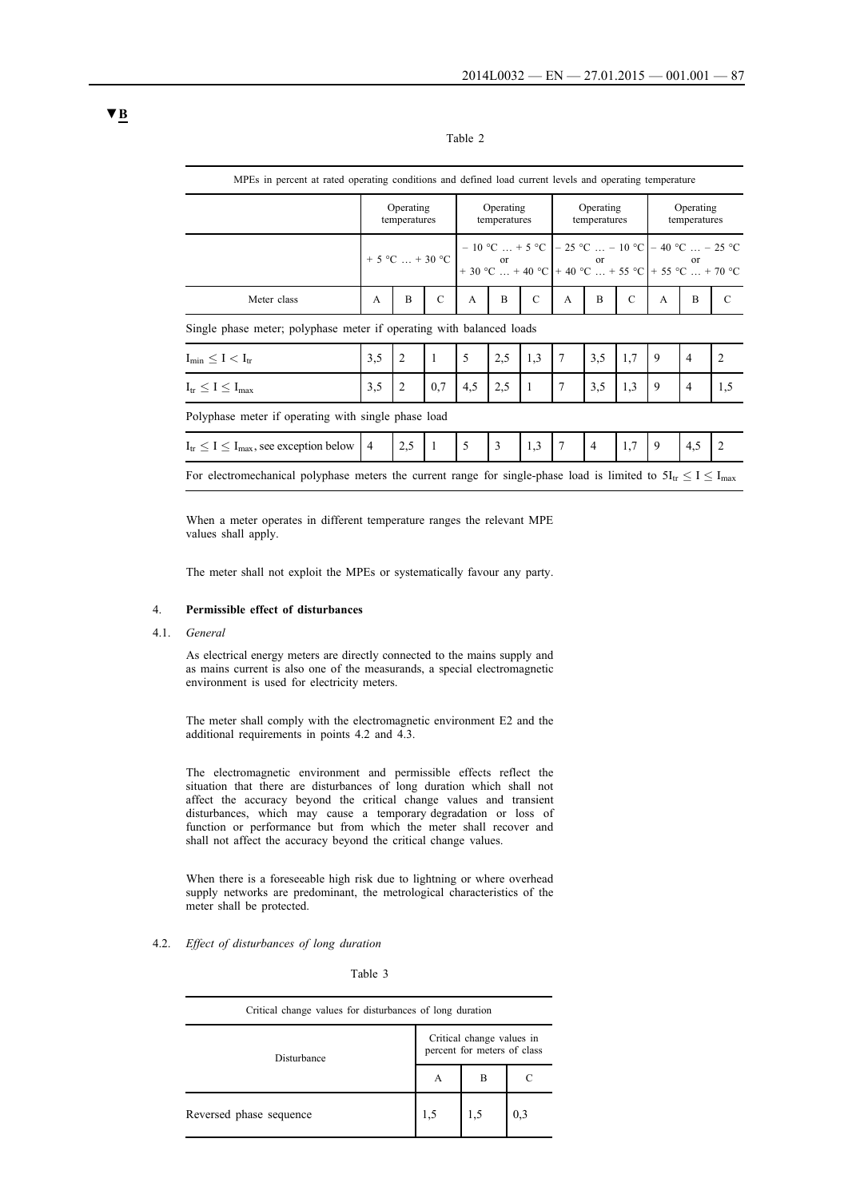▼B

Table 2

| MPEs in percent at rated operating conditions and defined load current levels and operating temperature | | | | | | | | | | | | |
|---|---|---|---|---|---|---|---|---|---|---|---|---|
| | Operating temperatures | | | Operating temperatures | | | Operating temperatures | | | Operating temperatures | | |
| | + 5 °C … + 30 °C | | | − 10 °C … + 5 °C or + 30 °C … + 40 °C | | | − 25 °C … − 10 °C or + 40 °C … + 55 °C | | | − 40 °C … − 25 °C or + 55 °C … + 70 °C | | |
| Meter class | A | B | C | A | B | C | A | B | C | A | B | C |
| Single phase meter; polyphase meter if operating with balanced loads | | | | | | | | | | | | |
| $I_{min} \leq I < I_{tr}$ | 3,5 | 2 | 1 | 5 | 2,5 | 1,3 | 7 | 3,5 | 1,7 | 9 | 4 | 2 |
| $I_{tr} \leq I \leq I_{max}$ | 3,5 | 2 | 0,7 | 4,5 | 2,5 | 1 | 7 | 3,5 | 1,3 | 9 | 4 | 1,5 |
| Polyphase meter if operating with single phase load | | | | | | | | | | | | |
| $I_{tr} \leq I \leq I_{max}$, see exception below | 4 | 2,5 | 1 | 5 | 3 | 1,3 | 7 | 4 | 1,7 | 9 | 4,5 | 2 |
| For electromechanical polyphase meters the current range for single-phase load is limited to $5I_{tr} \leq I \leq I_{max}$ | | | | | | | | | | | | |

When a meter operates in different temperature ranges the relevant MPE values shall apply.

The meter shall not exploit the MPEs or systematically favour any party.

4. **Permissible effect of disturbances**

4.1. *General*

As electrical energy meters are directly connected to the mains supply and as mains current is also one of the measurands, a special electromagnetic environment is used for electricity meters.

The meter shall comply with the electromagnetic environment E2 and the additional requirements in points 4.2 and 4.3.

The electromagnetic environment and permissible effects reflect the situation that there are disturbances of long duration which shall not affect the accuracy beyond the critical change values and transient disturbances, which may cause a temporary degradation or loss of function or performance but from which the meter shall recover and shall not affect the accuracy beyond the critical change values.

When there is a foreseeable high risk due to lightning or where overhead supply networks are predominant, the metrological characteristics of the meter shall be protected.

4.2. *Effect of disturbances of long duration*

Table 3

| Critical change values for disturbances of long duration | | | |
|---|---|---|---|
| Disturbance | Critical change values in percent for meters of class | | |
| | A | B | C |
| Reversed phase sequence | 1,5 | 1,5 | 0,3 |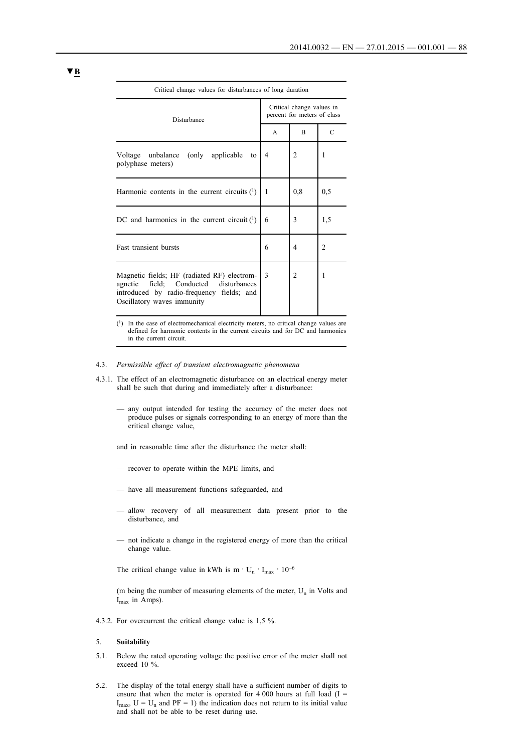▼B

| Critical change values for disturbances of long duration | | | |
|---|---|---|---|
| Disturbance | Critical change values in percent for meters of class | | |
| | A | B | C |
| Voltage unbalance (only applicable to polyphase meters) | 4 | 2 | 1 |
| Harmonic contents in the current circuits [1] | 1 | 0,8 | 0,5 |
| DC and harmonics in the current circuit [1] | 6 | 3 | 1,5 |
| Fast transient bursts | 6 | 4 | 2 |
| Magnetic fields; HF (radiated RF) electromagnetic field; Conducted disturbances introduced by radio-frequency fields; and Oscillatory waves immunity | 3 | 2 | 1 |

[1] In the case of electromechanical electricity meters, no critical change values are defined for harmonic contents in the current circuits and for DC and harmonics in the current circuit.

4.3. *Permissible effect of transient electromagnetic phenomena*

4.3.1. The effect of an electromagnetic disturbance on an electrical energy meter shall be such that during and immediately after a disturbance:

— any output intended for testing the accuracy of the meter does not produce pulses or signals corresponding to an energy of more than the critical change value,

and in reasonable time after the disturbance the meter shall:

— recover to operate within the MPE limits, and

— have all measurement functions safeguarded, and

— allow recovery of all measurement data present prior to the disturbance, and

— not indicate a change in the registered energy of more than the critical change value.

The critical change value in kWh is $m \cdot U_n \cdot I_{max} \cdot 10^{-6}$

($m$ being the number of measuring elements of the meter, $U_n$ in Volts and $I_{max}$ in Amps).

4.3.2. For overcurrent the critical change value is 1,5 %.

5. **Suitability**

5.1. Below the rated operating voltage the positive error of the meter shall not exceed 10 %.

5.2. The display of the total energy shall have a sufficient number of digits to ensure that when the meter is operated for 4 000 hours at full load ($I = I_{max}$, $U = U_n$ and PF = 1) the indication does not return to its initial value and shall not be able to be reset during use.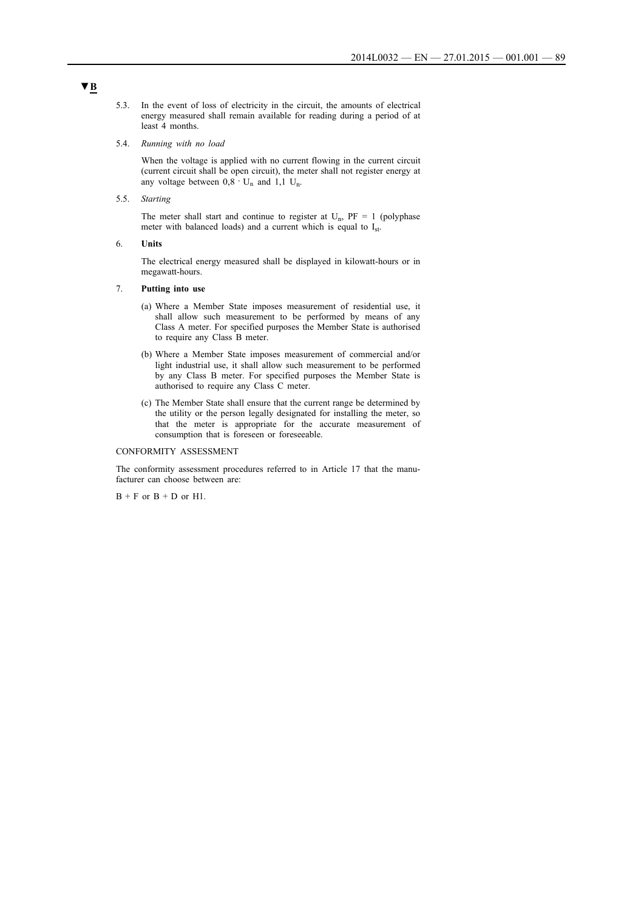▼B

5.3. In the event of loss of electricity in the circuit, the amounts of electrical energy measured shall remain available for reading during a period of at least 4 months.

5.4. *Running with no load*

When the voltage is applied with no current flowing in the current circuit (current circuit shall be open circuit), the meter shall not register energy at any voltage between $0{,}8 \cdot U_n$ and $1{,}1\ U_n$.

5.5. *Starting*

The meter shall start and continue to register at $U_n$, PF = 1 (polyphase meter with balanced loads) and a current which is equal to $I_{st}$.

6. **Units**

The electrical energy measured shall be displayed in kilowatt-hours or in megawatt-hours.

7. **Putting into use**

(a) Where a Member State imposes measurement of residential use, it shall allow such measurement to be performed by means of any Class A meter. For specified purposes the Member State is authorised to require any Class B meter.

(b) Where a Member State imposes measurement of commercial and/or light industrial use, it shall allow such measurement to be performed by any Class B meter. For specified purposes the Member State is authorised to require any Class C meter.

(c) The Member State shall ensure that the current range be determined by the utility or the person legally designated for installing the meter, so that the meter is appropriate for the accurate measurement of consumption that is foreseen or foreseeable.

CONFORMITY ASSESSMENT

The conformity assessment procedures referred to in Article 17 that the manufacturer can choose between are:

B + F or B + D or H1.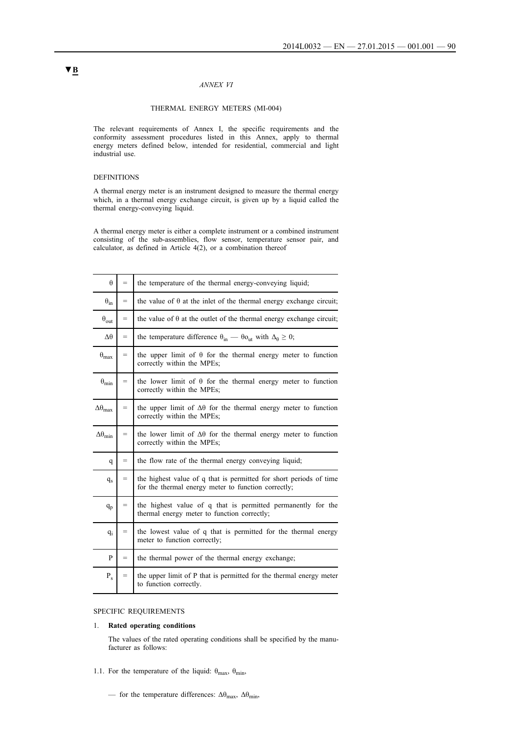▼B

*ANNEX VI*

THERMAL ENERGY METERS (MI-004)

The relevant requirements of Annex I, the specific requirements and the conformity assessment procedures listed in this Annex, apply to thermal energy meters defined below, intended for residential, commercial and light industrial use.

DEFINITIONS

A thermal energy meter is an instrument designed to measure the thermal energy which, in a thermal energy exchange circuit, is given up by a liquid called the thermal energy-conveying liquid.

A thermal energy meter is either a complete instrument or a combined instrument consisting of the sub-assemblies, flow sensor, temperature sensor pair, and calculator, as defined in Article 4(2), or a combination thereof

| | | |
|---|---|---|
| $\theta$ | = | the temperature of the thermal energy-conveying liquid; |
| $\theta_{in}$ | = | the value of $\theta$ at the inlet of the thermal energy exchange circuit; |
| $\theta_{out}$ | = | the value of $\theta$ at the outlet of the thermal energy exchange circuit; |
| $\Delta\theta$ | = | the temperature difference $\theta_{in}$ — $\theta o_{ut}$ with $\Delta_{\theta} \geq 0$; |
| $\theta_{max}$ | = | the upper limit of $\theta$ for the thermal energy meter to function correctly within the MPEs; |
| $\theta_{min}$ | = | the lower limit of $\theta$ for the thermal energy meter to function correctly within the MPEs; |
| $\Delta\theta_{max}$ | = | the upper limit of $\Delta\theta$ for the thermal energy meter to function correctly within the MPEs; |
| $\Delta\theta_{min}$ | = | the lower limit of $\Delta\theta$ for the thermal energy meter to function correctly within the MPEs; |
| q | = | the flow rate of the thermal energy conveying liquid; |
| $q_s$ | = | the highest value of q that is permitted for short periods of time for the thermal energy meter to function correctly; |
| $q_p$ | = | the highest value of q that is permitted permanently for the thermal energy meter to function correctly; |
| $q_i$ | = | the lowest value of q that is permitted for the thermal energy meter to function correctly; |
| P | = | the thermal power of the thermal energy exchange; |
| $P_s$ | = | the upper limit of P that is permitted for the thermal energy meter to function correctly. |

SPECIFIC REQUIREMENTS

1. **Rated operating conditions**

   The values of the rated operating conditions shall be specified by the manufacturer as follows:

1.1. For the temperature of the liquid: $\theta_{max}$, $\theta_{min}$,

   — for the temperature differences: $\Delta\theta_{max}$, $\Delta\theta_{min}$,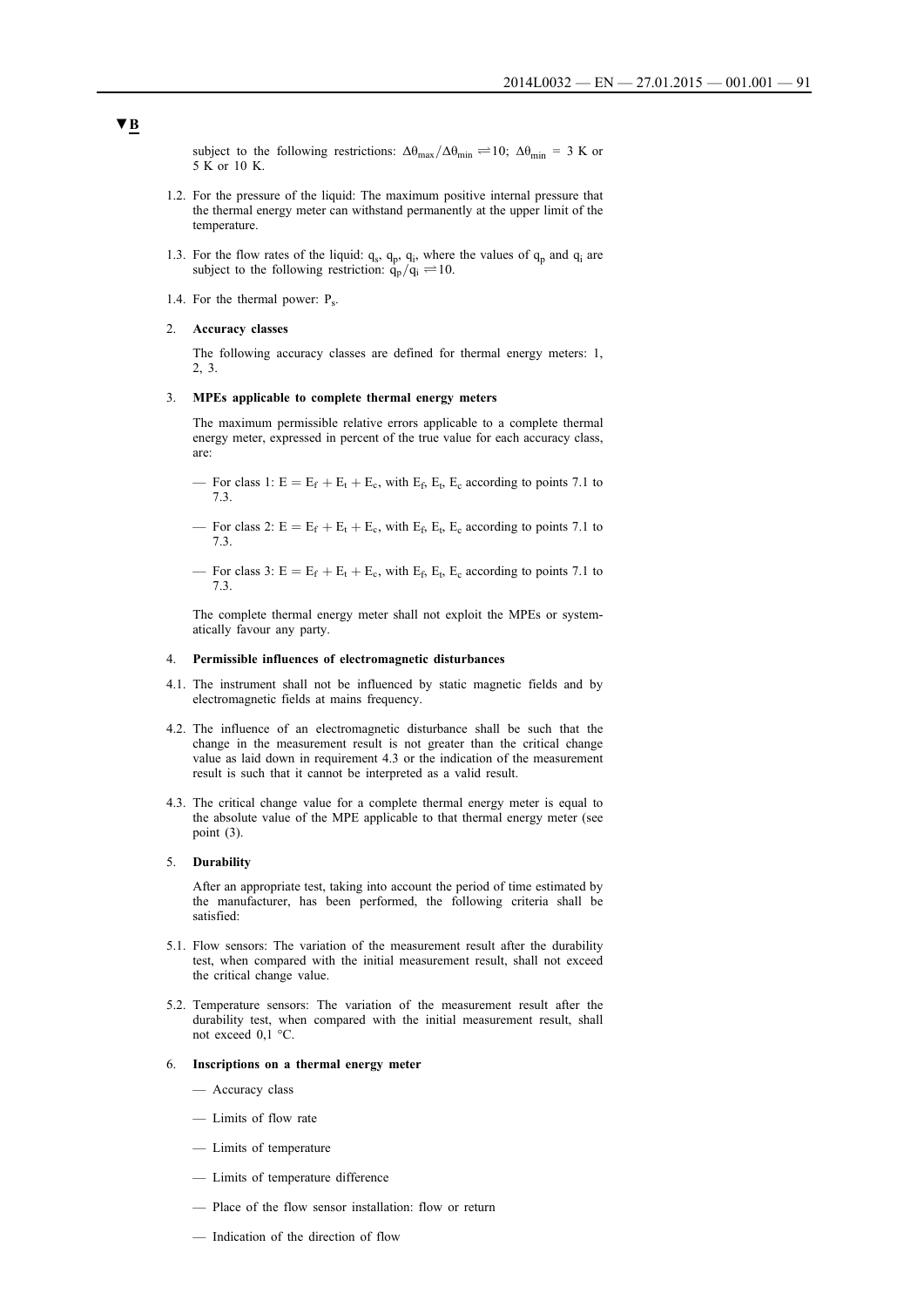▼B

subject to the following restrictions: $\Delta\theta_{max}/\Delta\theta_{min} \geq 10$; $\Delta\theta_{min}$ = 3 K or 5 K or 10 K.

1.2. For the pressure of the liquid: The maximum positive internal pressure that the thermal energy meter can withstand permanently at the upper limit of the temperature.

1.3. For the flow rates of the liquid: $q_s$, $q_p$, $q_i$, where the values of $q_p$ and $q_i$ are subject to the following restriction: $q_p/q_i \geq 10$.

1.4. For the thermal power: $P_s$.

2. **Accuracy classes**

The following accuracy classes are defined for thermal energy meters: 1, 2, 3.

3. **MPEs applicable to complete thermal energy meters**

The maximum permissible relative errors applicable to a complete thermal energy meter, expressed in percent of the true value for each accuracy class, are:

— For class 1: $E = E_f + E_t + E_c$, with $E_f$, $E_t$, $E_c$ according to points 7.1 to 7.3.

— For class 2: $E = E_f + E_t + E_c$, with $E_f$, $E_t$, $E_c$ according to points 7.1 to 7.3.

— For class 3: $E = E_f + E_t + E_c$, with $E_f$, $E_t$, $E_c$ according to points 7.1 to 7.3.

The complete thermal energy meter shall not exploit the MPEs or systematically favour any party.

4. **Permissible influences of electromagnetic disturbances**

4.1. The instrument shall not be influenced by static magnetic fields and by electromagnetic fields at mains frequency.

4.2. The influence of an electromagnetic disturbance shall be such that the change in the measurement result is not greater than the critical change value as laid down in requirement 4.3 or the indication of the measurement result is such that it cannot be interpreted as a valid result.

4.3. The critical change value for a complete thermal energy meter is equal to the absolute value of the MPE applicable to that thermal energy meter (see point (3).

5. **Durability**

After an appropriate test, taking into account the period of time estimated by the manufacturer, has been performed, the following criteria shall be satisfied:

5.1. Flow sensors: The variation of the measurement result after the durability test, when compared with the initial measurement result, shall not exceed the critical change value.

5.2. Temperature sensors: The variation of the measurement result after the durability test, when compared with the initial measurement result, shall not exceed 0,1 °C.

6. **Inscriptions on a thermal energy meter**

— Accuracy class

— Limits of flow rate

— Limits of temperature

— Limits of temperature difference

— Place of the flow sensor installation: flow or return

— Indication of the direction of flow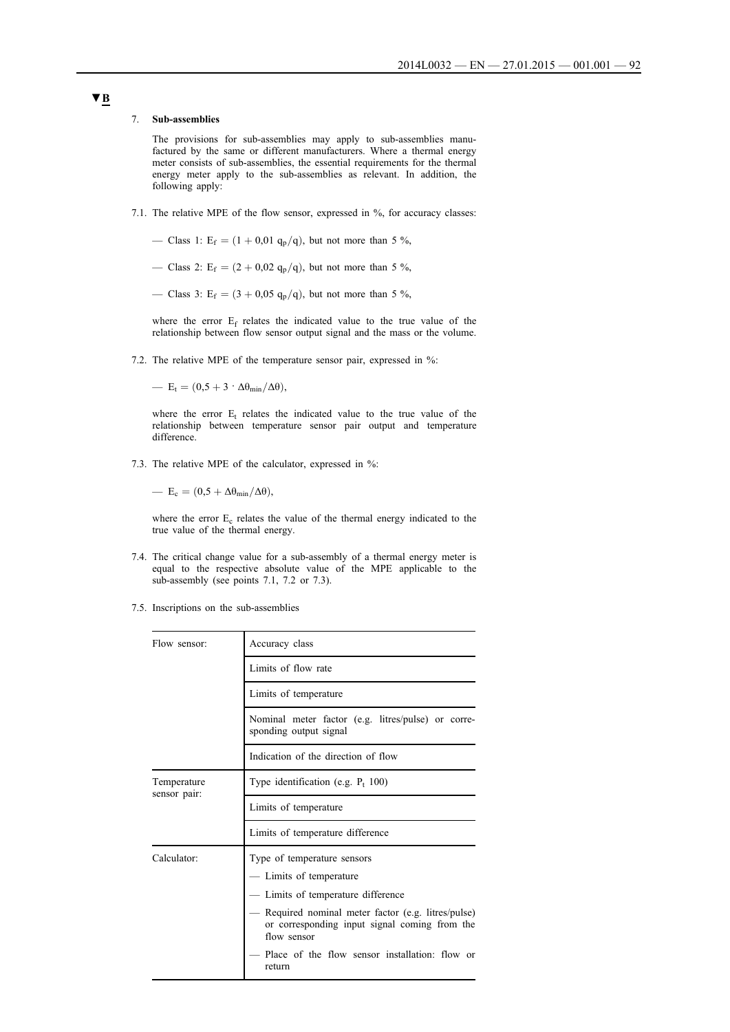**▼B**

7. **Sub-assemblies**

The provisions for sub-assemblies may apply to sub-assemblies manufactured by the same or different manufacturers. Where a thermal energy meter consists of sub-assemblies, the essential requirements for the thermal energy meter apply to the sub-assemblies as relevant. In addition, the following apply:

7.1. The relative MPE of the flow sensor, expressed in %, for accuracy classes:

— Class 1: $E_f = (1 + 0{,}01\ q_p/q)$, but not more than 5 %,

— Class 2: $E_f = (2 + 0{,}02\ q_p/q)$, but not more than 5 %,

— Class 3: $E_f = (3 + 0{,}05\ q_p/q)$, but not more than 5 %,

where the error $E_f$ relates the indicated value to the true value of the relationship between flow sensor output signal and the mass or the volume.

7.2. The relative MPE of the temperature sensor pair, expressed in %:

— $E_t = (0{,}5 + 3 \cdot \Delta\theta_{min}/\Delta\theta)$,

where the error $E_t$ relates the indicated value to the true value of the relationship between temperature sensor pair output and temperature difference.

7.3. The relative MPE of the calculator, expressed in %:

— $E_c = (0{,}5 + \Delta\theta_{min}/\Delta\theta)$,

where the error $E_c$ relates the value of the thermal energy indicated to the true value of the thermal energy.

7.4. The critical change value for a sub-assembly of a thermal energy meter is equal to the respective absolute value of the MPE applicable to the sub-assembly (see points 7.1, 7.2 or 7.3).

7.5. Inscriptions on the sub-assemblies

| | |
|---|---|
| Flow sensor: | Accuracy class |
| | Limits of flow rate |
| | Limits of temperature |
| | Nominal meter factor (e.g. litres/pulse) or corresponding output signal |
| | Indication of the direction of flow |
| Temperature sensor pair: | Type identification (e.g. $P_t$ 100) |
| | Limits of temperature |
| | Limits of temperature difference |
| Calculator: | Type of temperature sensors<br>— Limits of temperature<br>— Limits of temperature difference<br>— Required nominal meter factor (e.g. litres/pulse) or corresponding input signal coming from the flow sensor<br>— Place of the flow sensor installation: flow or return |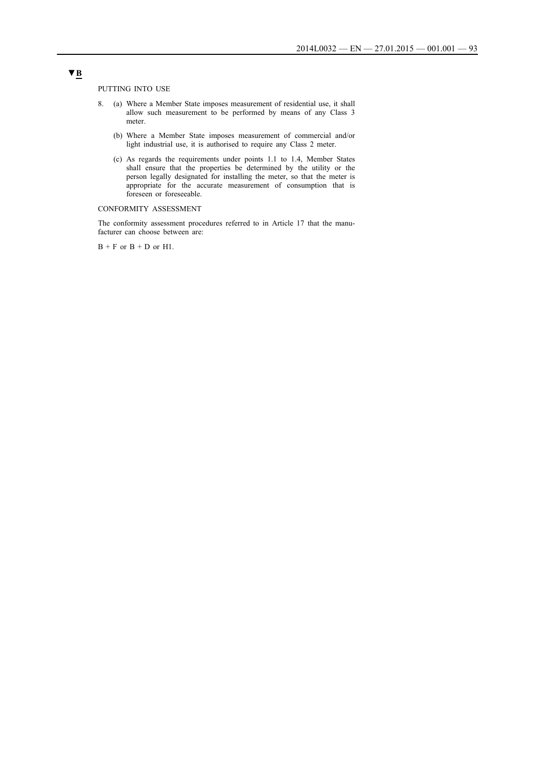▼B

PUTTING INTO USE

8. (a) Where a Member State imposes measurement of residential use, it shall allow such measurement to be performed by means of any Class 3 meter.

   (b) Where a Member State imposes measurement of commercial and/or light industrial use, it is authorised to require any Class 2 meter.

   (c) As regards the requirements under points 1.1 to 1.4, Member States shall ensure that the properties be determined by the utility or the person legally designated for installing the meter, so that the meter is appropriate for the accurate measurement of consumption that is foreseen or foreseeable.

CONFORMITY ASSESSMENT

The conformity assessment procedures referred to in Article 17 that the manufacturer can choose between are:

B + F or B + D or H1.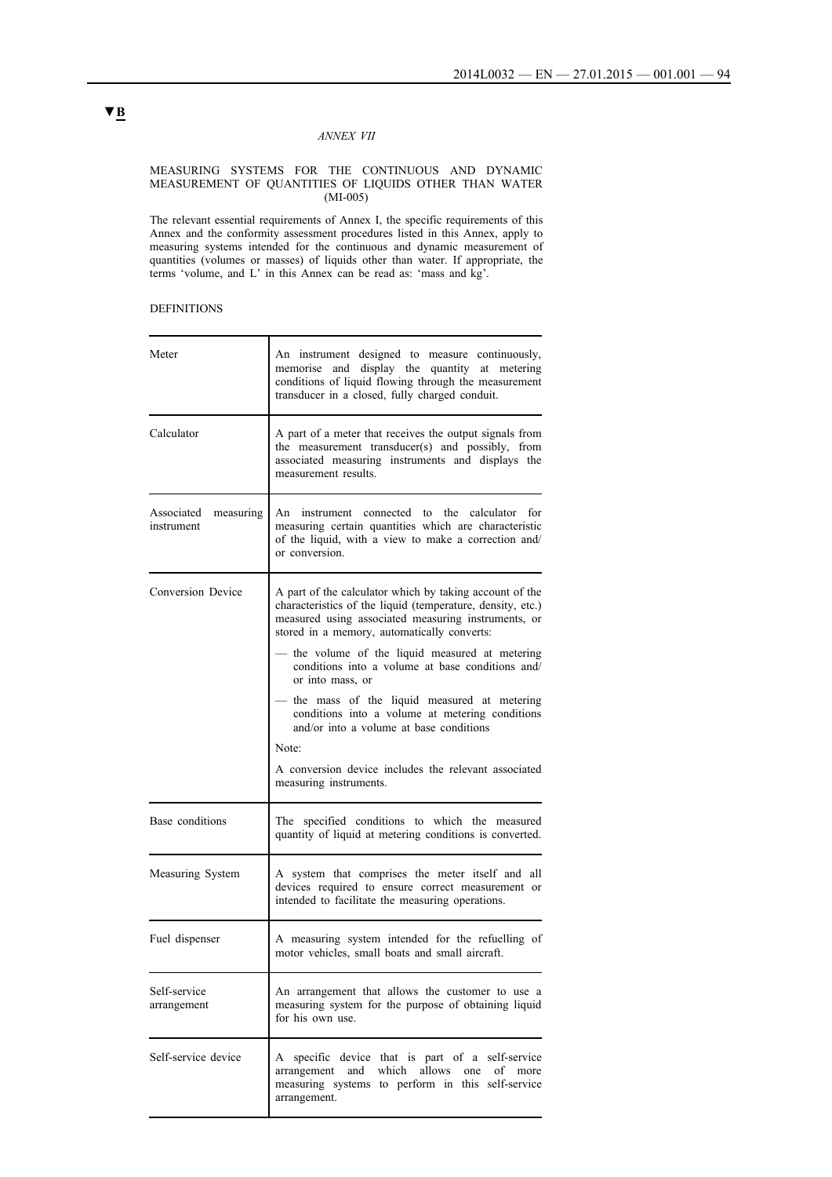▼B

*ANNEX VII*

MEASURING SYSTEMS FOR THE CONTINUOUS AND DYNAMIC MEASUREMENT OF QUANTITIES OF LIQUIDS OTHER THAN WATER (MI-005)

The relevant essential requirements of Annex I, the specific requirements of this Annex and the conformity assessment procedures listed in this Annex, apply to measuring systems intended for the continuous and dynamic measurement of quantities (volumes or masses) of liquids other than water. If appropriate, the terms 'volume, and L' in this Annex can be read as: 'mass and kg'.

DEFINITIONS

| | |
|---|---|
| Meter | An instrument designed to measure continuously, memorise and display the quantity at metering conditions of liquid flowing through the measurement transducer in a closed, fully charged conduit. |
| Calculator | A part of a meter that receives the output signals from the measurement transducer(s) and possibly, from associated measuring instruments and displays the measurement results. |
| Associated measuring instrument | An instrument connected to the calculator for measuring certain quantities which are characteristic of the liquid, with a view to make a correction and/or conversion. |
| Conversion Device | A part of the calculator which by taking account of the characteristics of the liquid (temperature, density, etc.) measured using associated measuring instruments, or stored in a memory, automatically converts: <br>— the volume of the liquid measured at metering conditions into a volume at base conditions and/or into mass, or <br>— the mass of the liquid measured at metering conditions into a volume at metering conditions and/or into a volume at base conditions <br>Note: <br>A conversion device includes the relevant associated measuring instruments. |
| Base conditions | The specified conditions to which the measured quantity of liquid at metering conditions is converted. |
| Measuring System | A system that comprises the meter itself and all devices required to ensure correct measurement or intended to facilitate the measuring operations. |
| Fuel dispenser | A measuring system intended for the refuelling of motor vehicles, small boats and small aircraft. |
| Self-service arrangement | An arrangement that allows the customer to use a measuring system for the purpose of obtaining liquid for his own use. |
| Self-service device | A specific device that is part of a self-service arrangement and which allows one of more measuring systems to perform in this self-service arrangement. |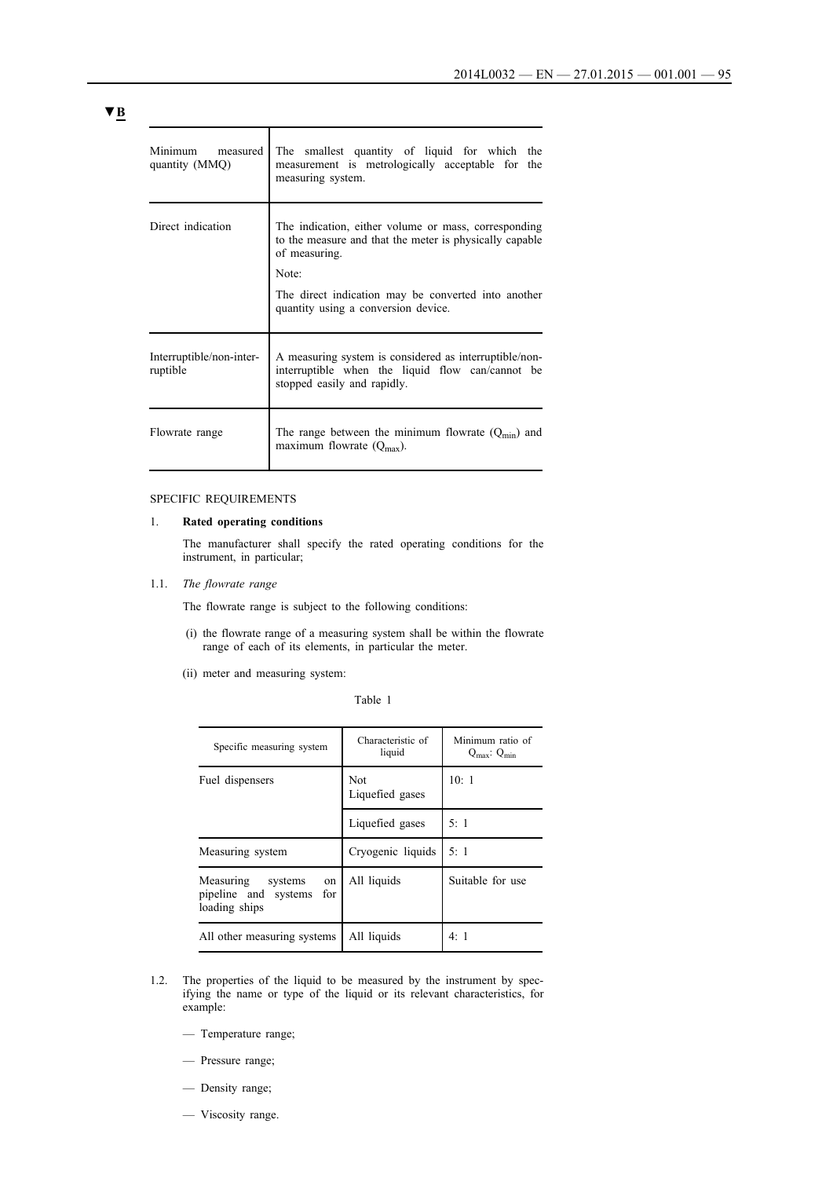▼B

| | |
|---|---|
| Minimum measured quantity (MMQ) | The smallest quantity of liquid for which the measurement is metrologically acceptable for the measuring system. |
| Direct indication | The indication, either volume or mass, corresponding to the measure and that the meter is physically capable of measuring.<br><br>Note:<br><br>The direct indication may be converted into another quantity using a conversion device. |
| Interruptible/non-interruptible | A measuring system is considered as interruptible/non-interruptible when the liquid flow can/cannot be stopped easily and rapidly. |
| Flowrate range | The range between the minimum flowrate ($Q_{min}$) and maximum flowrate ($Q_{max}$). |

SPECIFIC REQUIREMENTS

1. **Rated operating conditions**

   The manufacturer shall specify the rated operating conditions for the instrument, in particular;

1.1. *The flowrate range*

   The flowrate range is subject to the following conditions:

   (i) the flowrate range of a measuring system shall be within the flowrate range of each of its elements, in particular the meter.

   (ii) meter and measuring system:

Table 1

| Specific measuring system | Characteristic of liquid | Minimum ratio of $Q_{max}$: $Q_{min}$ |
|---|---|---|
| Fuel dispensers | Not Liquefied gases | 10: 1 |
| | Liquefied gases | 5: 1 |
| Measuring system | Cryogenic liquids | 5: 1 |
| Measuring systems on pipeline and systems for loading ships | All liquids | Suitable for use |
| All other measuring systems | All liquids | 4: 1 |

1.2. The properties of the liquid to be measured by the instrument by specifying the name or type of the liquid or its relevant characteristics, for example:

   — Temperature range;

   — Pressure range;

   — Density range;

   — Viscosity range.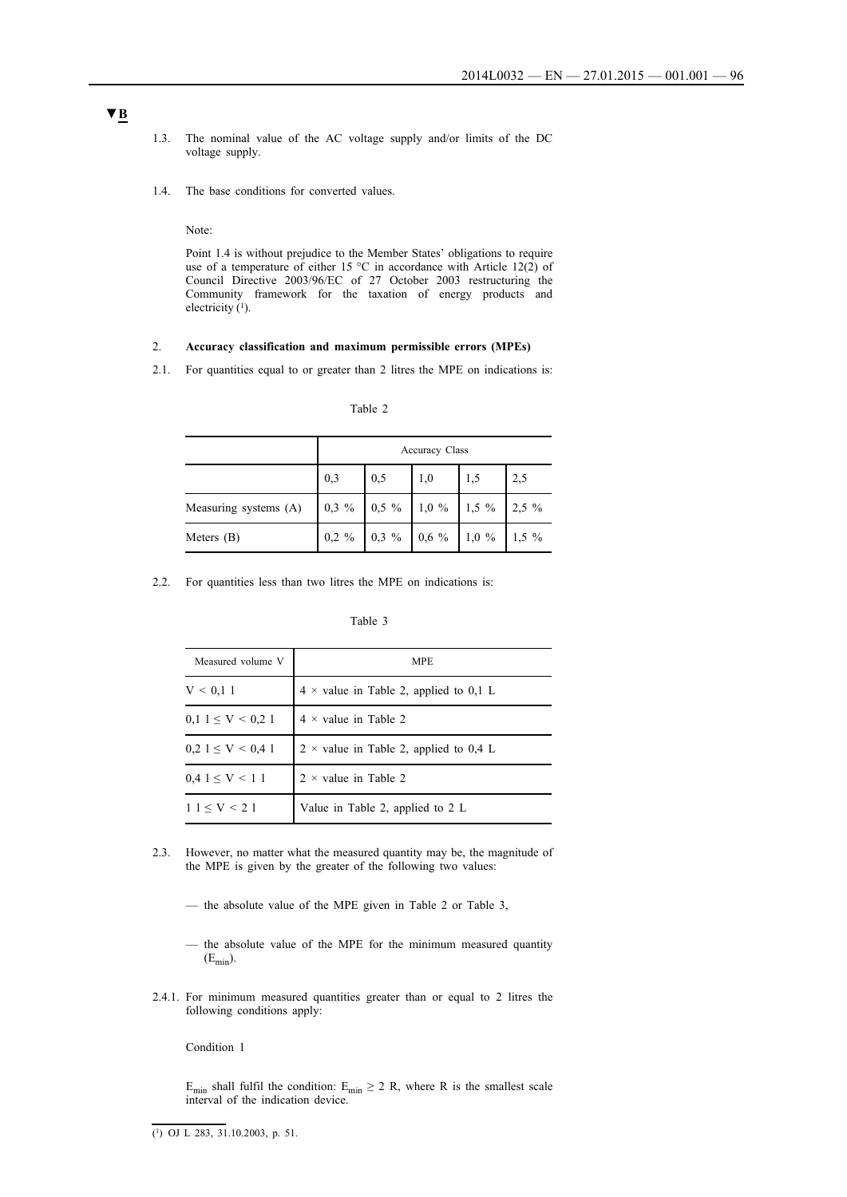▼B

1.3. The nominal value of the AC voltage supply and/or limits of the DC voltage supply.

1.4. The base conditions for converted values.

Note:

Point 1.4 is without prejudice to the Member States' obligations to require use of a temperature of either 15 °C in accordance with Article 12(2) of Council Directive 2003/96/EC of 27 October 2003 restructuring the Community framework for the taxation of energy products and electricity [1].

2. **Accuracy classification and maximum permissible errors (MPEs)**

2.1. For quantities equal to or greater than 2 litres the MPE on indications is:

Table 2

| | Accuracy Class | | | | |
|---|---|---|---|---|---|
| | 0,3 | 0,5 | 1,0 | 1,5 | 2,5 |
| Measuring systems (A) | 0,3 % | 0,5 % | 1,0 % | 1,5 % | 2,5 % |
| Meters (B) | 0,2 % | 0,3 % | 0,6 % | 1,0 % | 1,5 % |

2.2. For quantities less than two litres the MPE on indications is:

Table 3

| Measured volume V | MPE |
|---|---|
| V < 0,1 l | 4 × value in Table 2, applied to 0,1 L |
| 0,1 l ≤ V < 0,2 l | 4 × value in Table 2 |
| 0,2 l ≤ V < 0,4 l | 2 × value in Table 2, applied to 0,4 L |
| 0,4 l ≤ V < 1 l | 2 × value in Table 2 |
| 1 l ≤ V < 2 l | Value in Table 2, applied to 2 L |

2.3. However, no matter what the measured quantity may be, the magnitude of the MPE is given by the greater of the following two values:

— the absolute value of the MPE given in Table 2 or Table 3,

— the absolute value of the MPE for the minimum measured quantity ($E_{min}$).

2.4.1. For minimum measured quantities greater than or equal to 2 litres the following conditions apply:

Condition 1

$E_{min}$ shall fulfil the condition: $E_{min} \geq 2 R$, where R is the smallest scale interval of the indication device.

---

[1] OJ L 283, 31.10.2003, p. 51.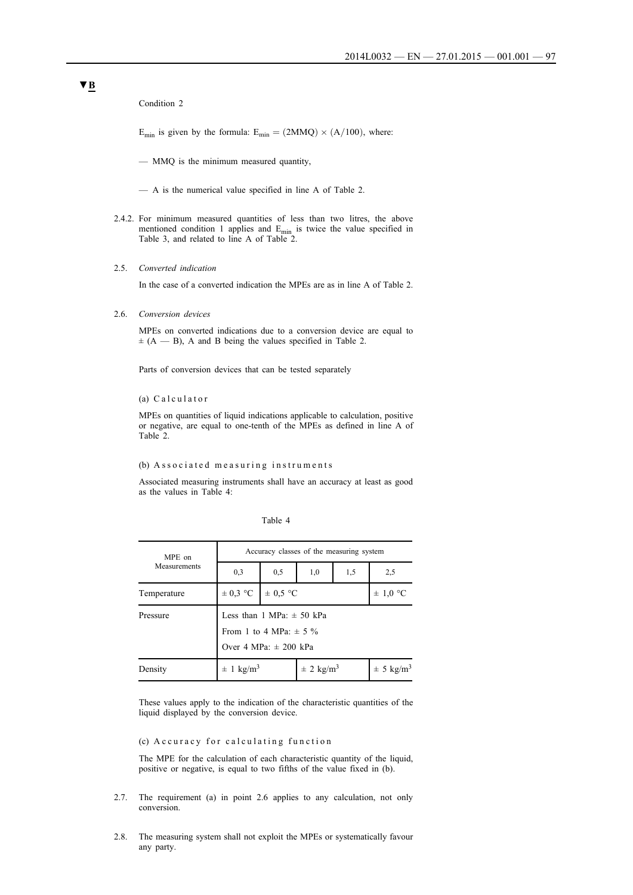▼B

Condition 2

$E_{min}$ is given by the formula: $E_{min} = (2MMQ) \times (A/100)$, where:

— MMQ is the minimum measured quantity,

— A is the numerical value specified in line A of Table 2.

2.4.2. For minimum measured quantities of less than two litres, the above mentioned condition 1 applies and $E_{min}$ is twice the value specified in Table 3, and related to line A of Table 2.

2.5. *Converted indication*

In the case of a converted indication the MPEs are as in line A of Table 2.

2.6. *Conversion devices*

MPEs on converted indications due to a conversion device are equal to ± (A — B), A and B being the values specified in Table 2.

Parts of conversion devices that can be tested separately

(a) Calculator

MPEs on quantities of liquid indications applicable to calculation, positive or negative, are equal to one-tenth of the MPEs as defined in line A of Table 2.

(b) Associated measuring instruments

Associated measuring instruments shall have an accuracy at least as good as the values in Table 4:

Table 4

| MPE on Measurements | Accuracy classes of the measuring system | | | | |
|---|---|---|---|---|---|
| | 0,3 | 0,5 | 1,0 | 1,5 | 2,5 |
| Temperature | ± 0,3 °C | ± 0,5 °C | | | ± 1,0 °C |
| Pressure | Less than 1 MPa: ± 50 kPa<br>From 1 to 4 MPa: ± 5 %<br>Over 4 MPa: ± 200 kPa | | | | |
| Density | ± 1 $kg/m^3$ | | ± 2 $kg/m^3$ | | ± 5 $kg/m^3$ |

These values apply to the indication of the characteristic quantities of the liquid displayed by the conversion device.

(c) Accuracy for calculating function

The MPE for the calculation of each characteristic quantity of the liquid, positive or negative, is equal to two fifths of the value fixed in (b).

2.7. The requirement (a) in point 2.6 applies to any calculation, not only conversion.

2.8. The measuring system shall not exploit the MPEs or systematically favour any party.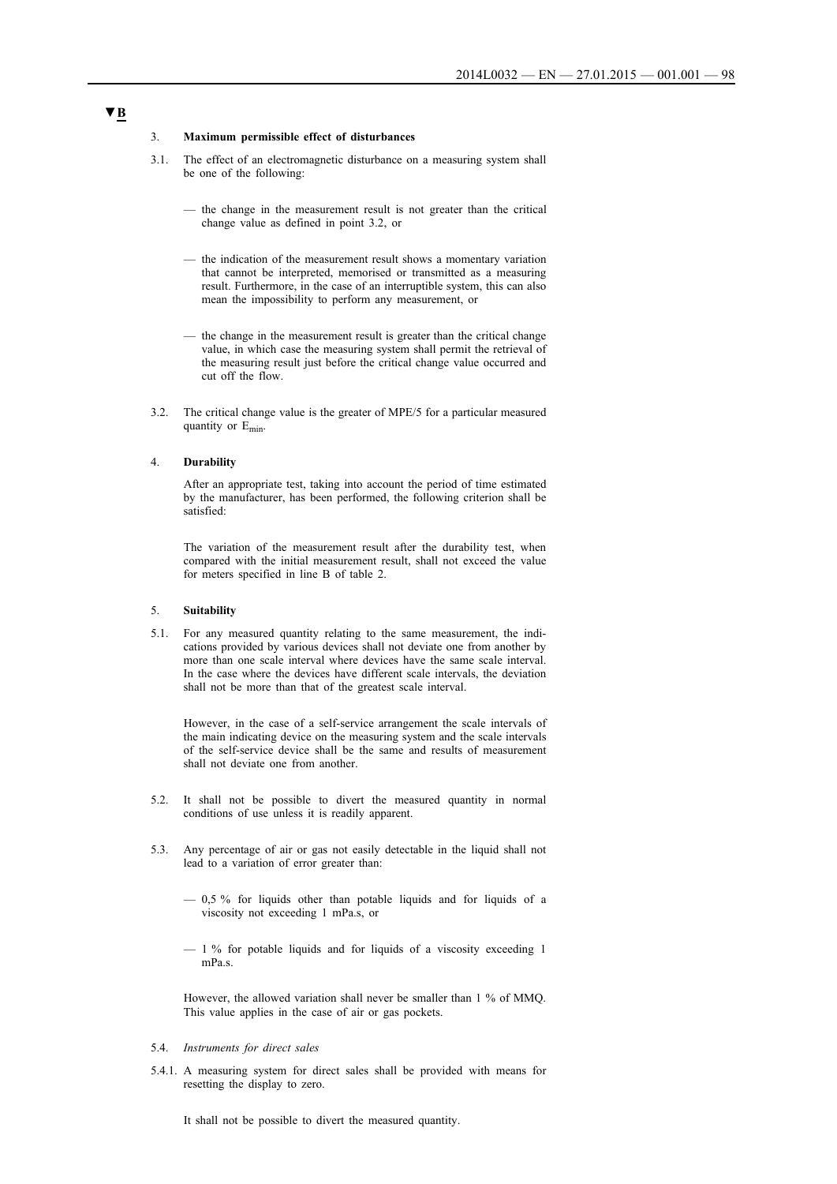▼B

3. **Maximum permissible effect of disturbances**

3.1. The effect of an electromagnetic disturbance on a measuring system shall be one of the following:

— the change in the measurement result is not greater than the critical change value as defined in point 3.2, or

— the indication of the measurement result shows a momentary variation that cannot be interpreted, memorised or transmitted as a measuring result. Furthermore, in the case of an interruptible system, this can also mean the impossibility to perform any measurement, or

— the change in the measurement result is greater than the critical change value, in which case the measuring system shall permit the retrieval of the measuring result just before the critical change value occurred and cut off the flow.

3.2. The critical change value is the greater of MPE/5 for a particular measured quantity or $E_{min}$.

4. **Durability**

After an appropriate test, taking into account the period of time estimated by the manufacturer, has been performed, the following criterion shall be satisfied:

The variation of the measurement result after the durability test, when compared with the initial measurement result, shall not exceed the value for meters specified in line B of table 2.

5. **Suitability**

5.1. For any measured quantity relating to the same measurement, the indications provided by various devices shall not deviate one from another by more than one scale interval where devices have the same scale interval. In the case where the devices have different scale intervals, the deviation shall not be more than that of the greatest scale interval.

However, in the case of a self-service arrangement the scale intervals of the main indicating device on the measuring system and the scale intervals of the self-service device shall be the same and results of measurement shall not deviate one from another.

5.2. It shall not be possible to divert the measured quantity in normal conditions of use unless it is readily apparent.

5.3. Any percentage of air or gas not easily detectable in the liquid shall not lead to a variation of error greater than:

— 0,5 % for liquids other than potable liquids and for liquids of a viscosity not exceeding 1 mPa.s, or

— 1 % for potable liquids and for liquids of a viscosity exceeding 1 mPa.s.

However, the allowed variation shall never be smaller than 1 % of MMQ. This value applies in the case of air or gas pockets.

5.4. *Instruments for direct sales*

5.4.1. A measuring system for direct sales shall be provided with means for resetting the display to zero.

It shall not be possible to divert the measured quantity.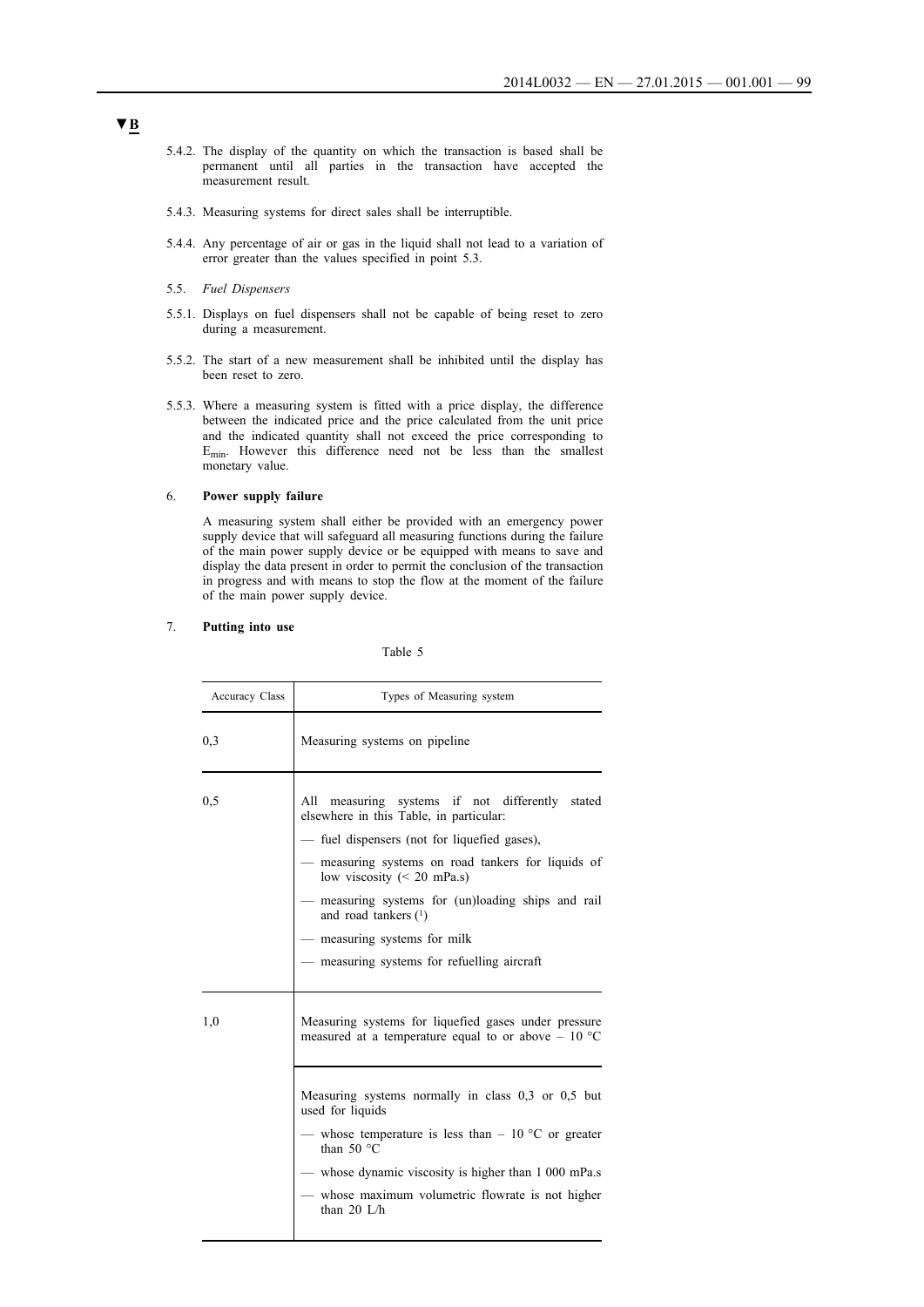▼B

5.4.2. The display of the quantity on which the transaction is based shall be permanent until all parties in the transaction have accepted the measurement result.

5.4.3. Measuring systems for direct sales shall be interruptible.

5.4.4. Any percentage of air or gas in the liquid shall not lead to a variation of error greater than the values specified in point 5.3.

5.5. *Fuel Dispensers*

5.5.1. Displays on fuel dispensers shall not be capable of being reset to zero during a measurement.

5.5.2. The start of a new measurement shall be inhibited until the display has been reset to zero.

5.5.3. Where a measuring system is fitted with a price display, the difference between the indicated price and the price calculated from the unit price and the indicated quantity shall not exceed the price corresponding to $E_{min}$. However this difference need not be less than the smallest monetary value.

6. **Power supply failure**

A measuring system shall either be provided with an emergency power supply device that will safeguard all measuring functions during the failure of the main power supply device or be equipped with means to save and display the data present in order to permit the conclusion of the transaction in progress and with means to stop the flow at the moment of the failure of the main power supply device.

7. **Putting into use**

Table 5

| Accuracy Class | Types of Measuring system |
|---|---|
| 0,3 | Measuring systems on pipeline |
| 0,5 | All measuring systems if not differently stated elsewhere in this Table, in particular:<br>— fuel dispensers (not for liquefied gases),<br>— measuring systems on road tankers for liquids of low viscosity (< 20 mPa.s)<br>— measuring systems for (un)loading ships and rail and road tankers (1)<br>— measuring systems for milk<br>— measuring systems for refuelling aircraft |
| 1,0 | Measuring systems for liquefied gases under pressure measured at a temperature equal to or above – 10 °C |
| | Measuring systems normally in class 0,3 or 0,5 but used for liquids<br>— whose temperature is less than – 10 °C or greater than 50 °C<br>— whose dynamic viscosity is higher than 1 000 mPa.s<br>— whose maximum volumetric flowrate is not higher than 20 L/h |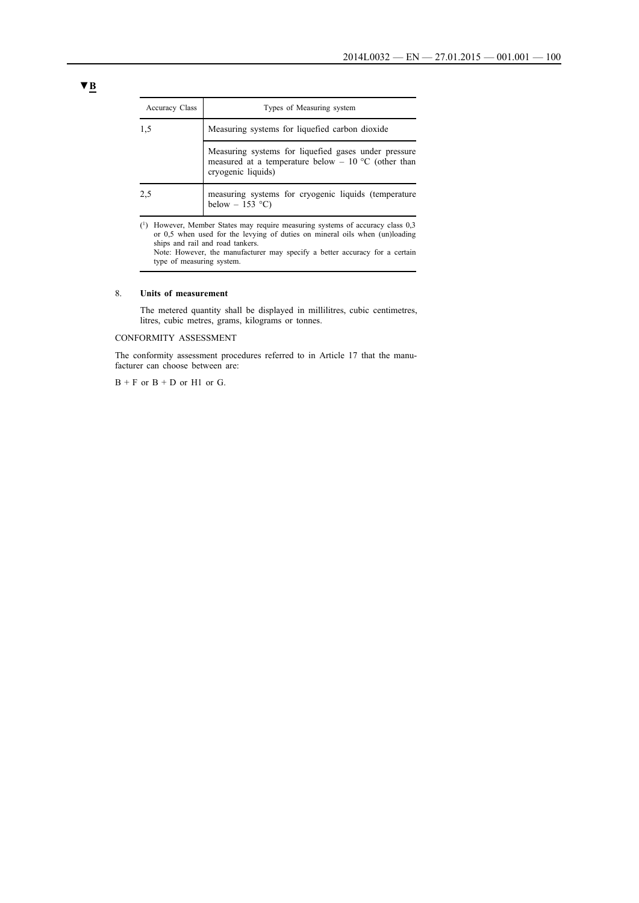**▼B**

| Accuracy Class | Types of Measuring system |
|---|---|
| 1,5 | Measuring systems for liquefied carbon dioxide |
| | Measuring systems for liquefied gases under pressure measured at a temperature below – 10 °C (other than cryogenic liquids) |
| 2,5 | measuring systems for cryogenic liquids (temperature below – 153 °C) |

(1) However, Member States may require measuring systems of accuracy class 0,3 or 0,5 when used for the levying of duties on mineral oils when (un)loading ships and rail and road tankers.
Note: However, the manufacturer may specify a better accuracy for a certain type of measuring system.

8. **Units of measurement**

The metered quantity shall be displayed in millilitres, cubic centimetres, litres, cubic metres, grams, kilograms or tonnes.

CONFORMITY ASSESSMENT

The conformity assessment procedures referred to in Article 17 that the manufacturer can choose between are:

B + F or B + D or H1 or G.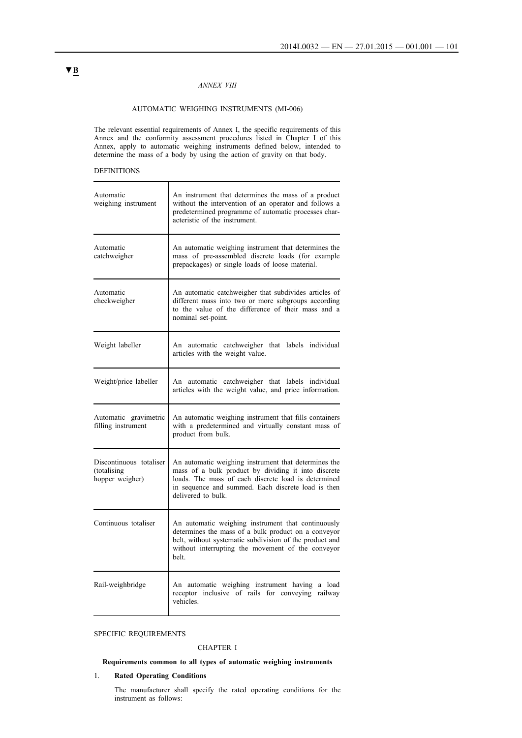▼B

*ANNEX VIII*

AUTOMATIC WEIGHING INSTRUMENTS (MI-006)

The relevant essential requirements of Annex I, the specific requirements of this Annex and the conformity assessment procedures listed in Chapter I of this Annex, apply to automatic weighing instruments defined below, intended to determine the mass of a body by using the action of gravity on that body.

DEFINITIONS

| | |
|---|---|
| Automatic weighing instrument | An instrument that determines the mass of a product without the intervention of an operator and follows a predetermined programme of automatic processes characteristic of the instrument. |
| Automatic catchweigher | An automatic weighing instrument that determines the mass of pre-assembled discrete loads (for example prepackages) or single loads of loose material. |
| Automatic checkweigher | An automatic catchweigher that subdivides articles of different mass into two or more subgroups according to the value of the difference of their mass and a nominal set-point. |
| Weight labeller | An automatic catchweigher that labels individual articles with the weight value. |
| Weight/price labeller | An automatic catchweigher that labels individual articles with the weight value, and price information. |
| Automatic gravimetric filling instrument | An automatic weighing instrument that fills containers with a predetermined and virtually constant mass of product from bulk. |
| Discontinuous totaliser (totalising hopper weigher) | An automatic weighing instrument that determines the mass of a bulk product by dividing it into discrete loads. The mass of each discrete load is determined in sequence and summed. Each discrete load is then delivered to bulk. |
| Continuous totaliser | An automatic weighing instrument that continuously determines the mass of a bulk product on a conveyor belt, without systematic subdivision of the product and without interrupting the movement of the conveyor belt. |
| Rail-weighbridge | An automatic weighing instrument having a load receptor inclusive of rails for conveying railway vehicles. |

SPECIFIC REQUIREMENTS

CHAPTER I

**Requirements common to all types of automatic weighing instruments**

1. **Rated Operating Conditions**

   The manufacturer shall specify the rated operating conditions for the instrument as follows: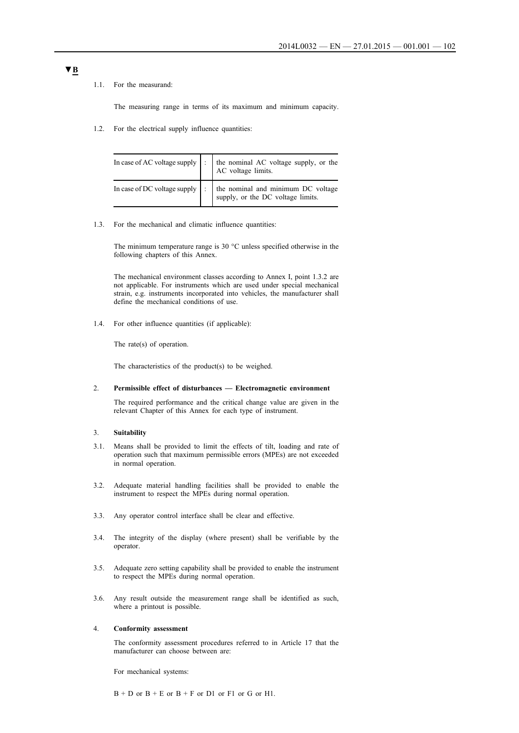▼B

1.1. For the measurand:

The measuring range in terms of its maximum and minimum capacity.

1.2. For the electrical supply influence quantities:

| | | |
|---|---|---|
| In case of AC voltage supply | : | the nominal AC voltage supply, or the AC voltage limits. |
| In case of DC voltage supply | : | the nominal and minimum DC voltage supply, or the DC voltage limits. |

1.3. For the mechanical and climatic influence quantities:

The minimum temperature range is 30 °C unless specified otherwise in the following chapters of this Annex.

The mechanical environment classes according to Annex I, point 1.3.2 are not applicable. For instruments which are used under special mechanical strain, e.g. instruments incorporated into vehicles, the manufacturer shall define the mechanical conditions of use.

1.4. For other influence quantities (if applicable):

The rate(s) of operation.

The characteristics of the product(s) to be weighed.

2. **Permissible effect of disturbances — Electromagnetic environment**

The required performance and the critical change value are given in the relevant Chapter of this Annex for each type of instrument.

3. **Suitability**

3.1. Means shall be provided to limit the effects of tilt, loading and rate of operation such that maximum permissible errors (MPEs) are not exceeded in normal operation.

3.2. Adequate material handling facilities shall be provided to enable the instrument to respect the MPEs during normal operation.

3.3. Any operator control interface shall be clear and effective.

3.4. The integrity of the display (where present) shall be verifiable by the operator.

3.5. Adequate zero setting capability shall be provided to enable the instrument to respect the MPEs during normal operation.

3.6. Any result outside the measurement range shall be identified as such, where a printout is possible.

4. **Conformity assessment**

The conformity assessment procedures referred to in Article 17 that the manufacturer can choose between are:

For mechanical systems:

B + D or B + E or B + F or D1 or F1 or G or H1.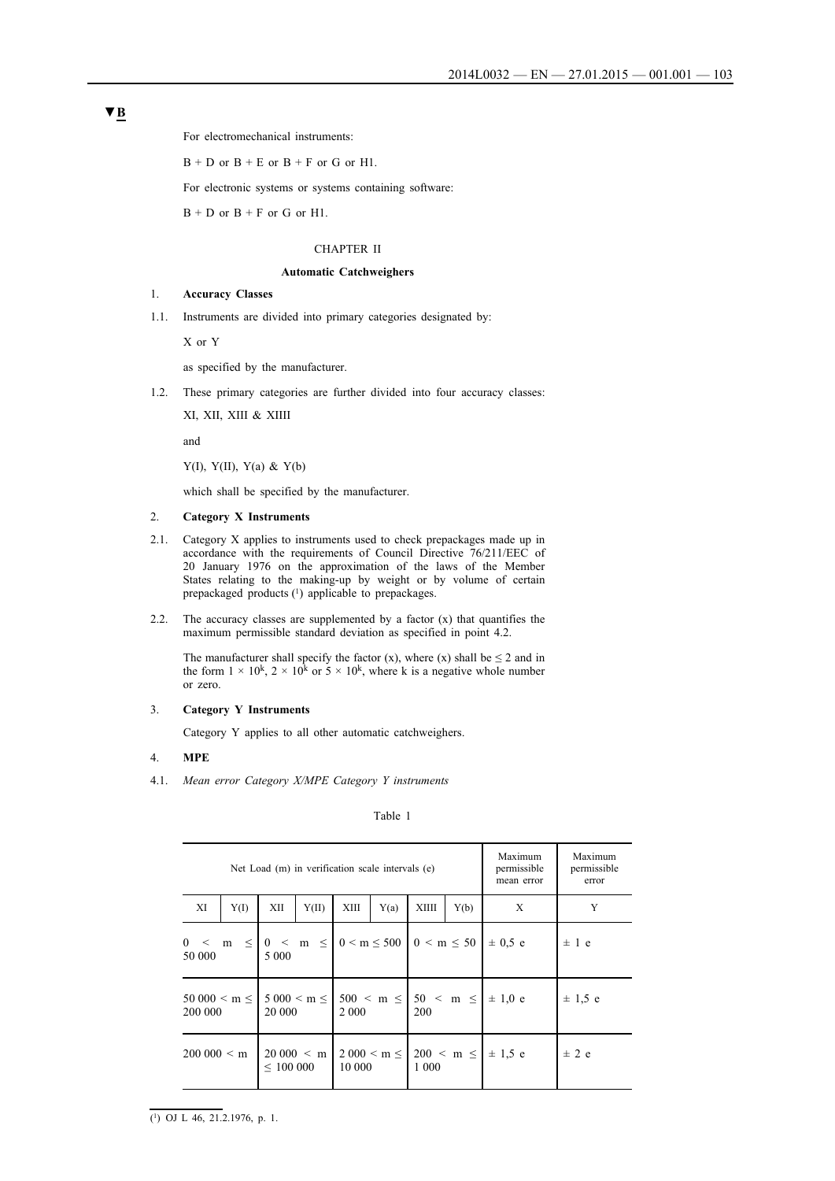▼B

For electromechanical instruments:

B + D or B + E or B + F or G or H1.

For electronic systems or systems containing software:

B + D or B + F or G or H1.

CHAPTER II

**Automatic Catchweighers**

1. **Accuracy Classes**

1.1. Instruments are divided into primary categories designated by:

X or Y

as specified by the manufacturer.

1.2. These primary categories are further divided into four accuracy classes:

XI, XII, XIII & XIIII

and

Y(I), Y(II), Y(a) & Y(b)

which shall be specified by the manufacturer.

2. **Category X Instruments**

2.1. Category X applies to instruments used to check prepackages made up in accordance with the requirements of Council Directive 76/211/EEC of 20 January 1976 on the approximation of the laws of the Member States relating to the making-up by weight or by volume of certain prepackaged products [1] applicable to prepackages.

2.2. The accuracy classes are supplemented by a factor (x) that quantifies the maximum permissible standard deviation as specified in point 4.2.

The manufacturer shall specify the factor (x), where (x) shall be ≤ 2 and in the form $1 \times 10^k$, $2 \times 10^k$ or $5 \times 10^k$, where k is a negative whole number or zero.

3. **Category Y Instruments**

Category Y applies to all other automatic catchweighers.

4. **MPE**

4.1. *Mean error Category X/MPE Category Y instruments*

Table 1

| Net Load (m) in verification scale intervals (e) | | | | | | | | Maximum permissible mean error | Maximum permissible error |
|---|---|---|---|---|---|---|---|---|---|
| XI | Y(I) | XII | Y(II) | XIII | Y(a) | XIIII | Y(b) | X | Y |
| 0 < m ≤ 50 000 | | 0 < m ≤ 5 000 | | 0 < m ≤ 500 | | 0 < m ≤ 50 | | ± 0,5 e | ± 1 e |
| 50 000 < m ≤ 200 000 | | 5 000 < m ≤ 20 000 | | 500 < m ≤ 2 000 | | 50 < m ≤ 200 | | ± 1,0 e | ± 1,5 e |
| 200 000 < m | | 20 000 < m ≤ 100 000 | | 2 000 < m ≤ 10 000 | | 200 < m ≤ 1 000 | | ± 1,5 e | ± 2 e |

[1] OJ L 46, 21.2.1976, p. 1.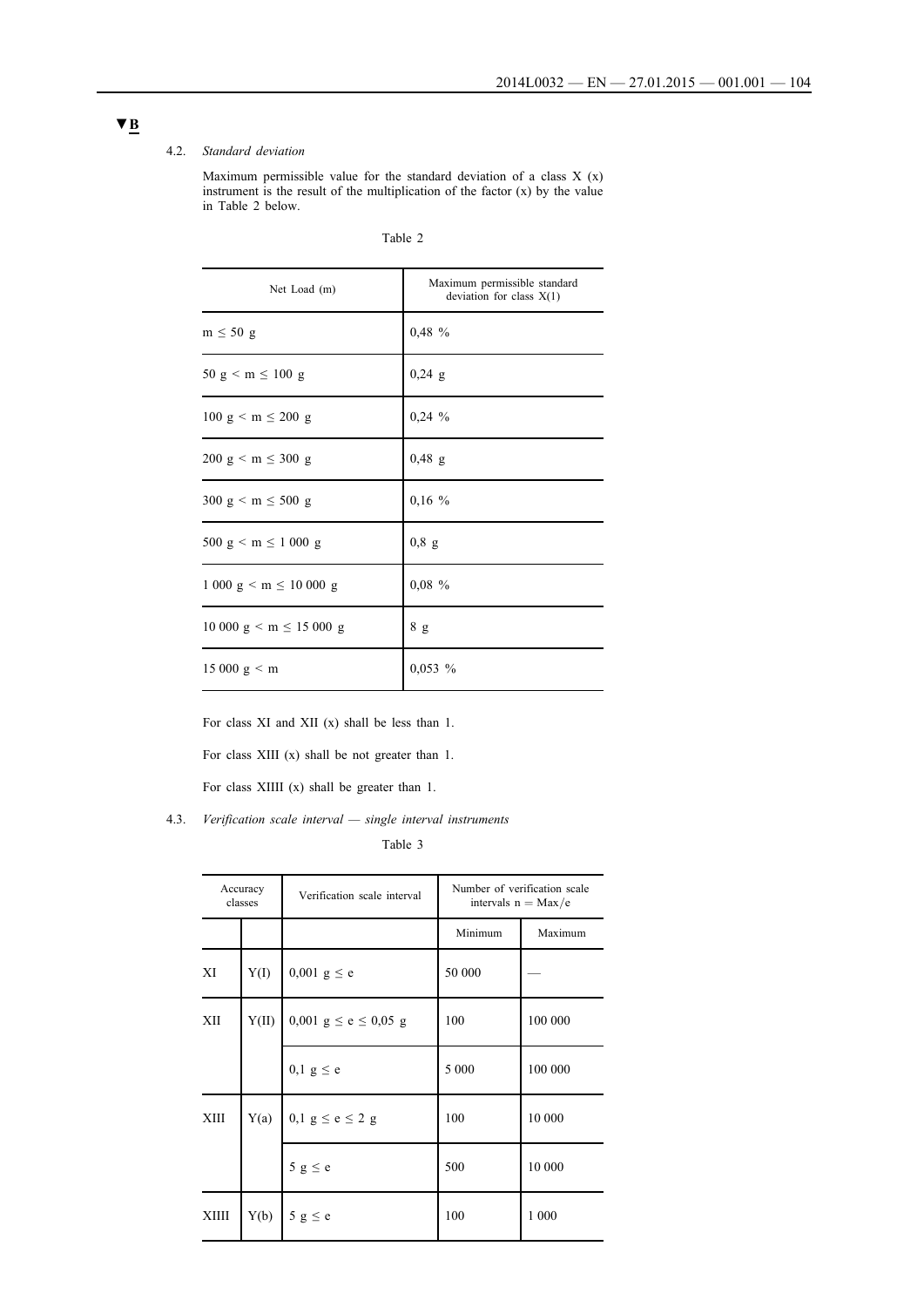▼B

4.2. *Standard deviation*

Maximum permissible value for the standard deviation of a class X (x) instrument is the result of the multiplication of the factor (x) by the value in Table 2 below.

Table 2

| Net Load (m) | Maximum permissible standard deviation for class X(1) |
|---|---|
| m ≤ 50 g | 0,48 % |
| 50 g < m ≤ 100 g | 0,24 g |
| 100 g < m ≤ 200 g | 0,24 % |
| 200 g < m ≤ 300 g | 0,48 g |
| 300 g < m ≤ 500 g | 0,16 % |
| 500 g < m ≤ 1 000 g | 0,8 g |
| 1 000 g < m ≤ 10 000 g | 0,08 % |
| 10 000 g < m ≤ 15 000 g | 8 g |
| 15 000 g < m | 0,053 % |

For class XI and XII (x) shall be less than 1.

For class XIII (x) shall be not greater than 1.

For class XIIII (x) shall be greater than 1.

4.3. *Verification scale interval — single interval instruments*

Table 3

| Accuracy classes | | Verification scale interval | Number of verification scale intervals n = Max/e | |
|---|---|---|---|---|
| | | | Minimum | Maximum |
| XI | Y(I) | 0,001 g ≤ e | 50 000 | — |
| XII | Y(II) | 0,001 g ≤ e ≤ 0,05 g | 100 | 100 000 |
| | | 0,1 g ≤ e | 5 000 | 100 000 |
| XIII | Y(a) | 0,1 g ≤ e ≤ 2 g | 100 | 10 000 |
| | | 5 g ≤ e | 500 | 10 000 |
| XIIII | Y(b) | 5 g ≤ e | 100 | 1 000 |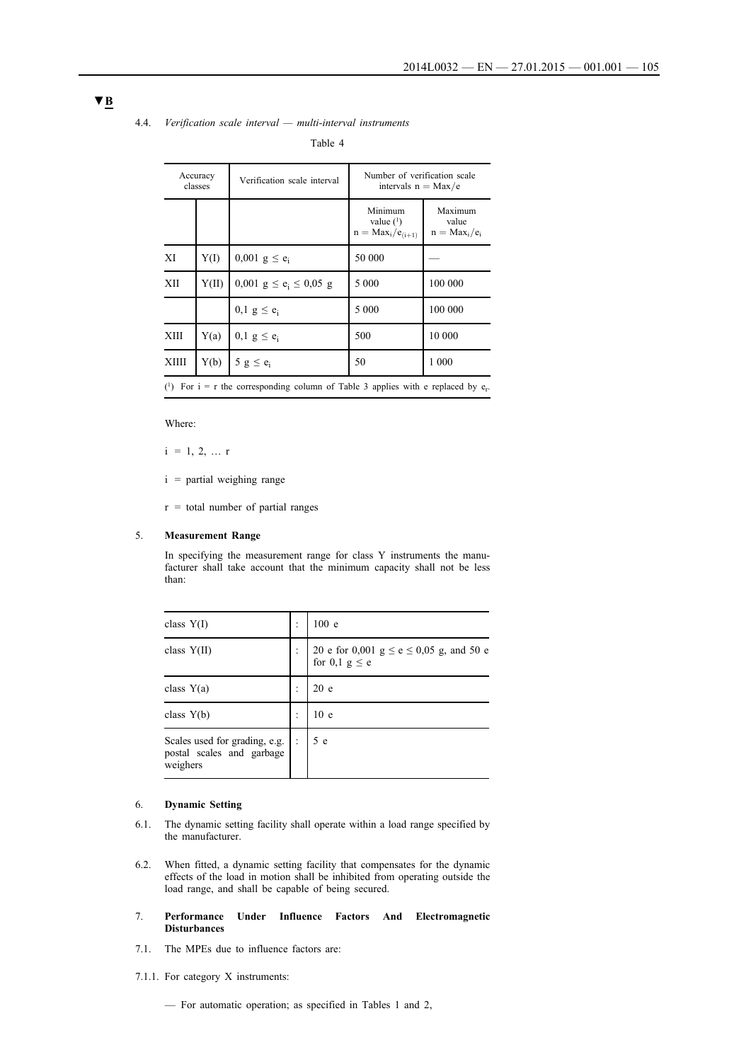▼B

4.4. *Verification scale interval — multi-interval instruments*

Table 4

| Accuracy classes | | Verification scale interval | Number of verification scale intervals $n = Max/e$ | |
|---|---|---|---|---|
| | | | Minimum value (1) $n = Max_i/e_{(i+1)}$ | Maximum value $n = Max_i/e_i$ |
| XI | Y(I) | $0{,}001\ g \leq e_i$ | 50 000 | — |
| XII | Y(II) | $0{,}001\ g \leq e_i \leq 0{,}05\ g$ | 5 000 | 100 000 |
| | | $0{,}1\ g \leq e_i$ | 5 000 | 100 000 |
| XIII | Y(a) | $0{,}1\ g \leq e_i$ | 500 | 10 000 |
| XIIII | Y(b) | $5\ g \leq e_i$ | 50 | 1 000 |

(1) For i = r the corresponding column of Table 3 applies with e replaced by $e_r$.

Where:

i = 1, 2, … r

i = partial weighing range

r = total number of partial ranges

5. **Measurement Range**

In specifying the measurement range for class Y instruments the manufacturer shall take account that the minimum capacity shall not be less than:

| | | |
|---|---|---|
| class Y(I) | : | 100 e |
| class Y(II) | : | 20 e for $0{,}001\ g \leq e \leq 0{,}05\ g$, and 50 e for $0{,}1\ g \leq e$ |
| class Y(a) | : | 20 e |
| class Y(b) | : | 10 e |
| Scales used for grading, e.g. postal scales and garbage weighers | : | 5 e |

6. **Dynamic Setting**

6.1. The dynamic setting facility shall operate within a load range specified by the manufacturer.

6.2. When fitted, a dynamic setting facility that compensates for the dynamic effects of the load in motion shall be inhibited from operating outside the load range, and shall be capable of being secured.

7. **Performance Under Influence Factors And Electromagnetic Disturbances**

7.1. The MPEs due to influence factors are:

7.1.1. For category X instruments:

— For automatic operation; as specified in Tables 1 and 2,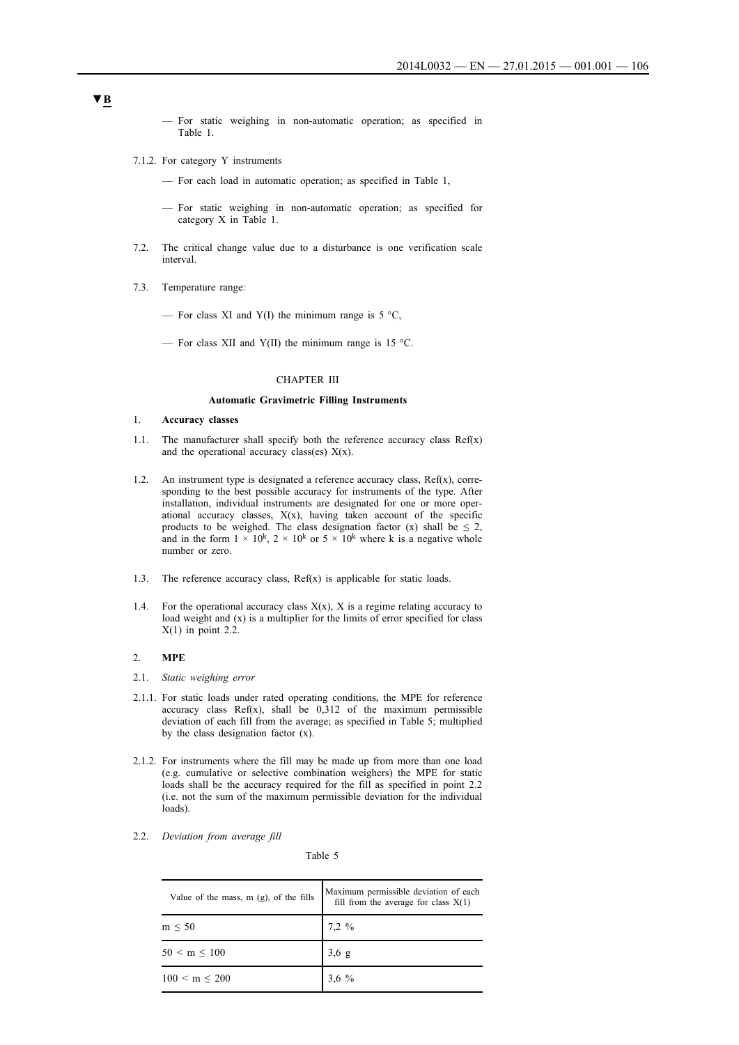▼B

— For static weighing in non-automatic operation; as specified in Table 1.

7.1.2. For category Y instruments

— For each load in automatic operation; as specified in Table 1,

— For static weighing in non-automatic operation; as specified for category X in Table 1.

7.2. The critical change value due to a disturbance is one verification scale interval.

7.3. Temperature range:

— For class XI and Y(I) the minimum range is 5 °C,

— For class XII and Y(II) the minimum range is 15 °C.

CHAPTER III

**Automatic Gravimetric Filling Instruments**

1. **Accuracy classes**

1.1. The manufacturer shall specify both the reference accuracy class Ref(x) and the operational accuracy class(es) X(x).

1.2. An instrument type is designated a reference accuracy class, Ref(x), corresponding to the best possible accuracy for instruments of the type. After installation, individual instruments are designated for one or more operational accuracy classes, X(x), having taken account of the specific products to be weighed. The class designation factor (x) shall be ≤ 2, and in the form $1 \times 10^k$, $2 \times 10^k$ or $5 \times 10^k$ where k is a negative whole number or zero.

1.3. The reference accuracy class, Ref(x) is applicable for static loads.

1.4. For the operational accuracy class X(x), X is a regime relating accuracy to load weight and (x) is a multiplier for the limits of error specified for class X(1) in point 2.2.

2. **MPE**

2.1. *Static weighing error*

2.1.1. For static loads under rated operating conditions, the MPE for reference accuracy class Ref(x), shall be 0,312 of the maximum permissible deviation of each fill from the average; as specified in Table 5; multiplied by the class designation factor (x).

2.1.2. For instruments where the fill may be made up from more than one load (e.g. cumulative or selective combination weighers) the MPE for static loads shall be the accuracy required for the fill as specified in point 2.2 (i.e. not the sum of the maximum permissible deviation for the individual loads).

2.2. *Deviation from average fill*

Table 5

| Value of the mass, m (g), of the fills | Maximum permissible deviation of each fill from the average for class X(1) |
|---|---|
| m ≤ 50 | 7,2 % |
| 50 < m ≤ 100 | 3,6 g |
| 100 < m ≤ 200 | 3,6 % |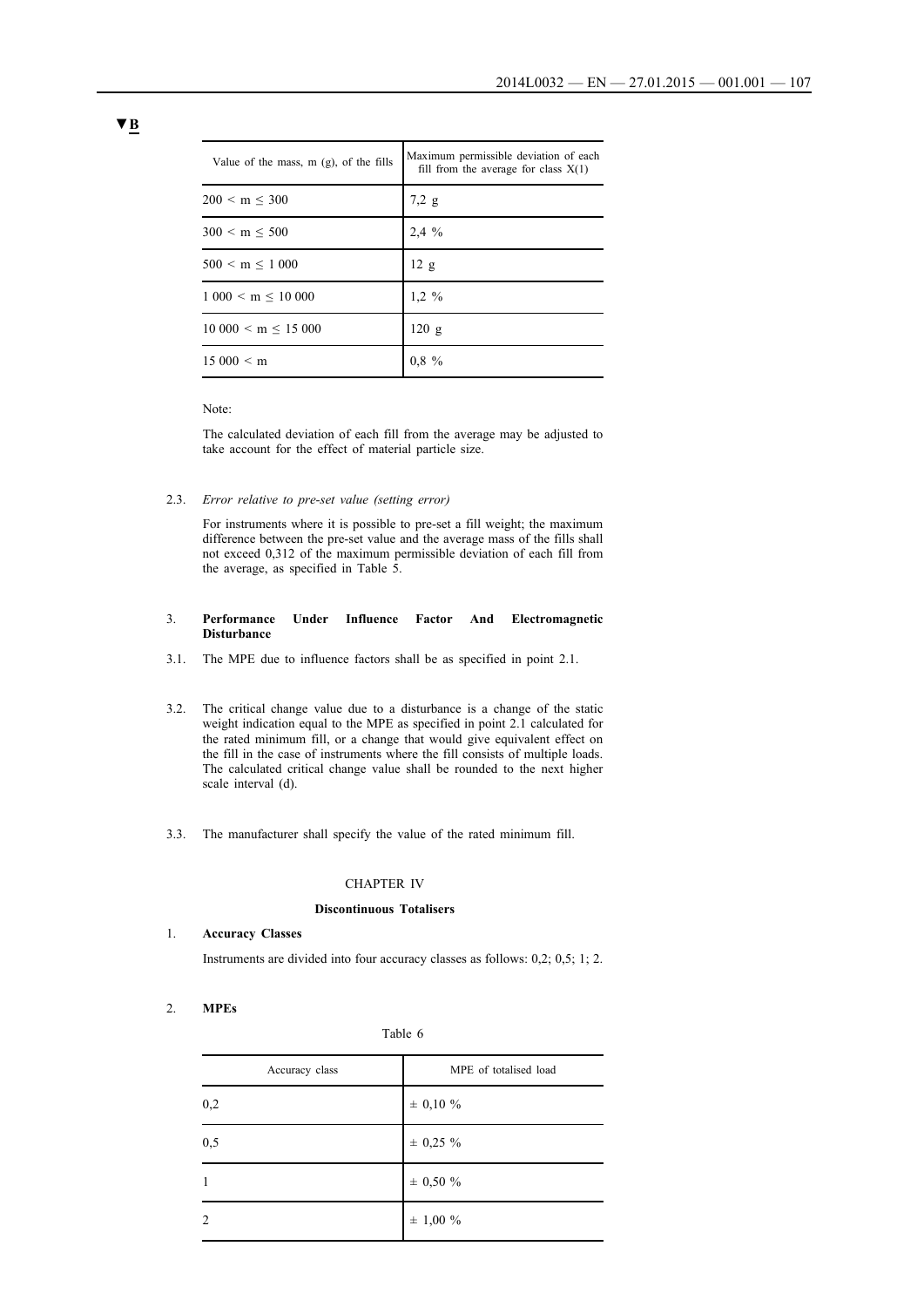▼B

| Value of the mass, m (g), of the fills | Maximum permissible deviation of each fill from the average for class X(1) |
|---|---|
| 200 < m ≤ 300 | 7,2 g |
| 300 < m ≤ 500 | 2,4 % |
| 500 < m ≤ 1 000 | 12 g |
| 1 000 < m ≤ 10 000 | 1,2 % |
| 10 000 < m ≤ 15 000 | 120 g |
| 15 000 < m | 0,8 % |

Note:

The calculated deviation of each fill from the average may be adjusted to take account for the effect of material particle size.

2.3. *Error relative to pre-set value (setting error)*

For instruments where it is possible to pre-set a fill weight; the maximum difference between the pre-set value and the average mass of the fills shall not exceed 0,312 of the maximum permissible deviation of each fill from the average, as specified in Table 5.

3. **Performance Under Influence Factor And Electromagnetic Disturbance**

3.1. The MPE due to influence factors shall be as specified in point 2.1.

3.2. The critical change value due to a disturbance is a change of the static weight indication equal to the MPE as specified in point 2.1 calculated for the rated minimum fill, or a change that would give equivalent effect on the fill in the case of instruments where the fill consists of multiple loads. The calculated critical change value shall be rounded to the next higher scale interval (d).

3.3. The manufacturer shall specify the value of the rated minimum fill.

CHAPTER IV

**Discontinuous Totalisers**

1. **Accuracy Classes**

Instruments are divided into four accuracy classes as follows: 0,2; 0,5; 1; 2.

2. **MPEs**

Table 6

| Accuracy class | MPE of totalised load |
|---|---|
| 0,2 | ± 0,10 % |
| 0,5 | ± 0,25 % |
| 1 | ± 0,50 % |
| 2 | ± 1,00 % |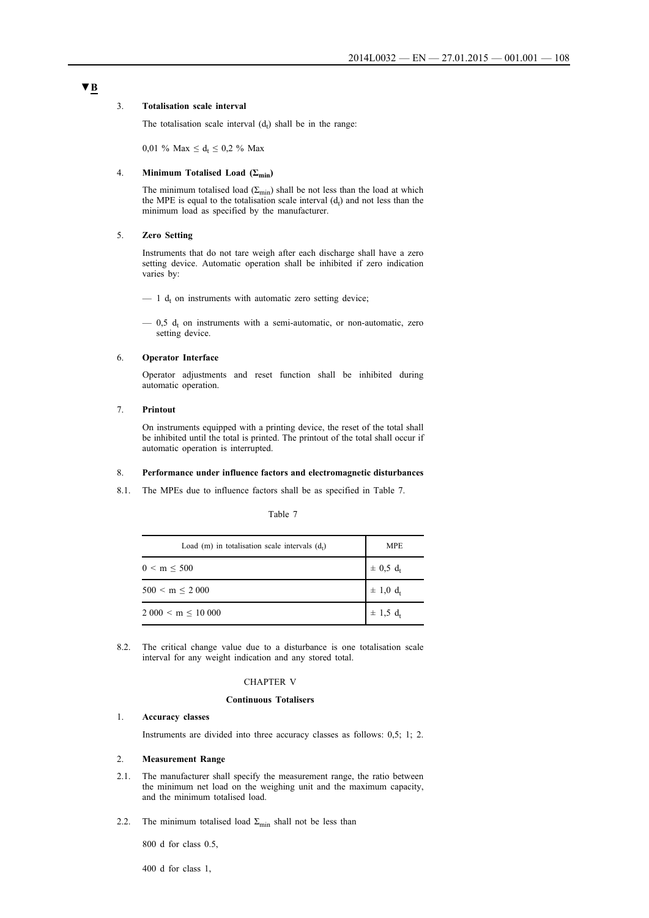▼B

3. **Totalisation scale interval**

The totalisation scale interval ($d_t$) shall be in the range:

$0,01 \% \text{ Max} \leq d_t \leq 0,2 \% \text{ Max}$

4. **Minimum Totalised Load ($\Sigma_{min}$)**

The minimum totalised load ($\Sigma_{min}$) shall be not less than the load at which the MPE is equal to the totalisation scale interval ($d_t$) and not less than the minimum load as specified by the manufacturer.

5. **Zero Setting**

Instruments that do not tare weigh after each discharge shall have a zero setting device. Automatic operation shall be inhibited if zero indication varies by:

— 1 $d_t$ on instruments with automatic zero setting device;

— 0,5 $d_t$ on instruments with a semi-automatic, or non-automatic, zero setting device.

6. **Operator Interface**

Operator adjustments and reset function shall be inhibited during automatic operation.

7. **Printout**

On instruments equipped with a printing device, the reset of the total shall be inhibited until the total is printed. The printout of the total shall occur if automatic operation is interrupted.

8. **Performance under influence factors and electromagnetic disturbances**

8.1. The MPEs due to influence factors shall be as specified in Table 7.

Table 7

| Load (m) in totalisation scale intervals ($d_t$) | MPE |
|---|---|
| $0 < m \leq 500$ | $\pm$ 0,5 $d_t$ |
| $500 < m \leq 2\,000$ | $\pm$ 1,0 $d_t$ |
| $2\,000 < m \leq 10\,000$ | $\pm$ 1,5 $d_t$ |

8.2. The critical change value due to a disturbance is one totalisation scale interval for any weight indication and any stored total.

CHAPTER V

**Continuous Totalisers**

1. **Accuracy classes**

Instruments are divided into three accuracy classes as follows: 0,5; 1; 2.

2. **Measurement Range**

2.1. The manufacturer shall specify the measurement range, the ratio between the minimum net load on the weighing unit and the maximum capacity, and the minimum totalised load.

2.2. The minimum totalised load $\Sigma_{min}$ shall not be less than

800 d for class 0.5,

400 d for class 1,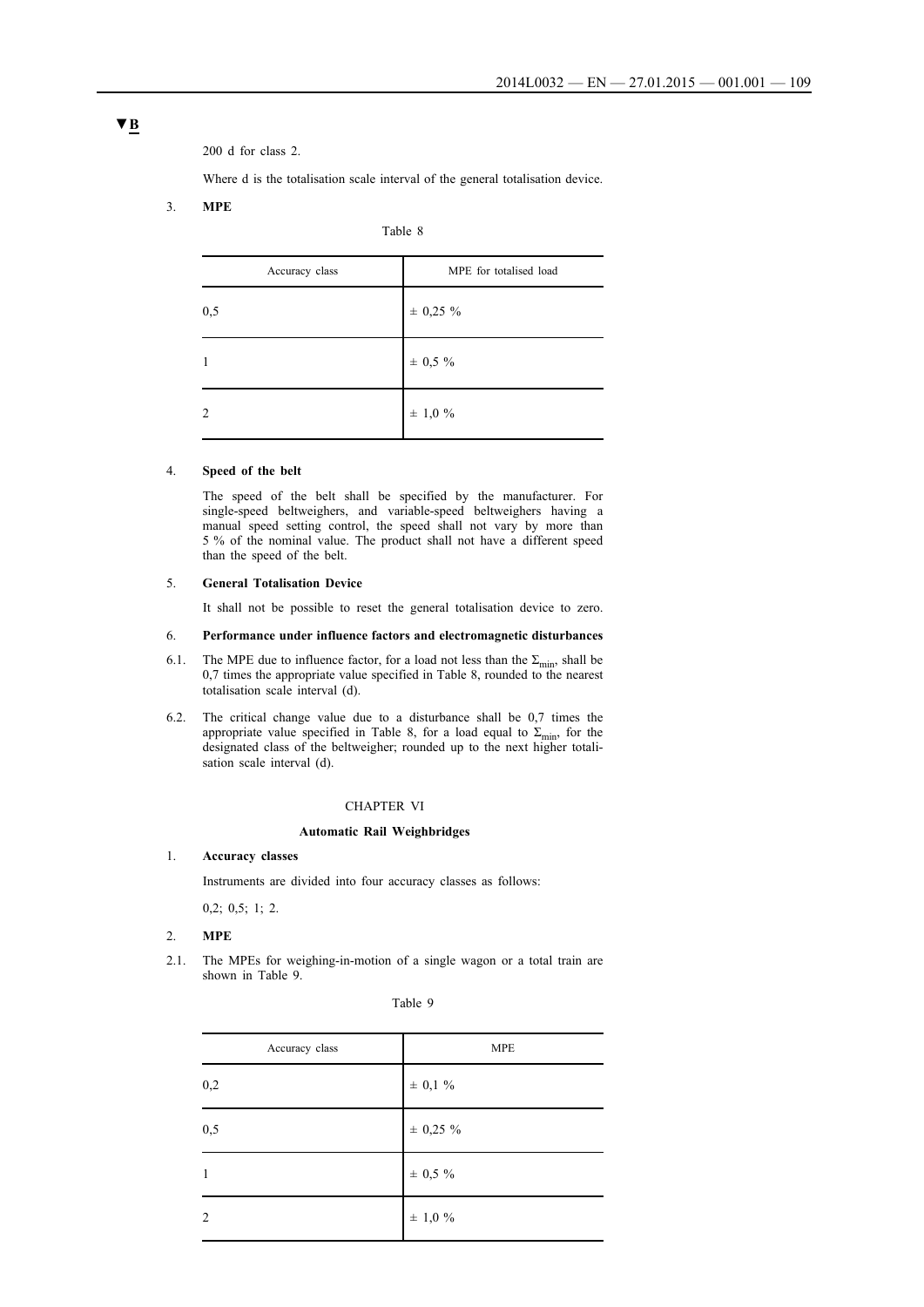▼B

200 d for class 2.

Where d is the totalisation scale interval of the general totalisation device.

3. **MPE**

Table 8

| Accuracy class | MPE for totalised load |
|---|---|
| 0,5 | ± 0,25 % |
| 1 | ± 0,5 % |
| 2 | ± 1,0 % |

4. **Speed of the belt**

The speed of the belt shall be specified by the manufacturer. For single-speed beltweighers, and variable-speed beltweighers having a manual speed setting control, the speed shall not vary by more than 5 % of the nominal value. The product shall not have a different speed than the speed of the belt.

5. **General Totalisation Device**

It shall not be possible to reset the general totalisation device to zero.

6. **Performance under influence factors and electromagnetic disturbances**

6.1. The MPE due to influence factor, for a load not less than the $\Sigma_{min}$, shall be 0,7 times the appropriate value specified in Table 8, rounded to the nearest totalisation scale interval (d).

6.2. The critical change value due to a disturbance shall be 0,7 times the appropriate value specified in Table 8, for a load equal to $\Sigma_{min}$, for the designated class of the beltweigher; rounded up to the next higher totalisation scale interval (d).

CHAPTER VI

**Automatic Rail Weighbridges**

1. **Accuracy classes**

Instruments are divided into four accuracy classes as follows:

0,2; 0,5; 1; 2.

2. **MPE**

2.1. The MPEs for weighing-in-motion of a single wagon or a total train are shown in Table 9.

Table 9

| Accuracy class | MPE |
|---|---|
| 0,2 | ± 0,1 % |
| 0,5 | ± 0,25 % |
| 1 | ± 0,5 % |
| 2 | ± 1,0 % |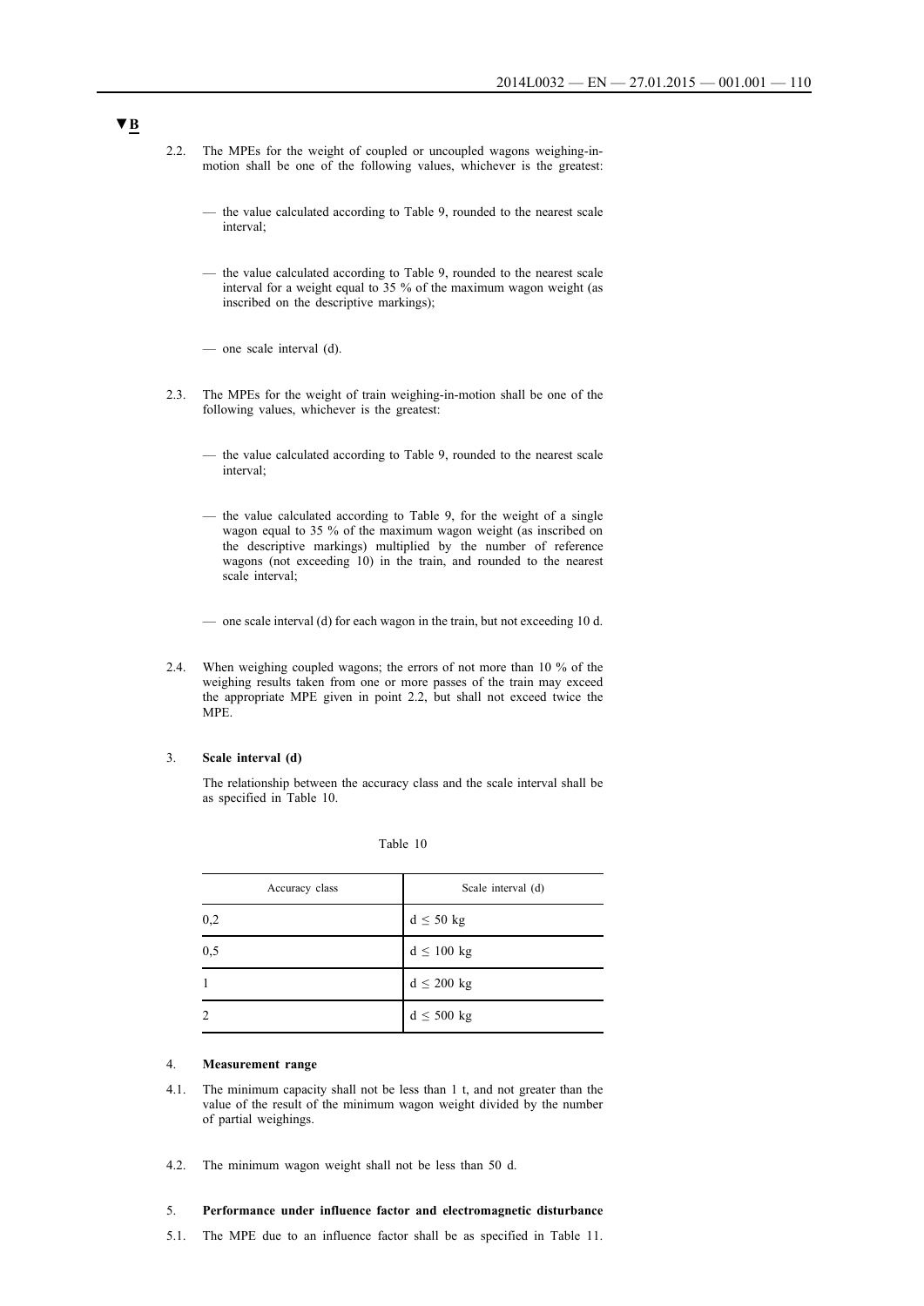▼B

2.2. The MPEs for the weight of coupled or uncoupled wagons weighing-in-motion shall be one of the following values, whichever is the greatest:

— the value calculated according to Table 9, rounded to the nearest scale interval;

— the value calculated according to Table 9, rounded to the nearest scale interval for a weight equal to 35 % of the maximum wagon weight (as inscribed on the descriptive markings);

— one scale interval (d).

2.3. The MPEs for the weight of train weighing-in-motion shall be one of the following values, whichever is the greatest:

— the value calculated according to Table 9, rounded to the nearest scale interval;

— the value calculated according to Table 9, for the weight of a single wagon equal to 35 % of the maximum wagon weight (as inscribed on the descriptive markings) multiplied by the number of reference wagons (not exceeding 10) in the train, and rounded to the nearest scale interval;

— one scale interval (d) for each wagon in the train, but not exceeding 10 d.

2.4. When weighing coupled wagons; the errors of not more than 10 % of the weighing results taken from one or more passes of the train may exceed the appropriate MPE given in point 2.2, but shall not exceed twice the MPE.

3. **Scale interval (d)**

The relationship between the accuracy class and the scale interval shall be as specified in Table 10.

Table 10

| Accuracy class | Scale interval (d) |
|---|---|
| 0,2 | d ≤ 50 kg |
| 0,5 | d ≤ 100 kg |
| 1 | d ≤ 200 kg |
| 2 | d ≤ 500 kg |

4. **Measurement range**

4.1. The minimum capacity shall not be less than 1 t, and not greater than the value of the result of the minimum wagon weight divided by the number of partial weighings.

4.2. The minimum wagon weight shall not be less than 50 d.

5. **Performance under influence factor and electromagnetic disturbance**

5.1. The MPE due to an influence factor shall be as specified in Table 11.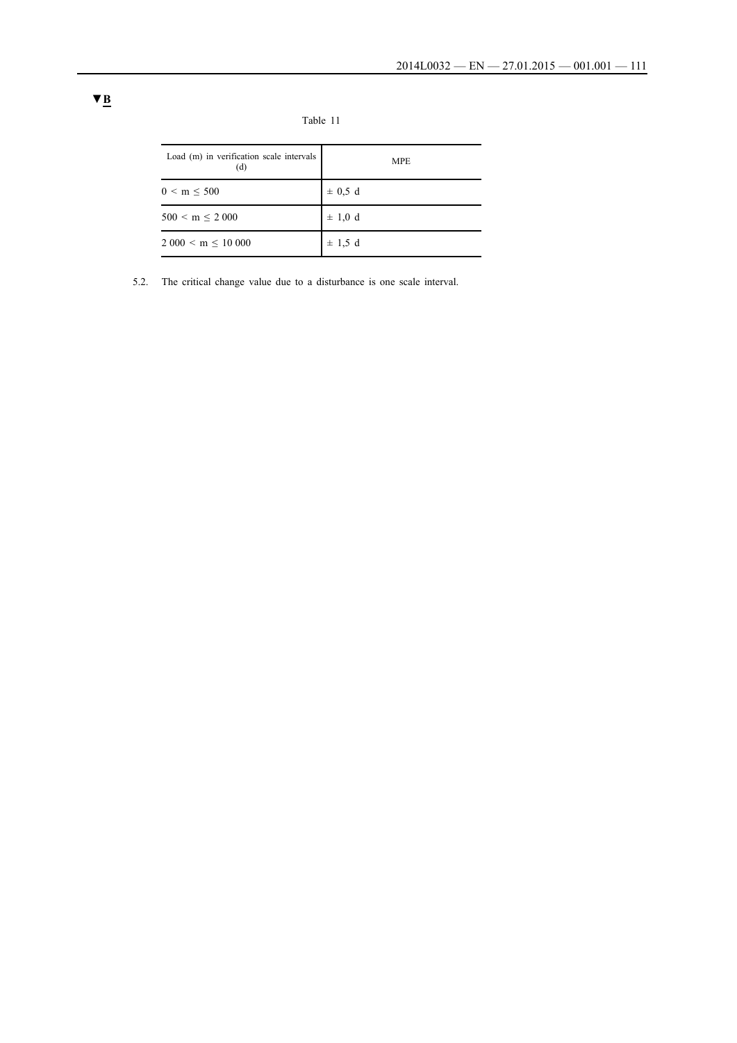▼B

Table 11

| Load (m) in verification scale intervals (d) | MPE |
|---|---|
| 0 < m ≤ 500 | ± 0,5 d |
| 500 < m ≤ 2 000 | ± 1,0 d |
| 2 000 < m ≤ 10 000 | ± 1,5 d |

5.2. The critical change value due to a disturbance is one scale interval.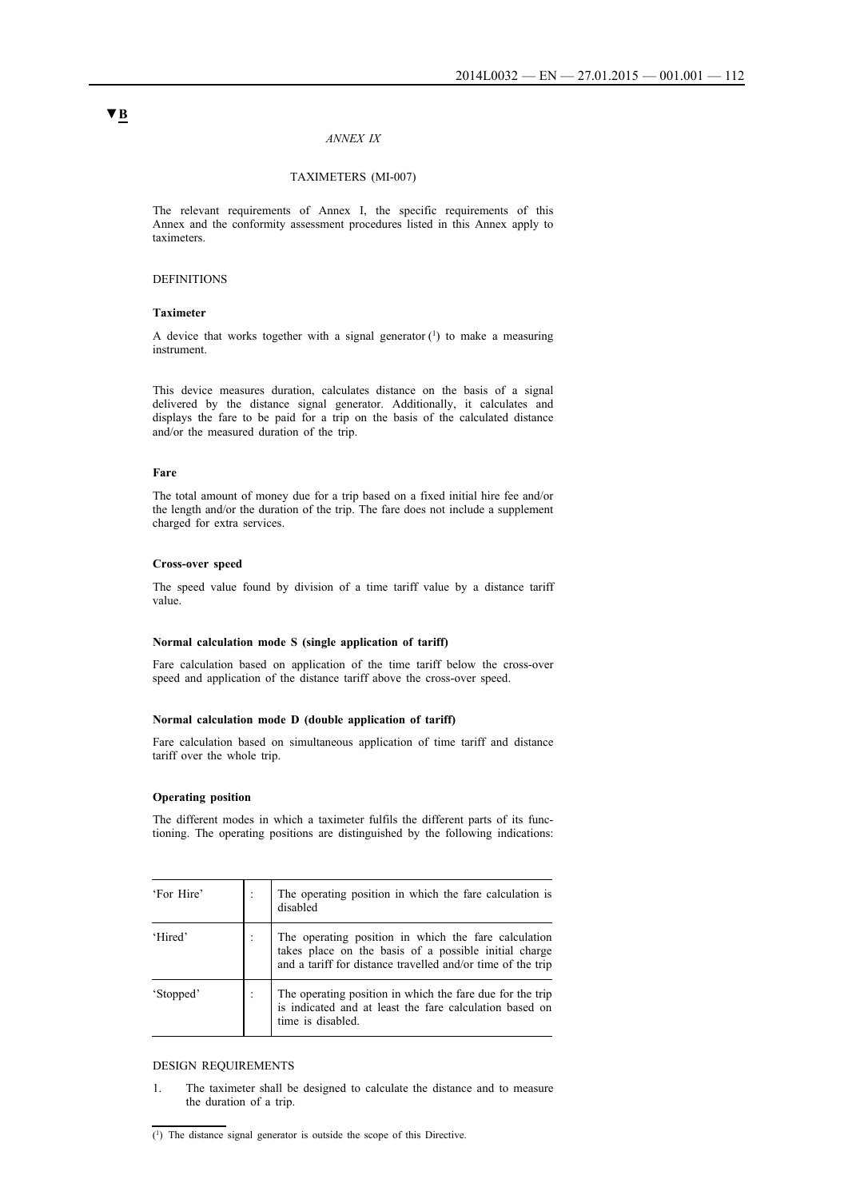▼B

*ANNEX IX*

TAXIMETERS (MI-007)

The relevant requirements of Annex I, the specific requirements of this Annex and the conformity assessment procedures listed in this Annex apply to taximeters.

DEFINITIONS

**Taximeter**

A device that works together with a signal generator (1) to make a measuring instrument.

This device measures duration, calculates distance on the basis of a signal delivered by the distance signal generator. Additionally, it calculates and displays the fare to be paid for a trip on the basis of the calculated distance and/or the measured duration of the trip.

**Fare**

The total amount of money due for a trip based on a fixed initial hire fee and/or the length and/or the duration of the trip. The fare does not include a supplement charged for extra services.

**Cross-over speed**

The speed value found by division of a time tariff value by a distance tariff value.

**Normal calculation mode S (single application of tariff)**

Fare calculation based on application of the time tariff below the cross-over speed and application of the distance tariff above the cross-over speed.

**Normal calculation mode D (double application of tariff)**

Fare calculation based on simultaneous application of time tariff and distance tariff over the whole trip.

**Operating position**

The different modes in which a taximeter fulfils the different parts of its functioning. The operating positions are distinguished by the following indications:

| | | |
|---|---|---|
| 'For Hire' | : | The operating position in which the fare calculation is disabled |
| 'Hired' | : | The operating position in which the fare calculation takes place on the basis of a possible initial charge and a tariff for distance travelled and/or time of the trip |
| 'Stopped' | : | The operating position in which the fare due for the trip is indicated and at least the fare calculation based on time is disabled. |

DESIGN REQUIREMENTS

1. The taximeter shall be designed to calculate the distance and to measure the duration of a trip.

(1) The distance signal generator is outside the scope of this Directive.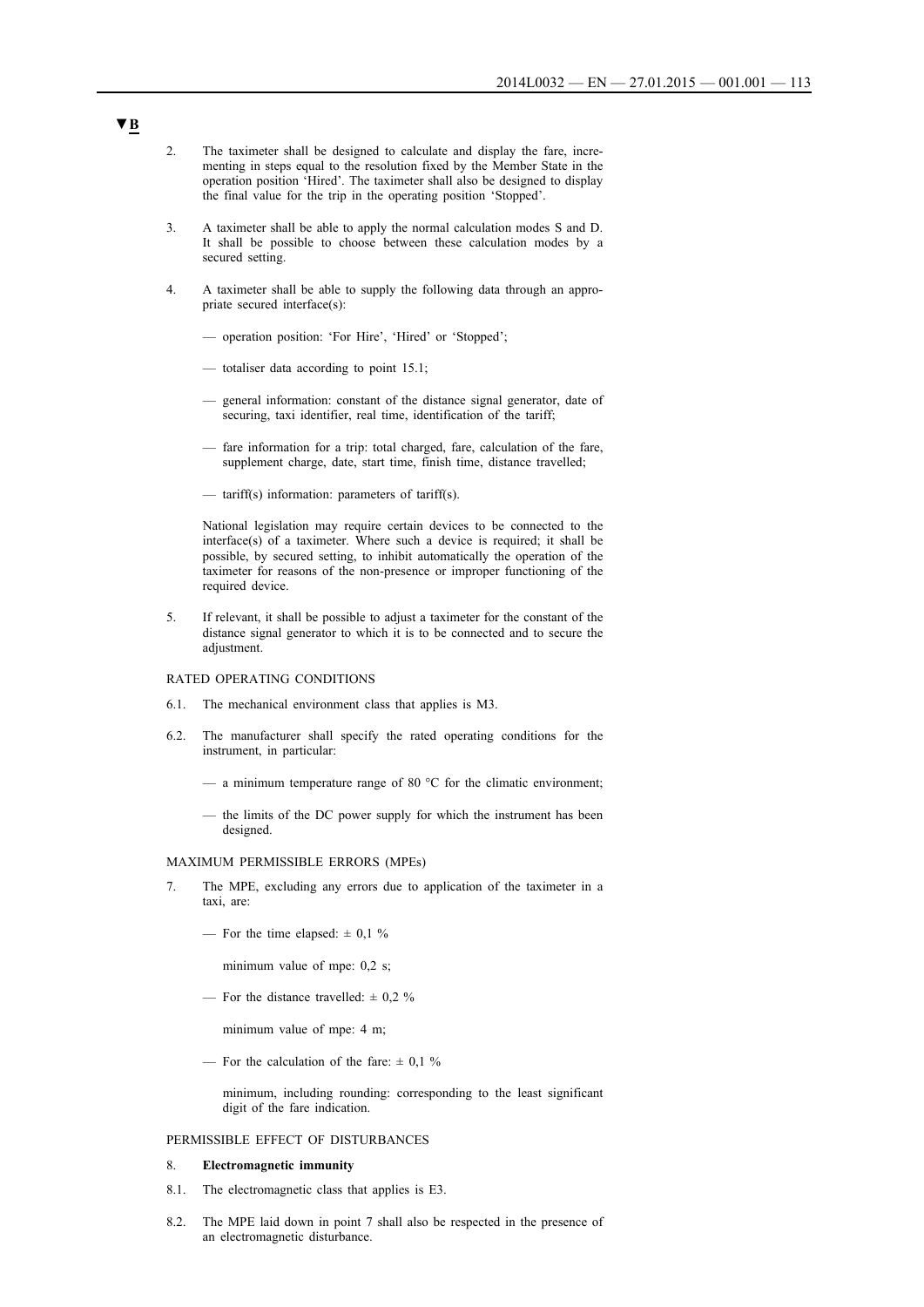**▼B**

2. The taximeter shall be designed to calculate and display the fare, incrementing in steps equal to the resolution fixed by the Member State in the operation position 'Hired'. The taximeter shall also be designed to display the final value for the trip in the operating position 'Stopped'.

3. A taximeter shall be able to apply the normal calculation modes S and D. It shall be possible to choose between these calculation modes by a secured setting.

4. A taximeter shall be able to supply the following data through an appropriate secured interface(s):

   — operation position: 'For Hire', 'Hired' or 'Stopped';

   — totaliser data according to point 15.1;

   — general information: constant of the distance signal generator, date of securing, taxi identifier, real time, identification of the tariff;

   — fare information for a trip: total charged, fare, calculation of the fare, supplement charge, date, start time, finish time, distance travelled;

   — tariff(s) information: parameters of tariff(s).

   National legislation may require certain devices to be connected to the interface(s) of a taximeter. Where such a device is required; it shall be possible, by secured setting, to inhibit automatically the operation of the taximeter for reasons of the non-presence or improper functioning of the required device.

5. If relevant, it shall be possible to adjust a taximeter for the constant of the distance signal generator to which it is to be connected and to secure the adjustment.

RATED OPERATING CONDITIONS

6.1. The mechanical environment class that applies is M3.

6.2. The manufacturer shall specify the rated operating conditions for the instrument, in particular:

   — a minimum temperature range of 80 °C for the climatic environment;

   — the limits of the DC power supply for which the instrument has been designed.

MAXIMUM PERMISSIBLE ERRORS (MPEs)

7. The MPE, excluding any errors due to application of the taximeter in a taxi, are:

   — For the time elapsed: ± 0,1 %

     minimum value of mpe: 0,2 s;

   — For the distance travelled: ± 0,2 %

     minimum value of mpe: 4 m;

   — For the calculation of the fare: ± 0,1 %

     minimum, including rounding: corresponding to the least significant digit of the fare indication.

PERMISSIBLE EFFECT OF DISTURBANCES

8. **Electromagnetic immunity**

8.1. The electromagnetic class that applies is E3.

8.2. The MPE laid down in point 7 shall also be respected in the presence of an electromagnetic disturbance.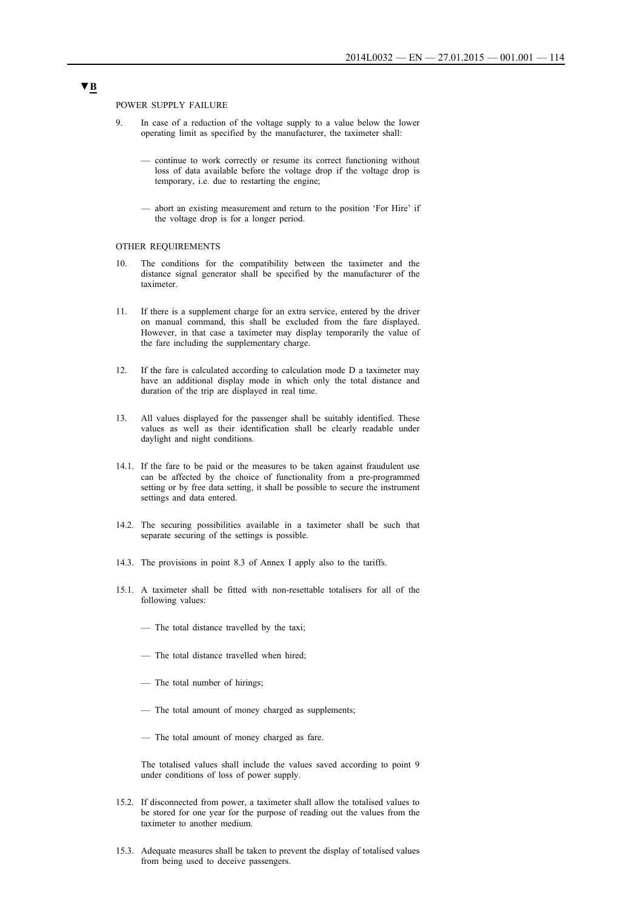▼B

POWER SUPPLY FAILURE

9. In case of a reduction of the voltage supply to a value below the lower operating limit as specified by the manufacturer, the taximeter shall:

   — continue to work correctly or resume its correct functioning without loss of data available before the voltage drop if the voltage drop is temporary, i.e. due to restarting the engine;

   — abort an existing measurement and return to the position 'For Hire' if the voltage drop is for a longer period.

OTHER REQUIREMENTS

10. The conditions for the compatibility between the taximeter and the distance signal generator shall be specified by the manufacturer of the taximeter.

11. If there is a supplement charge for an extra service, entered by the driver on manual command, this shall be excluded from the fare displayed. However, in that case a taximeter may display temporarily the value of the fare including the supplementary charge.

12. If the fare is calculated according to calculation mode D a taximeter may have an additional display mode in which only the total distance and duration of the trip are displayed in real time.

13. All values displayed for the passenger shall be suitably identified. These values as well as their identification shall be clearly readable under daylight and night conditions.

14.1. If the fare to be paid or the measures to be taken against fraudulent use can be affected by the choice of functionality from a pre-programmed setting or by free data setting, it shall be possible to secure the instrument settings and data entered.

14.2. The securing possibilities available in a taximeter shall be such that separate securing of the settings is possible.

14.3. The provisions in point 8.3 of Annex I apply also to the tariffs.

15.1. A taximeter shall be fitted with non-resettable totalisers for all of the following values:

   — The total distance travelled by the taxi;

   — The total distance travelled when hired;

   — The total number of hirings;

   — The total amount of money charged as supplements;

   — The total amount of money charged as fare.

   The totalised values shall include the values saved according to point 9 under conditions of loss of power supply.

15.2. If disconnected from power, a taximeter shall allow the totalised values to be stored for one year for the purpose of reading out the values from the taximeter to another medium.

15.3. Adequate measures shall be taken to prevent the display of totalised values from being used to deceive passengers.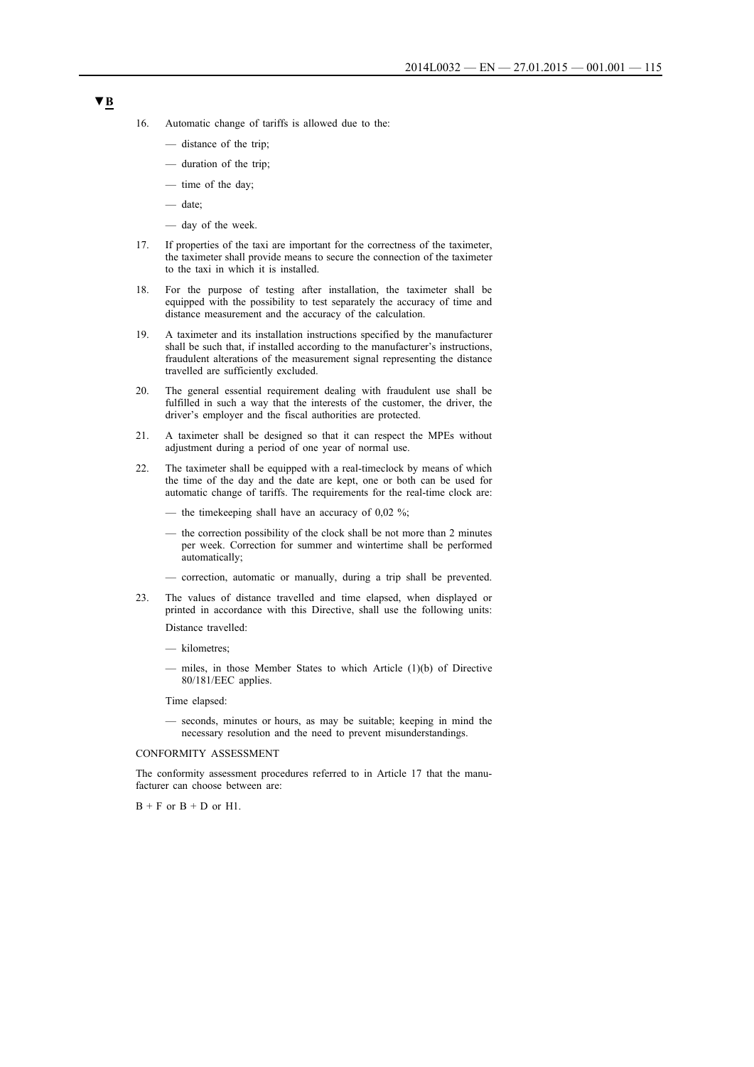▼B

16. Automatic change of tariffs is allowed due to the:

    — distance of the trip;

    — duration of the trip;

    — time of the day;

    — date;

    — day of the week.

17. If properties of the taxi are important for the correctness of the taximeter, the taximeter shall provide means to secure the connection of the taximeter to the taxi in which it is installed.

18. For the purpose of testing after installation, the taximeter shall be equipped with the possibility to test separately the accuracy of time and distance measurement and the accuracy of the calculation.

19. A taximeter and its installation instructions specified by the manufacturer shall be such that, if installed according to the manufacturer's instructions, fraudulent alterations of the measurement signal representing the distance travelled are sufficiently excluded.

20. The general essential requirement dealing with fraudulent use shall be fulfilled in such a way that the interests of the customer, the driver, the driver's employer and the fiscal authorities are protected.

21. A taximeter shall be designed so that it can respect the MPEs without adjustment during a period of one year of normal use.

22. The taximeter shall be equipped with a real-timeclock by means of which the time of the day and the date are kept, one or both can be used for automatic change of tariffs. The requirements for the real-time clock are:

    — the timekeeping shall have an accuracy of 0,02 %;

    — the correction possibility of the clock shall be not more than 2 minutes per week. Correction for summer and wintertime shall be performed automatically;

    — correction, automatic or manually, during a trip shall be prevented.

23. The values of distance travelled and time elapsed, when displayed or printed in accordance with this Directive, shall use the following units:

    Distance travelled:

    — kilometres;

    — miles, in those Member States to which Article (1)(b) of Directive 80/181/EEC applies.

    Time elapsed:

    — seconds, minutes or hours, as may be suitable; keeping in mind the necessary resolution and the need to prevent misunderstandings.

CONFORMITY ASSESSMENT

The conformity assessment procedures referred to in Article 17 that the manufacturer can choose between are:

B + F or B + D or H1.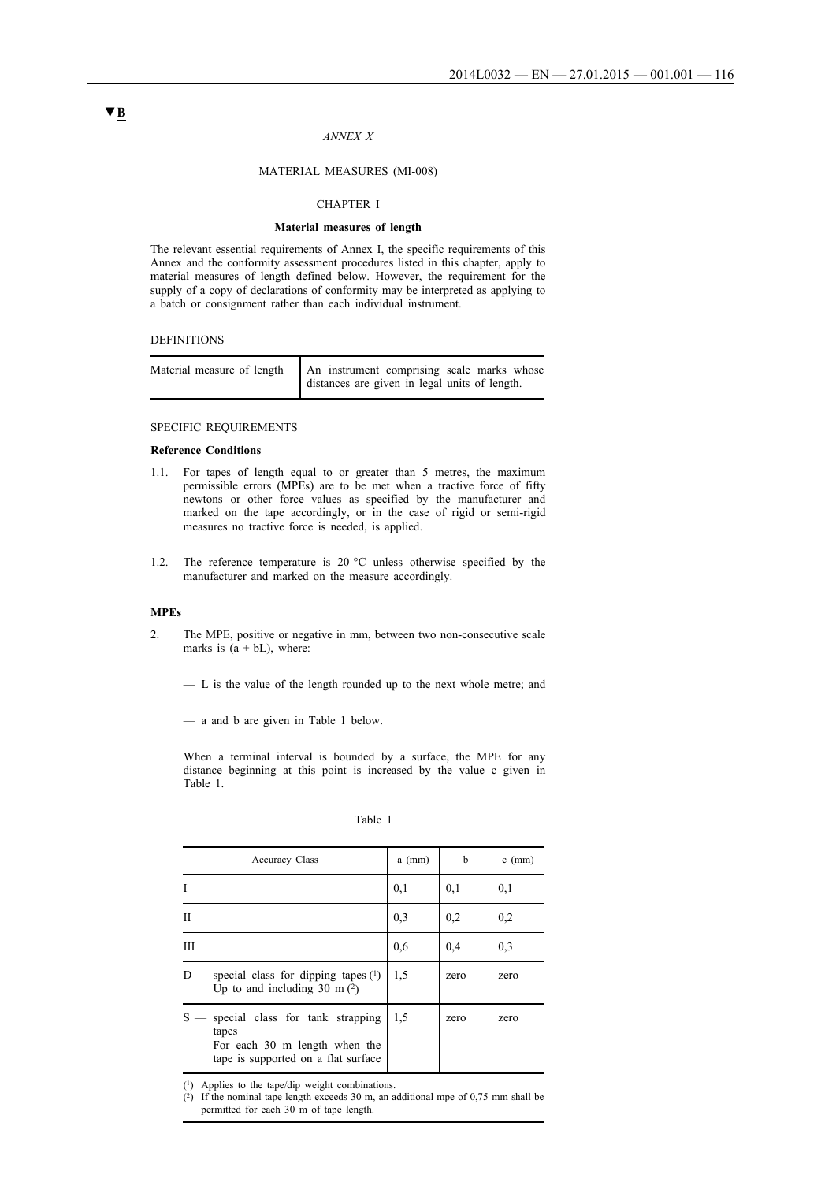▼B

*ANNEX X*

MATERIAL MEASURES (MI-008)

CHAPTER I

**Material measures of length**

The relevant essential requirements of Annex I, the specific requirements of this Annex and the conformity assessment procedures listed in this chapter, apply to material measures of length defined below. However, the requirement for the supply of a copy of declarations of conformity may be interpreted as applying to a batch or consignment rather than each individual instrument.

DEFINITIONS

| Material measure of length | An instrument comprising scale marks whose distances are given in legal units of length. |
|---|---|

SPECIFIC REQUIREMENTS

**Reference Conditions**

1.1. For tapes of length equal to or greater than 5 metres, the maximum permissible errors (MPEs) are to be met when a tractive force of fifty newtons or other force values as specified by the manufacturer and marked on the tape accordingly, or in the case of rigid or semi-rigid measures no tractive force is needed, is applied.

1.2. The reference temperature is 20 °C unless otherwise specified by the manufacturer and marked on the measure accordingly.

**MPEs**

2. The MPE, positive or negative in mm, between two non-consecutive scale marks is $(a + bL)$, where:

— L is the value of the length rounded up to the next whole metre; and

— a and b are given in Table 1 below.

When a terminal interval is bounded by a surface, the MPE for any distance beginning at this point is increased by the value c given in Table 1.

Table 1

| Accuracy Class | a (mm) | b | c (mm) |
|---|---|---|---|
| I | 0,1 | 0,1 | 0,1 |
| II | 0,3 | 0,2 | 0,2 |
| III | 0,6 | 0,4 | 0,3 |
| D — special class for dipping tapes [1] Up to and including 30 m [2] | 1,5 | zero | zero |
| S — special class for tank strapping tapes For each 30 m length when the tape is supported on a flat surface | 1,5 | zero | zero |

[1] Applies to the tape/dip weight combinations.

[2] If the nominal tape length exceeds 30 m, an additional mpe of 0,75 mm shall be permitted for each 30 m of tape length.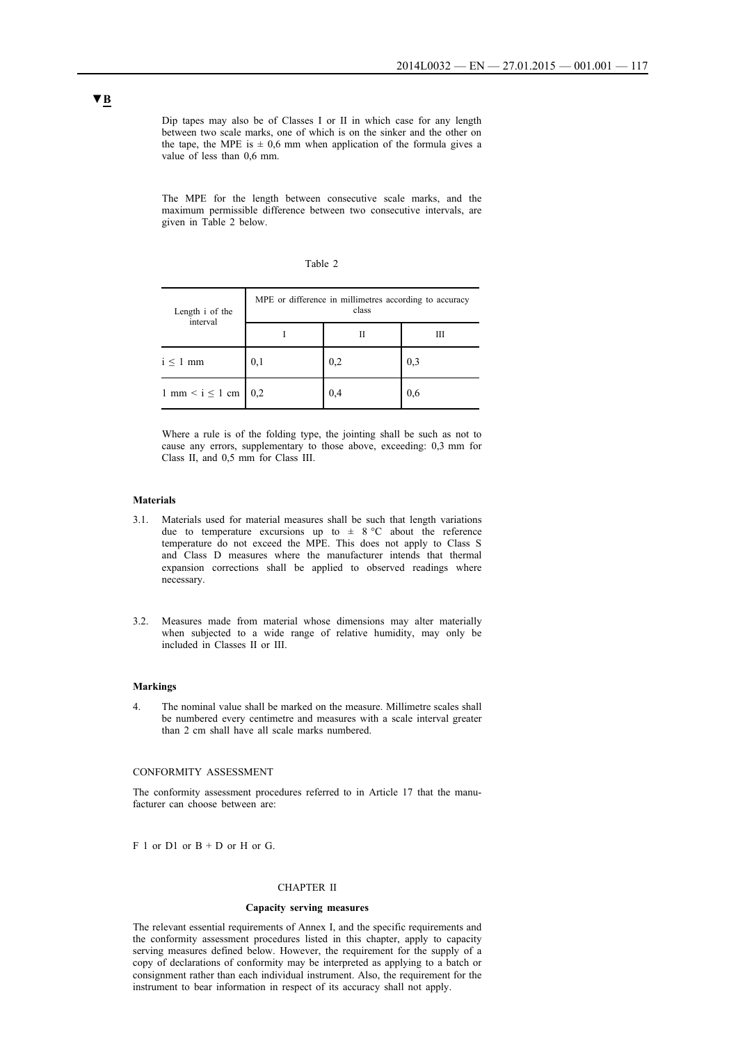Dip tapes may also be of Classes I or II in which case for any length between two scale marks, one of which is on the sinker and the other on the tape, the MPE is ± 0,6 mm when application of the formula gives a value of less than 0,6 mm.

The MPE for the length between consecutive scale marks, and the maximum permissible difference between two consecutive intervals, are given in Table 2 below.

Table 2

| Length i of the interval | MPE or difference in millimetres according to accuracy class | | |
|---|---|---|---|
| | I | II | III |
| $i \leq 1$ mm | 0,1 | 0,2 | 0,3 |
| 1 mm $< i \leq$ 1 cm | 0,2 | 0,4 | 0,6 |

Where a rule is of the folding type, the jointing shall be such as not to cause any errors, supplementary to those above, exceeding: 0,3 mm for Class II, and 0,5 mm for Class III.

**Materials**

3.1. Materials used for material measures shall be such that length variations due to temperature excursions up to ± 8 °C about the reference temperature do not exceed the MPE. This does not apply to Class S and Class D measures where the manufacturer intends that thermal expansion corrections shall be applied to observed readings where necessary.

3.2. Measures made from material whose dimensions may alter materially when subjected to a wide range of relative humidity, may only be included in Classes II or III.

**Markings**

4. The nominal value shall be marked on the measure. Millimetre scales shall be numbered every centimetre and measures with a scale interval greater than 2 cm shall have all scale marks numbered.

CONFORMITY ASSESSMENT

The conformity assessment procedures referred to in Article 17 that the manufacturer can choose between are:

F 1 or D1 or B + D or H or G.

CHAPTER II

**Capacity serving measures**

The relevant essential requirements of Annex I, and the specific requirements and the conformity assessment procedures listed in this chapter, apply to capacity serving measures defined below. However, the requirement for the supply of a copy of declarations of conformity may be interpreted as applying to a batch or consignment rather than each individual instrument. Also, the requirement for the instrument to bear information in respect of its accuracy shall not apply.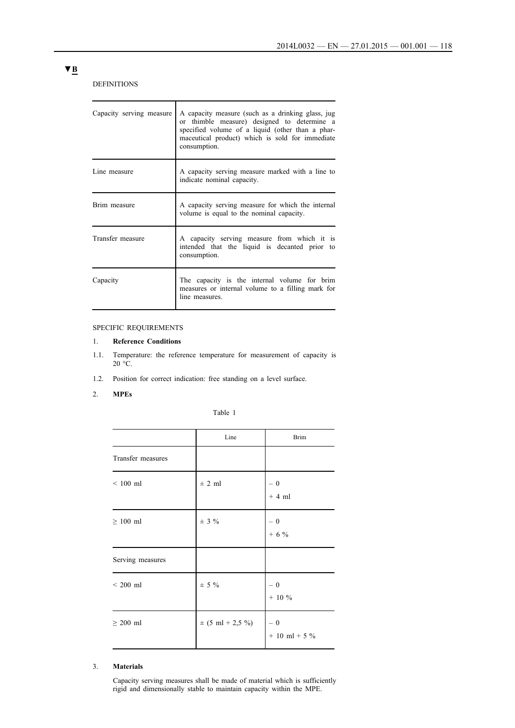▼B

DEFINITIONS

| | |
|---|---|
| Capacity serving measure | A capacity measure (such as a drinking glass, jug or thimble measure) designed to determine a specified volume of a liquid (other than a pharmaceutical product) which is sold for immediate consumption. |
| Line measure | A capacity serving measure marked with a line to indicate nominal capacity. |
| Brim measure | A capacity serving measure for which the internal volume is equal to the nominal capacity. |
| Transfer measure | A capacity serving measure from which it is intended that the liquid is decanted prior to consumption. |
| Capacity | The capacity is the internal volume for brim measures or internal volume to a filling mark for line measures. |

SPECIFIC REQUIREMENTS

1. **Reference Conditions**

1.1. Temperature: the reference temperature for measurement of capacity is 20 °C.

1.2. Position for correct indication: free standing on a level surface.

2. **MPEs**

Table 1

| | Line | Brim |
|---|---|---|
| Transfer measures | | |
| < 100 ml | ± 2 ml | – 0<br>+ 4 ml |
| ≥ 100 ml | ± 3 % | – 0<br>+ 6 % |
| Serving measures | | |
| < 200 ml | ± 5 % | – 0<br>+ 10 % |
| ≥ 200 ml | ± (5 ml + 2,5 %) | – 0<br>+ 10 ml + 5 % |

3. **Materials**

Capacity serving measures shall be made of material which is sufficiently rigid and dimensionally stable to maintain capacity within the MPE.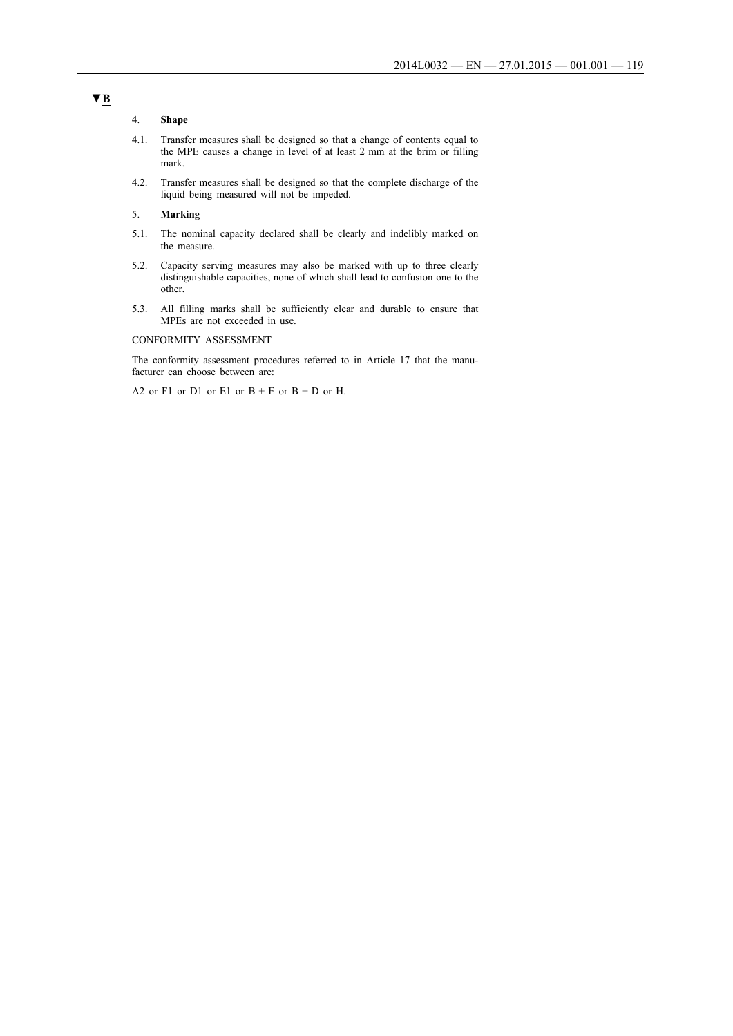▼B

4. **Shape**

4.1. Transfer measures shall be designed so that a change of contents equal to the MPE causes a change in level of at least 2 mm at the brim or filling mark.

4.2. Transfer measures shall be designed so that the complete discharge of the liquid being measured will not be impeded.

5. **Marking**

5.1. The nominal capacity declared shall be clearly and indelibly marked on the measure.

5.2. Capacity serving measures may also be marked with up to three clearly distinguishable capacities, none of which shall lead to confusion one to the other.

5.3. All filling marks shall be sufficiently clear and durable to ensure that MPEs are not exceeded in use.

CONFORMITY ASSESSMENT

The conformity assessment procedures referred to in Article 17 that the manufacturer can choose between are:

A2 or F1 or D1 or E1 or B + E or B + D or H.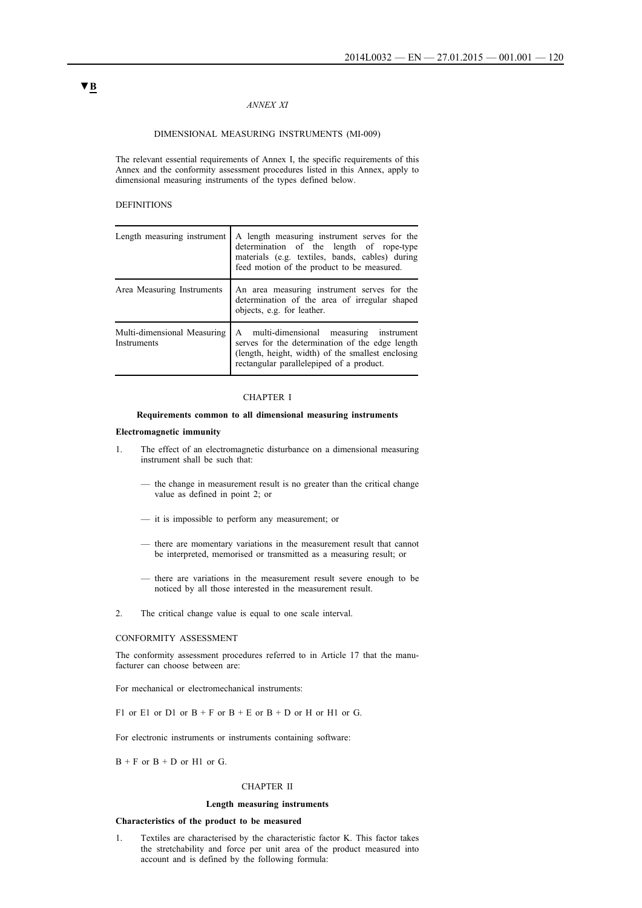▼B

*ANNEX XI*

DIMENSIONAL MEASURING INSTRUMENTS (MI-009)

The relevant essential requirements of Annex I, the specific requirements of this Annex and the conformity assessment procedures listed in this Annex, apply to dimensional measuring instruments of the types defined below.

DEFINITIONS

| | |
|---|---|
| Length measuring instrument | A length measuring instrument serves for the determination of the length of rope-type materials (e.g. textiles, bands, cables) during feed motion of the product to be measured. |
| Area Measuring Instruments | An area measuring instrument serves for the determination of the area of irregular shaped objects, e.g. for leather. |
| Multi-dimensional Measuring Instruments | A multi-dimensional measuring instrument serves for the determination of the edge length (length, height, width) of the smallest enclosing rectangular parallelepiped of a product. |

CHAPTER I

**Requirements common to all dimensional measuring instruments**

**Electromagnetic immunity**

1. The effect of an electromagnetic disturbance on a dimensional measuring instrument shall be such that:

   — the change in measurement result is no greater than the critical change value as defined in point 2; or

   — it is impossible to perform any measurement; or

   — there are momentary variations in the measurement result that cannot be interpreted, memorised or transmitted as a measuring result; or

   — there are variations in the measurement result severe enough to be noticed by all those interested in the measurement result.

2. The critical change value is equal to one scale interval.

CONFORMITY ASSESSMENT

The conformity assessment procedures referred to in Article 17 that the manufacturer can choose between are:

For mechanical or electromechanical instruments:

F1 or E1 or D1 or B + F or B + E or B + D or H or H1 or G.

For electronic instruments or instruments containing software:

B + F or B + D or H1 or G.

CHAPTER II

**Length measuring instruments**

**Characteristics of the product to be measured**

1. Textiles are characterised by the characteristic factor K. This factor takes the stretchability and force per unit area of the product measured into account and is defined by the following formula: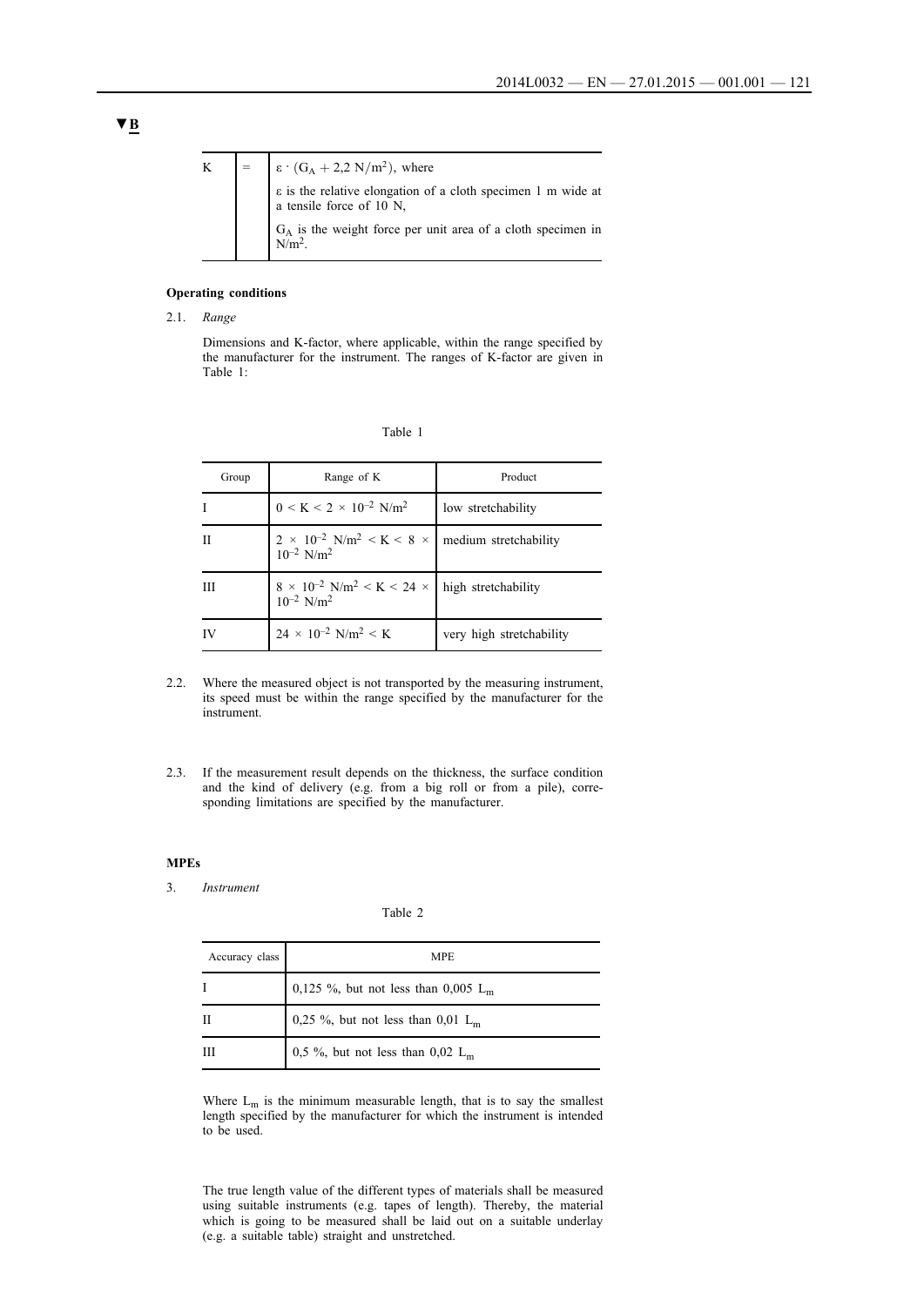▼B

| K | = | $\varepsilon \cdot (G_A + 2{,}2\ N/m^2)$, where<br>$\varepsilon$ is the relative elongation of a cloth specimen 1 m wide at a tensile force of 10 N,<br>$G_A$ is the weight force per unit area of a cloth specimen in $N/m^2$. |
|---|---|---|

**Operating conditions**

2.1. *Range*

Dimensions and K-factor, where applicable, within the range specified by the manufacturer for the instrument. The ranges of K-factor are given in Table 1:

Table 1

| Group | Range of K | Product |
|---|---|---|
| I | $0 < K < 2 \times 10^{-2}\ N/m^2$ | low stretchability |
| II | $2 \times 10^{-2}\ N/m^2 < K < 8 \times 10^{-2}\ N/m^2$ | medium stretchability |
| III | $8 \times 10^{-2}\ N/m^2 < K < 24 \times 10^{-2}\ N/m^2$ | high stretchability |
| IV | $24 \times 10^{-2}\ N/m^2 < K$ | very high stretchability |

2.2. Where the measured object is not transported by the measuring instrument, its speed must be within the range specified by the manufacturer for the instrument.

2.3. If the measurement result depends on the thickness, the surface condition and the kind of delivery (e.g. from a big roll or from a pile), corresponding limitations are specified by the manufacturer.

**MPEs**

3. *Instrument*

Table 2

| Accuracy class | MPE |
|---|---|
| I | 0,125 %, but not less than 0,005 $L_m$ |
| II | 0,25 %, but not less than 0,01 $L_m$ |
| III | 0,5 %, but not less than 0,02 $L_m$ |

Where $L_m$ is the minimum measurable length, that is to say the smallest length specified by the manufacturer for which the instrument is intended to be used.

The true length value of the different types of materials shall be measured using suitable instruments (e.g. tapes of length). Thereby, the material which is going to be measured shall be laid out on a suitable underlay (e.g. a suitable table) straight and unstretched.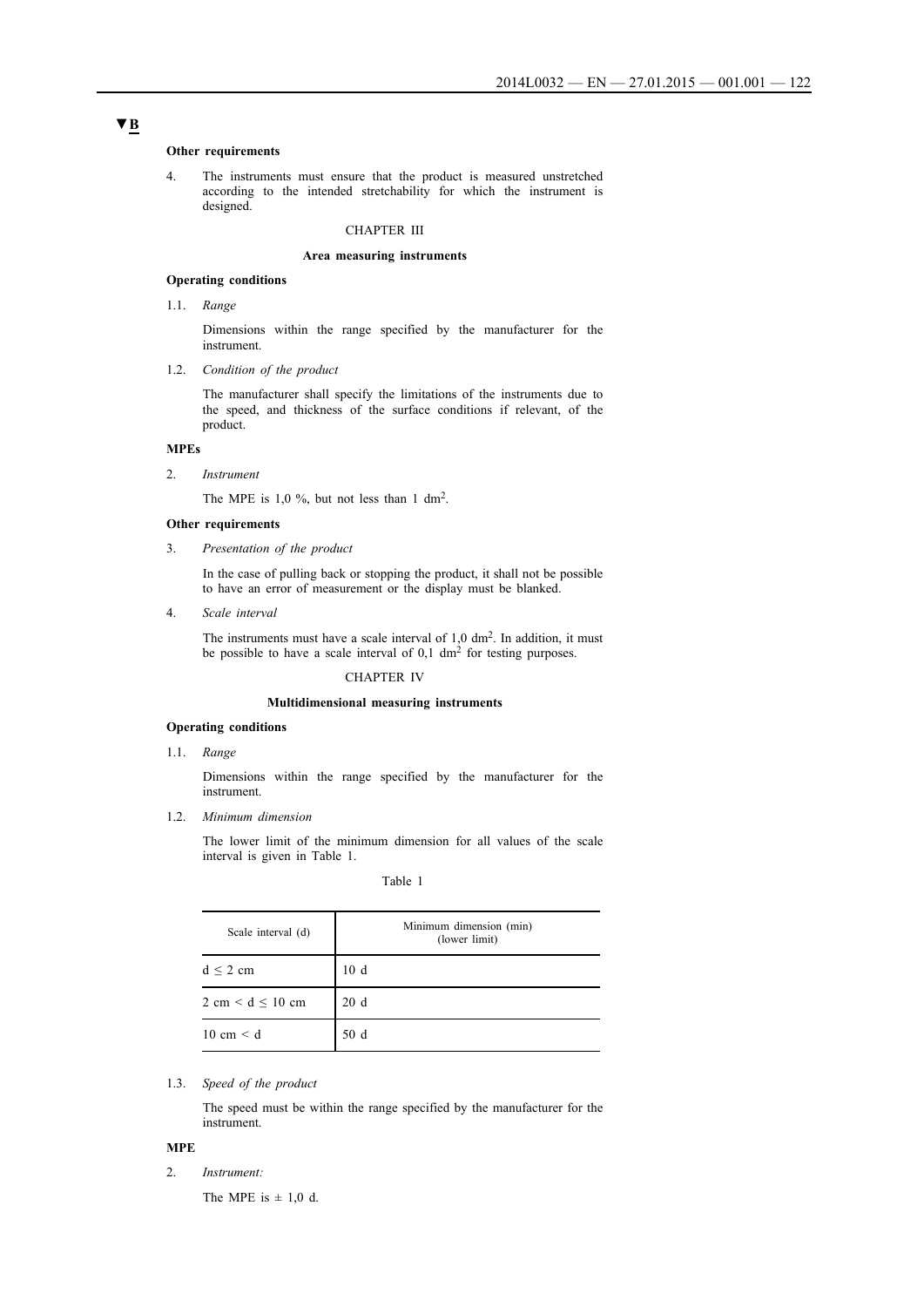▼B

**Other requirements**

4. The instruments must ensure that the product is measured unstretched according to the intended stretchability for which the instrument is designed.

CHAPTER III

**Area measuring instruments**

**Operating conditions**

1.1. *Range*

Dimensions within the range specified by the manufacturer for the instrument.

1.2. *Condition of the product*

The manufacturer shall specify the limitations of the instruments due to the speed, and thickness of the surface conditions if relevant, of the product.

**MPEs**

2. *Instrument*

The MPE is 1,0 %, but not less than 1 $dm^2$.

**Other requirements**

3. *Presentation of the product*

In the case of pulling back or stopping the product, it shall not be possible to have an error of measurement or the display must be blanked.

4. *Scale interval*

The instruments must have a scale interval of 1,0 $dm^2$. In addition, it must be possible to have a scale interval of 0,1 $dm^2$ for testing purposes.

CHAPTER IV

**Multidimensional measuring instruments**

**Operating conditions**

1.1. *Range*

Dimensions within the range specified by the manufacturer for the instrument.

1.2. *Minimum dimension*

The lower limit of the minimum dimension for all values of the scale interval is given in Table 1.

Table 1

| Scale interval (d) | Minimum dimension (min) (lower limit) |
|---|---|
| $d \leq 2$ cm | 10 d |
| 2 cm $< d \leq 10$ cm | 20 d |
| 10 cm $< d$ | 50 d |

1.3. *Speed of the product*

The speed must be within the range specified by the manufacturer for the instrument.

**MPE**

2. *Instrument:*

The MPE is ± 1,0 d.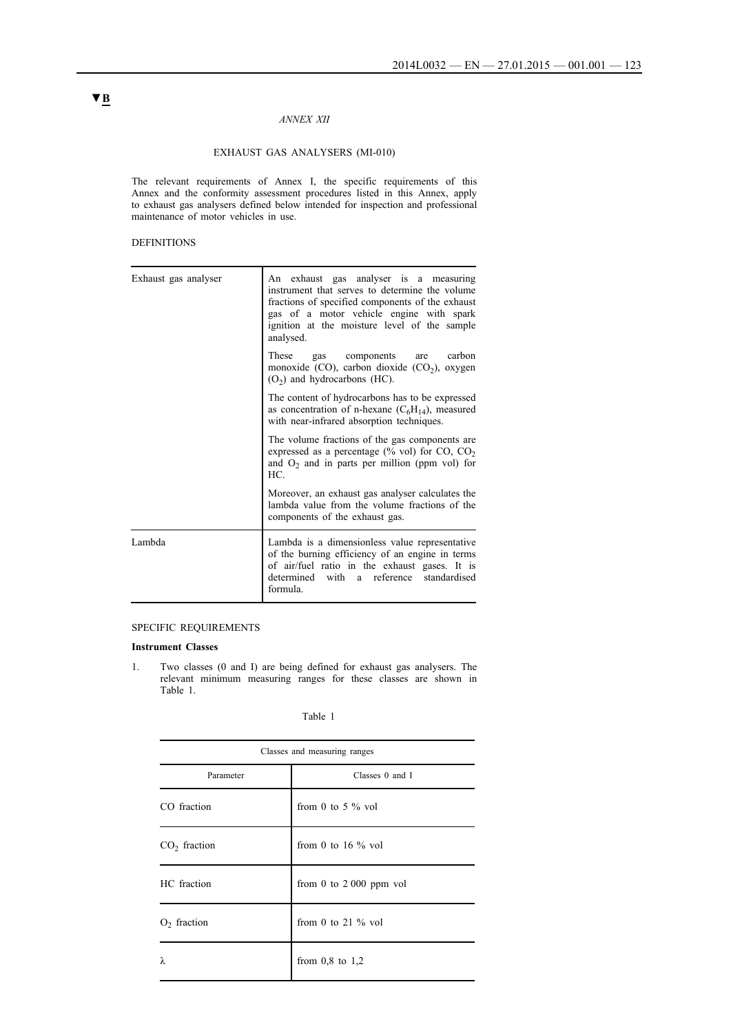▼B

*ANNEX XII*

# EXHAUST GAS ANALYSERS (MI-010)

The relevant requirements of Annex I, the specific requirements of this Annex and the conformity assessment procedures listed in this Annex, apply to exhaust gas analysers defined below intended for inspection and professional maintenance of motor vehicles in use.

## DEFINITIONS

| | |
|---|---|
| Exhaust gas analyser | An exhaust gas analyser is a measuring instrument that serves to determine the volume fractions of specified components of the exhaust gas of a motor vehicle engine with spark ignition at the moisture level of the sample analysed.<br><br>These gas components are carbon monoxide (CO), carbon dioxide ($CO_2$), oxygen ($O_2$) and hydrocarbons (HC).<br><br>The content of hydrocarbons has to be expressed as concentration of n-hexane ($C_6H_{14}$), measured with near-infrared absorption techniques.<br><br>The volume fractions of the gas components are expressed as a percentage (% vol) for CO, $CO_2$ and $O_2$ and in parts per million (ppm vol) for HC.<br><br>Moreover, an exhaust gas analyser calculates the lambda value from the volume fractions of the components of the exhaust gas. |
| Lambda | Lambda is a dimensionless value representative of the burning efficiency of an engine in terms of air/fuel ratio in the exhaust gases. It is determined with a reference standardised formula. |

## SPECIFIC REQUIREMENTS

**Instrument Classes**

1. Two classes (0 and I) are being defined for exhaust gas analysers. The relevant minimum measuring ranges for these classes are shown in Table 1.

Table 1

| Classes and measuring ranges | |
|---|---|
| Parameter | Classes 0 and I |
| CO fraction | from 0 to 5 % vol |
| $CO_2$ fraction | from 0 to 16 % vol |
| HC fraction | from 0 to 2 000 ppm vol |
| $O_2$ fraction | from 0 to 21 % vol |
| $\lambda$ | from 0,8 to 1,2 |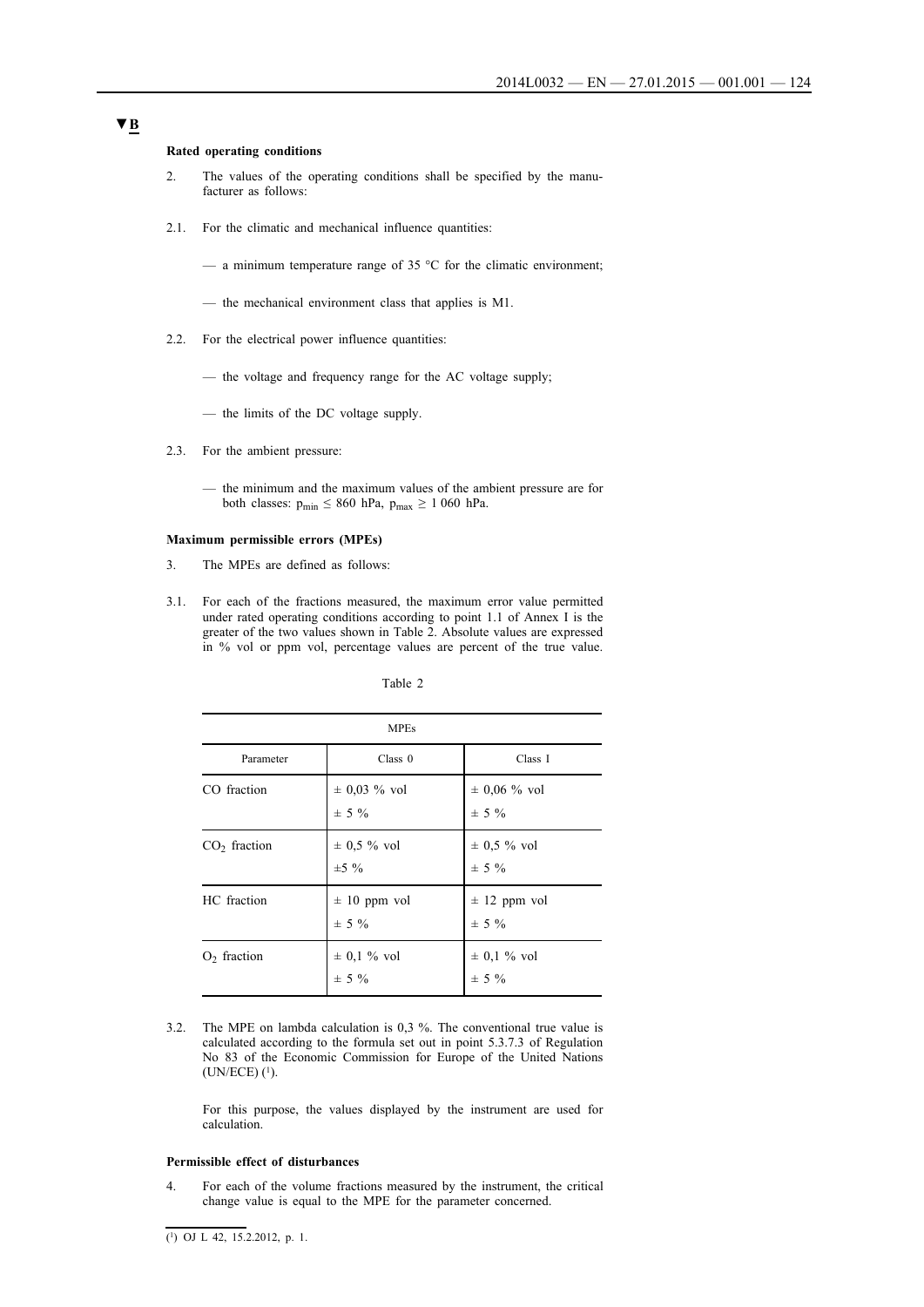▼B

**Rated operating conditions**

2. The values of the operating conditions shall be specified by the manufacturer as follows:

2.1. For the climatic and mechanical influence quantities:

— a minimum temperature range of 35 °C for the climatic environment;

— the mechanical environment class that applies is M1.

2.2. For the electrical power influence quantities:

— the voltage and frequency range for the AC voltage supply;

— the limits of the DC voltage supply.

2.3. For the ambient pressure:

— the minimum and the maximum values of the ambient pressure are for both classes: $p_{min} \leq 860$ hPa, $p_{max} \geq 1\,060$ hPa.

**Maximum permissible errors (MPEs)**

3. The MPEs are defined as follows:

3.1. For each of the fractions measured, the maximum error value permitted under rated operating conditions according to point 1.1 of Annex I is the greater of the two values shown in Table 2. Absolute values are expressed in % vol or ppm vol, percentage values are percent of the true value.

Table 2

| MPEs | | |
|---|---|---|
| Parameter | Class 0 | Class I |
| CO fraction | ± 0,03 % vol<br>± 5 % | ± 0,06 % vol<br>± 5 % |
| $CO_2$ fraction | ± 0,5 % vol<br>±5 % | ± 0,5 % vol<br>± 5 % |
| HC fraction | ± 10 ppm vol<br>± 5 % | ± 12 ppm vol<br>± 5 % |
| $O_2$ fraction | ± 0,1 % vol<br>± 5 % | ± 0,1 % vol<br>± 5 % |

3.2. The MPE on lambda calculation is 0,3 %. The conventional true value is calculated according to the formula set out in point 5.3.7.3 of Regulation No 83 of the Economic Commission for Europe of the United Nations (UN/ECE) [1].

For this purpose, the values displayed by the instrument are used for calculation.

**Permissible effect of disturbances**

4. For each of the volume fractions measured by the instrument, the critical change value is equal to the MPE for the parameter concerned.

[1] OJ L 42, 15.2.2012, p. 1.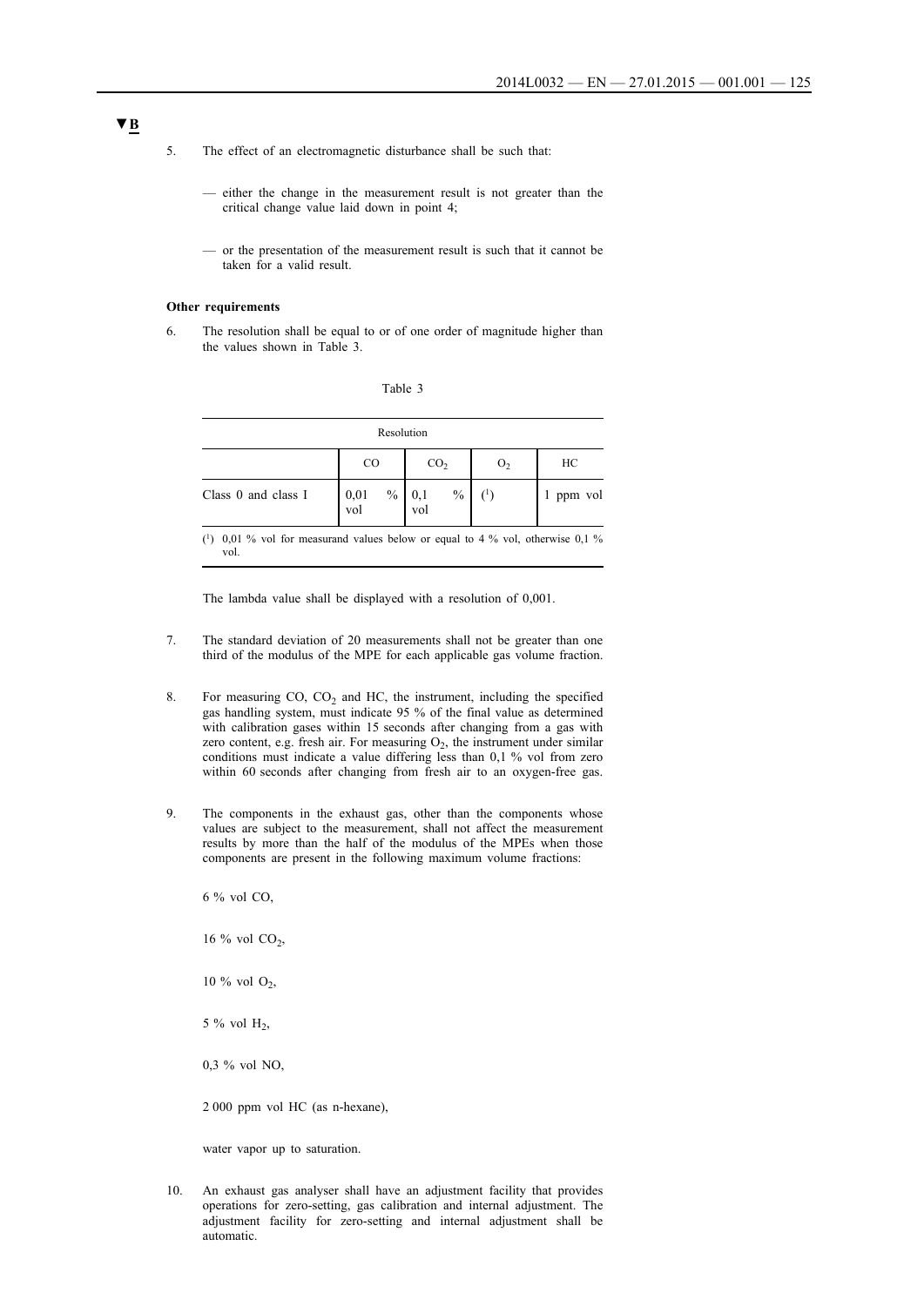▼B

5. The effect of an electromagnetic disturbance shall be such that:

 — either the change in the measurement result is not greater than the critical change value laid down in point 4;

 — or the presentation of the measurement result is such that it cannot be taken for a valid result.

**Other requirements**

6. The resolution shall be equal to or of one order of magnitude higher than the values shown in Table 3.

Table 3

| Resolution | | | | |
|---|---|---|---|---|
| | CO | $CO_2$ | $O_2$ | HC |
| Class 0 and class I | 0,01 % vol | 0,1 % vol | [1] | 1 ppm vol |

[1] 0,01 % vol for measurand values below or equal to 4 % vol, otherwise 0,1 % vol.

The lambda value shall be displayed with a resolution of 0,001.

7. The standard deviation of 20 measurements shall not be greater than one third of the modulus of the MPE for each applicable gas volume fraction.

8. For measuring CO, $CO_2$ and HC, the instrument, including the specified gas handling system, must indicate 95 % of the final value as determined with calibration gases within 15 seconds after changing from a gas with zero content, e.g. fresh air. For measuring $O_2$, the instrument under similar conditions must indicate a value differing less than 0,1 % vol from zero within 60 seconds after changing from fresh air to an oxygen-free gas.

9. The components in the exhaust gas, other than the components whose values are subject to the measurement, shall not affect the measurement results by more than the half of the modulus of the MPEs when those components are present in the following maximum volume fractions:

 6 % vol CO,

 16 % vol $CO_2$,

 10 % vol $O_2$,

 5 % vol $H_2$,

 0,3 % vol NO,

 2 000 ppm vol HC (as n-hexane),

 water vapor up to saturation.

10. An exhaust gas analyser shall have an adjustment facility that provides operations for zero-setting, gas calibration and internal adjustment. The adjustment facility for zero-setting and internal adjustment shall be automatic.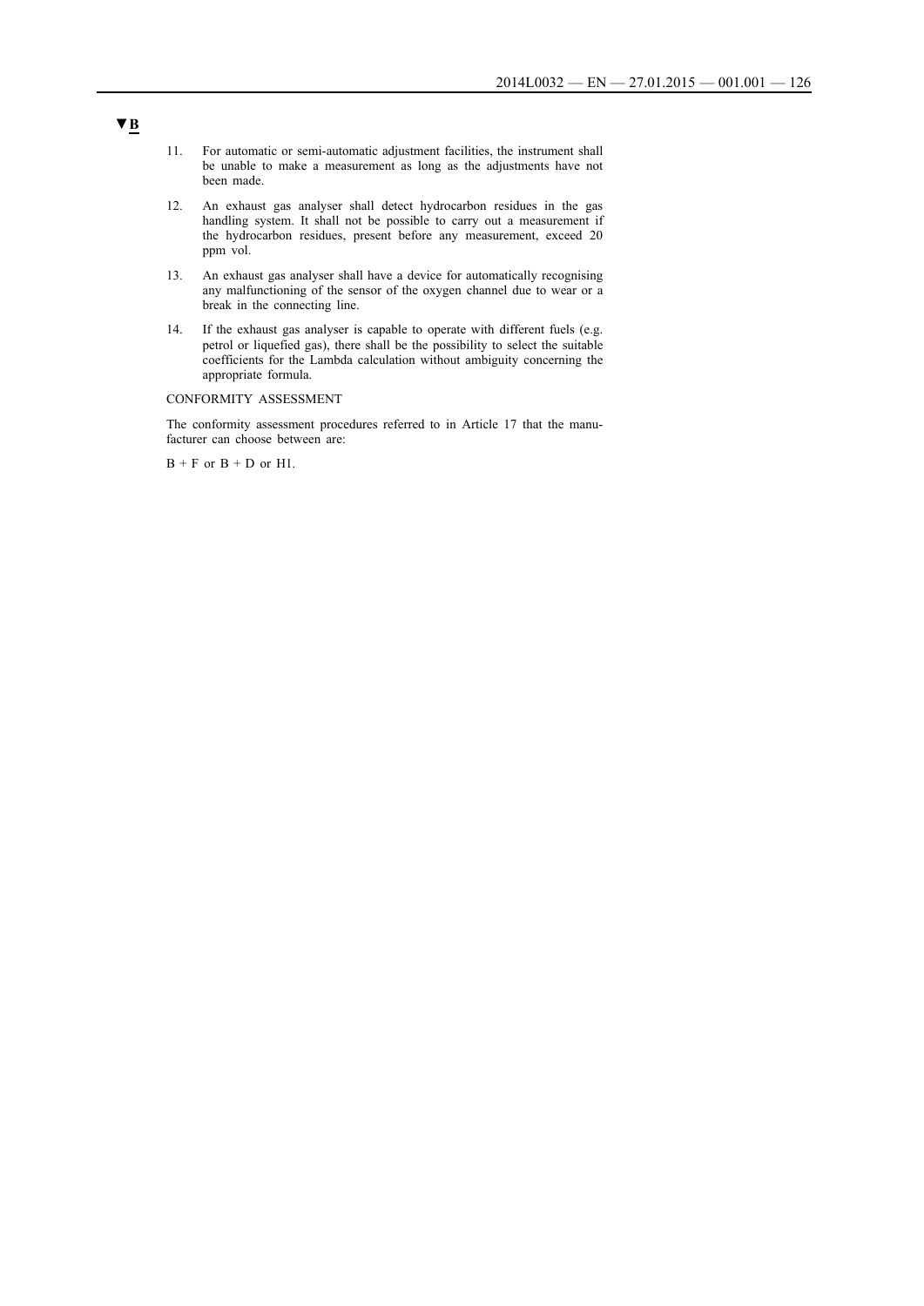▼B

11. For automatic or semi-automatic adjustment facilities, the instrument shall be unable to make a measurement as long as the adjustments have not been made.

12. An exhaust gas analyser shall detect hydrocarbon residues in the gas handling system. It shall not be possible to carry out a measurement if the hydrocarbon residues, present before any measurement, exceed 20 ppm vol.

13. An exhaust gas analyser shall have a device for automatically recognising any malfunctioning of the sensor of the oxygen channel due to wear or a break in the connecting line.

14. If the exhaust gas analyser is capable to operate with different fuels (e.g. petrol or liquefied gas), there shall be the possibility to select the suitable coefficients for the Lambda calculation without ambiguity concerning the appropriate formula.

CONFORMITY ASSESSMENT

The conformity assessment procedures referred to in Article 17 that the manufacturer can choose between are:

B + F or B + D or H1.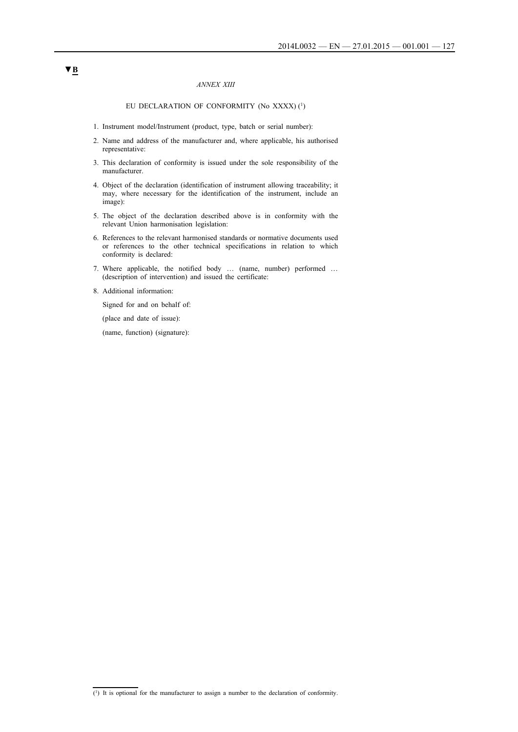▼B

*ANNEX XIII*

EU DECLARATION OF CONFORMITY (No XXXX) [1]

1. Instrument model/Instrument (product, type, batch or serial number):
2. Name and address of the manufacturer and, where applicable, his authorised representative:
3. This declaration of conformity is issued under the sole responsibility of the manufacturer.
4. Object of the declaration (identification of instrument allowing traceability; it may, where necessary for the identification of the instrument, include an image):
5. The object of the declaration described above is in conformity with the relevant Union harmonisation legislation:
6. References to the relevant harmonised standards or normative documents used or references to the other technical specifications in relation to which conformity is declared:
7. Where applicable, the notified body … (name, number) performed … (description of intervention) and issued the certificate:
8. Additional information:

   Signed for and on behalf of:

   (place and date of issue):

   (name, function) (signature):

---

[1] It is optional for the manufacturer to assign a number to the declaration of conformity.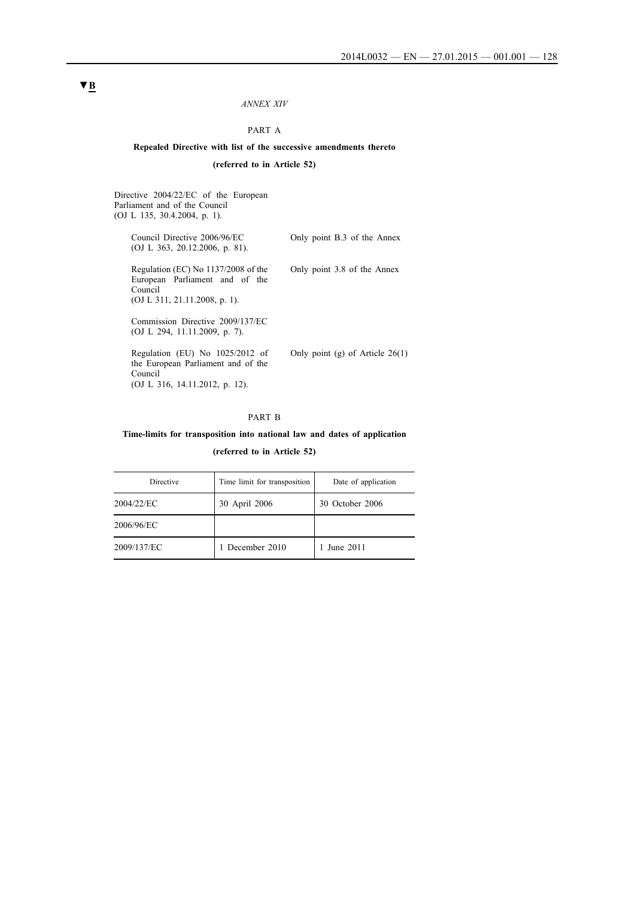▼B

*ANNEX XIV*

PART A

**Repealed Directive with list of the successive amendments thereto**

**(referred to in Article 52)**

Directive 2004/22/EC of the European Parliament and of the Council (OJ L 135, 30.4.2004, p. 1).

| | |
|---|---|
| Council Directive 2006/96/EC (OJ L 363, 20.12.2006, p. 81). | Only point B.3 of the Annex |
| Regulation (EC) No 1137/2008 of the European Parliament and of the Council (OJ L 311, 21.11.2008, p. 1). | Only point 3.8 of the Annex |
| Commission Directive 2009/137/EC (OJ L 294, 11.11.2009, p. 7). | |
| Regulation (EU) No 1025/2012 of the European Parliament and of the Council (OJ L 316, 14.11.2012, p. 12). | Only point (g) of Article 26(1) |

PART B

**Time-limits for transposition into national law and dates of application**

**(referred to in Article 52)**

| Directive | Time limit for transposition | Date of application |
|---|---|---|
| 2004/22/EC | 30 April 2006 | 30 October 2006 |
| 2006/96/EC | | |
| 2009/137/EC | 1 December 2010 | 1 June 2011 |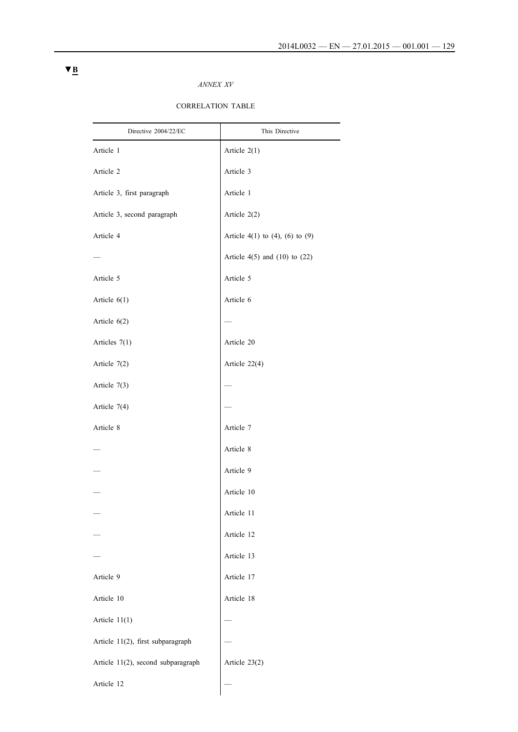▼B

*ANNEX XV*

CORRELATION TABLE

| Directive 2004/22/EC | This Directive |
|---|---|
| Article 1 | Article 2(1) |
| Article 2 | Article 3 |
| Article 3, first paragraph | Article 1 |
| Article 3, second paragraph | Article 2(2) |
| Article 4 | Article 4(1) to (4), (6) to (9) |
| — | Article 4(5) and (10) to (22) |
| Article 5 | Article 5 |
| Article 6(1) | Article 6 |
| Article 6(2) | — |
| Articles 7(1) | Article 20 |
| Article 7(2) | Article 22(4) |
| Article 7(3) | — |
| Article 7(4) | — |
| Article 8 | Article 7 |
| — | Article 8 |
| — | Article 9 |
| — | Article 10 |
| — | Article 11 |
| — | Article 12 |
| — | Article 13 |
| Article 9 | Article 17 |
| Article 10 | Article 18 |
| Article 11(1) | — |
| Article 11(2), first subparagraph | — |
| Article 11(2), second subparagraph | Article 23(2) |
| Article 12 | — |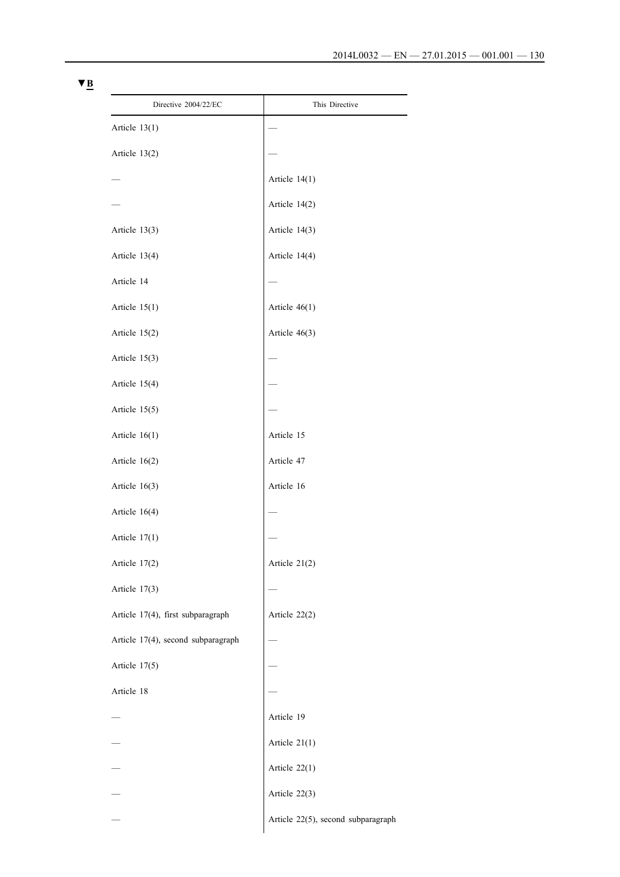▼B

| Directive 2004/22/EC | This Directive |
| --- | --- |
| Article 13(1) | — |
| Article 13(2) | — |
| — | Article 14(1) |
| — | Article 14(2) |
| Article 13(3) | Article 14(3) |
| Article 13(4) | Article 14(4) |
| Article 14 | — |
| Article 15(1) | Article 46(1) |
| Article 15(2) | Article 46(3) |
| Article 15(3) | — |
| Article 15(4) | — |
| Article 15(5) | — |
| Article 16(1) | Article 15 |
| Article 16(2) | Article 47 |
| Article 16(3) | Article 16 |
| Article 16(4) | — |
| Article 17(1) | — |
| Article 17(2) | Article 21(2) |
| Article 17(3) | — |
| Article 17(4), first subparagraph | Article 22(2) |
| Article 17(4), second subparagraph | — |
| Article 17(5) | — |
| Article 18 | — |
| — | Article 19 |
| — | Article 21(1) |
| — | Article 22(1) |
| — | Article 22(3) |
| — | Article 22(5), second subparagraph |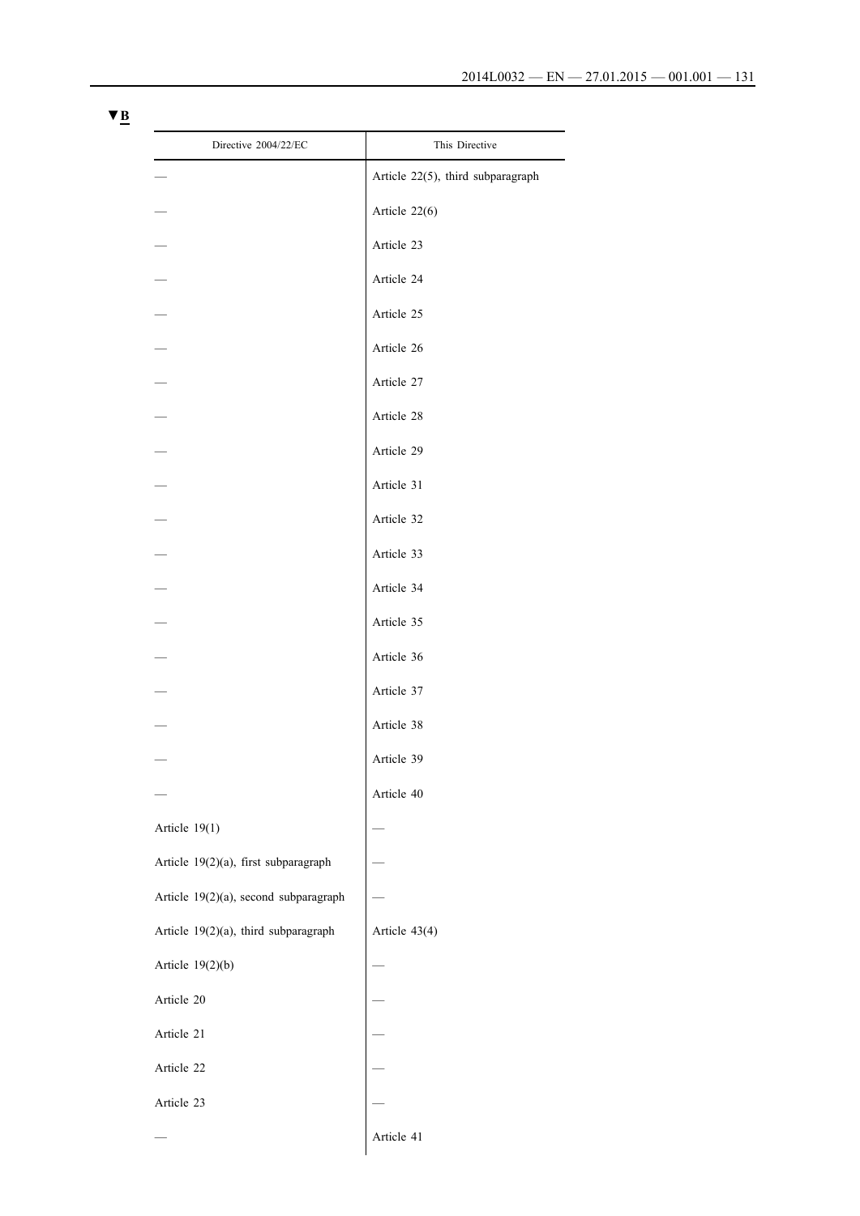▼B

| Directive 2004/22/EC | This Directive |
|---|---|
| — | Article 22(5), third subparagraph |
| — | Article 22(6) |
| — | Article 23 |
| — | Article 24 |
| — | Article 25 |
| — | Article 26 |
| — | Article 27 |
| — | Article 28 |
| — | Article 29 |
| — | Article 31 |
| — | Article 32 |
| — | Article 33 |
| — | Article 34 |
| — | Article 35 |
| — | Article 36 |
| — | Article 37 |
| — | Article 38 |
| — | Article 39 |
| — | Article 40 |
| Article 19(1) | — |
| Article 19(2)(a), first subparagraph | — |
| Article 19(2)(a), second subparagraph | — |
| Article 19(2)(a), third subparagraph | Article 43(4) |
| Article 19(2)(b) | — |
| Article 20 | — |
| Article 21 | — |
| Article 22 | — |
| Article 23 | — |
| — | Article 41 |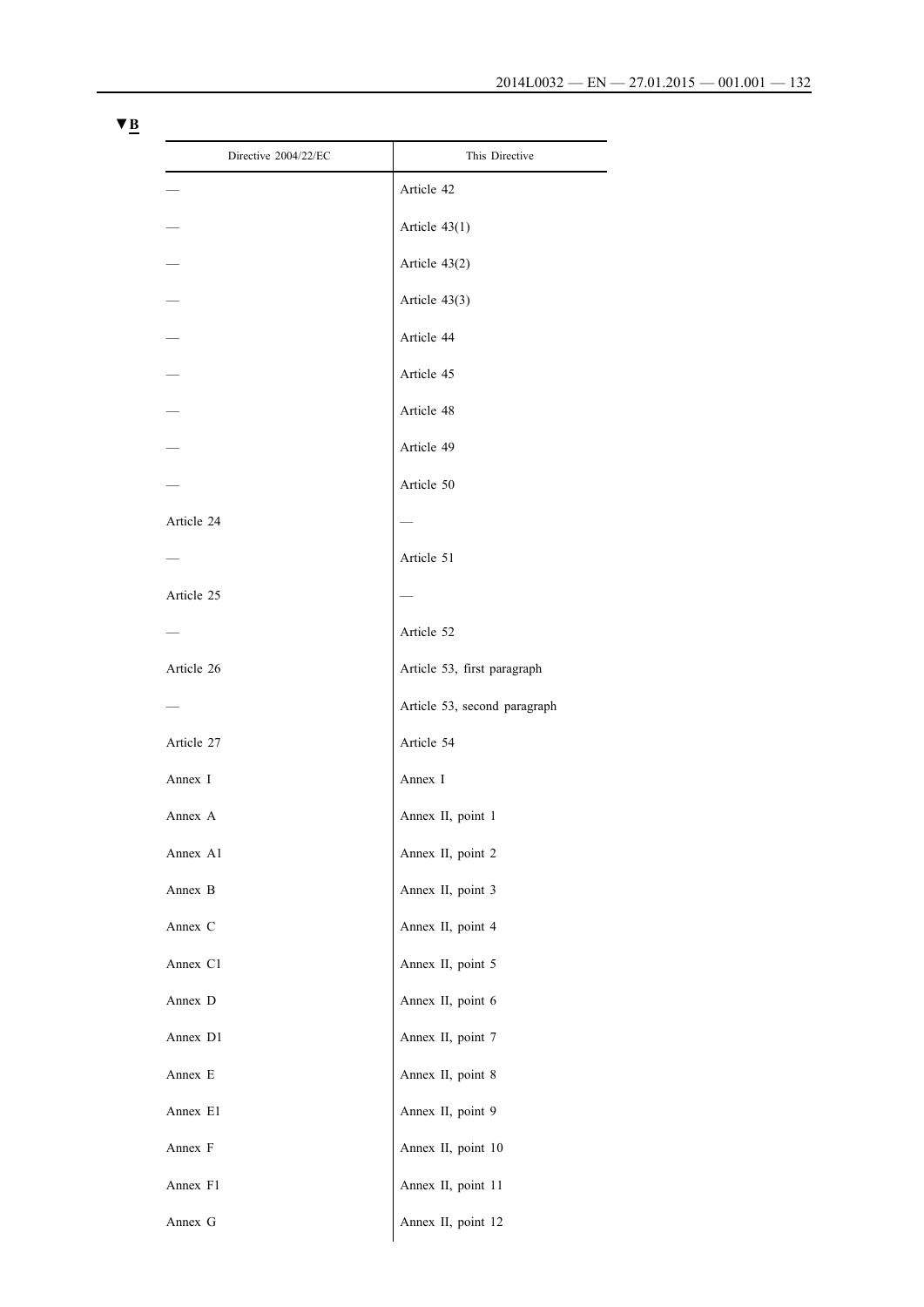▼B

| Directive 2004/22/EC | This Directive |
|---|---|
| — | Article 42 |
| — | Article 43(1) |
| — | Article 43(2) |
| — | Article 43(3) |
| — | Article 44 |
| — | Article 45 |
| — | Article 48 |
| — | Article 49 |
| — | Article 50 |
| Article 24 | — |
| — | Article 51 |
| Article 25 | — |
| — | Article 52 |
| Article 26 | Article 53, first paragraph |
| — | Article 53, second paragraph |
| Article 27 | Article 54 |
| Annex I | Annex I |
| Annex A | Annex II, point 1 |
| Annex A1 | Annex II, point 2 |
| Annex B | Annex II, point 3 |
| Annex C | Annex II, point 4 |
| Annex C1 | Annex II, point 5 |
| Annex D | Annex II, point 6 |
| Annex D1 | Annex II, point 7 |
| Annex E | Annex II, point 8 |
| Annex E1 | Annex II, point 9 |
| Annex F | Annex II, point 10 |
| Annex F1 | Annex II, point 11 |
| Annex G | Annex II, point 12 |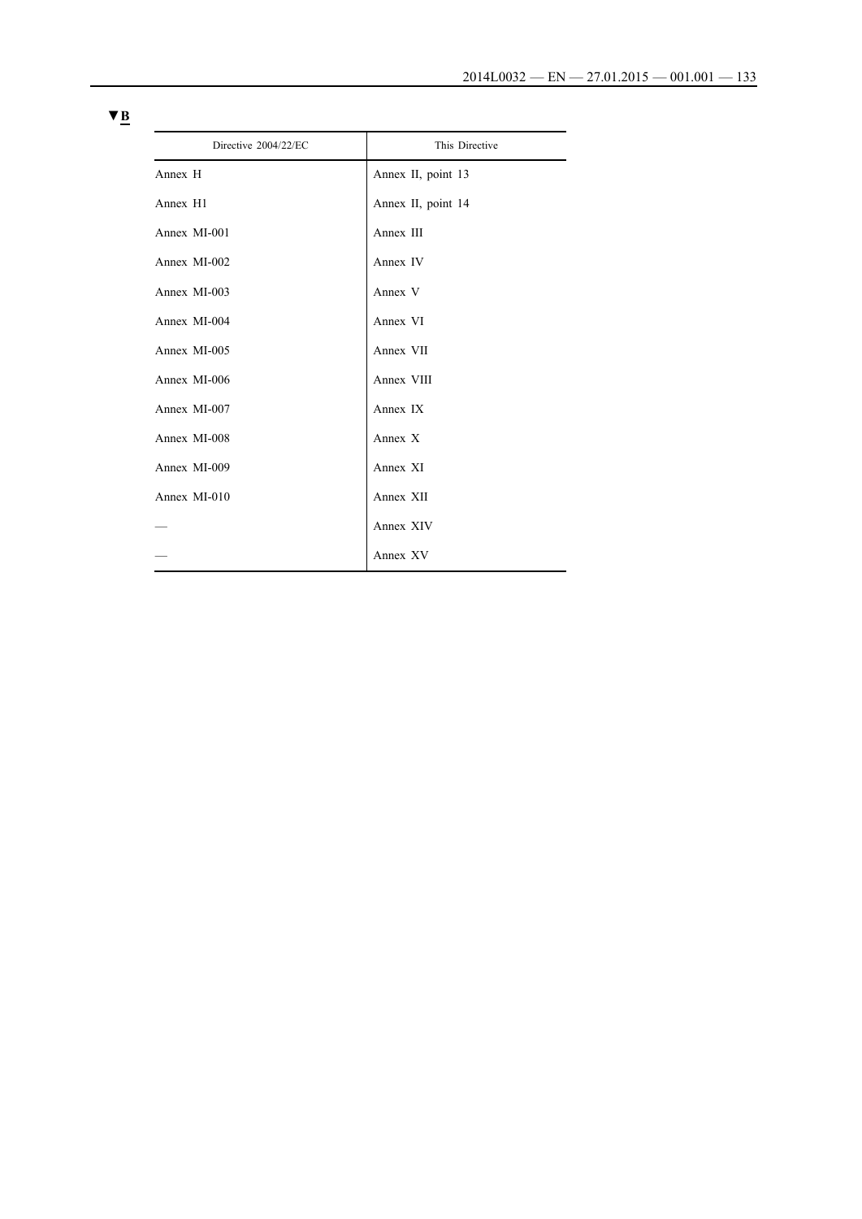▼B

| Directive 2004/22/EC | This Directive |
| --- | --- |
| Annex H | Annex II, point 13 |
| Annex H1 | Annex II, point 14 |
| Annex MI-001 | Annex III |
| Annex MI-002 | Annex IV |
| Annex MI-003 | Annex V |
| Annex MI-004 | Annex VI |
| Annex MI-005 | Annex VII |
| Annex MI-006 | Annex VIII |
| Annex MI-007 | Annex IX |
| Annex MI-008 | Annex X |
| Annex MI-009 | Annex XI |
| Annex MI-010 | Annex XII |
| — | Annex XIV |
| — | Annex XV |